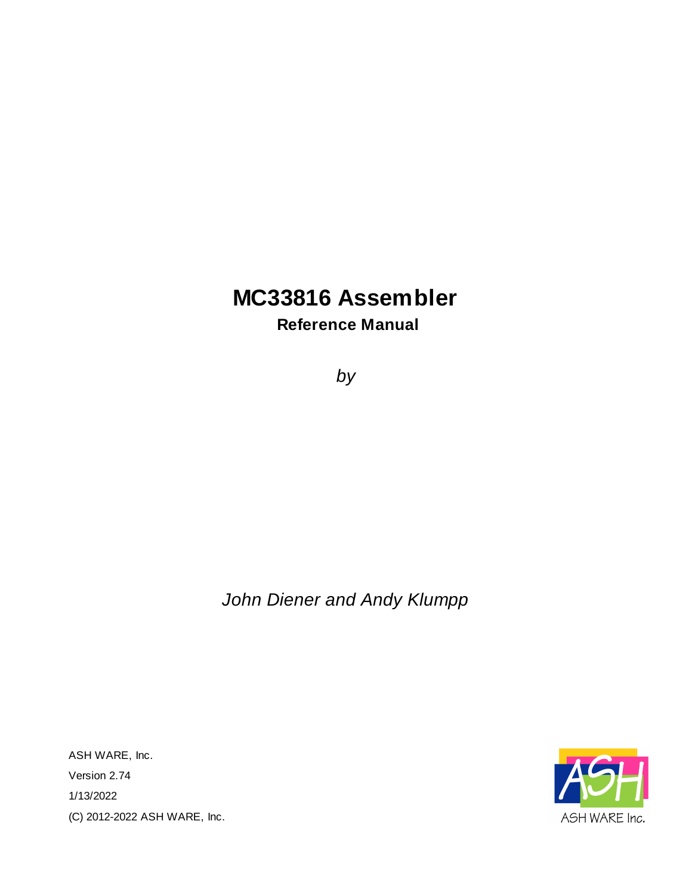# MC33816 Assembler

## Reference Manual

*by*

*John Diener and Andy Klumpp*

ASH WARE, Inc.

Version 2.74

1/13/2022

(C) 2012-2022 ASH WARE, Inc.

ASH WARE Inc.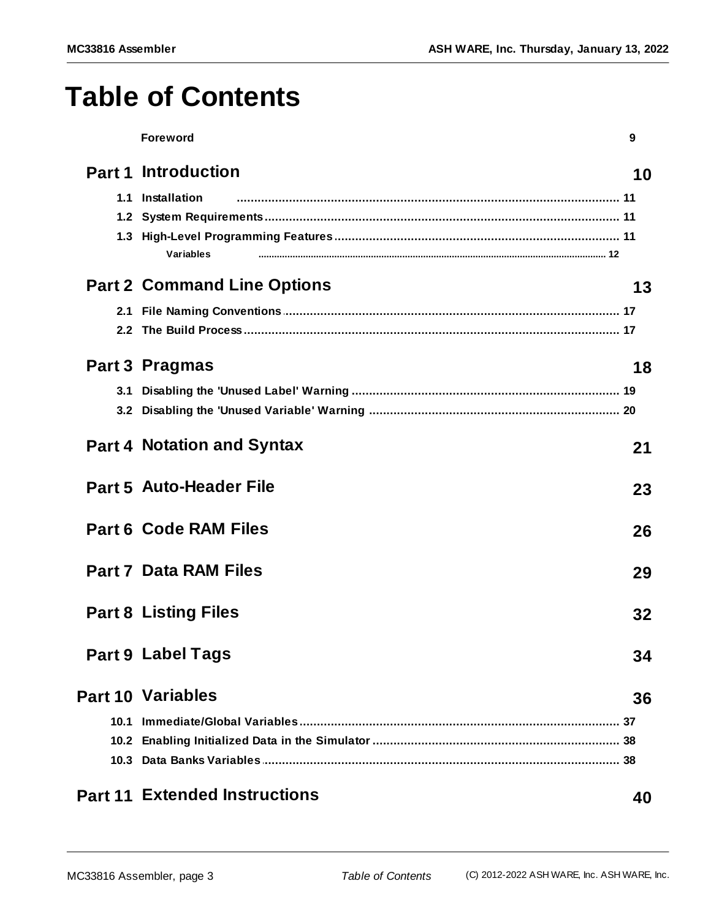# Table of Contents

Foreword 9

**Part 1 Introduction** 10

1.1 Installation ... 11
1.2 System Requirements ... 11
1.3 High-Level Programming Features ... 11
Variables ... 12

**Part 2 Command Line Options** 13

2.1 File Naming Conventions ... 17
2.2 The Build Process ... 17

**Part 3 Pragmas** 18

3.1 Disabling the 'Unused Label' Warning ... 19
3.2 Disabling the 'Unused Variable' Warning ... 20

**Part 4 Notation and Syntax** 21

**Part 5 Auto-Header File** 23

**Part 6 Code RAM Files** 26

**Part 7 Data RAM Files** 29

**Part 8 Listing Files** 32

**Part 9 Label Tags** 34

**Part 10 Variables** 36

10.1 Immediate/Global Variables ... 37
10.2 Enabling Initialized Data in the Simulator ... 38
10.3 Data Banks Variables ... 38

**Part 11 Extended Instructions** 40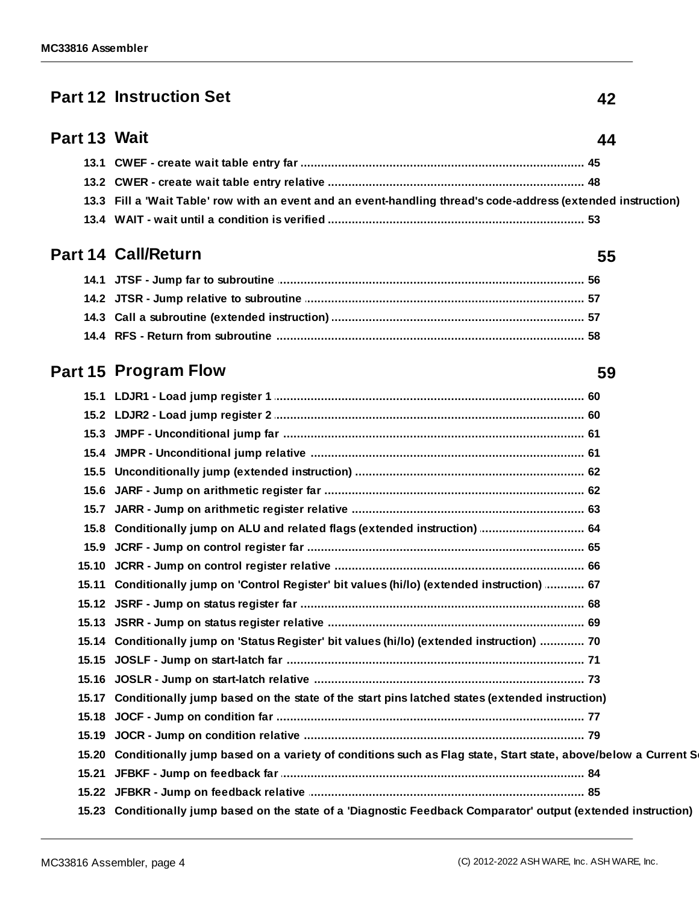**Part 12 Instruction Set** 42

**Part 13 Wait** 44

- 13.1 CWEF - create wait table entry far ........................................ 45
- 13.2 CWER - create wait table entry relative ........................................ 48
- 13.3 Fill a 'Wait Table' row with an event and an event-handling thread's code-address (extended instruction)
- 13.4 WAIT - wait until a condition is verified ........................................ 53

**Part 14 Call/Return** 55

- 14.1 JTSF - Jump far to subroutine ........................................ 56
- 14.2 JTSR - Jump relative to subroutine ........................................ 57
- 14.3 Call a subroutine (extended instruction) ........................................ 57
- 14.4 RFS - Return from subroutine ........................................ 58

**Part 15 Program Flow** 59

- 15.1 LDJR1 - Load jump register 1 ........................................ 60
- 15.2 LDJR2 - Load jump register 2 ........................................ 60
- 15.3 JMPF - Unconditional jump far ........................................ 61
- 15.4 JMPR - Unconditional jump relative ........................................ 61
- 15.5 Unconditionally jump (extended instruction) ........................................ 62
- 15.6 JARF - Jump on arithmetic register far ........................................ 62
- 15.7 JARR - Jump on arithmetic register relative ........................................ 63
- 15.8 Conditionally jump on ALU and related flags (extended instruction) ........................................ 64
- 15.9 JCRF - Jump on control register far ........................................ 65
- 15.10 JCRR - Jump on control register relative ........................................ 66
- 15.11 Conditionally jump on 'Control Register' bit values (hi/lo) (extended instruction) ........................................ 67
- 15.12 JSRF - Jump on status register far ........................................ 68
- 15.13 JSRR - Jump on status register relative ........................................ 69
- 15.14 Conditionally jump on 'Status Register' bit values (hi/lo) (extended instruction) ........................................ 70
- 15.15 JOSLF - Jump on start-latch far ........................................ 71
- 15.16 JOSLR - Jump on start-latch relative ........................................ 73
- 15.17 Conditionally jump based on the state of the start pins latched states (extended instruction)
- 15.18 JOCF - Jump on condition far ........................................ 77
- 15.19 JOCR - Jump on condition relative ........................................ 79
- 15.20 Conditionally jump based on a variety of conditions such as Flag state, Start state, above/below a Current Se
- 15.21 JFBKF - Jump on feedback far ........................................ 84
- 15.22 JFBKR - Jump on feedback relative ........................................ 85
- 15.23 Conditionally jump based on the state of a 'Diagnostic Feedback Comparator' output (extended instruction)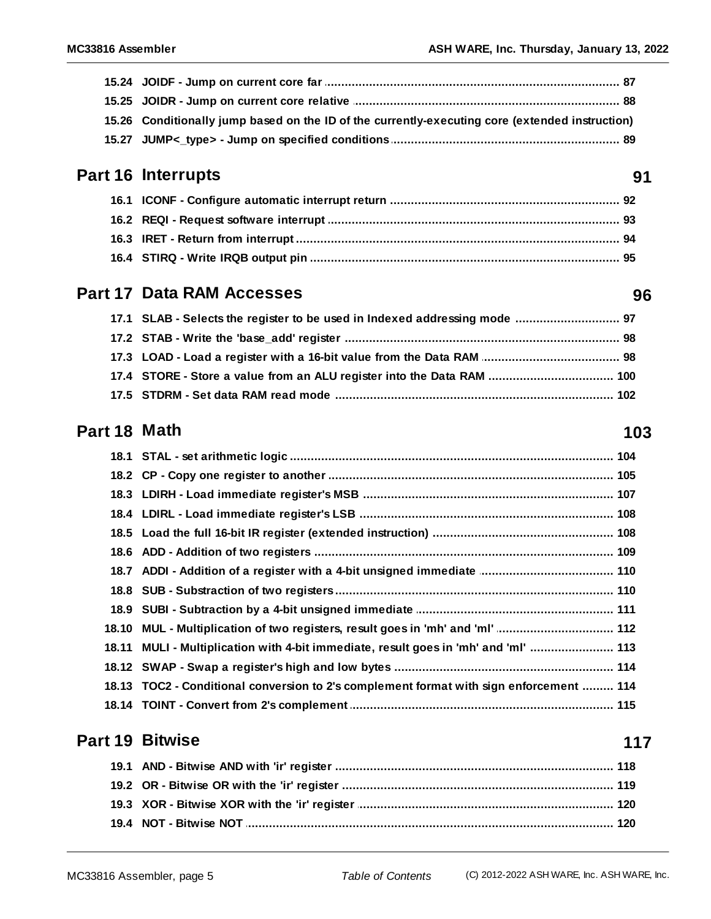15.24 JOIDF - Jump on current core far ..... 87
15.25 JOIDR - Jump on current core relative ..... 88
15.26 Conditionally jump based on the ID of the currently-executing core (extended instruction)
15.27 JUMP<_type> - Jump on specified conditions ..... 89

## Part 16 Interrupts — 91

16.1 ICONF - Configure automatic interrupt return ..... 92
16.2 REQI - Request software interrupt ..... 93
16.3 IRET - Return from interrupt ..... 94
16.4 STIRQ - Write IRQB output pin ..... 95

## Part 17 Data RAM Accesses — 96

17.1 SLAB - Selects the register to be used in Indexed addressing mode ..... 97
17.2 STAB - Write the 'base_add' register ..... 98
17.3 LOAD - Load a register with a 16-bit value from the Data RAM ..... 98
17.4 STORE - Store a value from an ALU register into the Data RAM ..... 100
17.5 STDRM - Set data RAM read mode ..... 102

## Part 18 Math — 103

18.1 STAL - set arithmetic logic ..... 104
18.2 CP - Copy one register to another ..... 105
18.3 LDIRH - Load immediate register's MSB ..... 107
18.4 LDIRL - Load immediate register's LSB ..... 108
18.5 Load the full 16-bit IR register (extended instruction) ..... 108
18.6 ADD - Addition of two registers ..... 109
18.7 ADDI - Addition of a register with a 4-bit unsigned immediate ..... 110
18.8 SUB - Substraction of two registers ..... 110
18.9 SUBI - Subtraction by a 4-bit unsigned immediate ..... 111
18.10 MUL - Multiplication of two registers, result goes in 'mh' and 'ml' ..... 112
18.11 MULI - Multiplication with 4-bit immediate, result goes in 'mh' and 'ml' ..... 113
18.12 SWAP - Swap a register's high and low bytes ..... 114
18.13 TOC2 - Conditional conversion to 2's complement format with sign enforcement ..... 114
18.14 TOINT - Convert from 2's complement ..... 115

## Part 19 Bitwise — 117

19.1 AND - Bitwise AND with 'ir' register ..... 118
19.2 OR - Bitwise OR with the 'ir' register ..... 119
19.3 XOR - Bitwise XOR with the 'ir' register ..... 120
19.4 NOT - Bitwise NOT ..... 120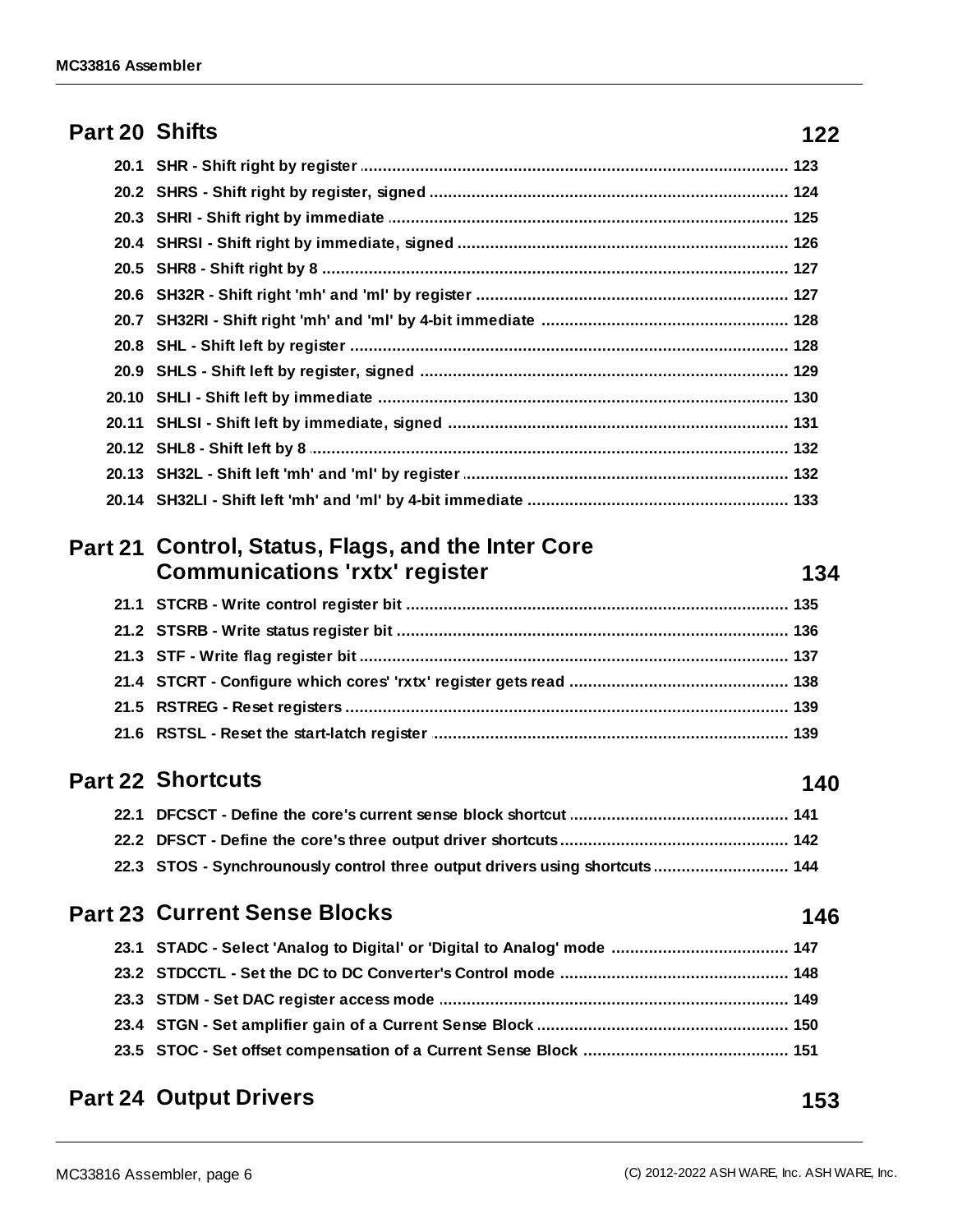**Part 20 Shifts** 122

- 20.1 SHR - Shift right by register ... 123
- 20.2 SHRS - Shift right by register, signed ... 124
- 20.3 SHRI - Shift right by immediate ... 125
- 20.4 SHRSI - Shift right by immediate, signed ... 126
- 20.5 SHR8 - Shift right by 8 ... 127
- 20.6 SH32R - Shift right 'mh' and 'ml' by register ... 127
- 20.7 SH32RI - Shift right 'mh' and 'ml' by 4-bit immediate ... 128
- 20.8 SHL - Shift left by register ... 128
- 20.9 SHLS - Shift left by register, signed ... 129
- 20.10 SHLI - Shift left by immediate ... 130
- 20.11 SHLSI - Shift left by immediate, signed ... 131
- 20.12 SHL8 - Shift left by 8 ... 132
- 20.13 SH32L - Shift left 'mh' and 'ml' by register ... 132
- 20.14 SH32LI - Shift left 'mh' and 'ml' by 4-bit immediate ... 133

**Part 21 Control, Status, Flags, and the Inter Core Communications 'rxtx' register** 134

- 21.1 STCRB - Write control register bit ... 135
- 21.2 STSRB - Write status register bit ... 136
- 21.3 STF - Write flag register bit ... 137
- 21.4 STCRT - Configure which cores' 'rxtx' register gets read ... 138
- 21.5 RSTREG - Reset registers ... 139
- 21.6 RSTSL - Reset the start-latch register ... 139

**Part 22 Shortcuts** 140

- 22.1 DFCSCT - Define the core's current sense block shortcut ... 141
- 22.2 DFSCT - Define the core's three output driver shortcuts ... 142
- 22.3 STOS - Synchrounously control three output drivers using shortcuts ... 144

**Part 23 Current Sense Blocks** 146

- 23.1 STADC - Select 'Analog to Digital' or 'Digital to Analog' mode ... 147
- 23.2 STDCCTL - Set the DC to DC Converter's Control mode ... 148
- 23.3 STDM - Set DAC register access mode ... 149
- 23.4 STGN - Set amplifier gain of a Current Sense Block ... 150
- 23.5 STOC - Set offset compensation of a Current Sense Block ... 151

**Part 24 Output Drivers** 153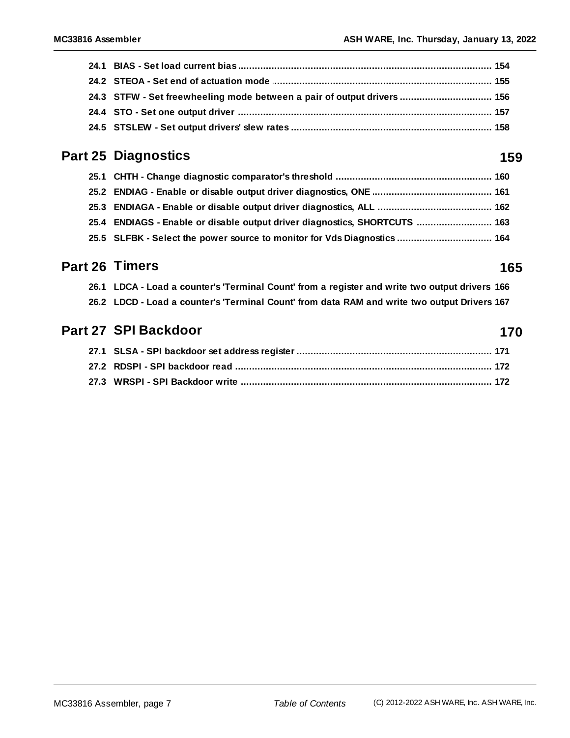24.1 BIAS - Set load current bias .......... 154
24.2 STEOA - Set end of actuation mode .......... 155
24.3 STFW - Set freewheeling mode between a pair of output drivers .......... 156
24.4 STO - Set one output driver .......... 157
24.5 STSLEW - Set output drivers' slew rates .......... 158

## Part 25 Diagnostics 159

25.1 CHTH - Change diagnostic comparator's threshold .......... 160
25.2 ENDIAG - Enable or disable output driver diagnostics, ONE .......... 161
25.3 ENDIAGA - Enable or disable output driver diagnostics, ALL .......... 162
25.4 ENDIAGS - Enable or disable output driver diagnostics, SHORTCUTS .......... 163
25.5 SLFBK - Select the power source to monitor for Vds Diagnostics .......... 164

## Part 26 Timers 165

26.1 LDCA - Load a counter's 'Terminal Count' from a register and write two output drivers 166
26.2 LDCD - Load a counter's 'Terminal Count' from data RAM and write two output Drivers 167

## Part 27 SPI Backdoor 170

27.1 SLSA - SPI backdoor set address register .......... 171
27.2 RDSPI - SPI backdoor read .......... 172
27.3 WRSPI - SPI Backdoor write .......... 172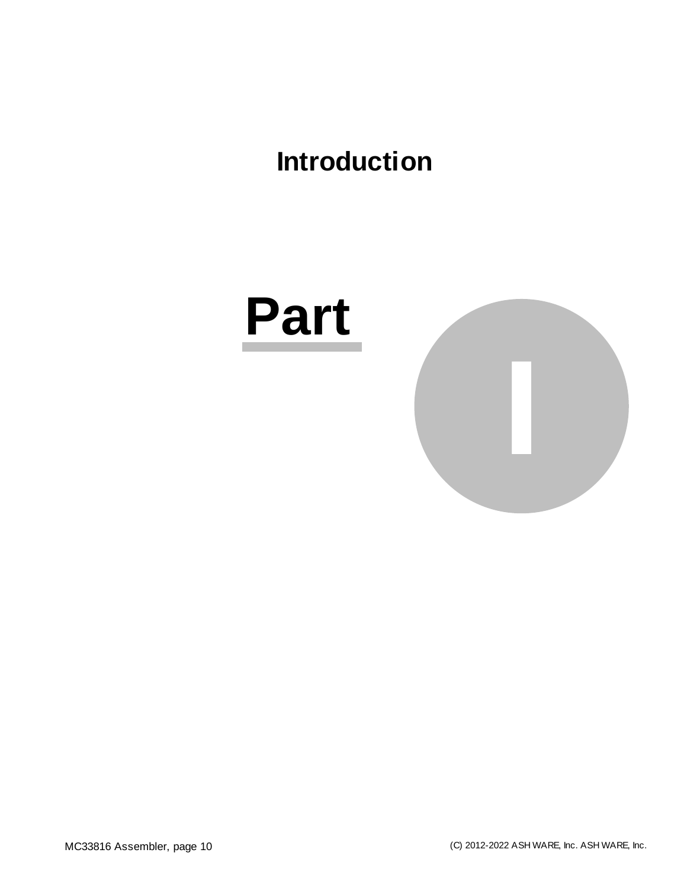# Introduction

# Part I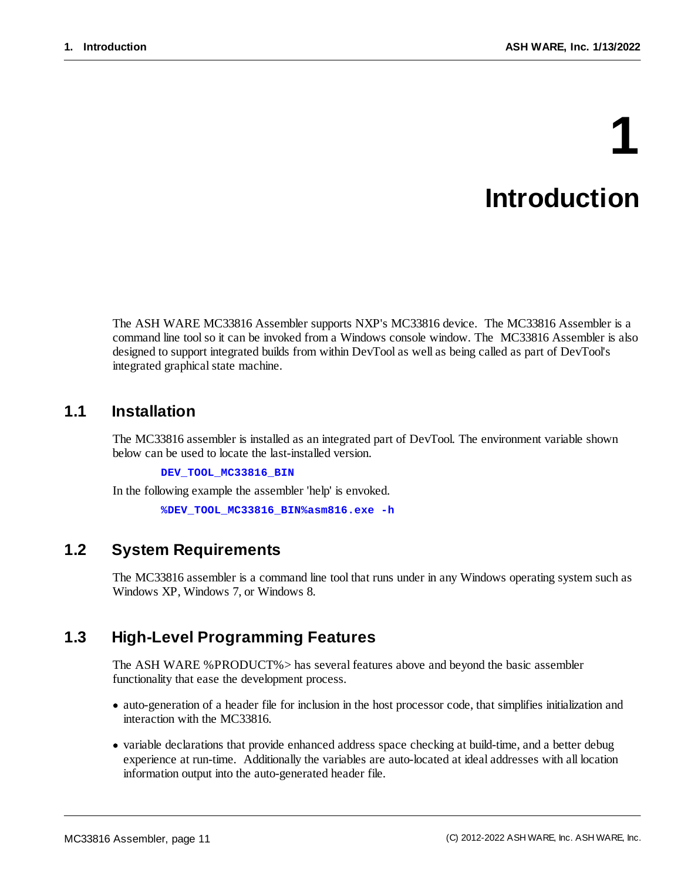# 1 Introduction

The ASH WARE MC33816 Assembler supports NXP's MC33816 device. The MC33816 Assembler is a command line tool so it can be invoked from a Windows console window. The MC33816 Assembler is also designed to support integrated builds from within DevTool as well as being called as part of DevTool's integrated graphical state machine.

## 1.1 Installation

The MC33816 assembler is installed as an integrated part of DevTool. The environment variable shown below can be used to locate the last-installed version.

```
DEV_TOOL_MC33816_BIN
```

In the following example the assembler 'help' is envoked.

```
%DEV_TOOL_MC33816_BIN%asm816.exe -h
```

## 1.2 System Requirements

The MC33816 assembler is a command line tool that runs under in any Windows operating system such as Windows XP, Windows 7, or Windows 8.

## 1.3 High-Level Programming Features

The ASH WARE %PRODUCT%> has several features above and beyond the basic assembler functionality that ease the development process.

- auto-generation of a header file for inclusion in the host processor code, that simplifies initialization and interaction with the MC33816.
- variable declarations that provide enhanced address space checking at build-time, and a better debug experience at run-time. Additionally the variables are auto-located at ideal addresses with all location information output into the auto-generated header file.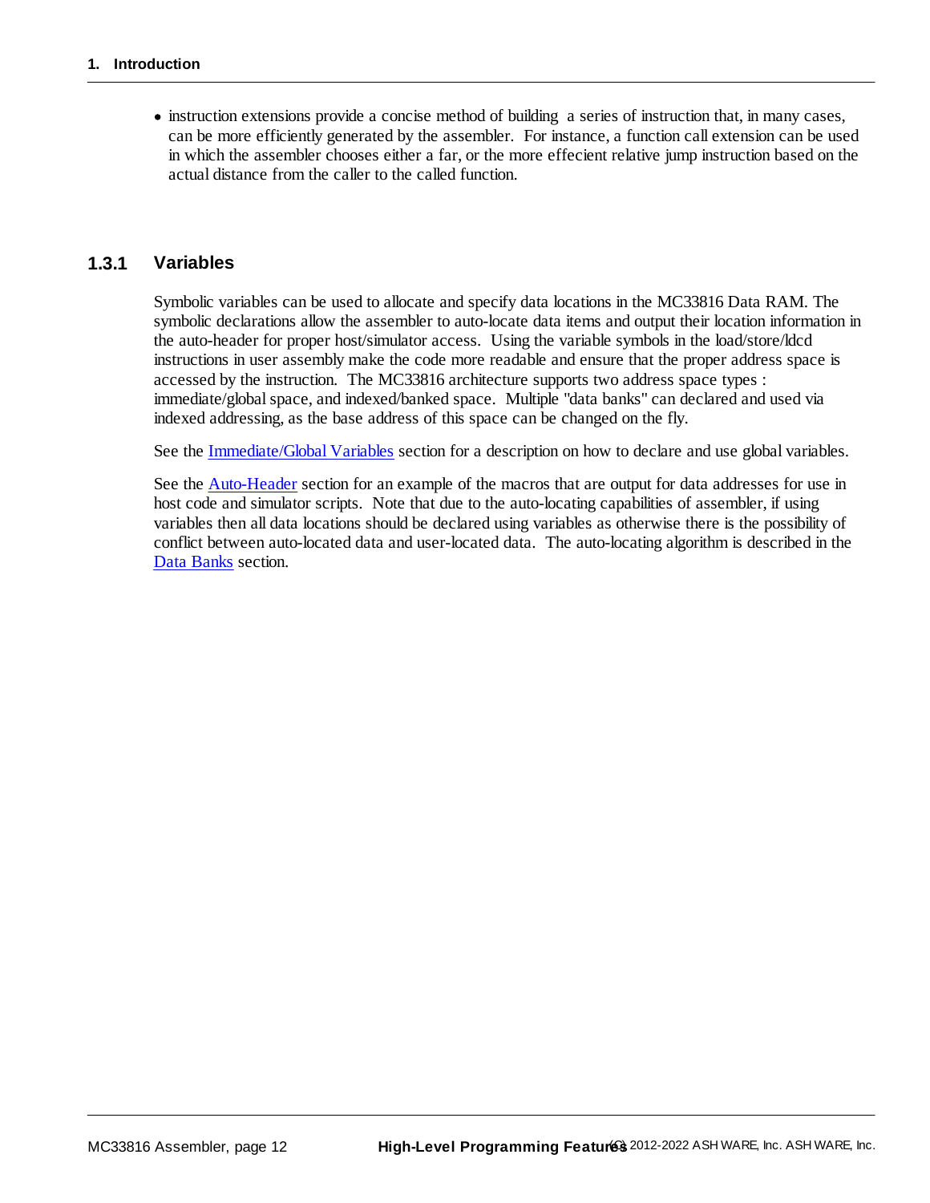- instruction extensions provide a concise method of building a series of instruction that, in many cases, can be more efficiently generated by the assembler. For instance, a function call extension can be used in which the assembler chooses either a far, or the more effecient relative jump instruction based on the actual distance from the caller to the called function.

### 1.3.1 Variables

Symbolic variables can be used to allocate and specify data locations in the MC33816 Data RAM. The symbolic declarations allow the assembler to auto-locate data items and output their location information in the auto-header for proper host/simulator access. Using the variable symbols in the load/store/ldcd instructions in user assembly make the code more readable and ensure that the proper address space is accessed by the instruction. The MC33816 architecture supports two address space types : immediate/global space, and indexed/banked space. Multiple "data banks" can declared and used via indexed addressing, as the base address of this space can be changed on the fly.

See the Immediate/Global Variables section for a description on how to declare and use global variables.

See the Auto-Header section for an example of the macros that are output for data addresses for use in host code and simulator scripts. Note that due to the auto-locating capabilities of assembler, if using variables then all data locations should be declared using variables as otherwise there is the possibility of conflict between auto-located data and user-located data. The auto-locating algorithm is described in the Data Banks section.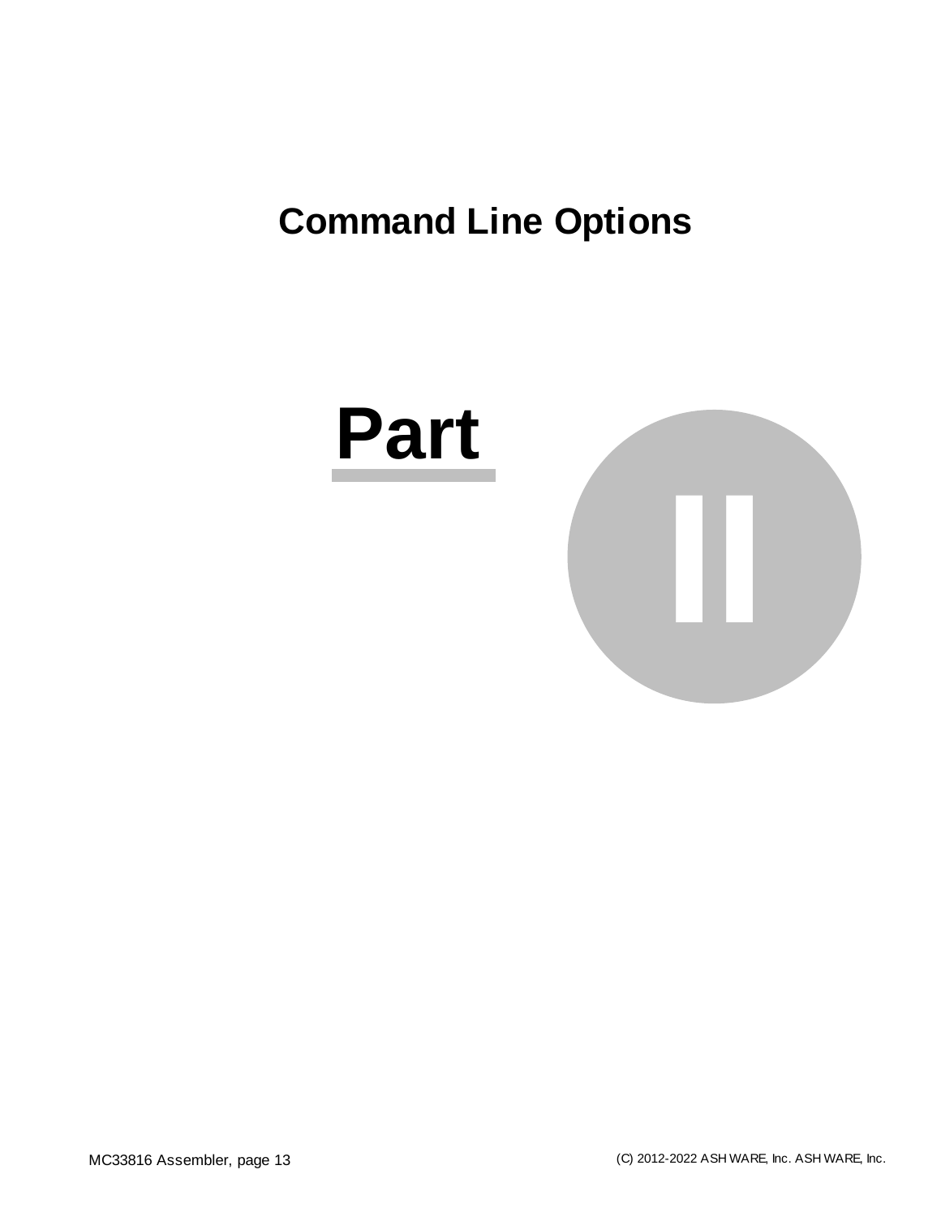# Command Line Options

# Part II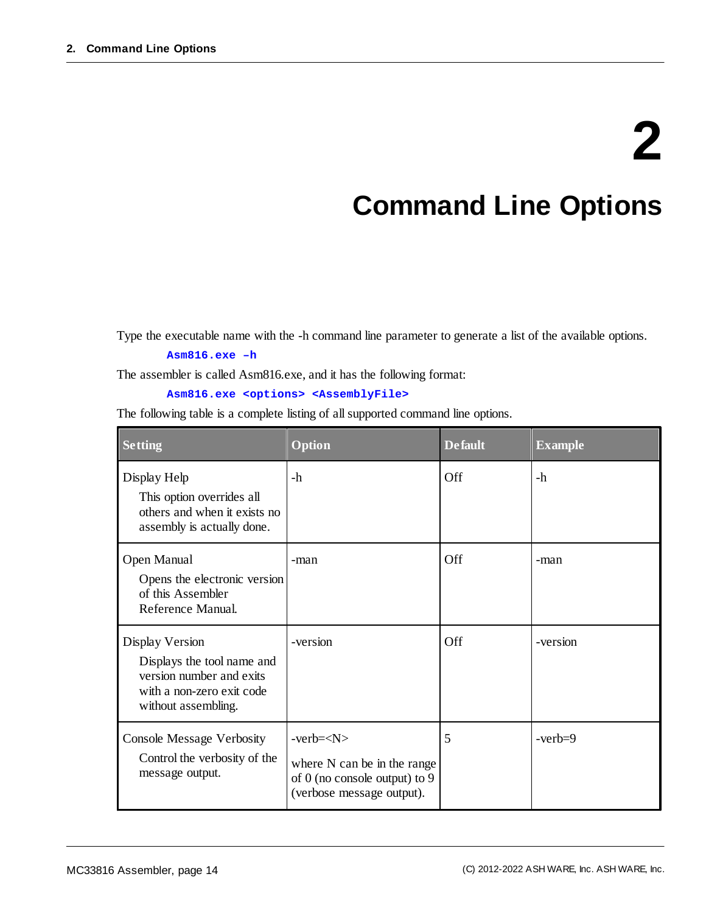# 2 Command Line Options

Type the executable name with the -h command line parameter to generate a list of the available options.

```
Asm816.exe –h
```

The assembler is called Asm816.exe, and it has the following format:

```
Asm816.exe <options> <AssemblyFile>
```

The following table is a complete listing of all supported command line options.

| Setting | Option | Default | Example |
| --- | --- | --- | --- |
| Display Help<br>This option overrides all others and when it exists no assembly is actually done. | -h | Off | -h |
| Open Manual<br>Opens the electronic version of this Assembler Reference Manual. | -man | Off | -man |
| Display Version<br>Displays the tool name and version number and exits with a non-zero exit code without assembling. | -version | Off | -version |
| Console Message Verbosity<br>Control the verbosity of the message output. | -verb=<N><br>where N can be in the range of 0 (no console output) to 9 (verbose message output). | 5 | -verb=9 |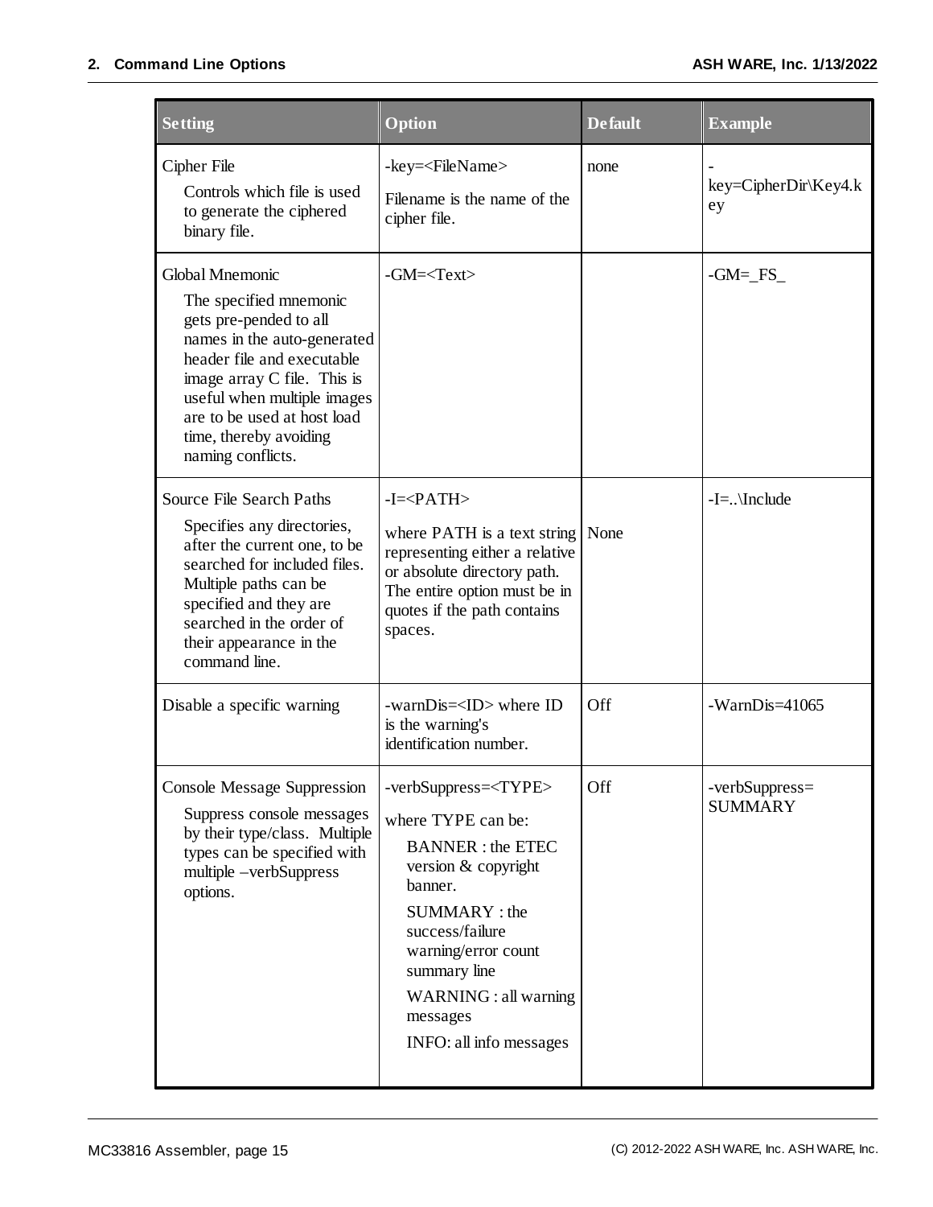| Setting | Option | Default | Example |
|---|---|---|---|
| Cipher File<br>Controls which file is used to generate the ciphered binary file. | -key=<FileName><br>Filename is the name of the cipher file. | none | -key=CipherDir\Key4.key |
| Global Mnemonic<br>The specified mnemonic gets pre-pended to all names in the auto-generated header file and executable image array C file. This is useful when multiple images are to be used at host load time, thereby avoiding naming conflicts. | -GM=<Text> | | -GM=_FS_ |
| Source File Search Paths<br>Specifies any directories, after the current one, to be searched for included files. Multiple paths can be specified and they are searched in the order of their appearance in the command line. | -I=<PATH><br>where PATH is a text string representing either a relative or absolute directory path. The entire option must be in quotes if the path contains spaces. | None | -I=..\Include |
| Disable a specific warning | -warnDis=<ID> where ID is the warning's identification number. | Off | -WarnDis=41065 |
| Console Message Suppression<br>Suppress console messages by their type/class. Multiple types can be specified with multiple –verbSuppress options. | -verbSuppress=<TYPE><br>where TYPE can be:<br>BANNER : the ETEC version & copyright banner.<br>SUMMARY : the success/failure warning/error count summary line<br>WARNING : all warning messages<br>INFO: all info messages | Off | -verbSuppress=SUMMARY |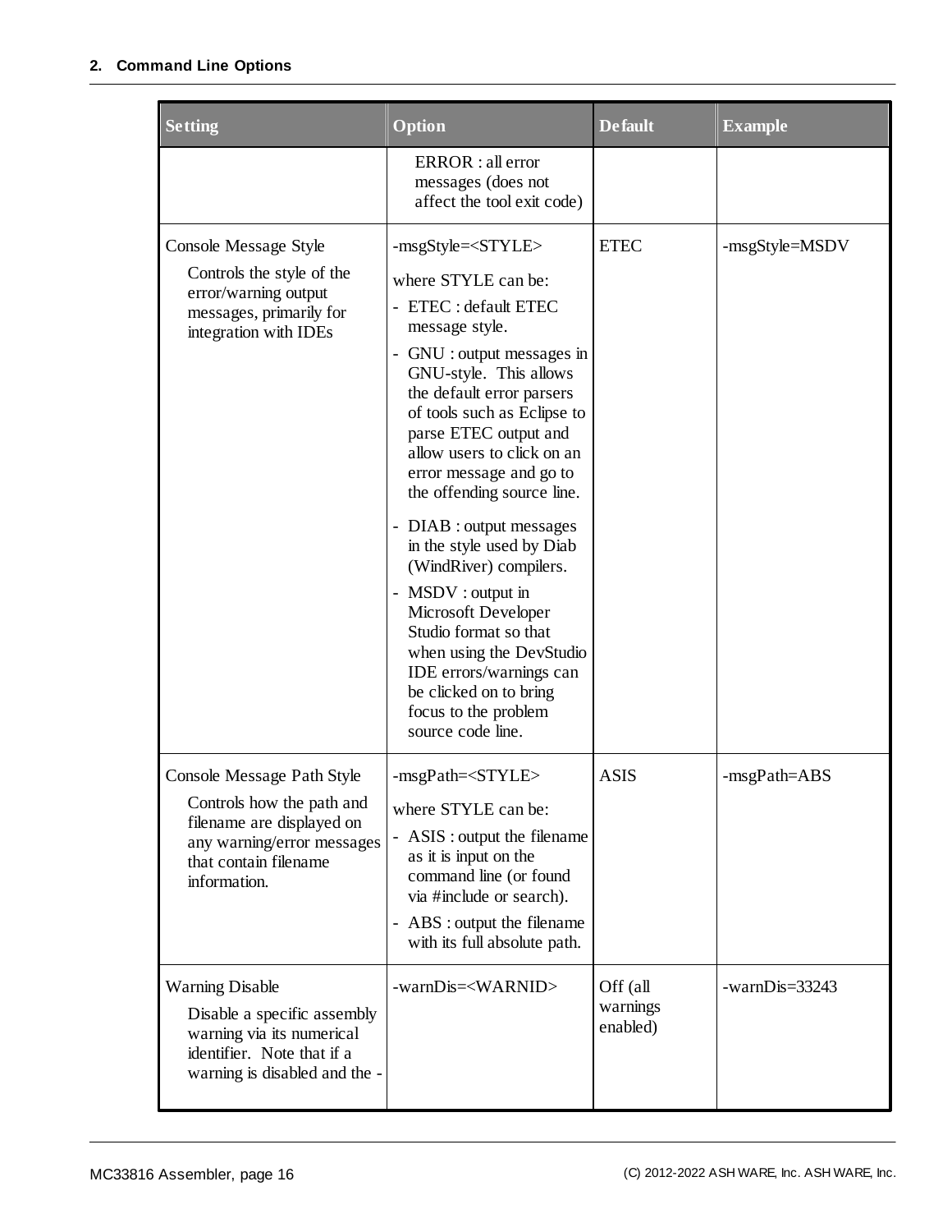| Setting | Option | Default | Example |
|---|---|---|---|
| | ERROR : all error messages (does not affect the tool exit code) | | |
| Console Message Style<br>Controls the style of the error/warning output messages, primarily for integration with IDEs | -msgStyle=<STYLE><br>where STYLE can be:<br>- ETEC : default ETEC message style.<br>- GNU : output messages in GNU-style. This allows the default error parsers of tools such as Eclipse to parse ETEC output and allow users to click on an error message and go to the offending source line.<br>- DIAB : output messages in the style used by Diab (WindRiver) compilers.<br>- MSDV : output in Microsoft Developer Studio format so that when using the DevStudio IDE errors/warnings can be clicked on to bring focus to the problem source code line. | ETEC | -msgStyle=MSDV |
| Console Message Path Style<br>Controls how the path and filename are displayed on any warning/error messages that contain filename information. | -msgPath=<STYLE><br>where STYLE can be:<br>- ASIS : output the filename as it is input on the command line (or found via #include or search).<br>- ABS : output the filename with its full absolute path. | ASIS | -msgPath=ABS |
| Warning Disable<br>Disable a specific assembly warning via its numerical identifier. Note that if a warning is disabled and the - | -warnDis=<WARNID> | Off (all warnings enabled) | -warnDis=33243 |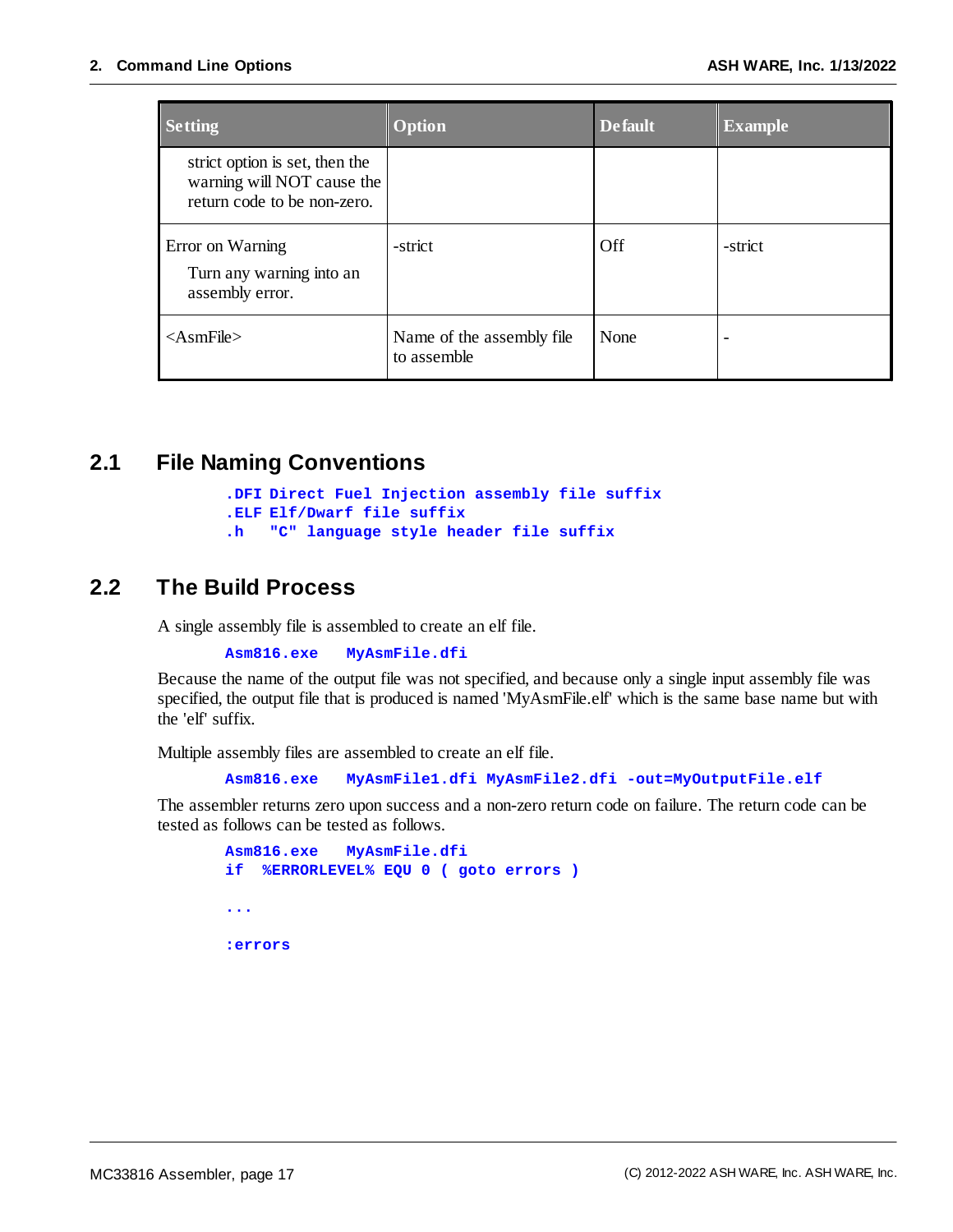| Setting | Option | Default | Example |
|---|---|---|---|
| strict option is set, then the warning will NOT cause the return code to be non-zero. | | | |
| Error on Warning<br>Turn any warning into an assembly error. | -strict | Off | -strict |
| <AsmFile> | Name of the assembly file to assemble | None | - |

## 2.1 File Naming Conventions

```
.DFI Direct Fuel Injection assembly file suffix
.ELF Elf/Dwarf file suffix
.h   "C" language style header file suffix
```

## 2.2 The Build Process

A single assembly file is assembled to create an elf file.

```
Asm816.exe   MyAsmFile.dfi
```

Because the name of the output file was not specified, and because only a single input assembly file was specified, the output file that is produced is named 'MyAsmFile.elf' which is the same base name but with the 'elf' suffix.

Multiple assembly files are assembled to create an elf file.

```
Asm816.exe   MyAsmFile1.dfi MyAsmFile2.dfi -out=MyOutputFile.elf
```

The assembler returns zero upon success and a non-zero return code on failure. The return code can be tested as follows can be tested as follows.

```
Asm816.exe   MyAsmFile.dfi
if  %ERRORLEVEL% EQU 0 ( goto errors )

...

:errors
```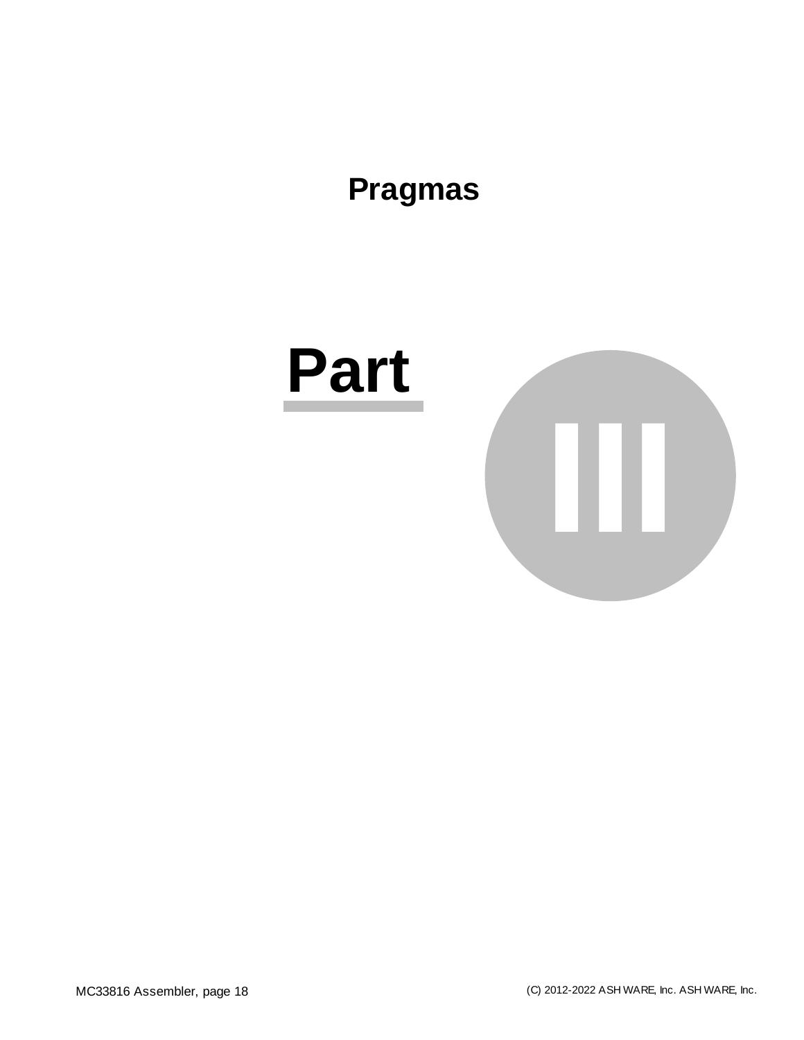# Pragmas

# Part III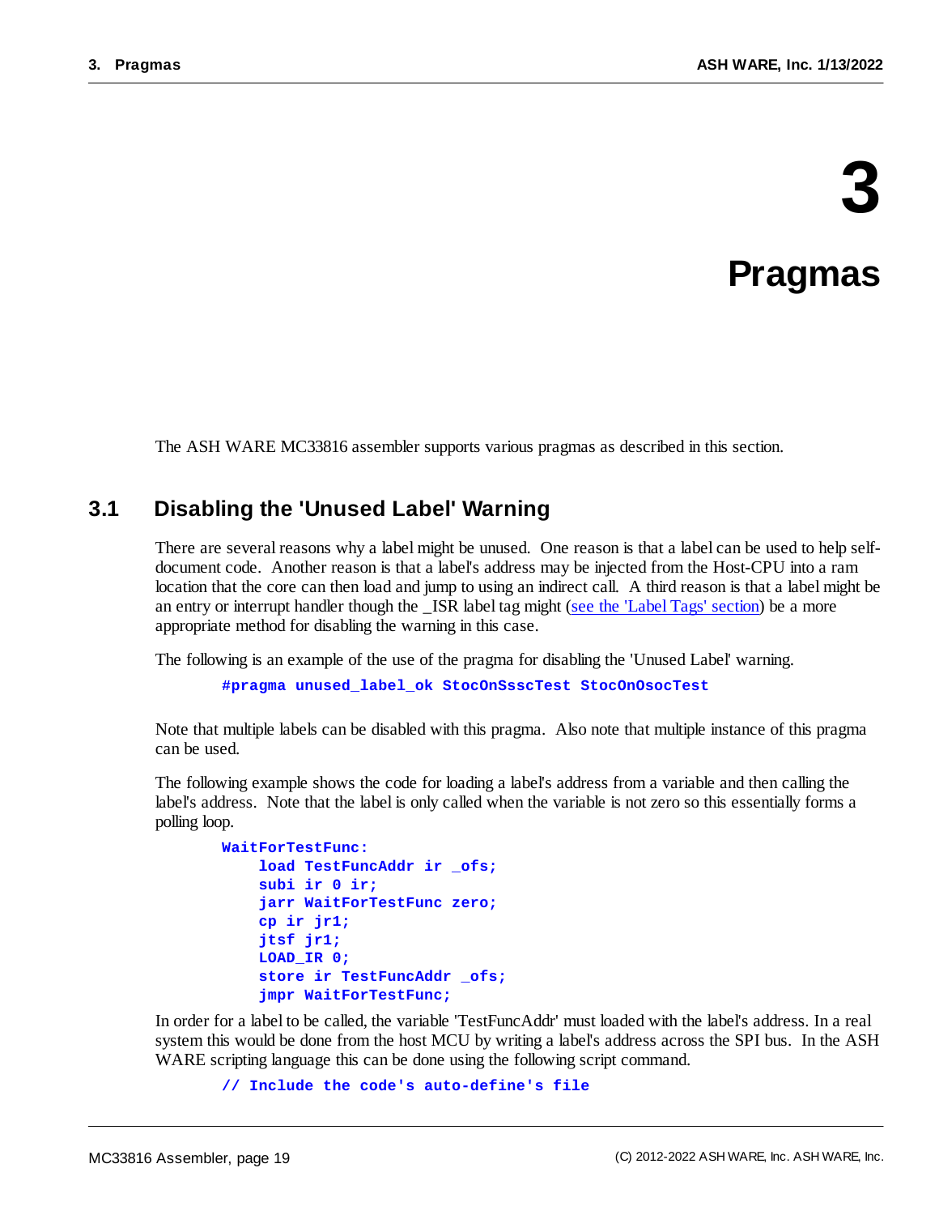# 3 Pragmas

The ASH WARE MC33816 assembler supports various pragmas as described in this section.

## 3.1 Disabling the 'Unused Label' Warning

There are several reasons why a label might be unused. One reason is that a label can be used to help self-document code. Another reason is that a label's address may be injected from the Host-CPU into a ram location that the core can then load and jump to using an indirect call. A third reason is that a label might be an entry or interrupt handler though the _ISR label tag might (see the 'Label Tags' section) be a more appropriate method for disabling the warning in this case.

The following is an example of the use of the pragma for disabling the 'Unused Label' warning.

```
#pragma unused_label_ok StocOnSsscTest StocOnOsocTest
```

Note that multiple labels can be disabled with this pragma. Also note that multiple instance of this pragma can be used.

The following example shows the code for loading a label's address from a variable and then calling the label's address. Note that the label is only called when the variable is not zero so this essentially forms a polling loop.

```
WaitForTestFunc:
    load TestFuncAddr ir _ofs;
    subi ir 0 ir;
    jarr WaitForTestFunc zero;
    cp ir jr1;
    jtsf jr1;
    LOAD_IR 0;
    store ir TestFuncAddr _ofs;
    jmpr WaitForTestFunc;
```

In order for a label to be called, the variable 'TestFuncAddr' must loaded with the label's address. In a real system this would be done from the host MCU by writing a label's address across the SPI bus. In the ASH WARE scripting language this can be done using the following script command.

```
// Include the code's auto-define's file
```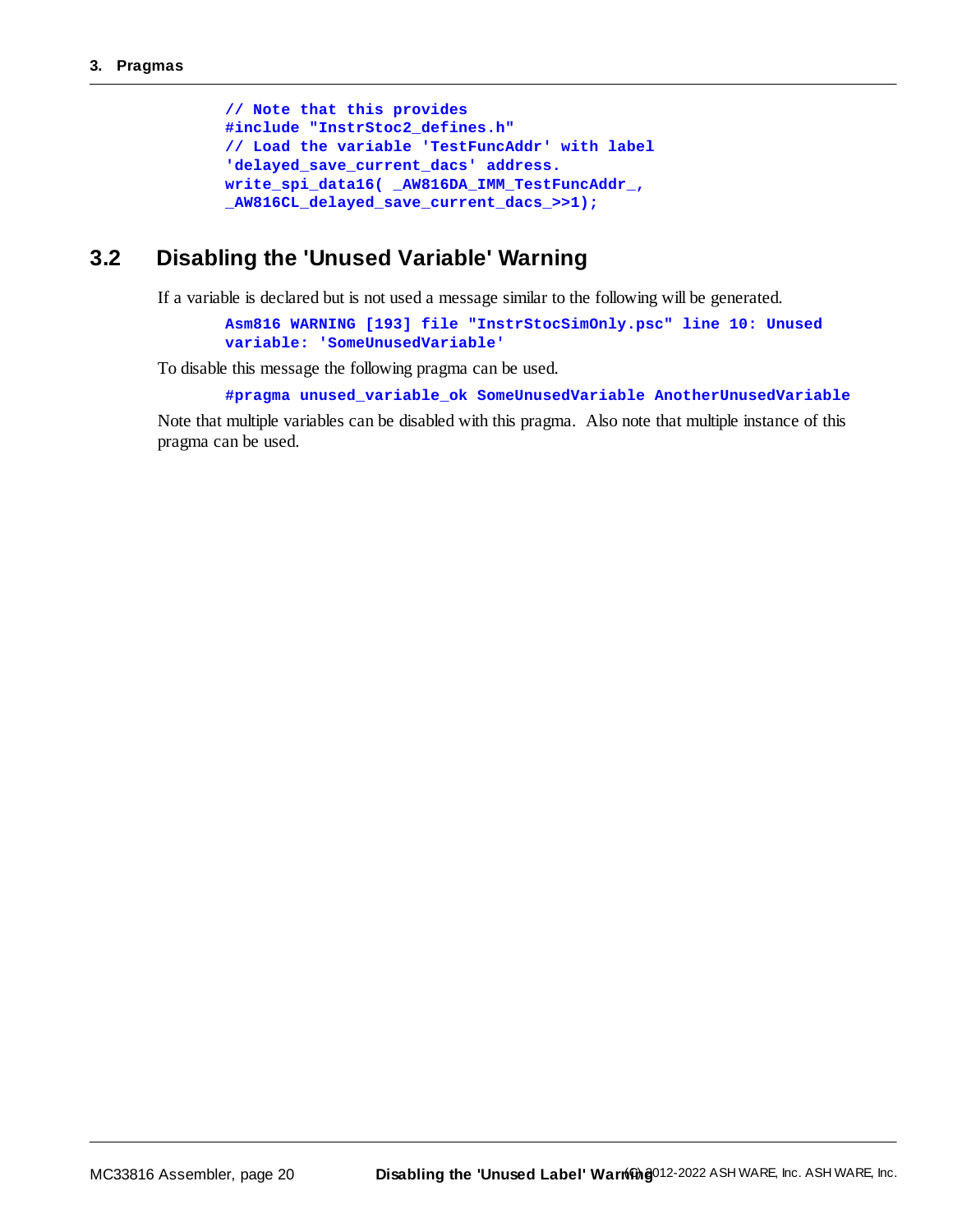```
// Note that this provides
#include "InstrStoc2_defines.h"
// Load the variable 'TestFuncAddr' with label
'delayed_save_current_dacs' address.
write_spi_data16( _AW816DA_IMM_TestFuncAddr_,
_AW816CL_delayed_save_current_dacs_>>1);
```

## 3.2 Disabling the 'Unused Variable' Warning

If a variable is declared but is not used a message similar to the following will be generated.

```
Asm816 WARNING [193] file "InstrStocSimOnly.psc" line 10: Unused
variable: 'SomeUnusedVariable'
```

To disable this message the following pragma can be used.

```
#pragma unused_variable_ok SomeUnusedVariable AnotherUnusedVariable
```

Note that multiple variables can be disabled with this pragma. Also note that multiple instance of this pragma can be used.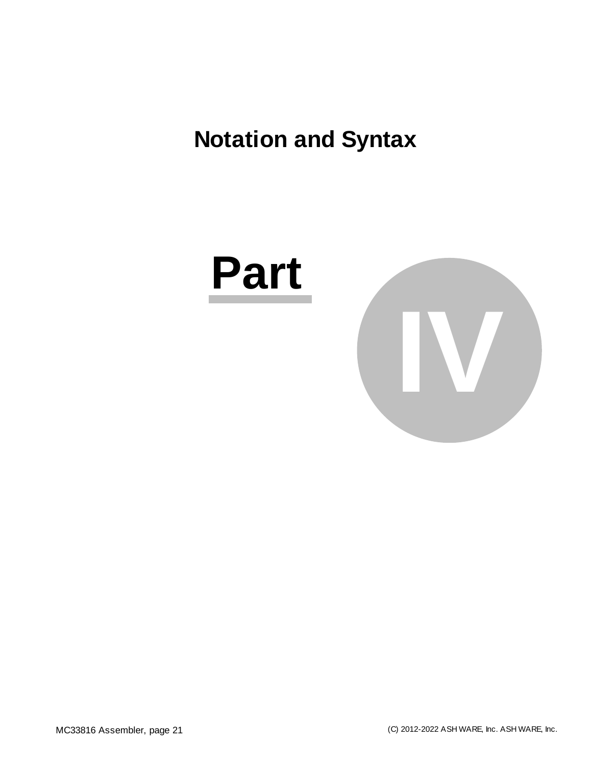# Notation and Syntax

# Part IV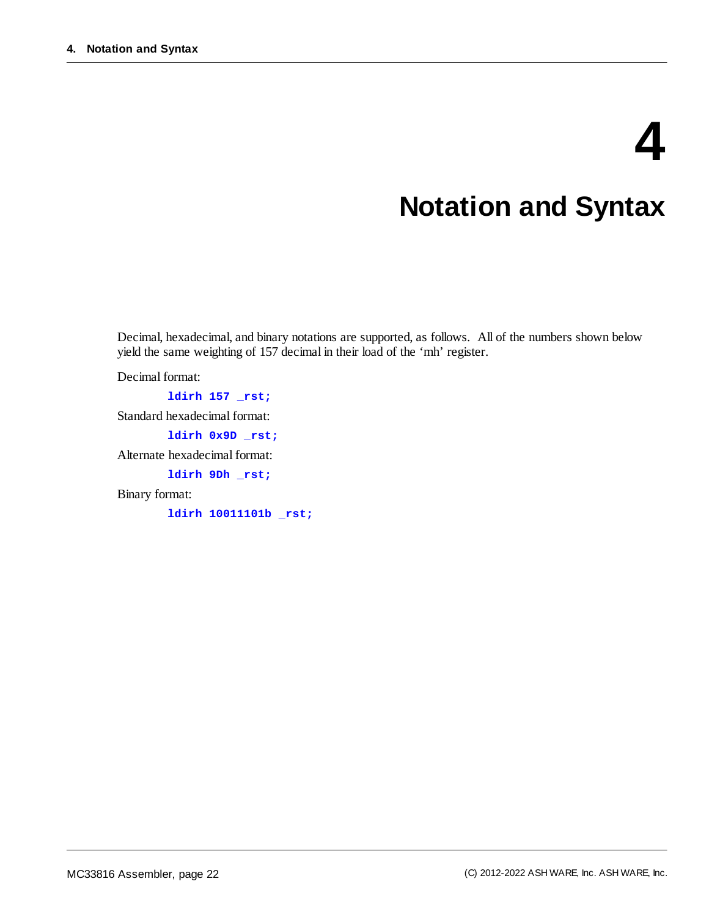# 4 Notation and Syntax

Decimal, hexadecimal, and binary notations are supported, as follows. All of the numbers shown below yield the same weighting of 157 decimal in their load of the 'mh' register.

Decimal format:

```
ldirh 157 _rst;
```

Standard hexadecimal format:

```
ldirh 0x9D _rst;
```

Alternate hexadecimal format:

```
ldirh 9Dh _rst;
```

Binary format:

```
ldirh 10011101b _rst;
```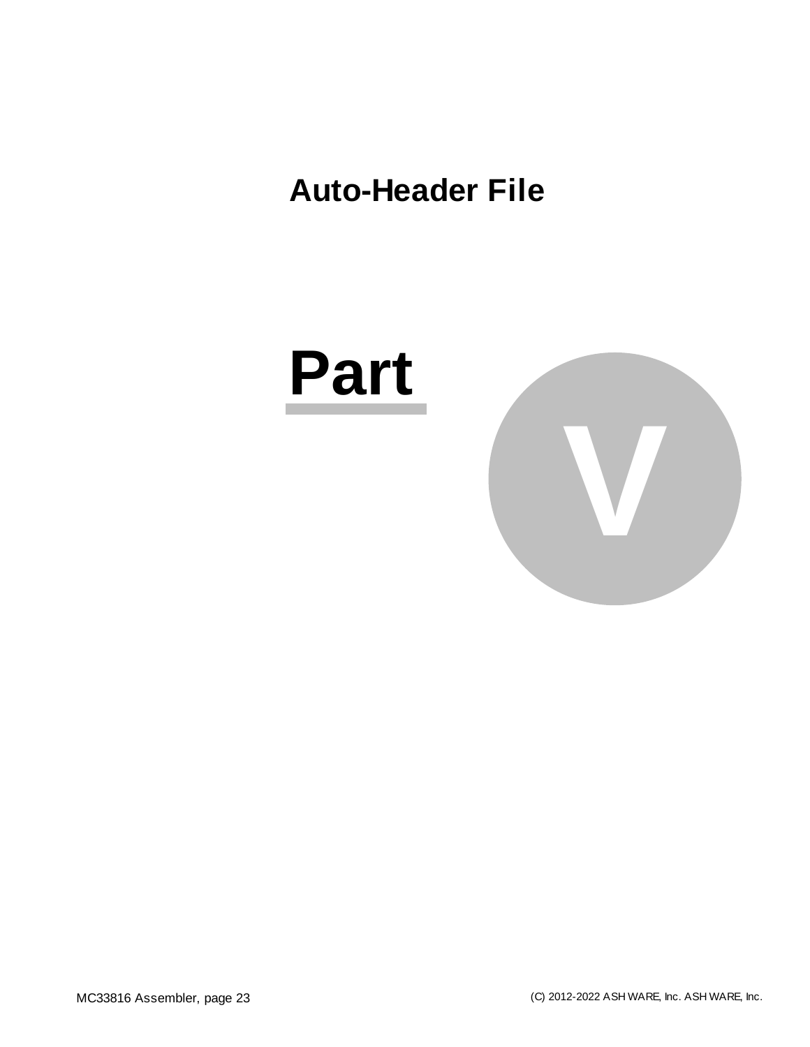# Auto-Header File

# Part V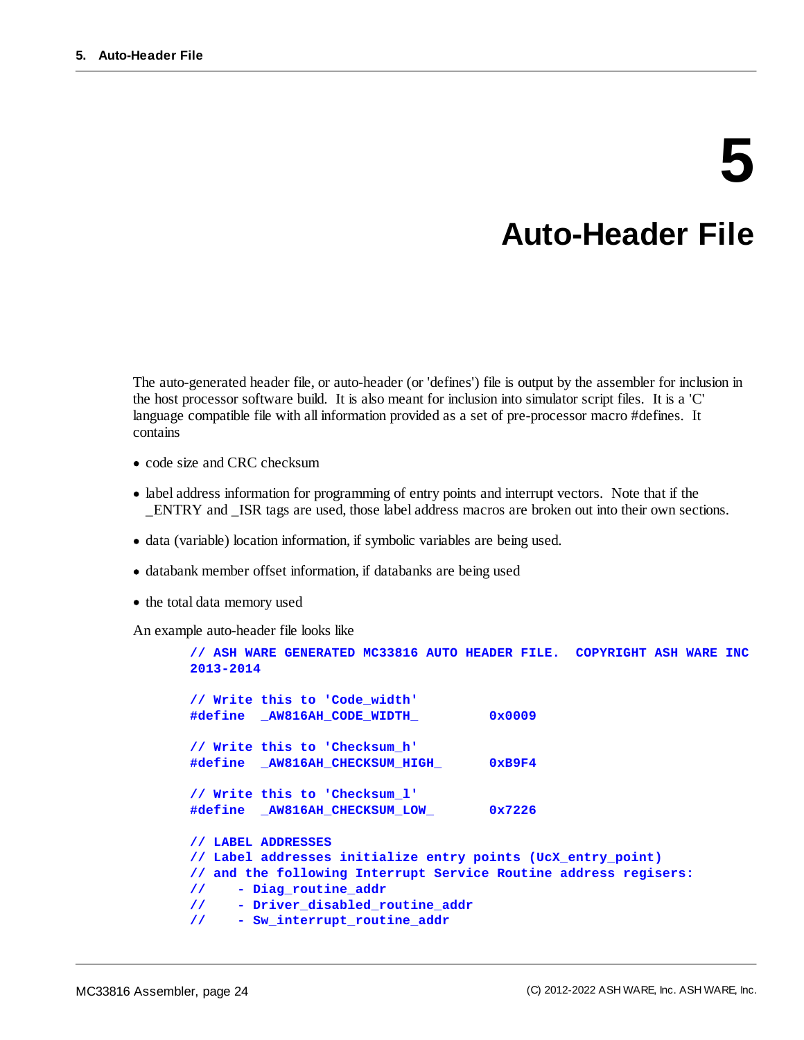# 5 Auto-Header File

The auto-generated header file, or auto-header (or 'defines') file is output by the assembler for inclusion in the host processor software build. It is also meant for inclusion into simulator script files. It is a 'C' language compatible file with all information provided as a set of pre-processor macro #defines. It contains

- code size and CRC checksum
- label address information for programming of entry points and interrupt vectors. Note that if the _ENTRY and _ISR tags are used, those label address macros are broken out into their own sections.
- data (variable) location information, if symbolic variables are being used.
- databank member offset information, if databanks are being used
- the total data memory used

An example auto-header file looks like

```
// ASH WARE GENERATED MC33816 AUTO HEADER FILE.  COPYRIGHT ASH WARE INC
2013-2014

// Write this to 'Code_width'
#define  _AW816AH_CODE_WIDTH_         0x0009

// Write this to 'Checksum_h'
#define  _AW816AH_CHECKSUM_HIGH_      0xB9F4

// Write this to 'Checksum_l'
#define  _AW816AH_CHECKSUM_LOW_       0x7226

// LABEL ADDRESSES
// Label addresses initialize entry points (UcX_entry_point)
// and the following Interrupt Service Routine address regisers:
//    - Diag_routine_addr
//    - Driver_disabled_routine_addr
//    - Sw_interrupt_routine_addr
```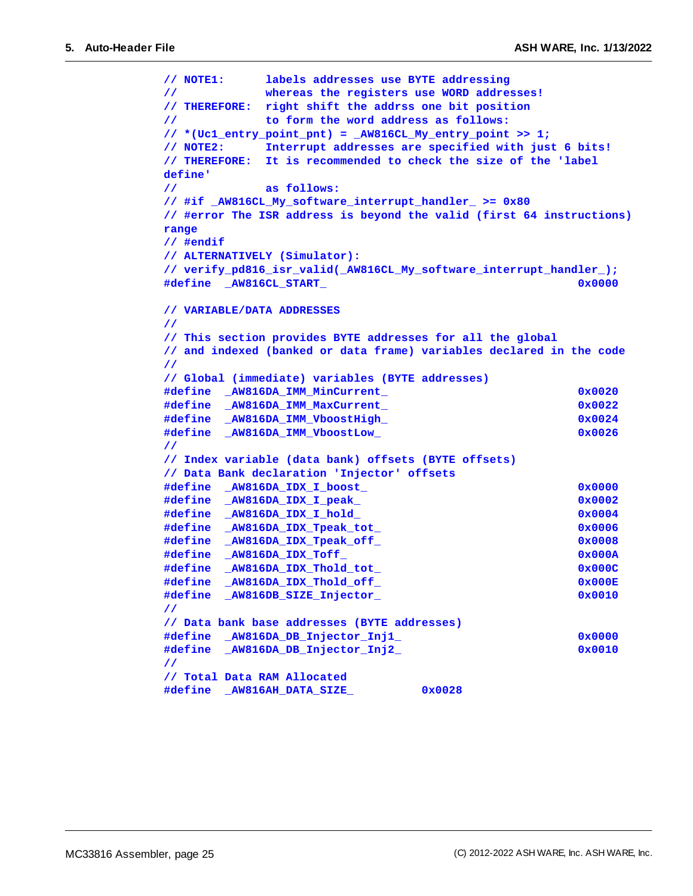```
// NOTE1:      labels addresses use BYTE addressing
//             whereas the registers use WORD addresses!
// THEREFORE:  right shift the addrss one bit position
//             to form the word address as follows:
// *(Uc1_entry_point_pnt) = _AW816CL_My_entry_point >> 1;
// NOTE2:      Interrupt addresses are specified with just 6 bits!
// THEREFORE:  It is recommended to check the size of the 'label
define'
//             as follows:
// #if _AW816CL_My_software_interrupt_handler_ >= 0x80
// #error The ISR address is beyond the valid (first 64 instructions)
range
// #endif
// ALTERNATIVELY (Simulator):
// verify_pd816_isr_valid(_AW816CL_My_software_interrupt_handler_);
#define  _AW816CL_START_                                        0x0000

// VARIABLE/DATA ADDRESSES
//
// This section provides BYTE addresses for all the global
// and indexed (banked or data frame) variables declared in the code
//
// Global (immediate) variables (BYTE addresses)
#define  _AW816DA_IMM_MinCurrent_                               0x0020
#define  _AW816DA_IMM_MaxCurrent_                               0x0022
#define  _AW816DA_IMM_VboostHigh_                               0x0024
#define  _AW816DA_IMM_VboostLow_                                0x0026
//
// Index variable (data bank) offsets (BYTE offsets)
// Data Bank declaration 'Injector' offsets
#define  _AW816DA_IDX_I_boost_                                  0x0000
#define  _AW816DA_IDX_I_peak_                                   0x0002
#define  _AW816DA_IDX_I_hold_                                   0x0004
#define  _AW816DA_IDX_Tpeak_tot_                                0x0006
#define  _AW816DA_IDX_Tpeak_off_                                0x0008
#define  _AW816DA_IDX_Toff_                                     0x000A
#define  _AW816DA_IDX_Thold_tot_                                0x000C
#define  _AW816DA_IDX_Thold_off_                                0x000E
#define  _AW816DB_SIZE_Injector_                                0x0010
//
// Data bank base addresses (BYTE addresses)
#define  _AW816DA_DB_Injector_Inj1_                             0x0000
#define  _AW816DA_DB_Injector_Inj2_                             0x0010
//
// Total Data RAM Allocated
#define  _AW816AH_DATA_SIZE_          0x0028
```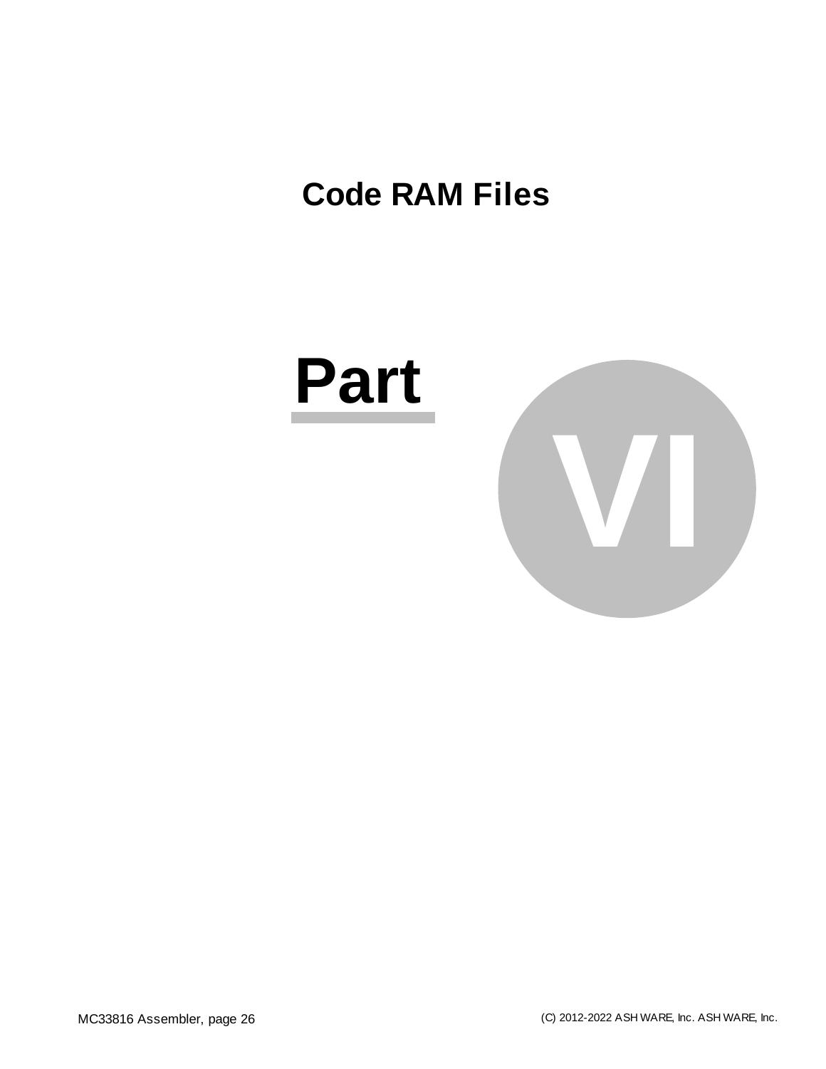# Code RAM Files

# Part VI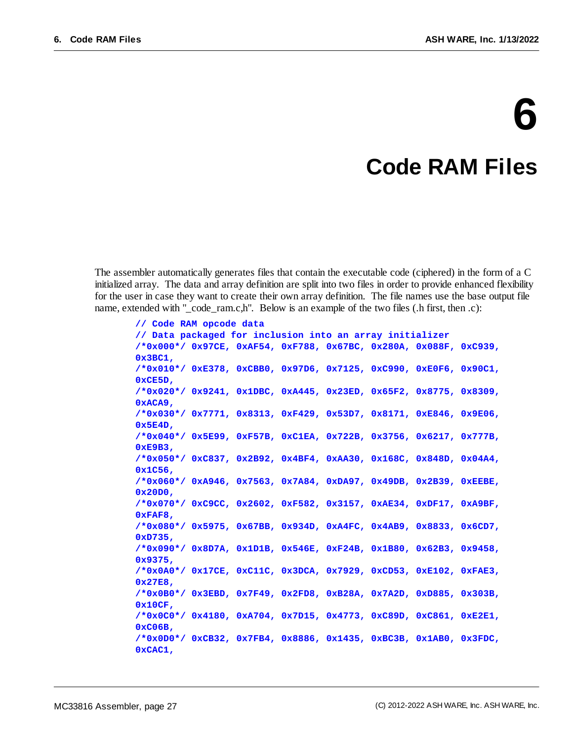# 6 Code RAM Files

The assembler automatically generates files that contain the executable code (ciphered) in the form of a C initialized array. The data and array definition are split into two files in order to provide enhanced flexibility for the user in case they want to create their own array definition. The file names use the base output file name, extended with "_code_ram.c,h". Below is an example of the two files (.h first, then .c):

```
// Code RAM opcode data
// Data packaged for inclusion into an array initializer
/*0x000*/ 0x97CE, 0xAF54, 0xF788, 0x67BC, 0x280A, 0x088F, 0xC939,
0x3BC1,
/*0x010*/ 0xE378, 0xCBB0, 0x97D6, 0x7125, 0xC990, 0xE0F6, 0x90C1,
0xCE5D,
/*0x020*/ 0x9241, 0x1DBC, 0xA445, 0x23ED, 0x65F2, 0x8775, 0x8309,
0xACA9,
/*0x030*/ 0x7771, 0x8313, 0xF429, 0x53D7, 0x8171, 0xE846, 0x9E06,
0x5E4D,
/*0x040*/ 0x5E99, 0xF57B, 0xC1EA, 0x722B, 0x3756, 0x6217, 0x777B,
0xE9B3,
/*0x050*/ 0xC837, 0x2B92, 0x4BF4, 0xAA30, 0x168C, 0x848D, 0x04A4,
0x1C56,
/*0x060*/ 0xA946, 0x7563, 0x7A84, 0xDA97, 0x49DB, 0x2B39, 0xEEBE,
0x20D0,
/*0x070*/ 0xC9CC, 0x2602, 0xF582, 0x3157, 0xAE34, 0xDF17, 0xA9BF,
0xFAF8,
/*0x080*/ 0x5975, 0x67BB, 0x934D, 0xA4FC, 0x4AB9, 0x8833, 0x6CD7,
0xD735,
/*0x090*/ 0x8D7A, 0x1D1B, 0x546E, 0xF24B, 0x1B80, 0x62B3, 0x9458,
0x9375,
/*0x0A0*/ 0x17CE, 0xC11C, 0x3DCA, 0x7929, 0xCD53, 0xE102, 0xFAE3,
0x27E8,
/*0x0B0*/ 0x3EBD, 0x7F49, 0x2FD8, 0xB28A, 0x7A2D, 0xD885, 0x303B,
0x10CF,
/*0x0C0*/ 0x4180, 0xA704, 0x7D15, 0x4773, 0xC89D, 0xC861, 0xE2E1,
0xC06B,
/*0x0D0*/ 0xCB32, 0x7FB4, 0x8886, 0x1435, 0xBC3B, 0x1AB0, 0x3FDC,
0xCAC1,
```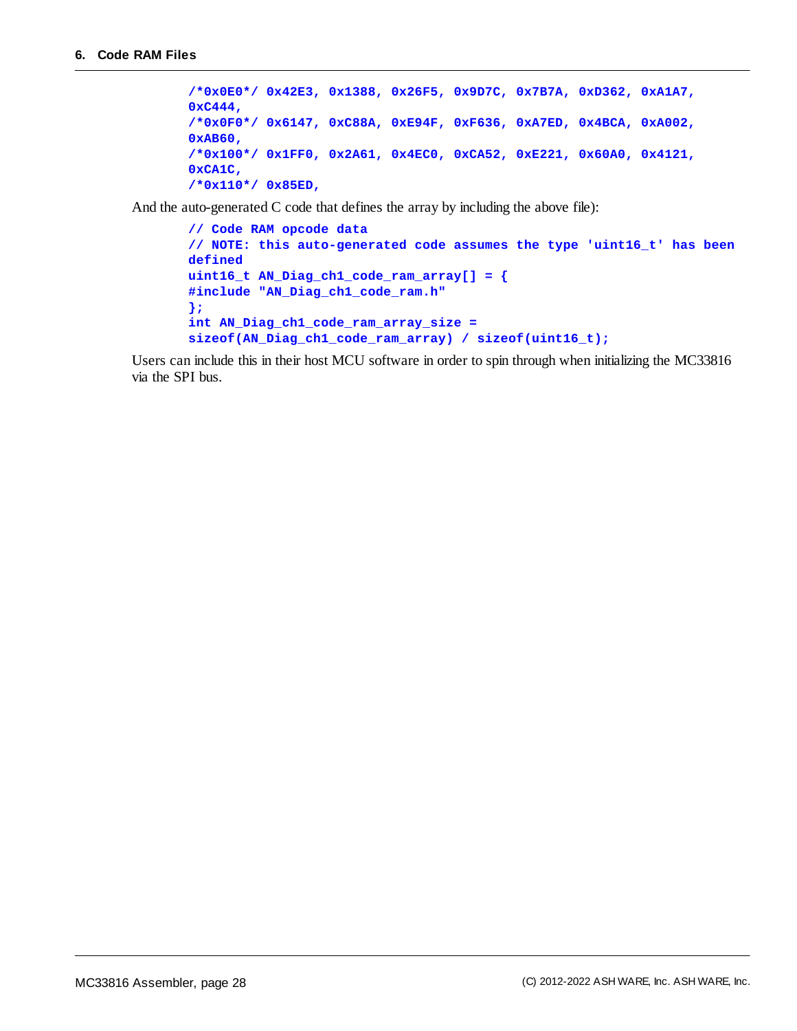```
/*0x0E0*/ 0x42E3, 0x1388, 0x26F5, 0x9D7C, 0x7B7A, 0xD362, 0xA1A7,
0xC444,
/*0x0F0*/ 0x6147, 0xC88A, 0xE94F, 0xF636, 0xA7ED, 0x4BCA, 0xA002,
0xAB60,
/*0x100*/ 0x1FF0, 0x2A61, 0x4EC0, 0xCA52, 0xE221, 0x60A0, 0x4121,
0xCA1C,
/*0x110*/ 0x85ED,
```

And the auto-generated C code that defines the array by including the above file):

```
// Code RAM opcode data
// NOTE: this auto-generated code assumes the type 'uint16_t' has been
defined
uint16_t AN_Diag_ch1_code_ram_array[] = {
#include "AN_Diag_ch1_code_ram.h"
};
int AN_Diag_ch1_code_ram_array_size =
sizeof(AN_Diag_ch1_code_ram_array) / sizeof(uint16_t);
```

Users can include this in their host MCU software in order to spin through when initializing the MC33816 via the SPI bus.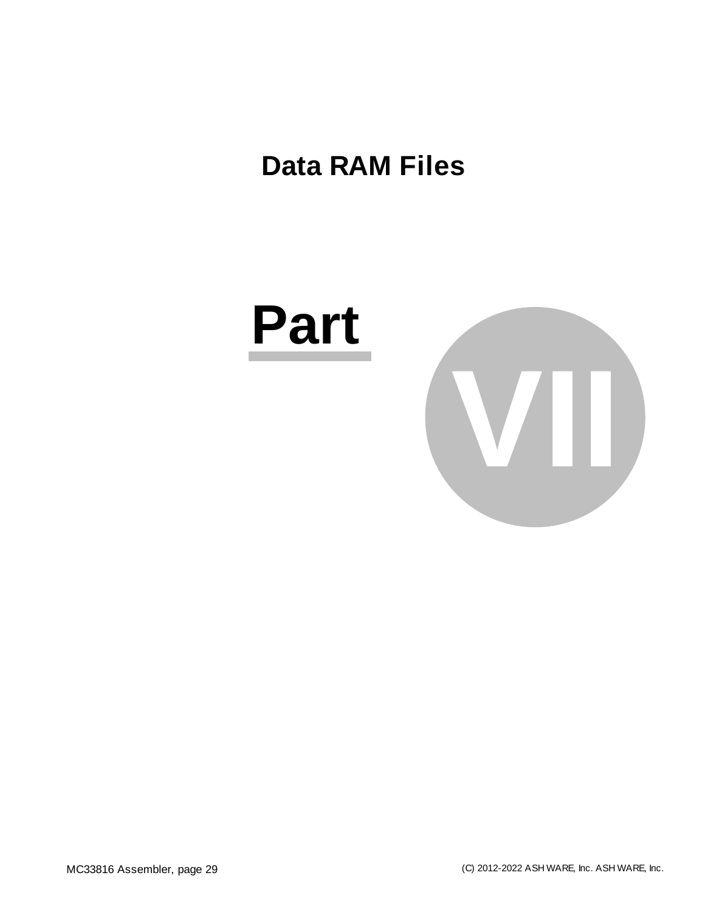# Data RAM Files

Part VII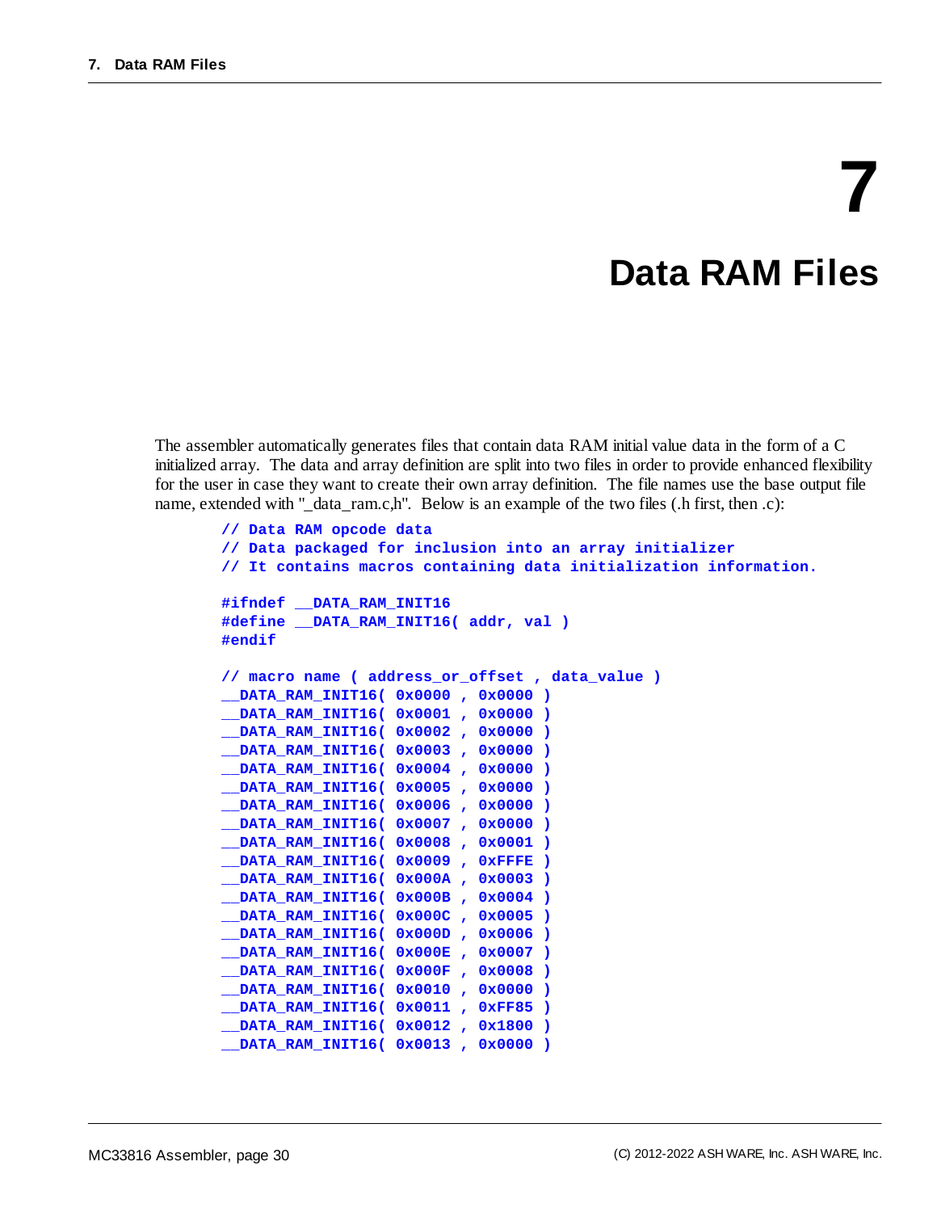# 7 Data RAM Files

The assembler automatically generates files that contain data RAM initial value data in the form of a C initialized array. The data and array definition are split into two files in order to provide enhanced flexibility for the user in case they want to create their own array definition. The file names use the base output file name, extended with "_data_ram.c,h". Below is an example of the two files (.h first, then .c):

```
// Data RAM opcode data
// Data packaged for inclusion into an array initializer
// It contains macros containing data initialization information.

#ifndef __DATA_RAM_INIT16
#define __DATA_RAM_INIT16( addr, val )
#endif

// macro name ( address_or_offset , data_value )
__DATA_RAM_INIT16( 0x0000 , 0x0000 )
__DATA_RAM_INIT16( 0x0001 , 0x0000 )
__DATA_RAM_INIT16( 0x0002 , 0x0000 )
__DATA_RAM_INIT16( 0x0003 , 0x0000 )
__DATA_RAM_INIT16( 0x0004 , 0x0000 )
__DATA_RAM_INIT16( 0x0005 , 0x0000 )
__DATA_RAM_INIT16( 0x0006 , 0x0000 )
__DATA_RAM_INIT16( 0x0007 , 0x0000 )
__DATA_RAM_INIT16( 0x0008 , 0x0001 )
__DATA_RAM_INIT16( 0x0009 , 0xFFFE )
__DATA_RAM_INIT16( 0x000A , 0x0003 )
__DATA_RAM_INIT16( 0x000B , 0x0004 )
__DATA_RAM_INIT16( 0x000C , 0x0005 )
__DATA_RAM_INIT16( 0x000D , 0x0006 )
__DATA_RAM_INIT16( 0x000E , 0x0007 )
__DATA_RAM_INIT16( 0x000F , 0x0008 )
__DATA_RAM_INIT16( 0x0010 , 0x0000 )
__DATA_RAM_INIT16( 0x0011 , 0xFF85 )
__DATA_RAM_INIT16( 0x0012 , 0x1800 )
__DATA_RAM_INIT16( 0x0013 , 0x0000 )
```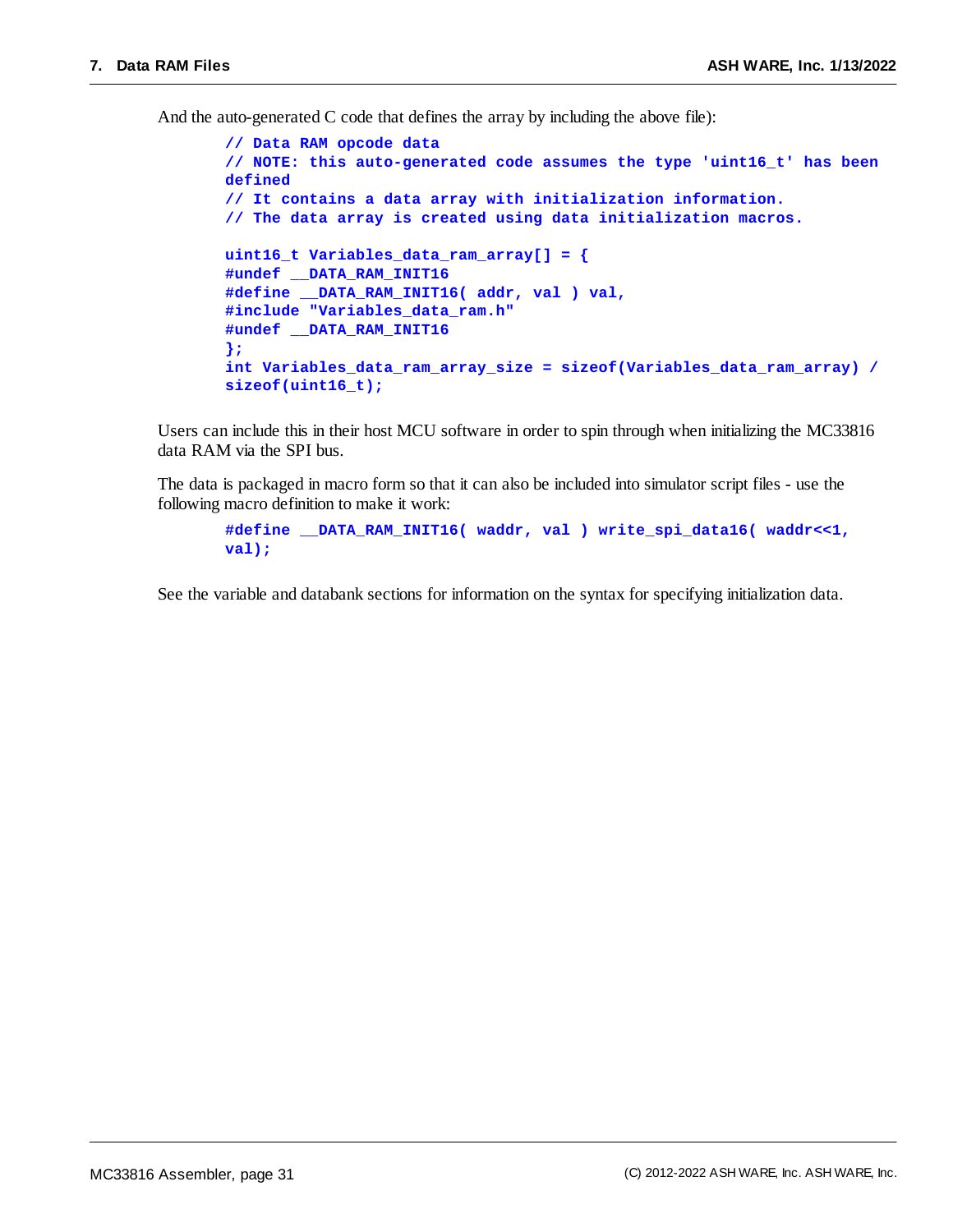And the auto-generated C code that defines the array by including the above file):

```
// Data RAM opcode data
// NOTE: this auto-generated code assumes the type 'uint16_t' has been defined
// It contains a data array with initialization information.
// The data array is created using data initialization macros.

uint16_t Variables_data_ram_array[] = {
#undef __DATA_RAM_INIT16
#define __DATA_RAM_INIT16( addr, val ) val,
#include "Variables_data_ram.h"
#undef __DATA_RAM_INIT16
};
int Variables_data_ram_array_size = sizeof(Variables_data_ram_array) / sizeof(uint16_t);
```

Users can include this in their host MCU software in order to spin through when initializing the MC33816 data RAM via the SPI bus.

The data is packaged in macro form so that it can also be included into simulator script files - use the following macro definition to make it work:

```
#define __DATA_RAM_INIT16( waddr, val ) write_spi_data16( waddr<<1, val);
```

See the variable and databank sections for information on the syntax for specifying initialization data.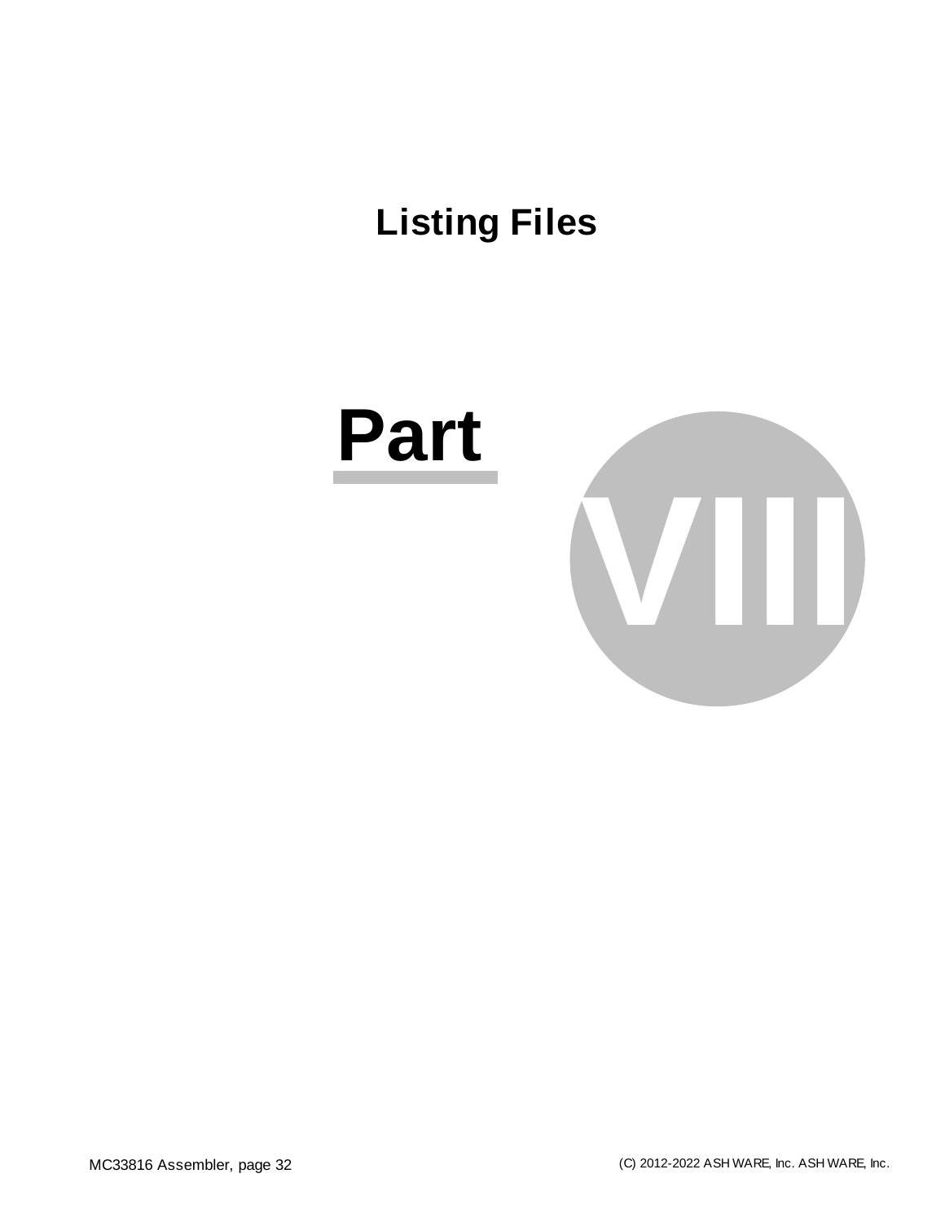# Listing Files

Part VIII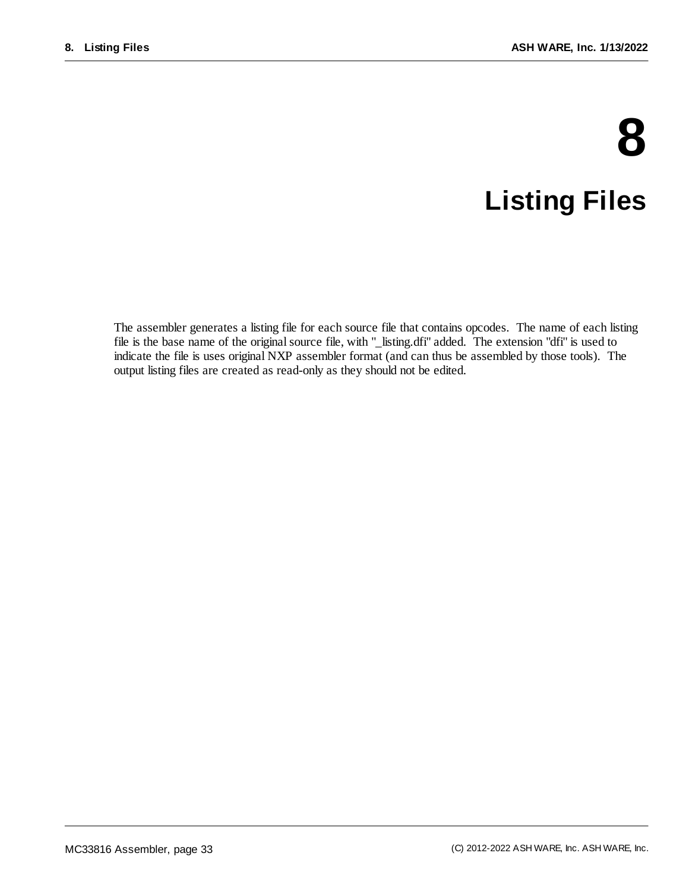# 8 Listing Files

The assembler generates a listing file for each source file that contains opcodes. The name of each listing file is the base name of the original source file, with "_listing.dfi" added. The extension "dfi" is used to indicate the file is uses original NXP assembler format (and can thus be assembled by those tools). The output listing files are created as read-only as they should not be edited.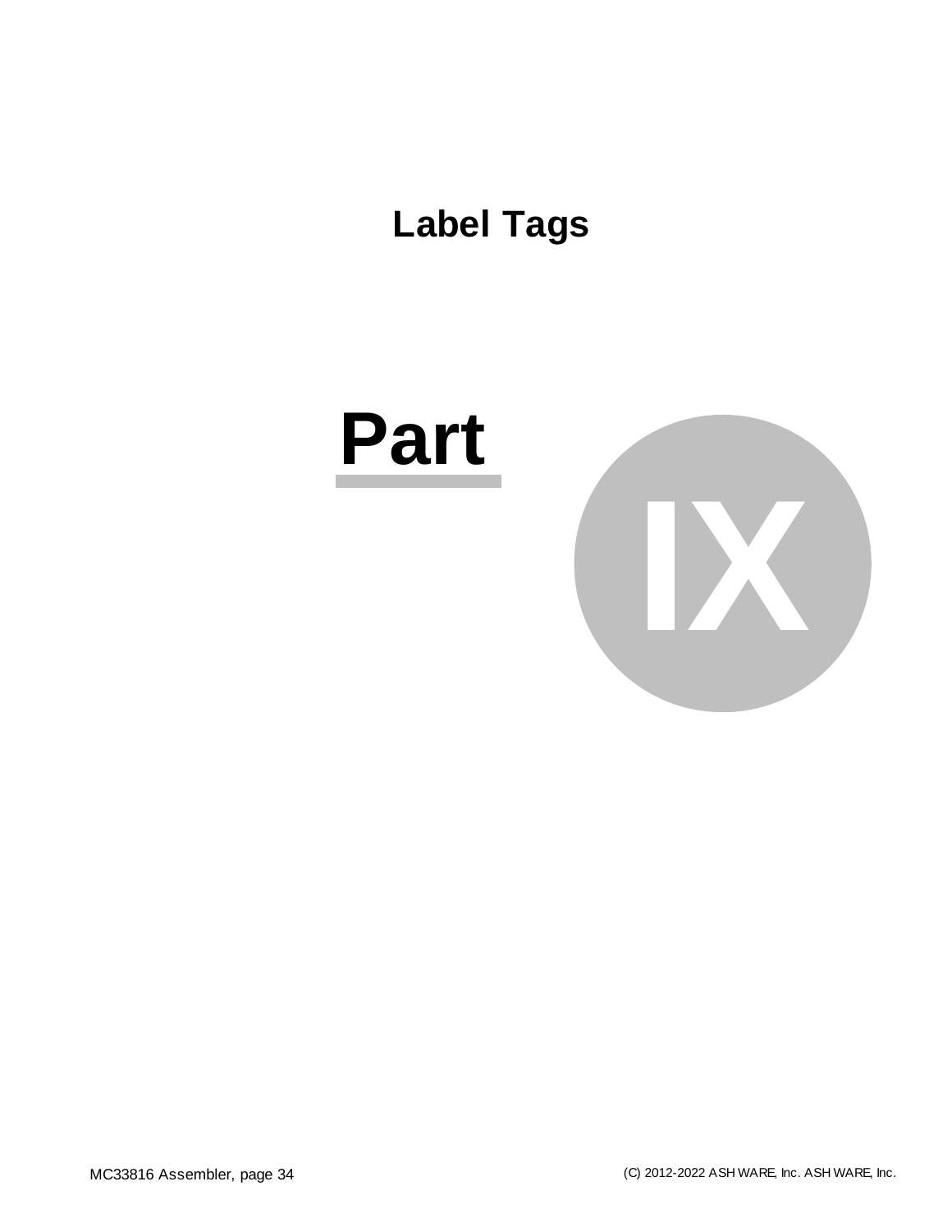# Label Tags

# Part IX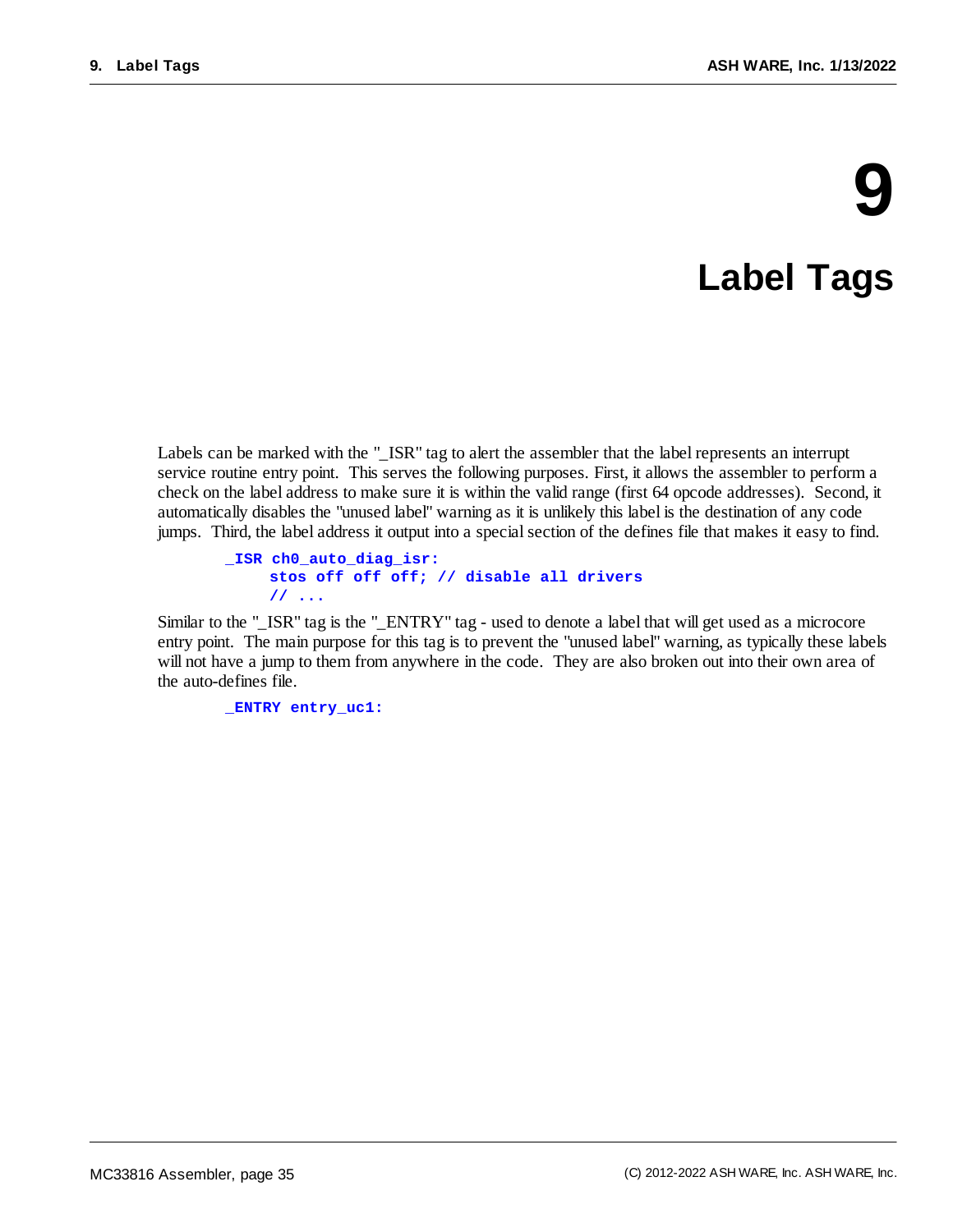# 9 Label Tags

Labels can be marked with the "_ISR" tag to alert the assembler that the label represents an interrupt service routine entry point. This serves the following purposes. First, it allows the assembler to perform a check on the label address to make sure it is within the valid range (first 64 opcode addresses). Second, it automatically disables the "unused label" warning as it is unlikely this label is the destination of any code jumps. Third, the label address it output into a special section of the defines file that makes it easy to find.

```
_ISR ch0_auto_diag_isr:
    stos off off off; // disable all drivers
    // ...
```

Similar to the "_ISR" tag is the "_ENTRY" tag - used to denote a label that will get used as a microcore entry point. The main purpose for this tag is to prevent the "unused label" warning, as typically these labels will not have a jump to them from anywhere in the code. They are also broken out into their own area of the auto-defines file.

```
_ENTRY entry_uc1:
```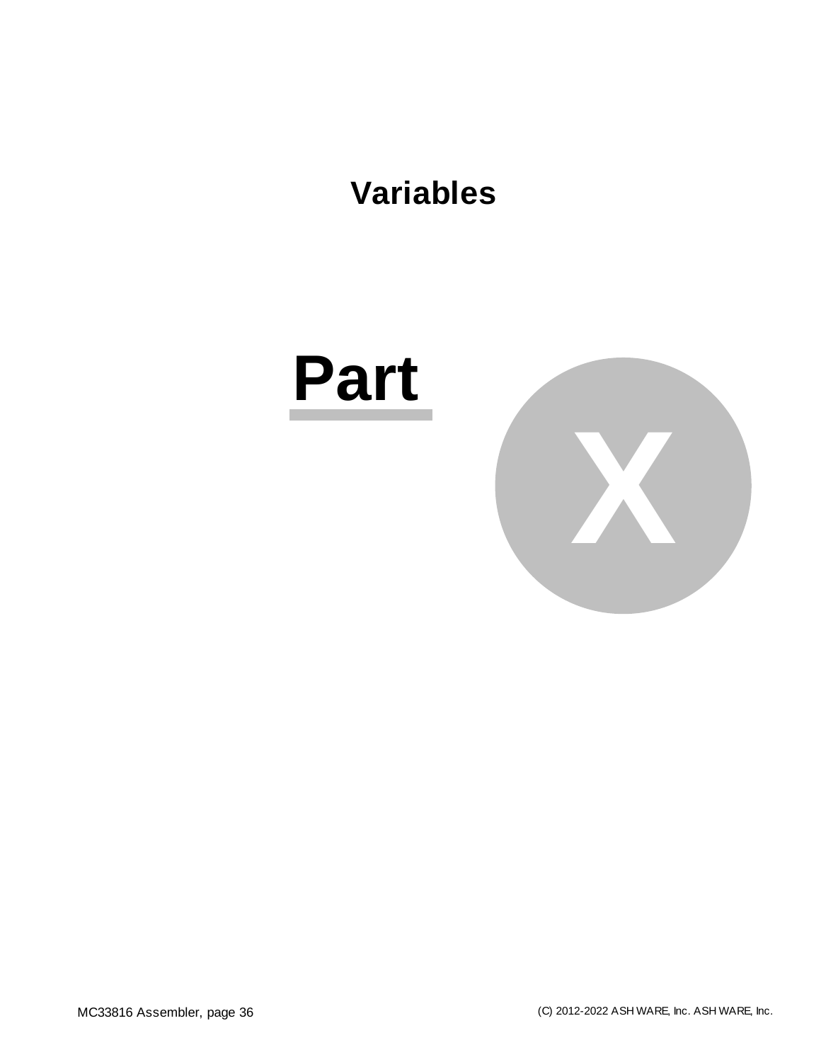# Variables

# Part X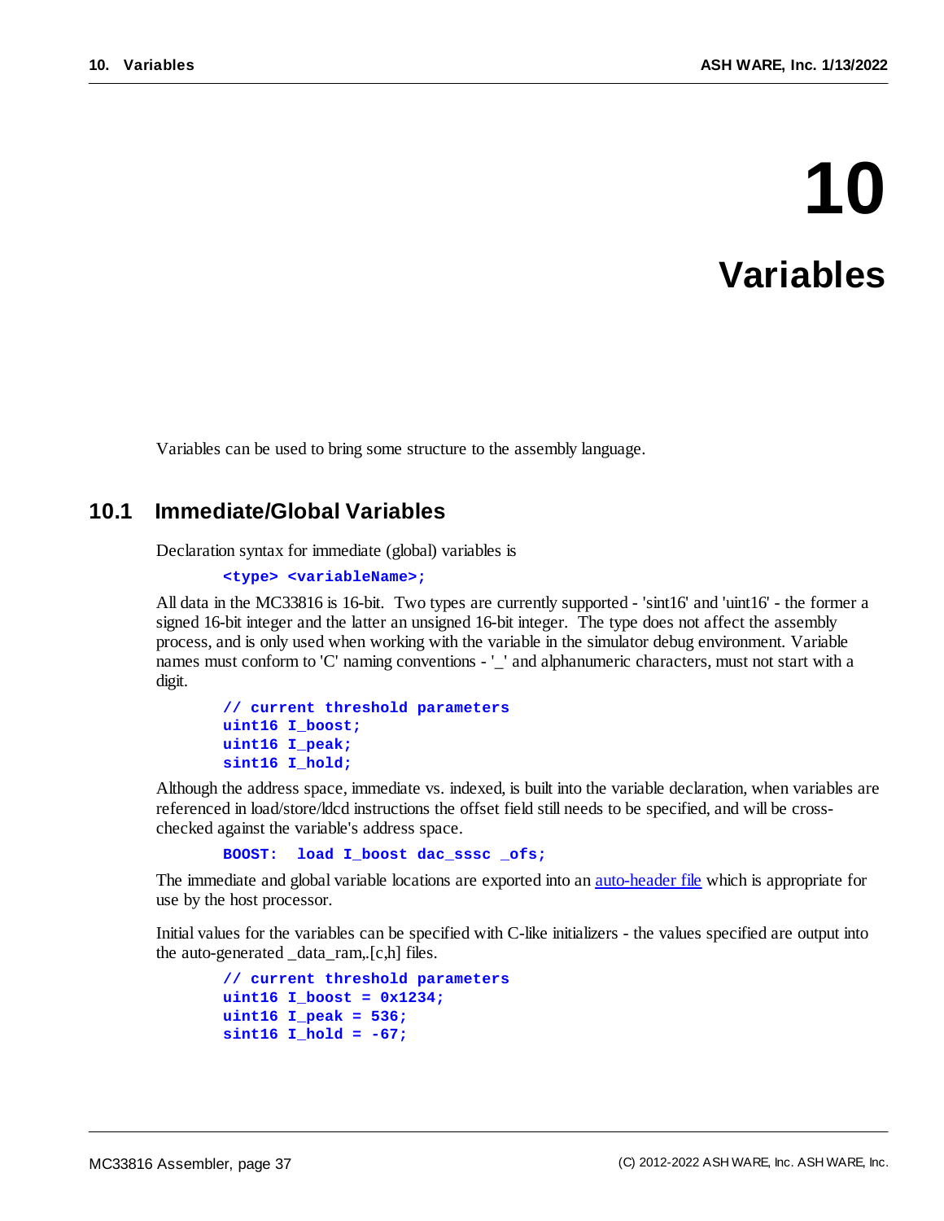# 10 Variables

Variables can be used to bring some structure to the assembly language.

## 10.1 Immediate/Global Variables

Declaration syntax for immediate (global) variables is

```
<type> <variableName>;
```

All data in the MC33816 is 16-bit. Two types are currently supported - 'sint16' and 'uint16' - the former a signed 16-bit integer and the latter an unsigned 16-bit integer. The type does not affect the assembly process, and is only used when working with the variable in the simulator debug environment. Variable names must conform to 'C' naming conventions - '_' and alphanumeric characters, must not start with a digit.

```
// current threshold parameters
uint16 I_boost;
uint16 I_peak;
sint16 I_hold;
```

Although the address space, immediate vs. indexed, is built into the variable declaration, when variables are referenced in load/store/ldcd instructions the offset field still needs to be specified, and will be cross-checked against the variable's address space.

```
BOOST:  load I_boost dac_sssc _ofs;
```

The immediate and global variable locations are exported into an auto-header file which is appropriate for use by the host processor.

Initial values for the variables can be specified with C-like initializers - the values specified are output into the auto-generated _data_ram,.[c,h] files.

```
// current threshold parameters
uint16 I_boost = 0x1234;
uint16 I_peak = 536;
sint16 I_hold = -67;
```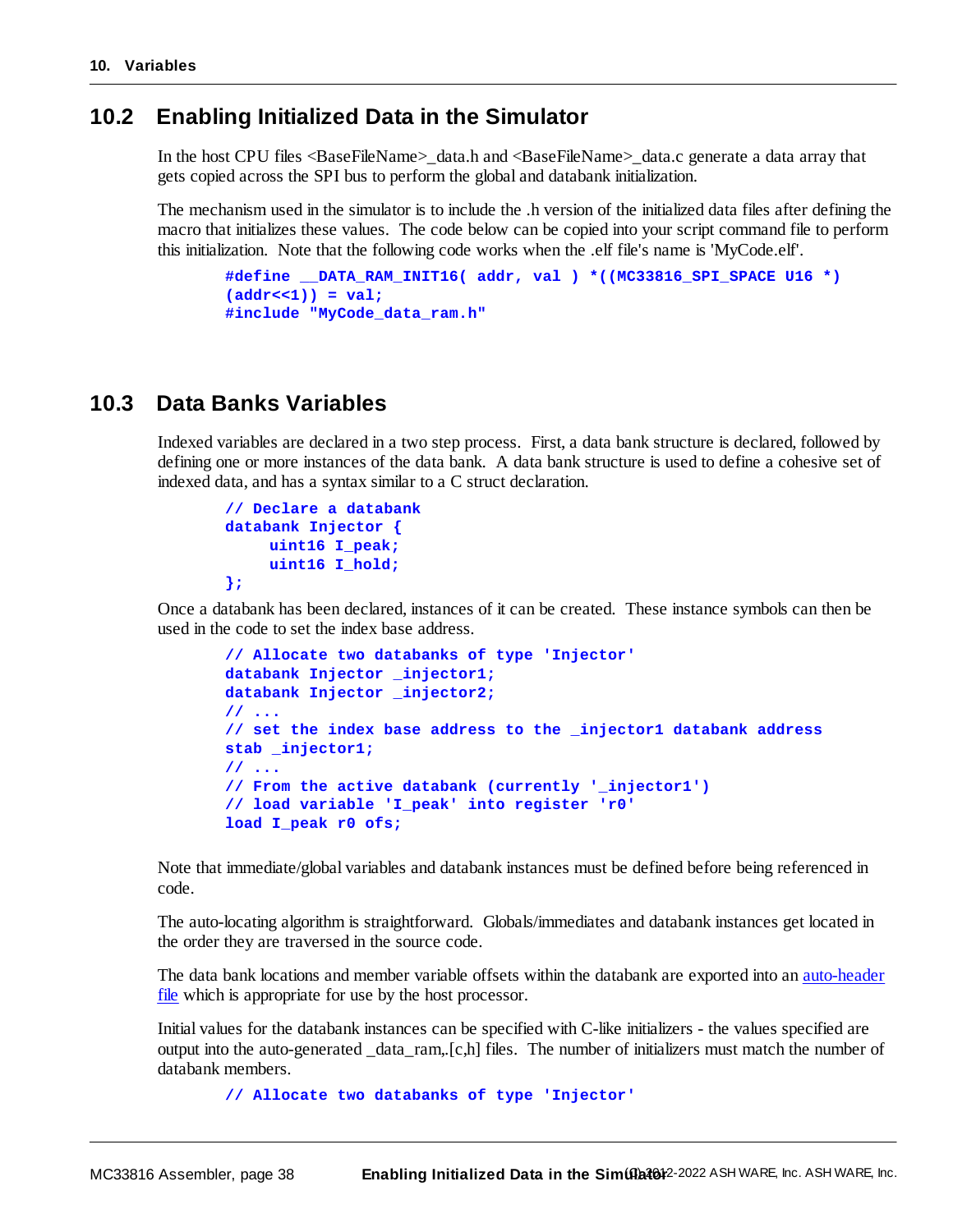## 10.2 Enabling Initialized Data in the Simulator

In the host CPU files <BaseFileName>_data.h and <BaseFileName>_data.c generate a data array that gets copied across the SPI bus to perform the global and databank initialization.

The mechanism used in the simulator is to include the .h version of the initialized data files after defining the macro that initializes these values. The code below can be copied into your script command file to perform this initialization. Note that the following code works when the .elf file's name is 'MyCode.elf'.

```
#define __DATA_RAM_INIT16( addr, val ) *((MC33816_SPI_SPACE U16 *)
(addr<<1)) = val;
#include "MyCode_data_ram.h"
```

## 10.3 Data Banks Variables

Indexed variables are declared in a two step process. First, a data bank structure is declared, followed by defining one or more instances of the data bank. A data bank structure is used to define a cohesive set of indexed data, and has a syntax similar to a C struct declaration.

```
// Declare a databank
databank Injector {
     uint16 I_peak;
     uint16 I_hold;
};
```

Once a databank has been declared, instances of it can be created. These instance symbols can then be used in the code to set the index base address.

```
// Allocate two databanks of type 'Injector'
databank Injector _injector1;
databank Injector _injector2;
// ...
// set the index base address to the _injector1 databank address
stab _injector1;
// ...
// From the active databank (currently '_injector1')
// load variable 'I_peak' into register 'r0'
load I_peak r0 ofs;
```

Note that immediate/global variables and databank instances must be defined before being referenced in code.

The auto-locating algorithm is straightforward. Globals/immediates and databank instances get located in the order they are traversed in the source code.

The data bank locations and member variable offsets within the databank are exported into an auto-header file which is appropriate for use by the host processor.

Initial values for the databank instances can be specified with C-like initializers - the values specified are output into the auto-generated _data_ram,.[c,h] files. The number of initializers must match the number of databank members.

```
// Allocate two databanks of type 'Injector'
```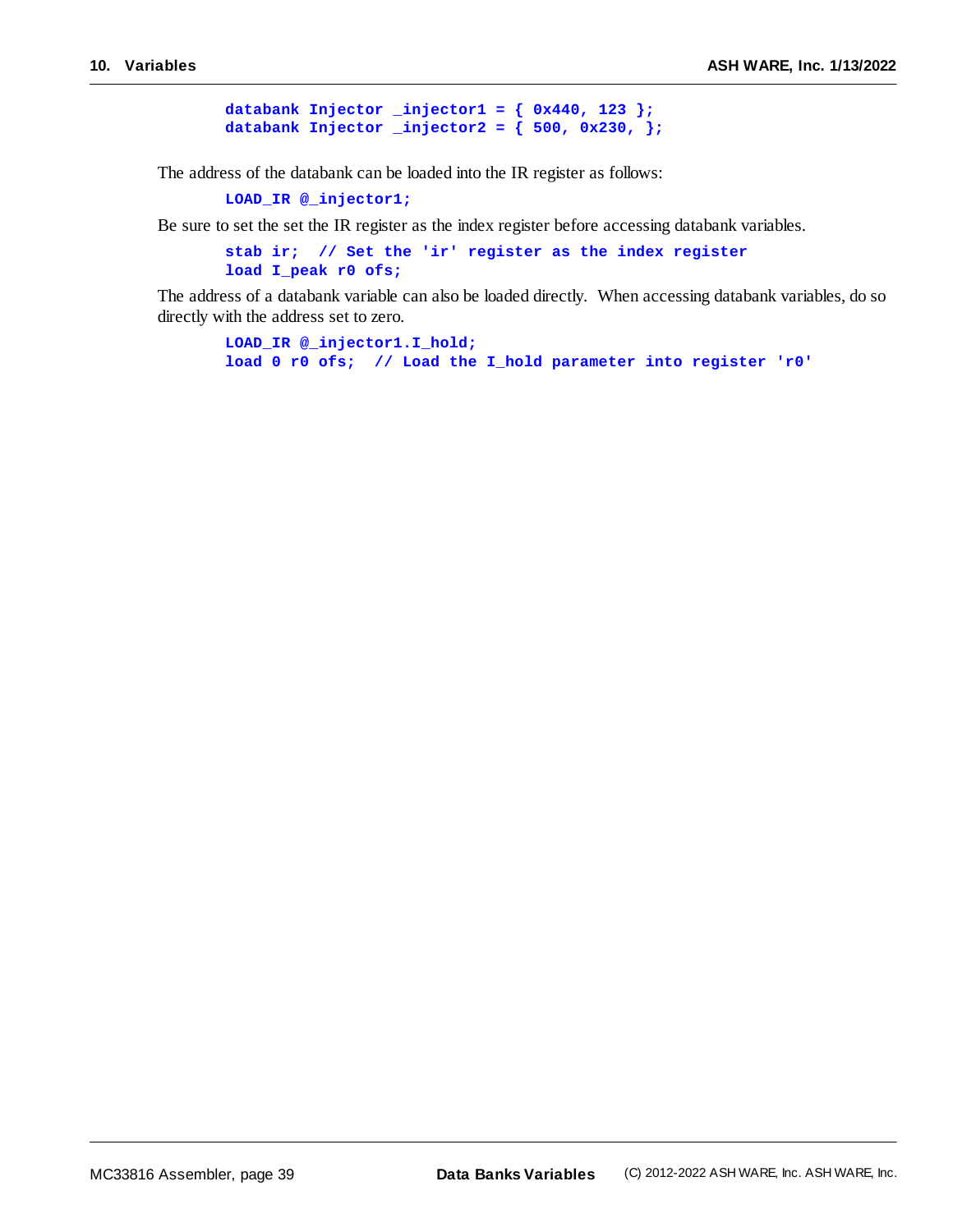```
databank Injector _injector1 = { 0x440, 123 };
databank Injector _injector2 = { 500, 0x230, };
```

The address of the databank can be loaded into the IR register as follows:

```
LOAD_IR @_injector1;
```

Be sure to set the set the IR register as the index register before accessing databank variables.

```
stab ir;  // Set the 'ir' register as the index register
load I_peak r0 ofs;
```

The address of a databank variable can also be loaded directly. When accessing databank variables, do so directly with the address set to zero.

```
LOAD_IR @_injector1.I_hold;
load 0 r0 ofs;  // Load the I_hold parameter into register 'r0'
```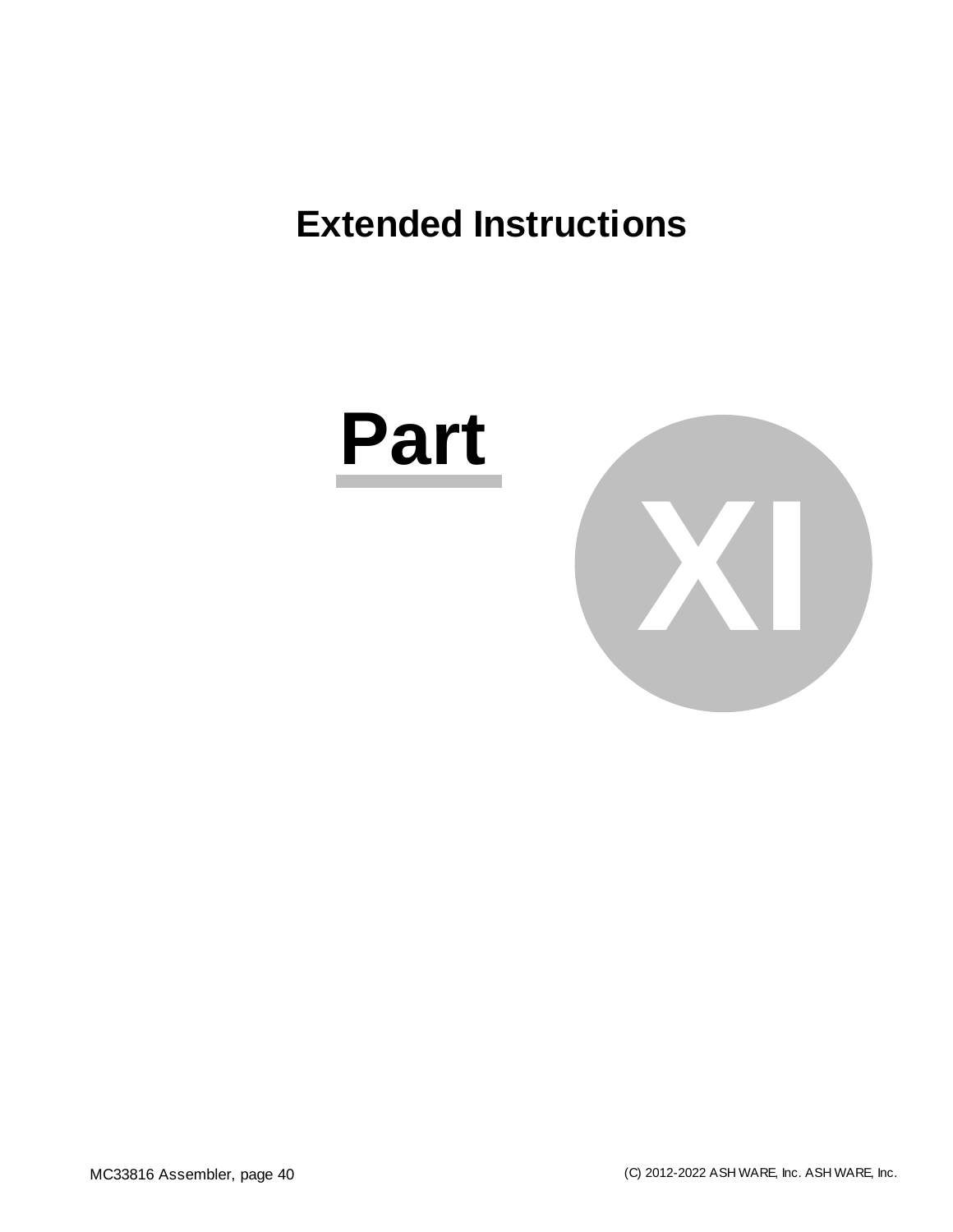# Extended Instructions

# Part XI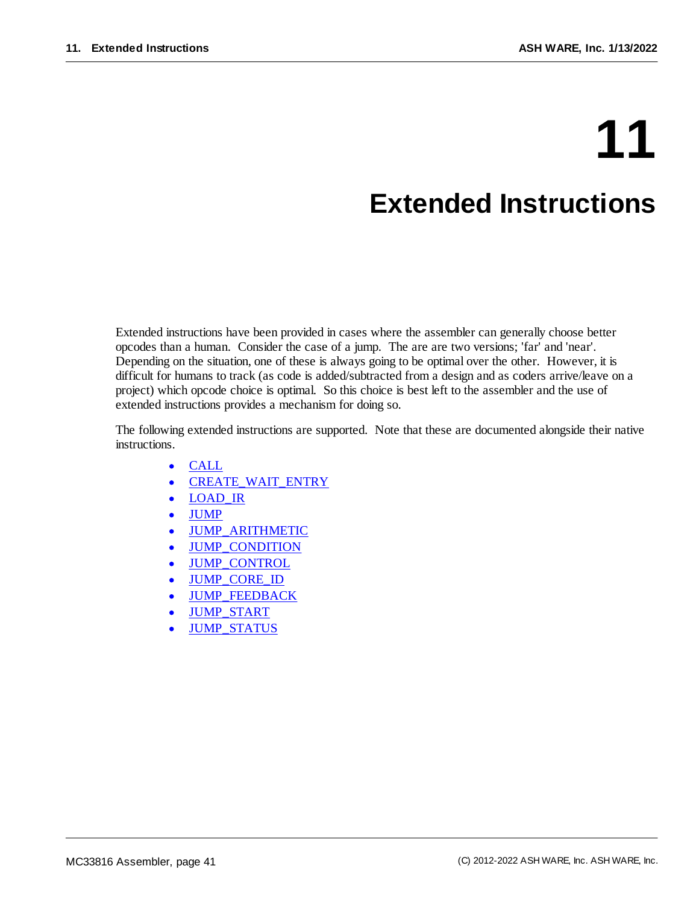# 11 Extended Instructions

Extended instructions have been provided in cases where the assembler can generally choose better opcodes than a human. Consider the case of a jump. The are are two versions; 'far' and 'near'. Depending on the situation, one of these is always going to be optimal over the other. However, it is difficult for humans to track (as code is added/subtracted from a design and as coders arrive/leave on a project) which opcode choice is optimal. So this choice is best left to the assembler and the use of extended instructions provides a mechanism for doing so.

The following extended instructions are supported. Note that these are documented alongside their native instructions.

- CALL
- CREATE_WAIT_ENTRY
- LOAD_IR
- JUMP
- JUMP_ARITHMETIC
- JUMP_CONDITION
- JUMP_CONTROL
- JUMP_CORE_ID
- JUMP_FEEDBACK
- JUMP_START
- JUMP_STATUS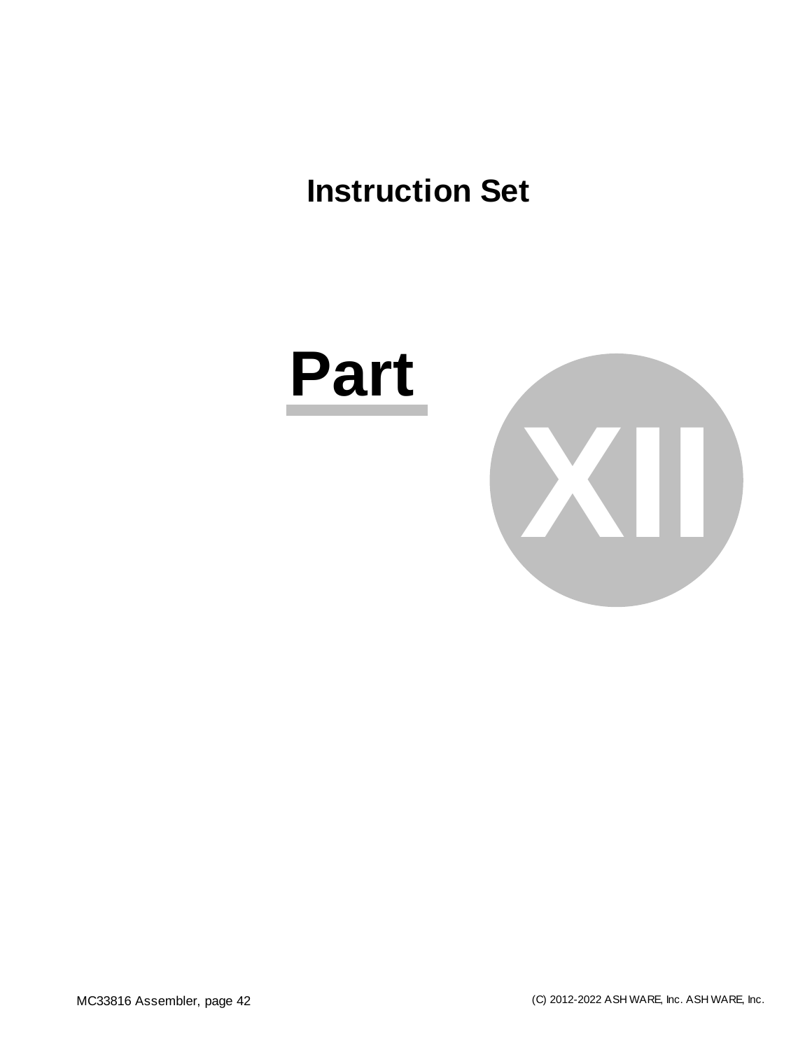# Instruction Set

# Part XII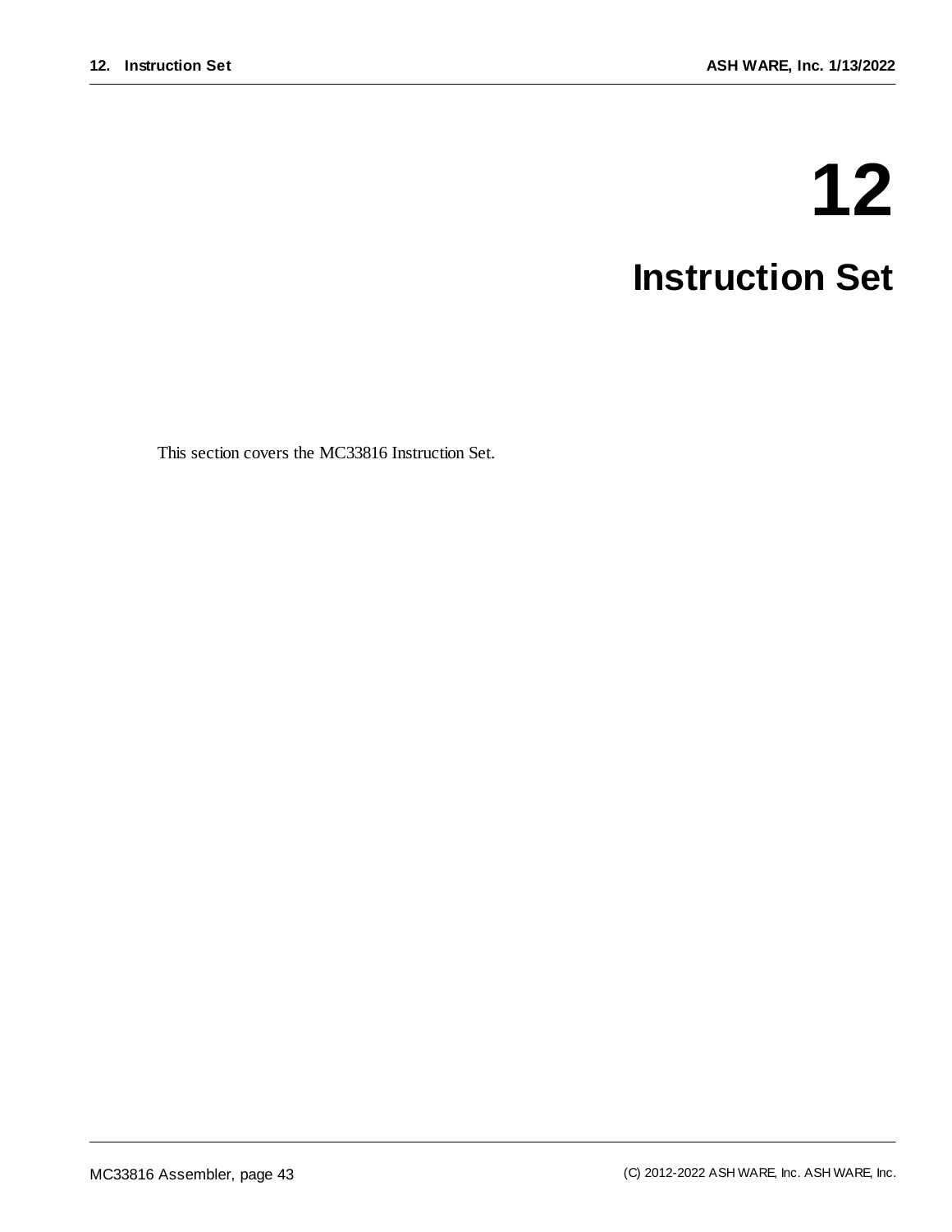# 12 Instruction Set

This section covers the MC33816 Instruction Set.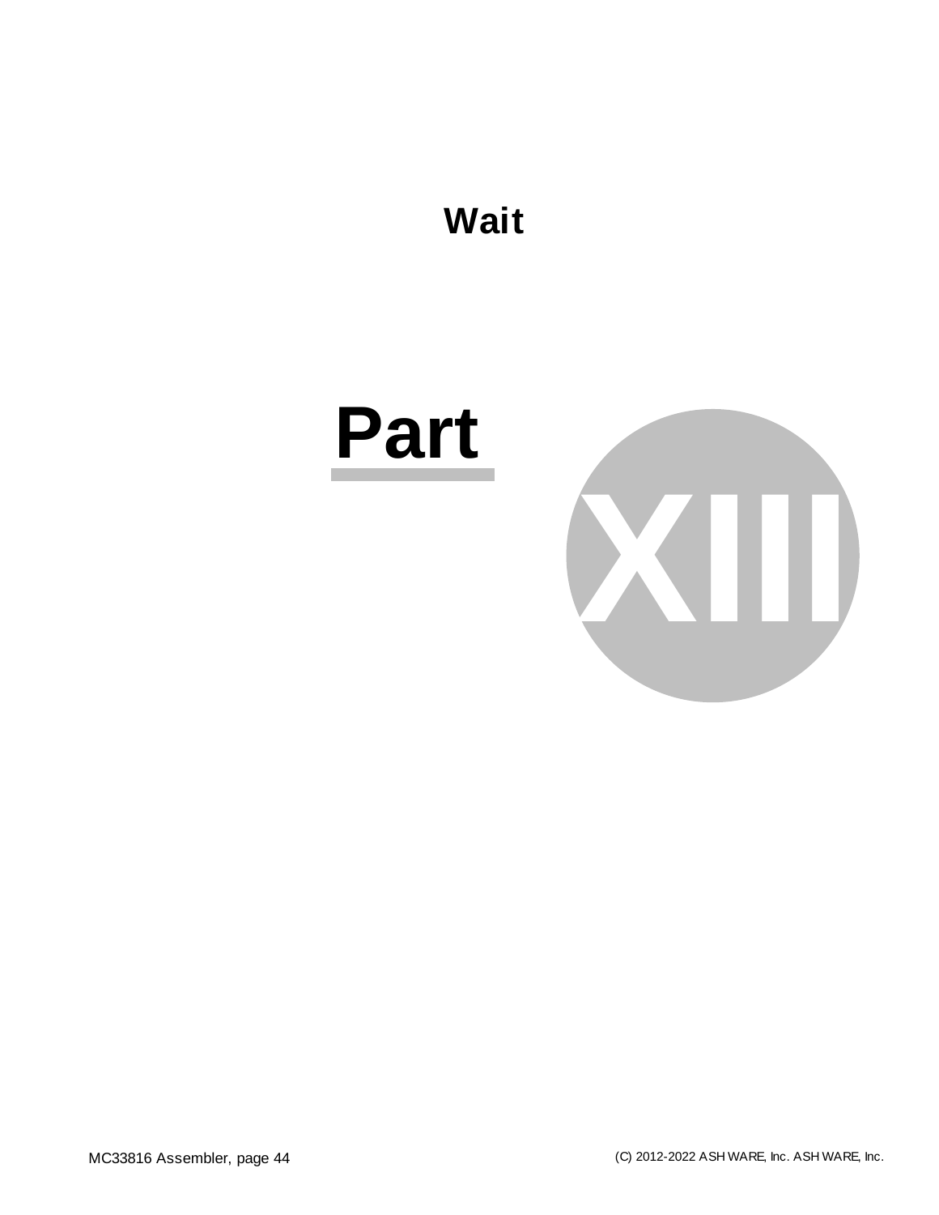# Wait

# Part XIII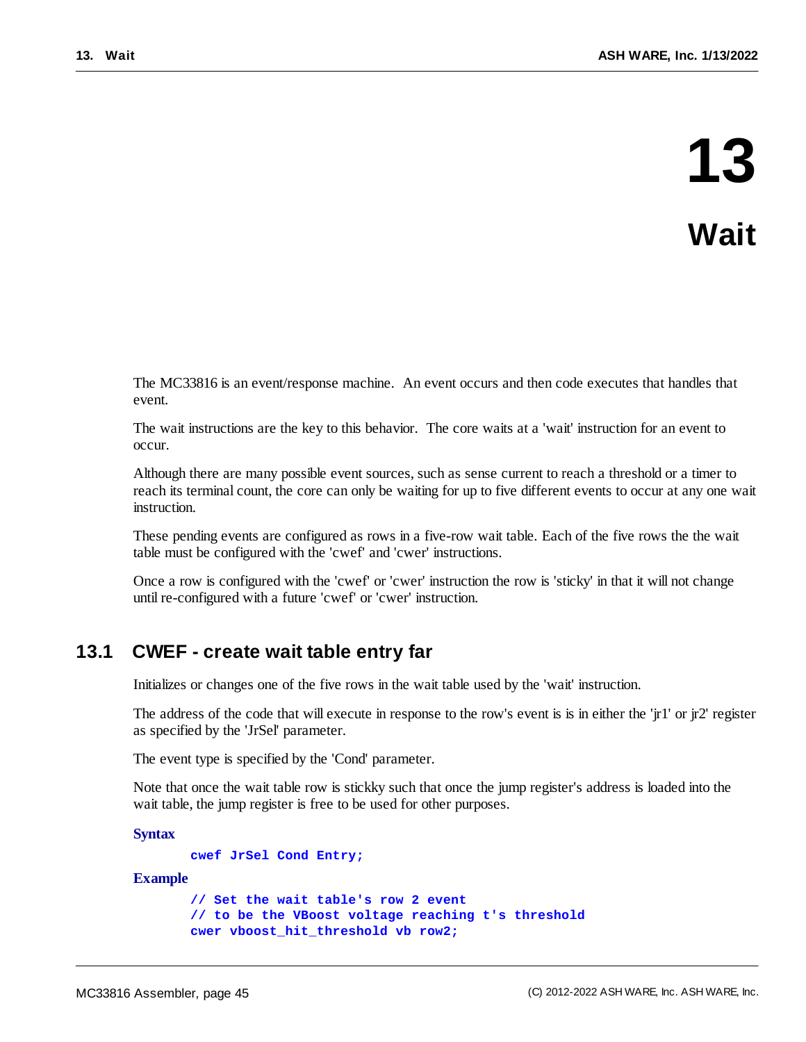# 13 Wait

The MC33816 is an event/response machine. An event occurs and then code executes that handles that event.

The wait instructions are the key to this behavior. The core waits at a 'wait' instruction for an event to occur.

Although there are many possible event sources, such as sense current to reach a threshold or a timer to reach its terminal count, the core can only be waiting for up to five different events to occur at any one wait instruction.

These pending events are configured as rows in a five-row wait table. Each of the five rows the the wait table must be configured with the 'cwef' and 'cwer' instructions.

Once a row is configured with the 'cwef' or 'cwer' instruction the row is 'sticky' in that it will not change until re-configured with a future 'cwef' or 'cwer' instruction.

## 13.1 CWEF - create wait table entry far

Initializes or changes one of the five rows in the wait table used by the 'wait' instruction.

The address of the code that will execute in response to the row's event is is in either the 'jr1' or jr2' register as specified by the 'JrSel' parameter.

The event type is specified by the 'Cond' parameter.

Note that once the wait table row is stickky such that once the jump register's address is loaded into the wait table, the jump register is free to be used for other purposes.

**Syntax**

```
cwef JrSel Cond Entry;
```

**Example**

```
// Set the wait table's row 2 event
// to be the VBoost voltage reaching t's threshold
cwer vboost_hit_threshold vb row2;
```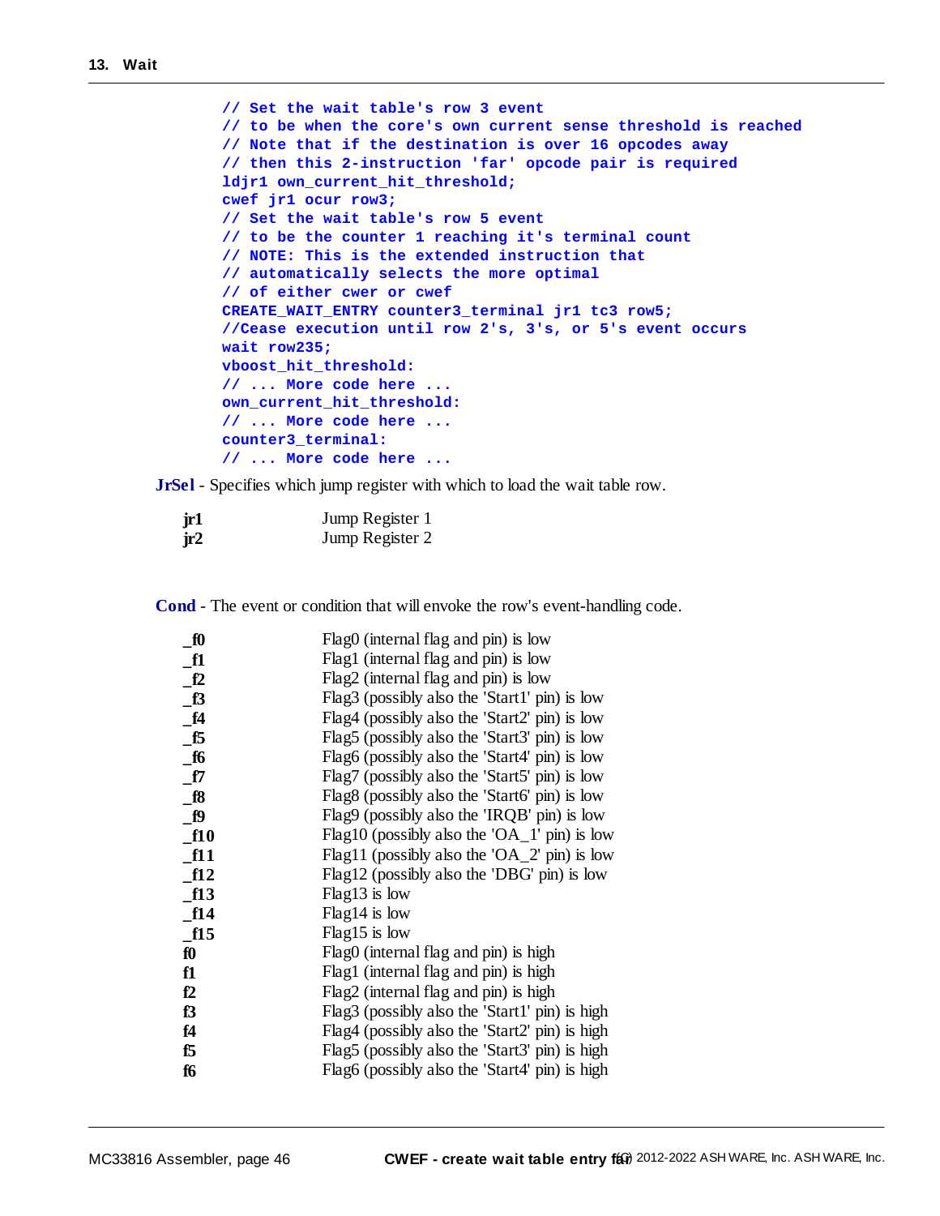```
// Set the wait table's row 3 event
// to be when the core's own current sense threshold is reached
// Note that if the destination is over 16 opcodes away
// then this 2-instruction 'far' opcode pair is required
ldjr1 own_current_hit_threshold;
cwef jr1 ocur row3;
// Set the wait table's row 5 event
// to be the counter 1 reaching it's terminal count
// NOTE: This is the extended instruction that
// automatically selects the more optimal
// of either cwer or cwef
CREATE_WAIT_ENTRY counter3_terminal jr1 tc3 row5;
//Cease execution until row 2's, 3's, or 5's event occurs
wait row235;
vboost_hit_threshold:
// ... More code here ...
own_current_hit_threshold:
// ... More code here ...
counter3_terminal:
// ... More code here ...
```

**JrSel** - Specifies which jump register with which to load the wait table row.

| | |
|---|---|
| **jr1** | Jump Register 1 |
| **jr2** | Jump Register 2 |

**Cond** - The event or condition that will envoke the row's event-handling code.

| | |
|---|---|
| **_f0** | Flag0 (internal flag and pin) is low |
| **_f1** | Flag1 (internal flag and pin) is low |
| **_f2** | Flag2 (internal flag and pin) is low |
| **_f3** | Flag3 (possibly also the 'Start1' pin) is low |
| **_f4** | Flag4 (possibly also the 'Start2' pin) is low |
| **_f5** | Flag5 (possibly also the 'Start3' pin) is low |
| **_f6** | Flag6 (possibly also the 'Start4' pin) is low |
| **_f7** | Flag7 (possibly also the 'Start5' pin) is low |
| **_f8** | Flag8 (possibly also the 'Start6' pin) is low |
| **_f9** | Flag9 (possibly also the 'IRQB' pin) is low |
| **_f10** | Flag10 (possibly also the 'OA_1' pin) is low |
| **_f11** | Flag11 (possibly also the 'OA_2' pin) is low |
| **_f12** | Flag12 (possibly also the 'DBG' pin) is low |
| **_f13** | Flag13 is low |
| **_f14** | Flag14 is low |
| **_f15** | Flag15 is low |
| **f0** | Flag0 (internal flag and pin) is high |
| **f1** | Flag1 (internal flag and pin) is high |
| **f2** | Flag2 (internal flag and pin) is high |
| **f3** | Flag3 (possibly also the 'Start1' pin) is high |
| **f4** | Flag4 (possibly also the 'Start2' pin) is high |
| **f5** | Flag5 (possibly also the 'Start3' pin) is high |
| **f6** | Flag6 (possibly also the 'Start4' pin) is high |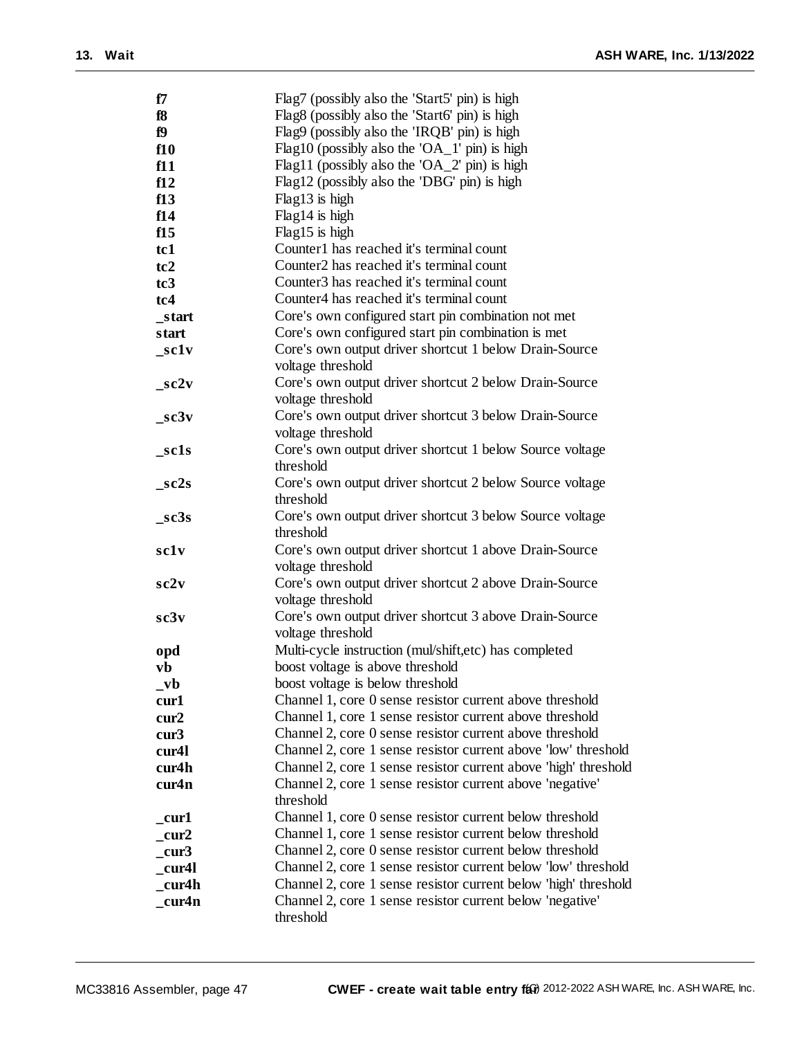| | |
|---|---|
| **f7** | Flag7 (possibly also the 'Start5' pin) is high |
| **f8** | Flag8 (possibly also the 'Start6' pin) is high |
| **f9** | Flag9 (possibly also the 'IRQB' pin) is high |
| **f10** | Flag10 (possibly also the 'OA_1' pin) is high |
| **f11** | Flag11 (possibly also the 'OA_2' pin) is high |
| **f12** | Flag12 (possibly also the 'DBG' pin) is high |
| **f13** | Flag13 is high |
| **f14** | Flag14 is high |
| **f15** | Flag15 is high |
| **tc1** | Counter1 has reached it's terminal count |
| **tc2** | Counter2 has reached it's terminal count |
| **tc3** | Counter3 has reached it's terminal count |
| **tc4** | Counter4 has reached it's terminal count |
| **_start** | Core's own configured start pin combination not met |
| **start** | Core's own configured start pin combination is met |
| **_sc1v** | Core's own output driver shortcut 1 below Drain-Source voltage threshold |
| **_sc2v** | Core's own output driver shortcut 2 below Drain-Source voltage threshold |
| **_sc3v** | Core's own output driver shortcut 3 below Drain-Source voltage threshold |
| **_sc1s** | Core's own output driver shortcut 1 below Source voltage threshold |
| **_sc2s** | Core's own output driver shortcut 2 below Source voltage threshold |
| **_sc3s** | Core's own output driver shortcut 3 below Source voltage threshold |
| **sc1v** | Core's own output driver shortcut 1 above Drain-Source voltage threshold |
| **sc2v** | Core's own output driver shortcut 2 above Drain-Source voltage threshold |
| **sc3v** | Core's own output driver shortcut 3 above Drain-Source voltage threshold |
| **opd** | Multi-cycle instruction (mul/shift,etc) has completed |
| **vb** | boost voltage is above threshold |
| **_vb** | boost voltage is below threshold |
| **cur1** | Channel 1, core 0 sense resistor current above threshold |
| **cur2** | Channel 1, core 1 sense resistor current above threshold |
| **cur3** | Channel 2, core 0 sense resistor current above threshold |
| **cur4l** | Channel 2, core 1 sense resistor current above 'low' threshold |
| **cur4h** | Channel 2, core 1 sense resistor current above 'high' threshold |
| **cur4n** | Channel 2, core 1 sense resistor current above 'negative' threshold |
| **_cur1** | Channel 1, core 0 sense resistor current below threshold |
| **_cur2** | Channel 1, core 1 sense resistor current below threshold |
| **_cur3** | Channel 2, core 0 sense resistor current below threshold |
| **_cur4l** | Channel 2, core 1 sense resistor current below 'low' threshold |
| **_cur4h** | Channel 2, core 1 sense resistor current below 'high' threshold |
| **_cur4n** | Channel 2, core 1 sense resistor current below 'negative' threshold |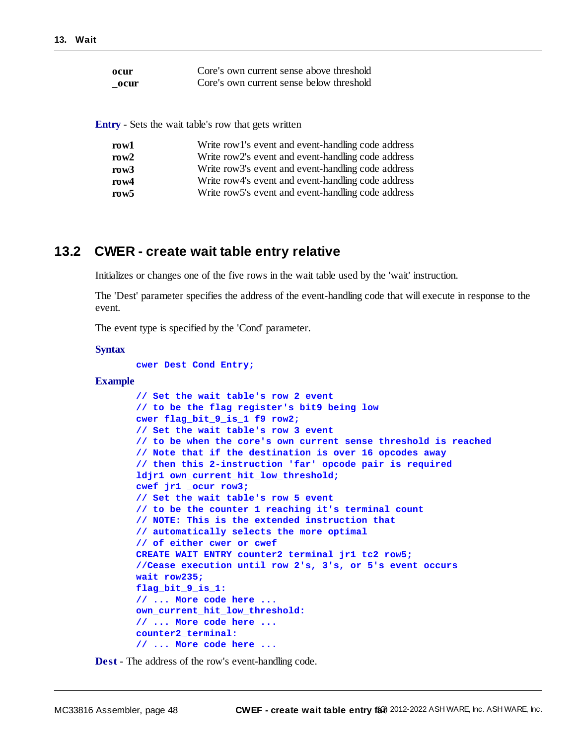| | |
|---|---|
| **ocur** | Core's own current sense above threshold |
| **_ocur** | Core's own current sense below threshold |

**Entry** - Sets the wait table's row that gets written

| | |
|---|---|
| **row1** | Write row1's event and event-handling code address |
| **row2** | Write row2's event and event-handling code address |
| **row3** | Write row3's event and event-handling code address |
| **row4** | Write row4's event and event-handling code address |
| **row5** | Write row5's event and event-handling code address |

## 13.2 CWER - create wait table entry relative

Initializes or changes one of the five rows in the wait table used by the 'wait' instruction.

The 'Dest' parameter specifies the address of the event-handling code that will execute in response to the event.

The event type is specified by the 'Cond' parameter.

**Syntax**

```
cwer Dest Cond Entry;
```

**Example**

```
// Set the wait table's row 2 event
// to be the flag register's bit9 being low
cwer flag_bit_9_is_1 f9 row2;
// Set the wait table's row 3 event
// to be when the core's own current sense threshold is reached
// Note that if the destination is over 16 opcodes away
// then this 2-instruction 'far' opcode pair is required
ldjr1 own_current_hit_low_threshold;
cwef jr1 _ocur row3;
// Set the wait table's row 5 event
// to be the counter 1 reaching it's terminal count
// NOTE: This is the extended instruction that
// automatically selects the more optimal
// of either cwer or cwef
CREATE_WAIT_ENTRY counter2_terminal jr1 tc2 row5;
//Cease execution until row 2's, 3's, or 5's event occurs
wait row235;
flag_bit_9_is_1:
// ... More code here ...
own_current_hit_low_threshold:
// ... More code here ...
counter2_terminal:
// ... More code here ...
```

**Dest** - The address of the row's event-handling code.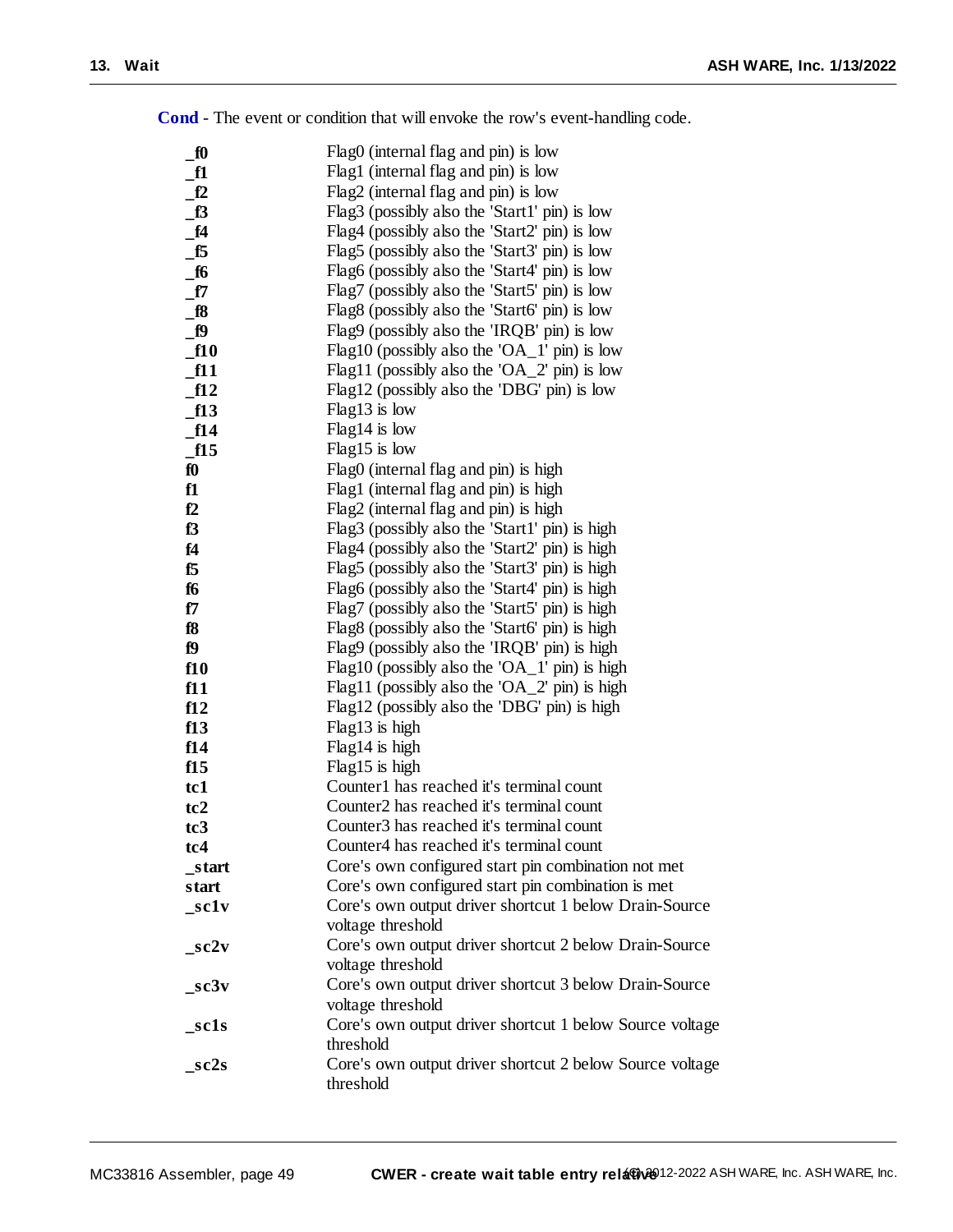**Cond** - The event or condition that will envoke the row's event-handling code.

| | |
|---|---|
| **_f0** | Flag0 (internal flag and pin) is low |
| **_f1** | Flag1 (internal flag and pin) is low |
| **_f2** | Flag2 (internal flag and pin) is low |
| **_f3** | Flag3 (possibly also the 'Start1' pin) is low |
| **_f4** | Flag4 (possibly also the 'Start2' pin) is low |
| **_f5** | Flag5 (possibly also the 'Start3' pin) is low |
| **_f6** | Flag6 (possibly also the 'Start4' pin) is low |
| **_f7** | Flag7 (possibly also the 'Start5' pin) is low |
| **_f8** | Flag8 (possibly also the 'Start6' pin) is low |
| **_f9** | Flag9 (possibly also the 'IRQB' pin) is low |
| **_f10** | Flag10 (possibly also the 'OA_1' pin) is low |
| **_f11** | Flag11 (possibly also the 'OA_2' pin) is low |
| **_f12** | Flag12 (possibly also the 'DBG' pin) is low |
| **_f13** | Flag13 is low |
| **_f14** | Flag14 is low |
| **_f15** | Flag15 is low |
| **f0** | Flag0 (internal flag and pin) is high |
| **f1** | Flag1 (internal flag and pin) is high |
| **f2** | Flag2 (internal flag and pin) is high |
| **f3** | Flag3 (possibly also the 'Start1' pin) is high |
| **f4** | Flag4 (possibly also the 'Start2' pin) is high |
| **f5** | Flag5 (possibly also the 'Start3' pin) is high |
| **f6** | Flag6 (possibly also the 'Start4' pin) is high |
| **f7** | Flag7 (possibly also the 'Start5' pin) is high |
| **f8** | Flag8 (possibly also the 'Start6' pin) is high |
| **f9** | Flag9 (possibly also the 'IRQB' pin) is high |
| **f10** | Flag10 (possibly also the 'OA_1' pin) is high |
| **f11** | Flag11 (possibly also the 'OA_2' pin) is high |
| **f12** | Flag12 (possibly also the 'DBG' pin) is high |
| **f13** | Flag13 is high |
| **f14** | Flag14 is high |
| **f15** | Flag15 is high |
| **tc1** | Counter1 has reached it's terminal count |
| **tc2** | Counter2 has reached it's terminal count |
| **tc3** | Counter3 has reached it's terminal count |
| **tc4** | Counter4 has reached it's terminal count |
| **_start** | Core's own configured start pin combination not met |
| **start** | Core's own configured start pin combination is met |
| **_sc1v** | Core's own output driver shortcut 1 below Drain-Source voltage threshold |
| **_sc2v** | Core's own output driver shortcut 2 below Drain-Source voltage threshold |
| **_sc3v** | Core's own output driver shortcut 3 below Drain-Source voltage threshold |
| **_sc1s** | Core's own output driver shortcut 1 below Source voltage threshold |
| **_sc2s** | Core's own output driver shortcut 2 below Source voltage threshold |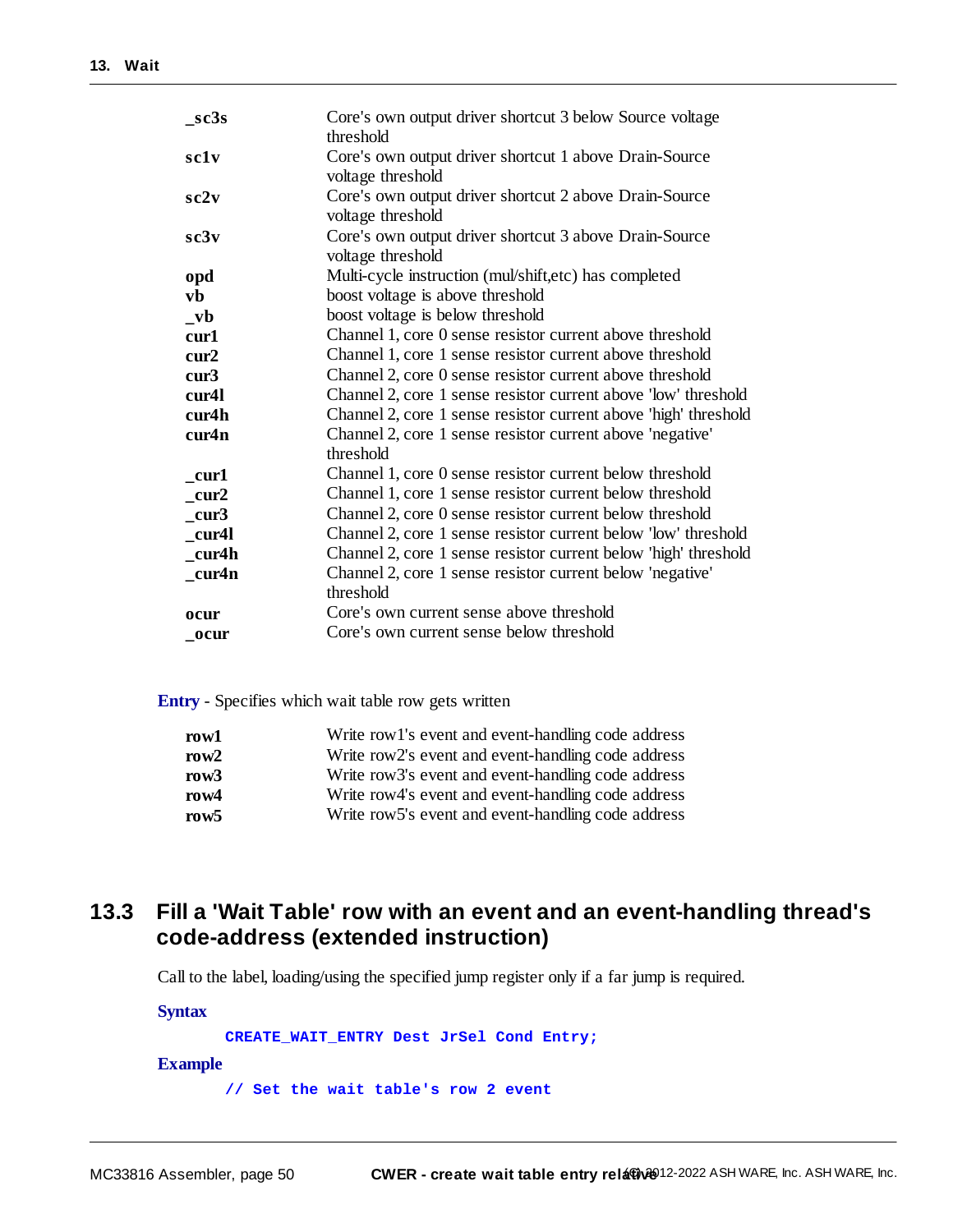| | |
|---|---|
| **_sc3s** | Core's own output driver shortcut 3 below Source voltage threshold |
| **sc1v** | Core's own output driver shortcut 1 above Drain-Source voltage threshold |
| **sc2v** | Core's own output driver shortcut 2 above Drain-Source voltage threshold |
| **sc3v** | Core's own output driver shortcut 3 above Drain-Source voltage threshold |
| **opd** | Multi-cycle instruction (mul/shift,etc) has completed |
| **vb** | boost voltage is above threshold |
| **_vb** | boost voltage is below threshold |
| **cur1** | Channel 1, core 0 sense resistor current above threshold |
| **cur2** | Channel 1, core 1 sense resistor current above threshold |
| **cur3** | Channel 2, core 0 sense resistor current above threshold |
| **cur4l** | Channel 2, core 1 sense resistor current above 'low' threshold |
| **cur4h** | Channel 2, core 1 sense resistor current above 'high' threshold |
| **cur4n** | Channel 2, core 1 sense resistor current above 'negative' threshold |
| **_cur1** | Channel 1, core 0 sense resistor current below threshold |
| **_cur2** | Channel 1, core 1 sense resistor current below threshold |
| **_cur3** | Channel 2, core 0 sense resistor current below threshold |
| **_cur4l** | Channel 2, core 1 sense resistor current below 'low' threshold |
| **_cur4h** | Channel 2, core 1 sense resistor current below 'high' threshold |
| **_cur4n** | Channel 2, core 1 sense resistor current below 'negative' threshold |
| **ocur** | Core's own current sense above threshold |
| **_ocur** | Core's own current sense below threshold |

**Entry** - Specifies which wait table row gets written

| | |
|---|---|
| **row1** | Write row1's event and event-handling code address |
| **row2** | Write row2's event and event-handling code address |
| **row3** | Write row3's event and event-handling code address |
| **row4** | Write row4's event and event-handling code address |
| **row5** | Write row5's event and event-handling code address |

## 13.3 Fill a 'Wait Table' row with an event and an event-handling thread's code-address (extended instruction)

Call to the label, loading/using the specified jump register only if a far jump is required.

**Syntax**

```
CREATE_WAIT_ENTRY Dest JrSel Cond Entry;
```

**Example**

```
// Set the wait table's row 2 event
```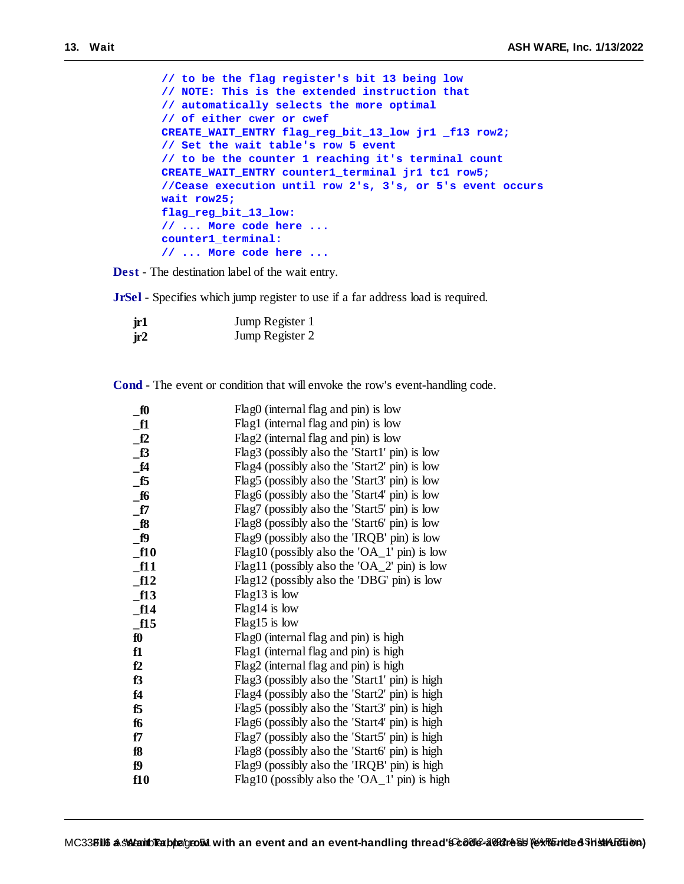```
// to be the flag register's bit 13 being low
// NOTE: This is the extended instruction that
// automatically selects the more optimal
// of either cwer or cwef
CREATE_WAIT_ENTRY flag_reg_bit_13_low jr1 _f13 row2;
// Set the wait table's row 5 event
// to be the counter 1 reaching it's terminal count
CREATE_WAIT_ENTRY counter1_terminal jr1 tc1 row5;
//Cease execution until row 2's, 3's, or 5's event occurs
wait row25;
flag_reg_bit_13_low:
// ... More code here ...
counter1_terminal:
// ... More code here ...
```

**Dest** - The destination label of the wait entry.

**JrSel** - Specifies which jump register to use if a far address load is required.

| | |
|---|---|
| **jr1** | Jump Register 1 |
| **jr2** | Jump Register 2 |

**Cond** - The event or condition that will envoke the row's event-handling code.

| | |
|---|---|
| **_f0** | Flag0 (internal flag and pin) is low |
| **_f1** | Flag1 (internal flag and pin) is low |
| **_f2** | Flag2 (internal flag and pin) is low |
| **_f3** | Flag3 (possibly also the 'Start1' pin) is low |
| **_f4** | Flag4 (possibly also the 'Start2' pin) is low |
| **_f5** | Flag5 (possibly also the 'Start3' pin) is low |
| **_f6** | Flag6 (possibly also the 'Start4' pin) is low |
| **_f7** | Flag7 (possibly also the 'Start5' pin) is low |
| **_f8** | Flag8 (possibly also the 'Start6' pin) is low |
| **_f9** | Flag9 (possibly also the 'IRQB' pin) is low |
| **_f10** | Flag10 (possibly also the 'OA_1' pin) is low |
| **_f11** | Flag11 (possibly also the 'OA_2' pin) is low |
| **_f12** | Flag12 (possibly also the 'DBG' pin) is low |
| **_f13** | Flag13 is low |
| **_f14** | Flag14 is low |
| **_f15** | Flag15 is low |
| **f0** | Flag0 (internal flag and pin) is high |
| **f1** | Flag1 (internal flag and pin) is high |
| **f2** | Flag2 (internal flag and pin) is high |
| **f3** | Flag3 (possibly also the 'Start1' pin) is high |
| **f4** | Flag4 (possibly also the 'Start2' pin) is high |
| **f5** | Flag5 (possibly also the 'Start3' pin) is high |
| **f6** | Flag6 (possibly also the 'Start4' pin) is high |
| **f7** | Flag7 (possibly also the 'Start5' pin) is high |
| **f8** | Flag8 (possibly also the 'Start6' pin) is high |
| **f9** | Flag9 (possibly also the 'IRQB' pin) is high |
| **f10** | Flag10 (possibly also the 'OA_1' pin) is high |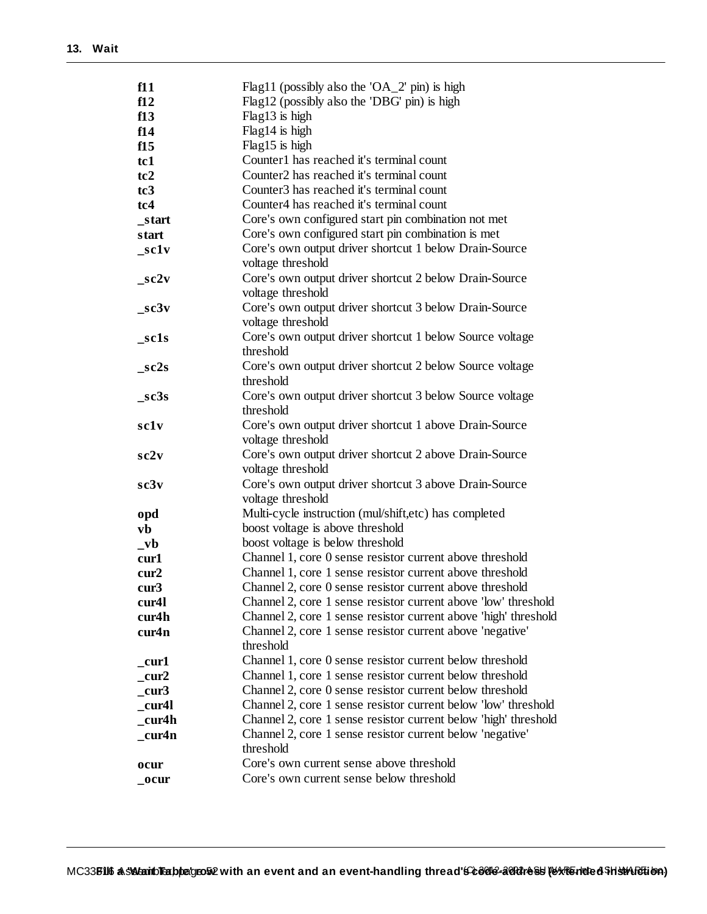| | |
|---|---|
| **f11** | Flag11 (possibly also the 'OA_2' pin) is high |
| **f12** | Flag12 (possibly also the 'DBG' pin) is high |
| **f13** | Flag13 is high |
| **f14** | Flag14 is high |
| **f15** | Flag15 is high |
| **tc1** | Counter1 has reached it's terminal count |
| **tc2** | Counter2 has reached it's terminal count |
| **tc3** | Counter3 has reached it's terminal count |
| **tc4** | Counter4 has reached it's terminal count |
| **_start** | Core's own configured start pin combination not met |
| **start** | Core's own configured start pin combination is met |
| **_sc1v** | Core's own output driver shortcut 1 below Drain-Source voltage threshold |
| **_sc2v** | Core's own output driver shortcut 2 below Drain-Source voltage threshold |
| **_sc3v** | Core's own output driver shortcut 3 below Drain-Source voltage threshold |
| **_sc1s** | Core's own output driver shortcut 1 below Source voltage threshold |
| **_sc2s** | Core's own output driver shortcut 2 below Source voltage threshold |
| **_sc3s** | Core's own output driver shortcut 3 below Source voltage threshold |
| **sc1v** | Core's own output driver shortcut 1 above Drain-Source voltage threshold |
| **sc2v** | Core's own output driver shortcut 2 above Drain-Source voltage threshold |
| **sc3v** | Core's own output driver shortcut 3 above Drain-Source voltage threshold |
| **opd** | Multi-cycle instruction (mul/shift,etc) has completed |
| **vb** | boost voltage is above threshold |
| **_vb** | boost voltage is below threshold |
| **cur1** | Channel 1, core 0 sense resistor current above threshold |
| **cur2** | Channel 1, core 1 sense resistor current above threshold |
| **cur3** | Channel 2, core 0 sense resistor current above threshold |
| **cur4l** | Channel 2, core 1 sense resistor current above 'low' threshold |
| **cur4h** | Channel 2, core 1 sense resistor current above 'high' threshold |
| **cur4n** | Channel 2, core 1 sense resistor current above 'negative' threshold |
| **_cur1** | Channel 1, core 0 sense resistor current below threshold |
| **_cur2** | Channel 1, core 1 sense resistor current below threshold |
| **_cur3** | Channel 2, core 0 sense resistor current below threshold |
| **_cur4l** | Channel 2, core 1 sense resistor current below 'low' threshold |
| **_cur4h** | Channel 2, core 1 sense resistor current below 'high' threshold |
| **_cur4n** | Channel 2, core 1 sense resistor current below 'negative' threshold |
| **ocur** | Core's own current sense above threshold |
| **_ocur** | Core's own current sense below threshold |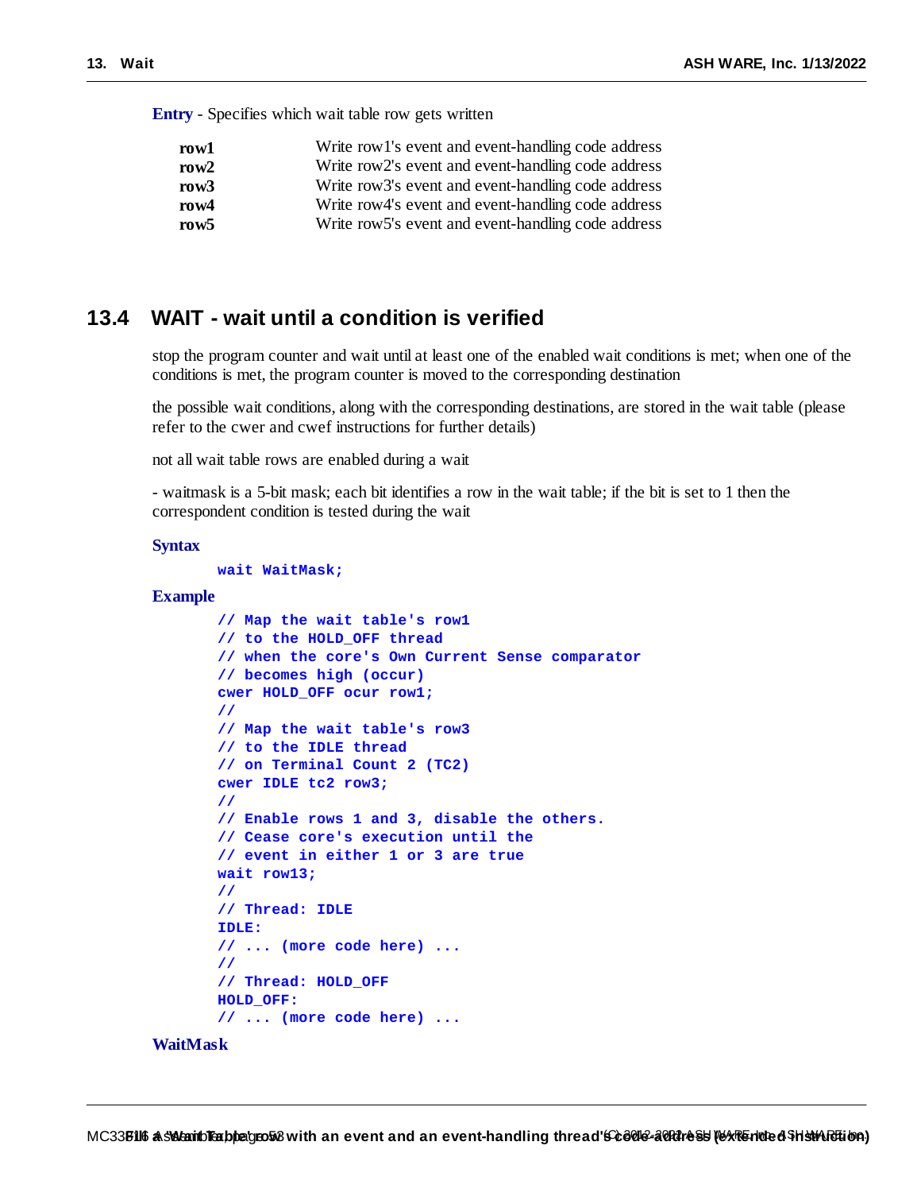**Entry** - Specifies which wait table row gets written

| | |
|---|---|
| **row1** | Write row1's event and event-handling code address |
| **row2** | Write row2's event and event-handling code address |
| **row3** | Write row3's event and event-handling code address |
| **row4** | Write row4's event and event-handling code address |
| **row5** | Write row5's event and event-handling code address |

## 13.4 WAIT - wait until a condition is verified

stop the program counter and wait until at least one of the enabled wait conditions is met; when one of the conditions is met, the program counter is moved to the corresponding destination

the possible wait conditions, along with the corresponding destinations, are stored in the wait table (please refer to the cwer and cwef instructions for further details)

not all wait table rows are enabled during a wait

- waitmask is a 5-bit mask; each bit identifies a row in the wait table; if the bit is set to 1 then the correspondent condition is tested during the wait

**Syntax**

```
wait WaitMask;
```

**Example**

```
// Map the wait table's row1
// to the HOLD_OFF thread
// when the core's Own Current Sense comparator
// becomes high (occur)
cwer HOLD_OFF ocur row1;
//
// Map the wait table's row3
// to the IDLE thread
// on Terminal Count 2 (TC2)
cwer IDLE tc2 row3;
//
// Enable rows 1 and 3, disable the others.
// Cease core's execution until the
// event in either 1 or 3 are true
wait row13;
//
// Thread: IDLE
IDLE:
// ... (more code here) ...
//
// Thread: HOLD_OFF
HOLD_OFF:
// ... (more code here) ...
```

**WaitMask**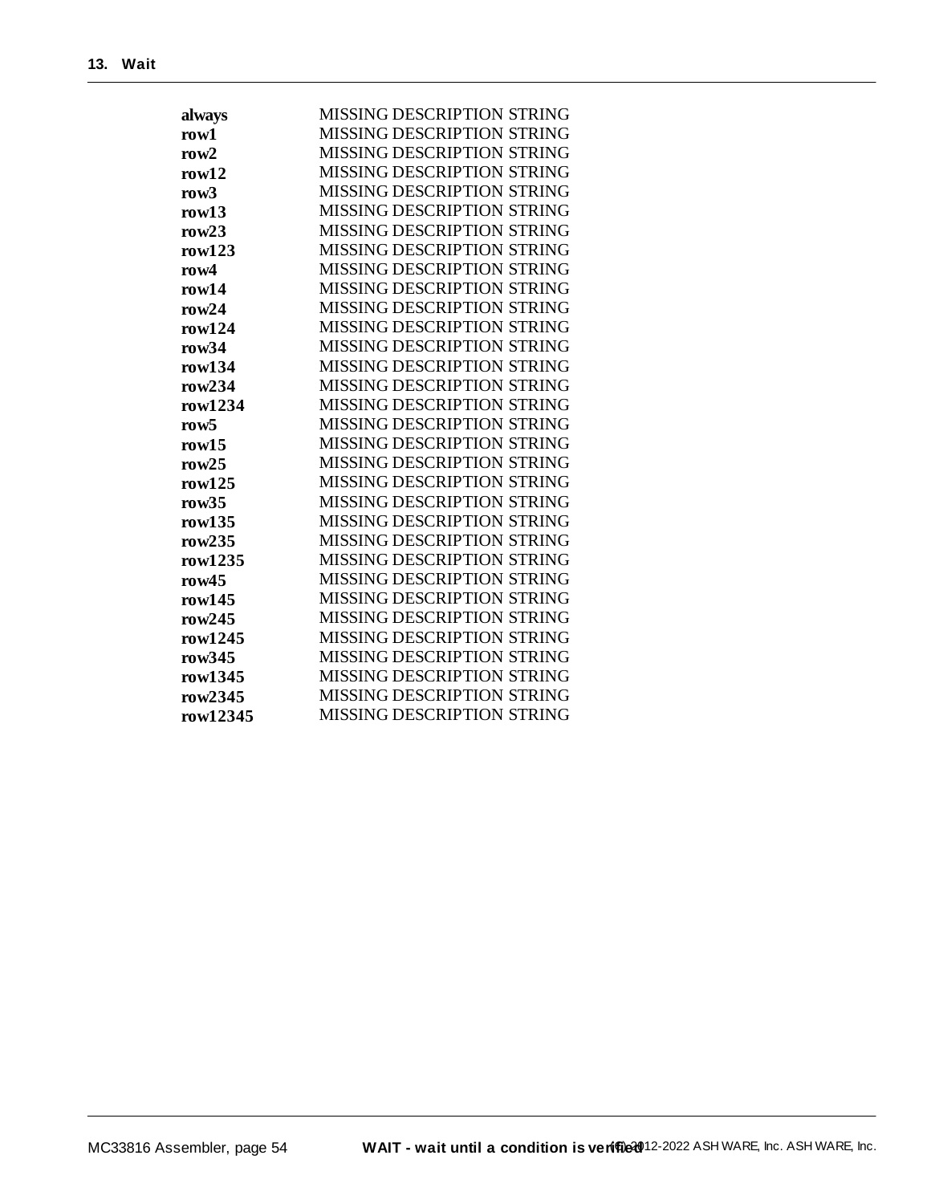| | |
|---|---|
| **always** | MISSING DESCRIPTION STRING |
| **row1** | MISSING DESCRIPTION STRING |
| **row2** | MISSING DESCRIPTION STRING |
| **row12** | MISSING DESCRIPTION STRING |
| **row3** | MISSING DESCRIPTION STRING |
| **row13** | MISSING DESCRIPTION STRING |
| **row23** | MISSING DESCRIPTION STRING |
| **row123** | MISSING DESCRIPTION STRING |
| **row4** | MISSING DESCRIPTION STRING |
| **row14** | MISSING DESCRIPTION STRING |
| **row24** | MISSING DESCRIPTION STRING |
| **row124** | MISSING DESCRIPTION STRING |
| **row34** | MISSING DESCRIPTION STRING |
| **row134** | MISSING DESCRIPTION STRING |
| **row234** | MISSING DESCRIPTION STRING |
| **row1234** | MISSING DESCRIPTION STRING |
| **row5** | MISSING DESCRIPTION STRING |
| **row15** | MISSING DESCRIPTION STRING |
| **row25** | MISSING DESCRIPTION STRING |
| **row125** | MISSING DESCRIPTION STRING |
| **row35** | MISSING DESCRIPTION STRING |
| **row135** | MISSING DESCRIPTION STRING |
| **row235** | MISSING DESCRIPTION STRING |
| **row1235** | MISSING DESCRIPTION STRING |
| **row45** | MISSING DESCRIPTION STRING |
| **row145** | MISSING DESCRIPTION STRING |
| **row245** | MISSING DESCRIPTION STRING |
| **row1245** | MISSING DESCRIPTION STRING |
| **row345** | MISSING DESCRIPTION STRING |
| **row1345** | MISSING DESCRIPTION STRING |
| **row2345** | MISSING DESCRIPTION STRING |
| **row12345** | MISSING DESCRIPTION STRING |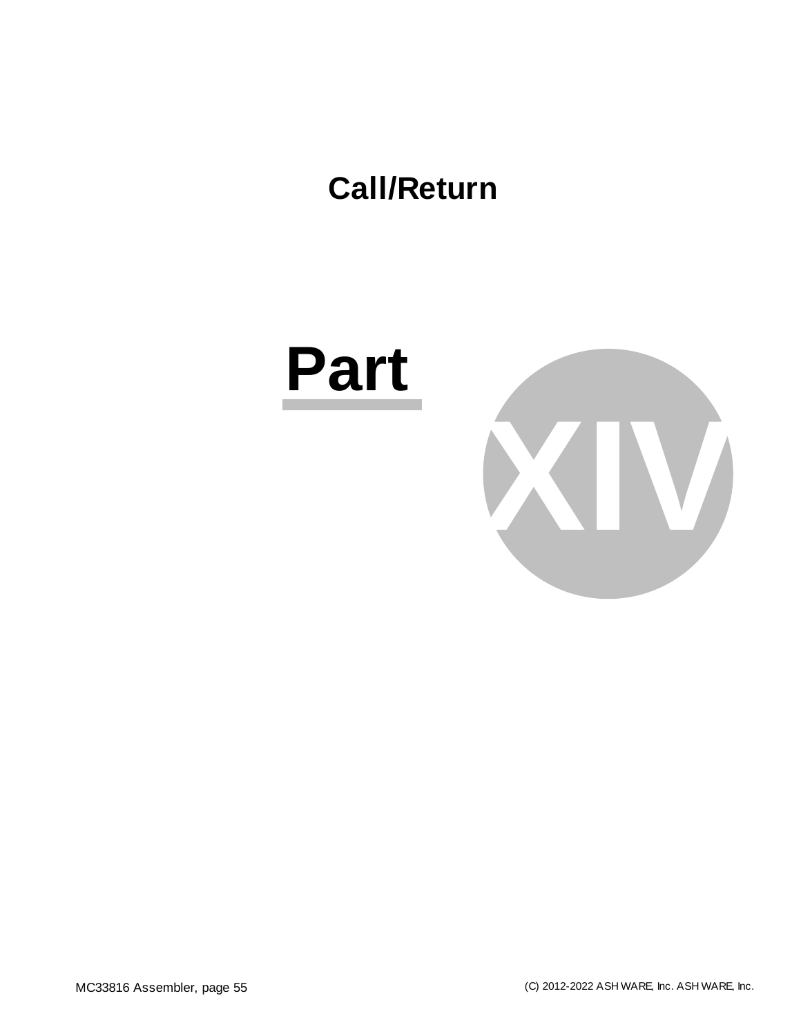# Part XIV

## Call/Return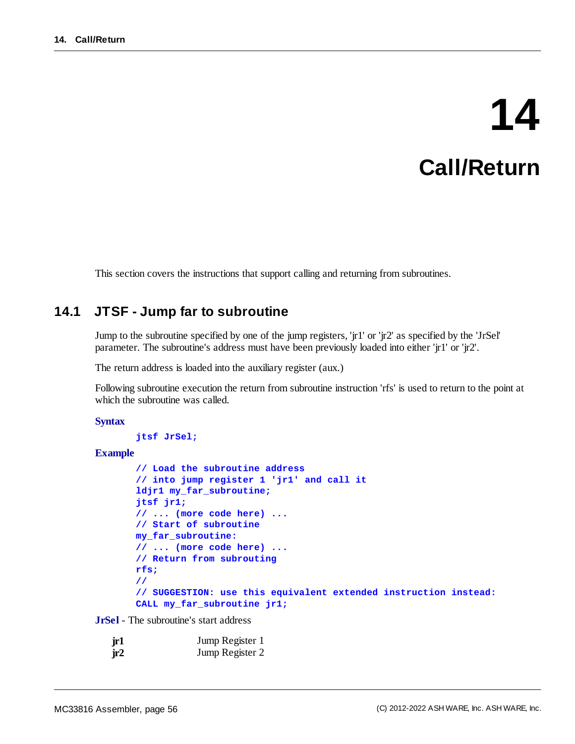# 14 Call/Return

This section covers the instructions that support calling and returning from subroutines.

## 14.1 JTSF - Jump far to subroutine

Jump to the subroutine specified by one of the jump registers, 'jr1' or 'jr2' as specified by the 'JrSel' parameter. The subroutine's address must have been previously loaded into either 'jr1' or 'jr2'.

The return address is loaded into the auxiliary register (aux.)

Following subroutine execution the return from subroutine instruction 'rfs' is used to return to the point at which the subroutine was called.

**Syntax**

```
jtsf JrSel;
```

**Example**

```
// Load the subroutine address
// into jump register 1 'jr1' and call it
ldjr1 my_far_subroutine;
jtsf jr1;
// ... (more code here) ...
// Start of subroutine
my_far_subroutine:
// ... (more code here) ...
// Return from subrouting
rfs;
//
// SUGGESTION: use this equivalent extended instruction instead:
CALL my_far_subroutine jr1;
```

**JrSel** - The subroutine's start address

| | |
|---|---|
| **jr1** | Jump Register 1 |
| **jr2** | Jump Register 2 |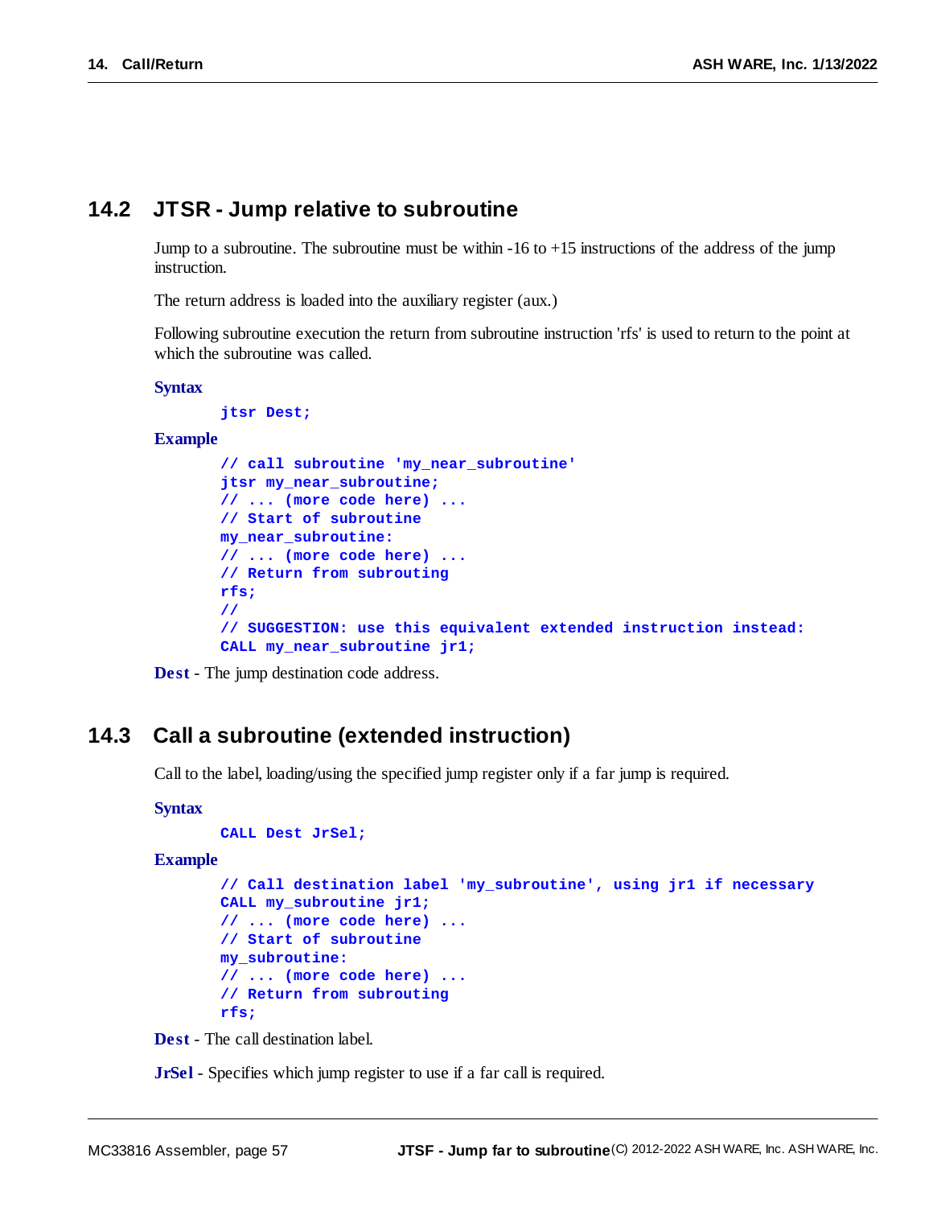## 14.2 JTSR - Jump relative to subroutine

Jump to a subroutine. The subroutine must be within -16 to +15 instructions of the address of the jump instruction.

The return address is loaded into the auxiliary register (aux.)

Following subroutine execution the return from subroutine instruction 'rfs' is used to return to the point at which the subroutine was called.

**Syntax**

```
jtsr Dest;
```

**Example**

```
// call subroutine 'my_near_subroutine'
jtsr my_near_subroutine;
// ... (more code here) ...
// Start of subroutine
my_near_subroutine:
// ... (more code here) ...
// Return from subrouting
rfs;
//
// SUGGESTION: use this equivalent extended instruction instead:
CALL my_near_subroutine jr1;
```

**Dest** - The jump destination code address.

## 14.3 Call a subroutine (extended instruction)

Call to the label, loading/using the specified jump register only if a far jump is required.

**Syntax**

```
CALL Dest JrSel;
```

**Example**

```
// Call destination label 'my_subroutine', using jr1 if necessary
CALL my_subroutine jr1;
// ... (more code here) ...
// Start of subroutine
my_subroutine:
// ... (more code here) ...
// Return from subrouting
rfs;
```

**Dest** - The call destination label.

**JrSel** - Specifies which jump register to use if a far call is required.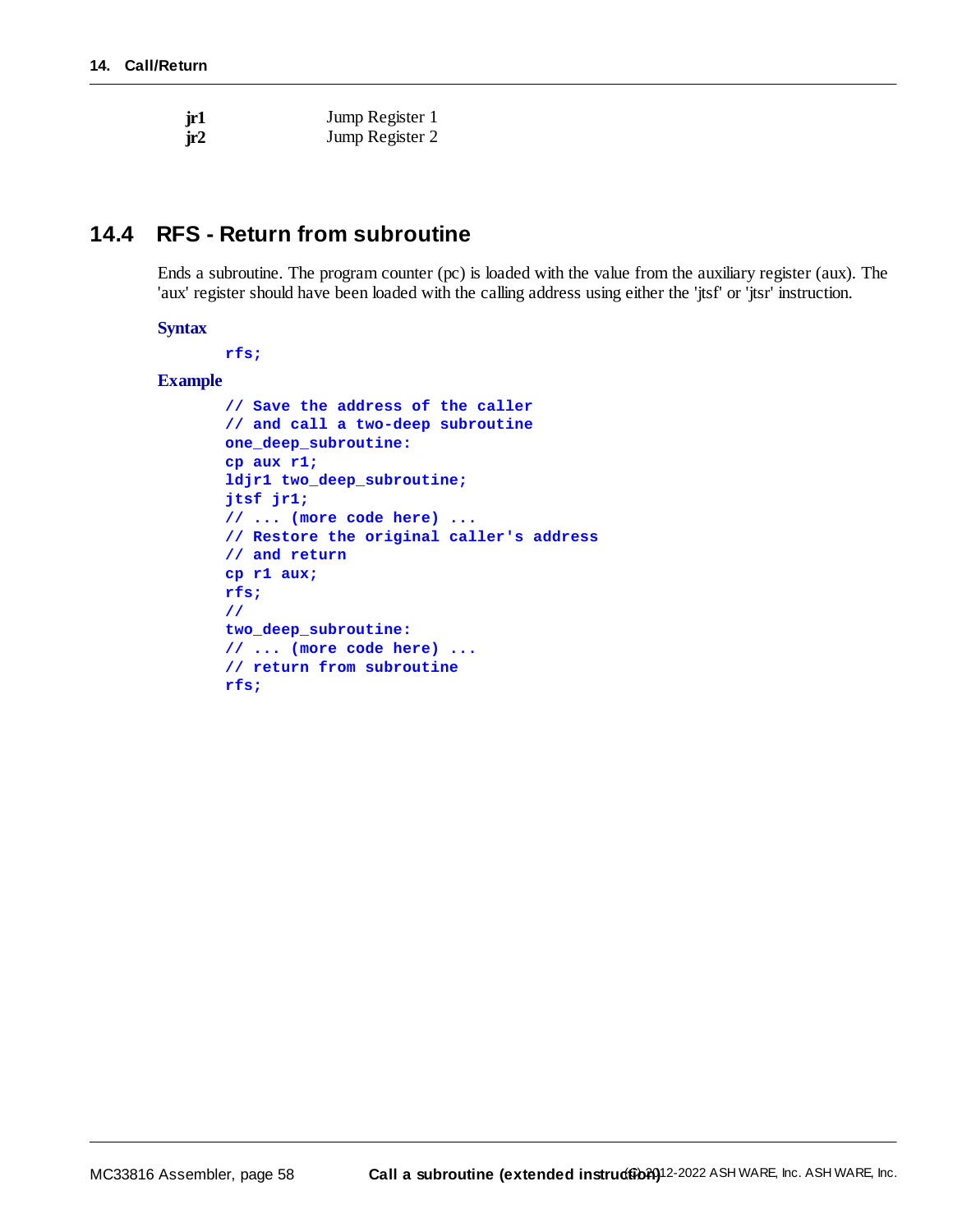| | |
|---|---|
| **jr1** | Jump Register 1 |
| **jr2** | Jump Register 2 |

## 14.4 RFS - Return from subroutine

Ends a subroutine. The program counter (pc) is loaded with the value from the auxiliary register (aux). The 'aux' register should have been loaded with the calling address using either the 'jtsf' or 'jtsr' instruction.

**Syntax**

```
rfs;
```

**Example**

```
// Save the address of the caller
// and call a two-deep subroutine
one_deep_subroutine:
cp aux r1;
ldjr1 two_deep_subroutine;
jtsf jr1;
// ... (more code here) ...
// Restore the original caller's address
// and return
cp r1 aux;
rfs;
//
two_deep_subroutine:
// ... (more code here) ...
// return from subroutine
rfs;
```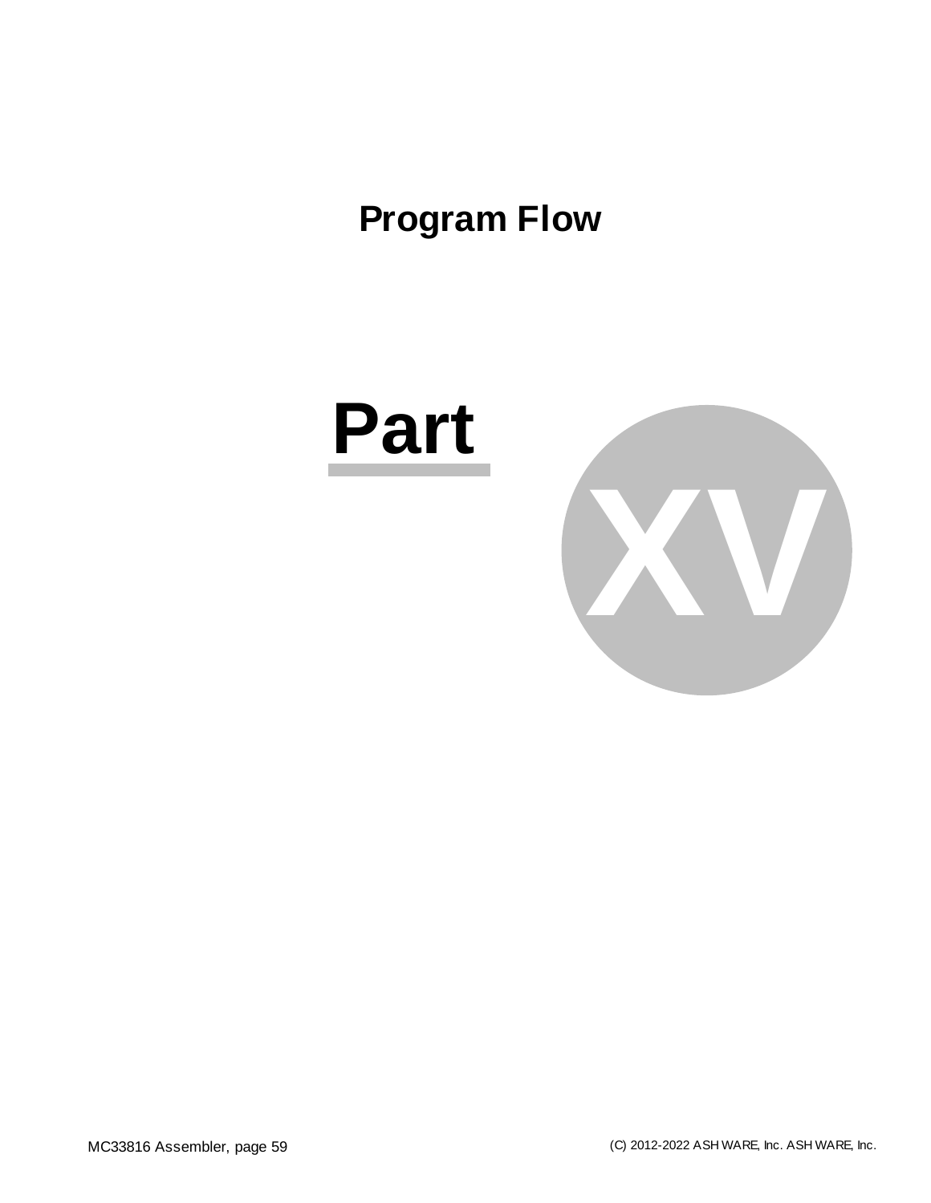# Program Flow

# Part XV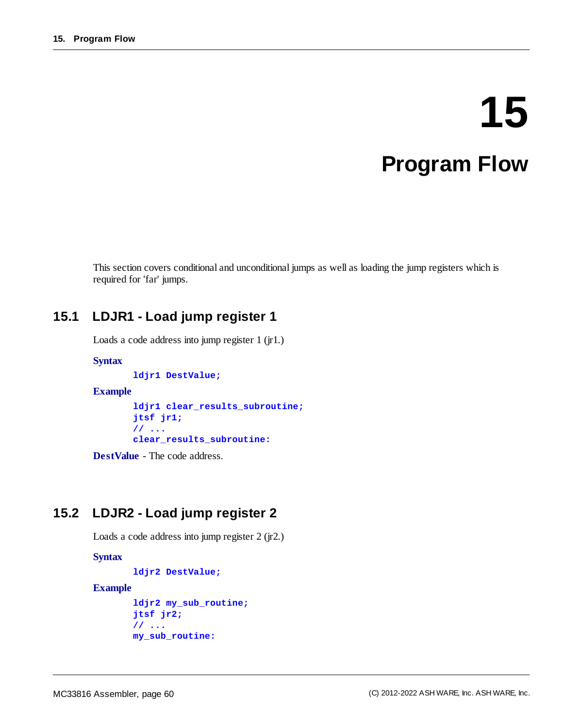# 15 Program Flow

This section covers conditional and unconditional jumps as well as loading the jump registers which is required for 'far' jumps.

## 15.1 LDJR1 - Load jump register 1

Loads a code address into jump register 1 (jr1.)

**Syntax**

```
ldjr1 DestValue;
```

**Example**

```
ldjr1 clear_results_subroutine;
jtsf jr1;
// ...
clear_results_subroutine:
```

**DestValue** - The code address.

## 15.2 LDJR2 - Load jump register 2

Loads a code address into jump register 2 (jr2.)

**Syntax**

```
ldjr2 DestValue;
```

**Example**

```
ldjr2 my_sub_routine;
jtsf jr2;
// ...
my_sub_routine:
```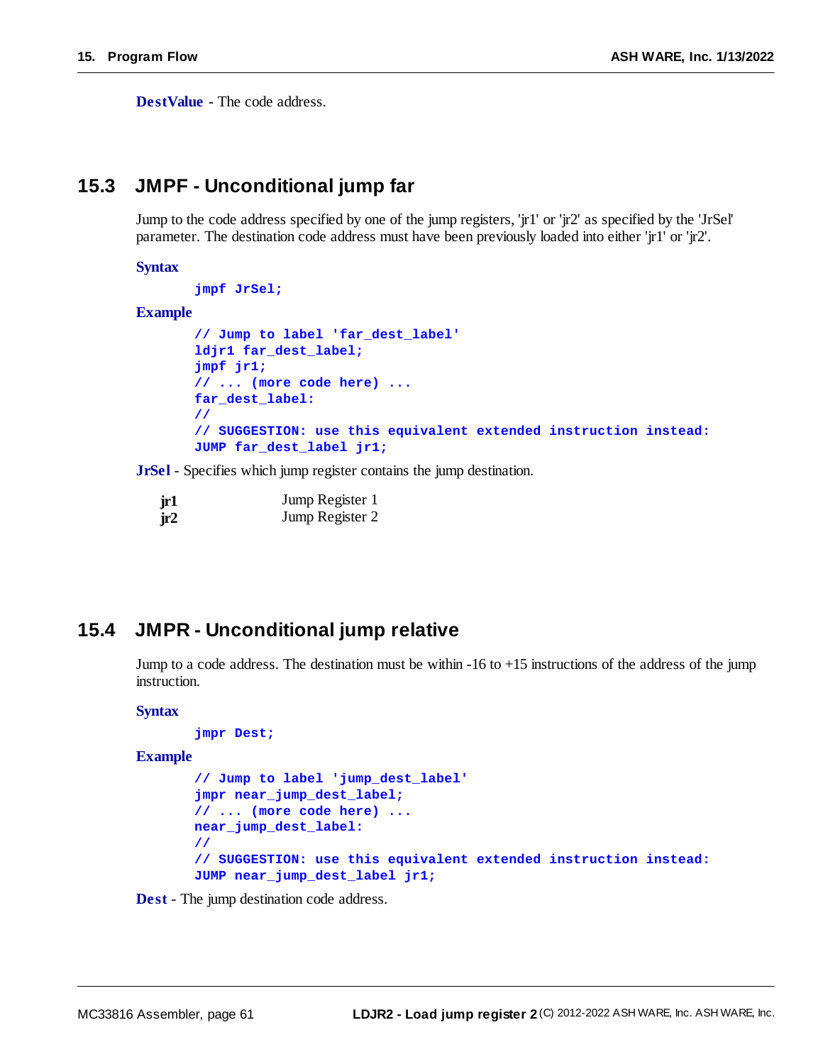**DestValue** - The code address.

## 15.3 JMPF - Unconditional jump far

Jump to the code address specified by one of the jump registers, 'jr1' or 'jr2' as specified by the 'JrSel' parameter. The destination code address must have been previously loaded into either 'jr1' or 'jr2'.

**Syntax**

```
jmpf JrSel;
```

**Example**

```
// Jump to label 'far_dest_label'
ldjr1 far_dest_label;
jmpf jr1;
// ... (more code here) ...
far_dest_label:
//
// SUGGESTION: use this equivalent extended instruction instead:
JUMP far_dest_label jr1;
```

**JrSel** - Specifies which jump register contains the jump destination.

| | |
|---|---|
| **jr1** | Jump Register 1 |
| **jr2** | Jump Register 2 |

## 15.4 JMPR - Unconditional jump relative

Jump to a code address. The destination must be within -16 to +15 instructions of the address of the jump instruction.

**Syntax**

```
jmpr Dest;
```

**Example**

```
// Jump to label 'jump_dest_label'
jmpr near_jump_dest_label;
// ... (more code here) ...
near_jump_dest_label:
//
// SUGGESTION: use this equivalent extended instruction instead:
JUMP near_jump_dest_label jr1;
```

**Dest** - The jump destination code address.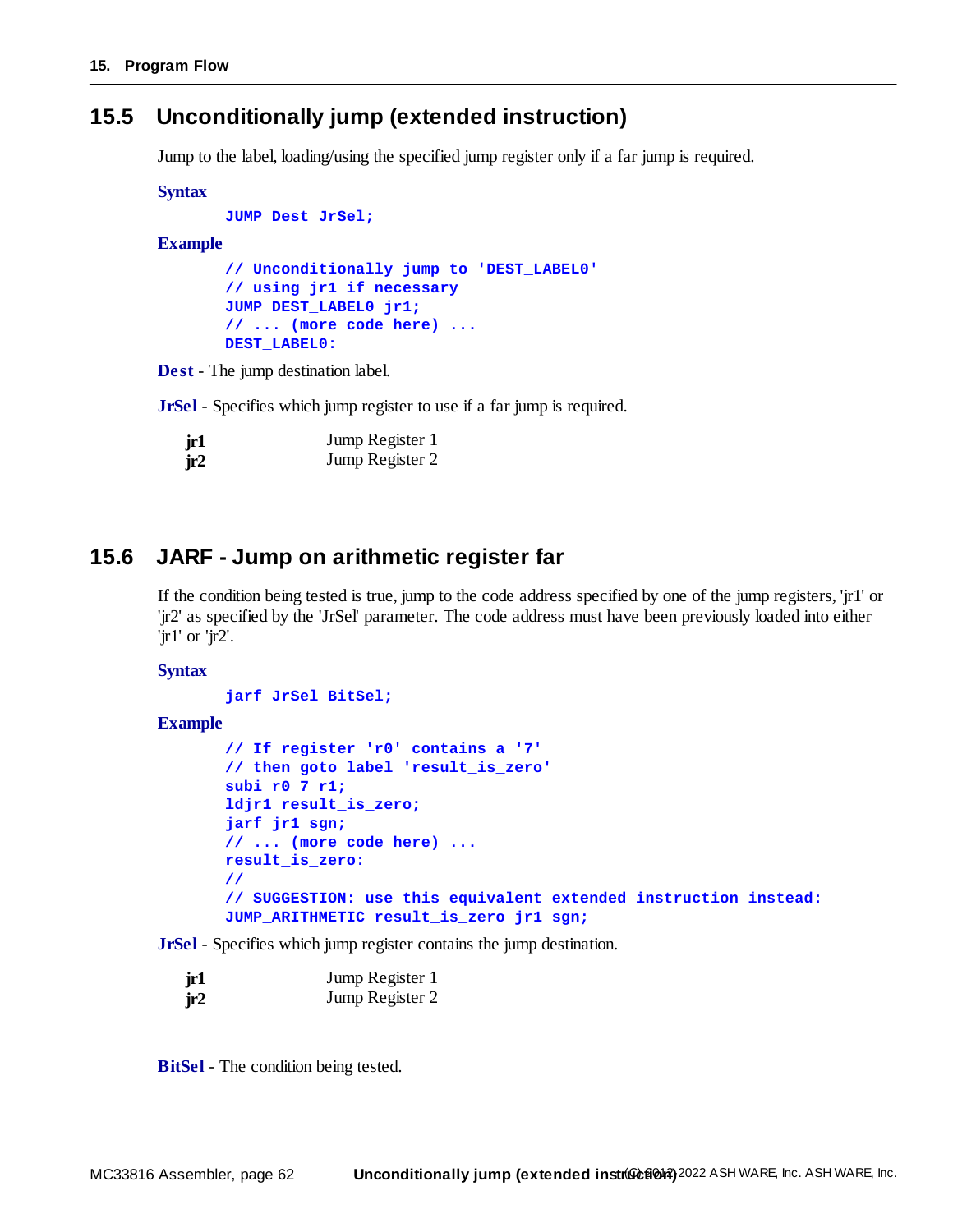## 15.5 Unconditionally jump (extended instruction)

Jump to the label, loading/using the specified jump register only if a far jump is required.

**Syntax**

```
JUMP Dest JrSel;
```

**Example**

```
// Unconditionally jump to 'DEST_LABEL0'
// using jr1 if necessary
JUMP DEST_LABEL0 jr1;
// ... (more code here) ...
DEST_LABEL0:
```

**Dest** - The jump destination label.

**JrSel** - Specifies which jump register to use if a far jump is required.

| | |
|---|---|
| **jr1** | Jump Register 1 |
| **jr2** | Jump Register 2 |

## 15.6 JARF - Jump on arithmetic register far

If the condition being tested is true, jump to the code address specified by one of the jump registers, 'jr1' or 'jr2' as specified by the 'JrSel' parameter. The code address must have been previously loaded into either 'jr1' or 'jr2'.

**Syntax**

```
jarf JrSel BitSel;
```

**Example**

```
// If register 'r0' contains a '7'
// then goto label 'result_is_zero'
subi r0 7 r1;
ldjr1 result_is_zero;
jarf jr1 sgn;
// ... (more code here) ...
result_is_zero:
//
// SUGGESTION: use this equivalent extended instruction instead:
JUMP_ARITHMETIC result_is_zero jr1 sgn;
```

**JrSel** - Specifies which jump register contains the jump destination.

| | |
|---|---|
| **jr1** | Jump Register 1 |
| **jr2** | Jump Register 2 |

**BitSel** - The condition being tested.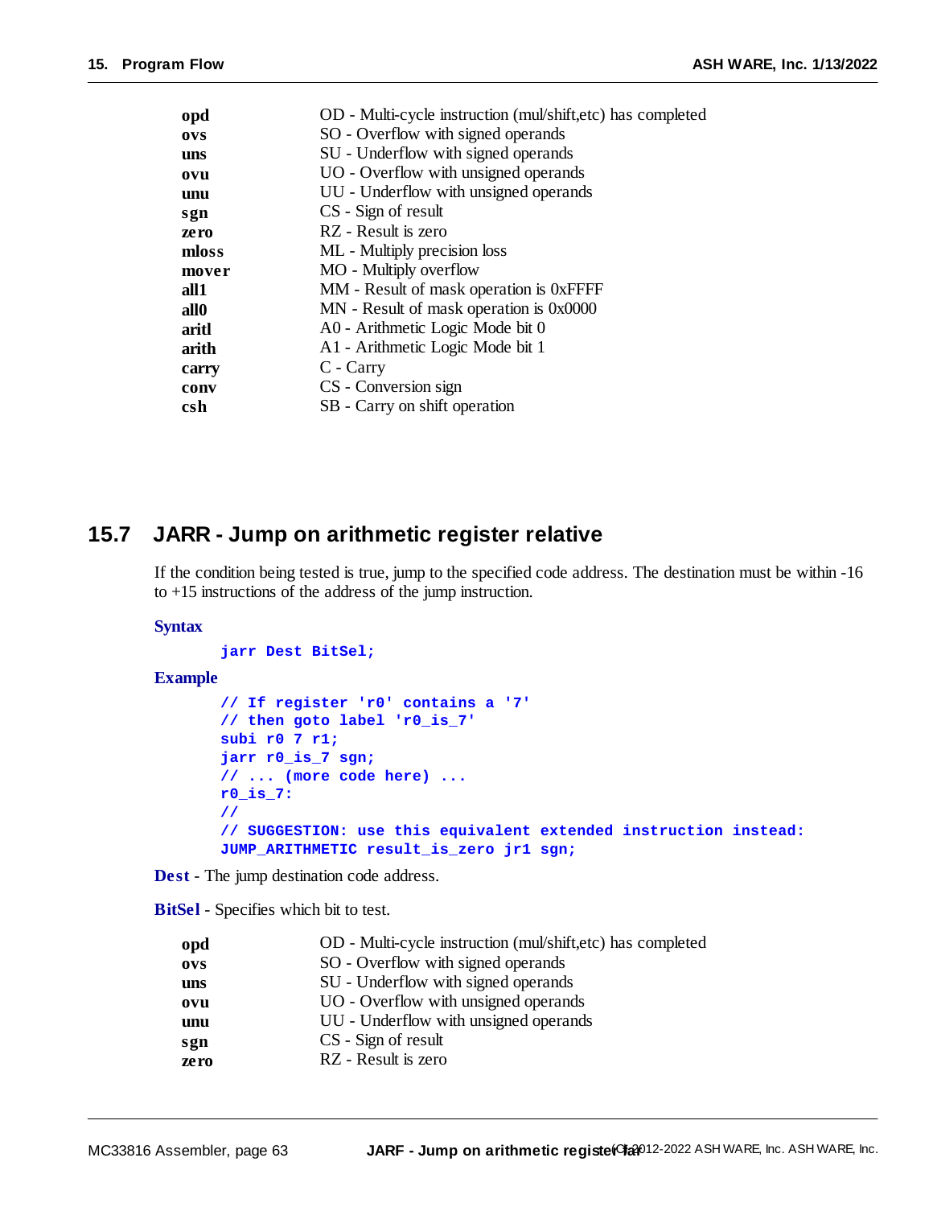| | |
|---|---|
| **opd** | OD - Multi-cycle instruction (mul/shift,etc) has completed |
| **ovs** | SO - Overflow with signed operands |
| **uns** | SU - Underflow with signed operands |
| **ovu** | UO - Overflow with unsigned operands |
| **unu** | UU - Underflow with unsigned operands |
| **sgn** | CS - Sign of result |
| **zero** | RZ - Result is zero |
| **mloss** | ML - Multiply precision loss |
| **mover** | MO - Multiply overflow |
| **all1** | MM - Result of mask operation is 0xFFFF |
| **all0** | MN - Result of mask operation is 0x0000 |
| **aritl** | A0 - Arithmetic Logic Mode bit 0 |
| **arith** | A1 - Arithmetic Logic Mode bit 1 |
| **carry** | C - Carry |
| **conv** | CS - Conversion sign |
| **csh** | SB - Carry on shift operation |

## 15.7 JARR - Jump on arithmetic register relative

If the condition being tested is true, jump to the specified code address. The destination must be within -16 to +15 instructions of the address of the jump instruction.

**Syntax**

```
jarr Dest BitSel;
```

**Example**

```
// If register 'r0' contains a '7'
// then goto label 'r0_is_7'
subi r0 7 r1;
jarr r0_is_7 sgn;
// ... (more code here) ...
r0_is_7:
//
// SUGGESTION: use this equivalent extended instruction instead:
JUMP_ARITHMETIC result_is_zero jr1 sgn;
```

**Dest** - The jump destination code address.

**BitSel** - Specifies which bit to test.

| | |
|---|---|
| **opd** | OD - Multi-cycle instruction (mul/shift,etc) has completed |
| **ovs** | SO - Overflow with signed operands |
| **uns** | SU - Underflow with signed operands |
| **ovu** | UO - Overflow with unsigned operands |
| **unu** | UU - Underflow with unsigned operands |
| **sgn** | CS - Sign of result |
| **zero** | RZ - Result is zero |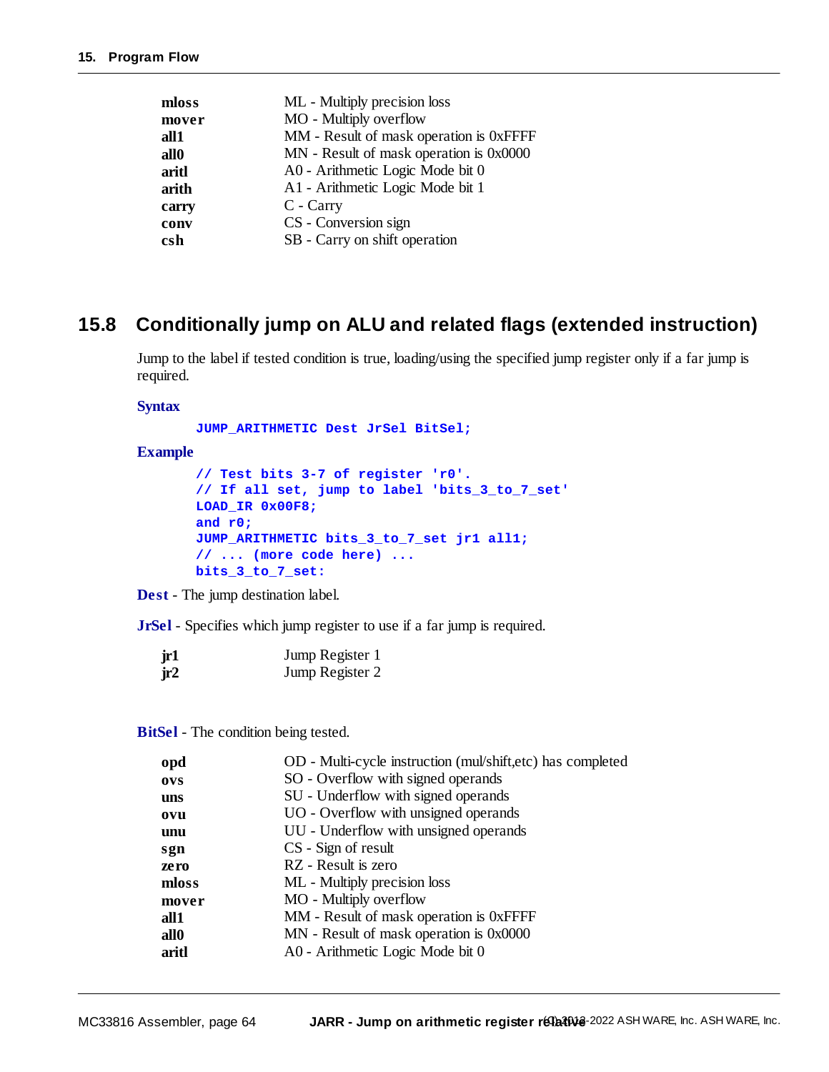| | |
|---|---|
| **mloss** | ML - Multiply precision loss |
| **mover** | MO - Multiply overflow |
| **all1** | MM - Result of mask operation is 0xFFFF |
| **all0** | MN - Result of mask operation is 0x0000 |
| **aritl** | A0 - Arithmetic Logic Mode bit 0 |
| **arith** | A1 - Arithmetic Logic Mode bit 1 |
| **carry** | C - Carry |
| **conv** | CS - Conversion sign |
| **csh** | SB - Carry on shift operation |

## 15.8 Conditionally jump on ALU and related flags (extended instruction)

Jump to the label if tested condition is true, loading/using the specified jump register only if a far jump is required.

**Syntax**

```
JUMP_ARITHMETIC Dest JrSel BitSel;
```

**Example**

```
// Test bits 3-7 of register 'r0'.
// If all set, jump to label 'bits_3_to_7_set'
LOAD_IR 0x00F8;
and r0;
JUMP_ARITHMETIC bits_3_to_7_set jr1 all1;
// ... (more code here) ...
bits_3_to_7_set:
```

**Dest** - The jump destination label.

**JrSel** - Specifies which jump register to use if a far jump is required.

| | |
|---|---|
| **jr1** | Jump Register 1 |
| **jr2** | Jump Register 2 |

**BitSel** - The condition being tested.

| | |
|---|---|
| **opd** | OD - Multi-cycle instruction (mul/shift,etc) has completed |
| **ovs** | SO - Overflow with signed operands |
| **uns** | SU - Underflow with signed operands |
| **ovu** | UO - Overflow with unsigned operands |
| **unu** | UU - Underflow with unsigned operands |
| **sgn** | CS - Sign of result |
| **zero** | RZ - Result is zero |
| **mloss** | ML - Multiply precision loss |
| **mover** | MO - Multiply overflow |
| **all1** | MM - Result of mask operation is 0xFFFF |
| **all0** | MN - Result of mask operation is 0x0000 |
| **aritl** | A0 - Arithmetic Logic Mode bit 0 |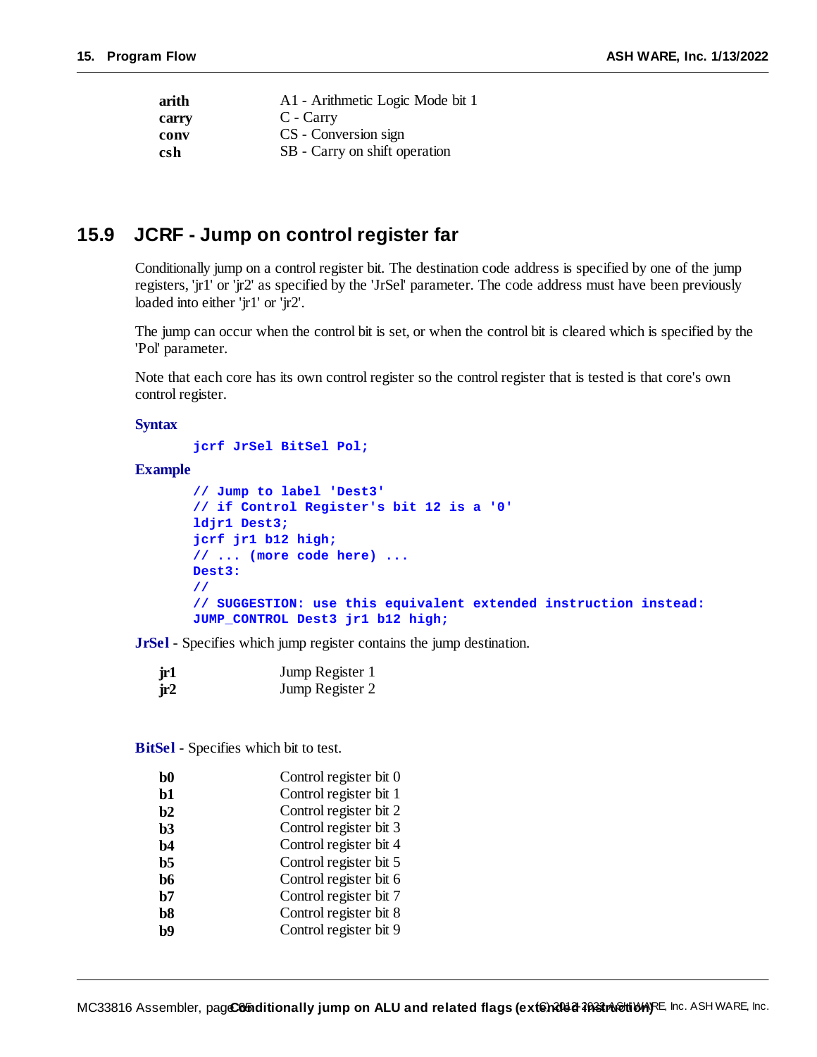| | |
|---|---|
| **arith** | A1 - Arithmetic Logic Mode bit 1 |
| **carry** | C - Carry |
| **conv** | CS - Conversion sign |
| **csh** | SB - Carry on shift operation |

## 15.9 JCRF - Jump on control register far

Conditionally jump on a control register bit. The destination code address is specified by one of the jump registers, 'jr1' or 'jr2' as specified by the 'JrSel' parameter. The code address must have been previously loaded into either 'jr1' or 'jr2'.

The jump can occur when the control bit is set, or when the control bit is cleared which is specified by the 'Pol' parameter.

Note that each core has its own control register so the control register that is tested is that core's own control register.

**Syntax**

```
jcrf JrSel BitSel Pol;
```

**Example**

```
// Jump to label 'Dest3'
// if Control Register's bit 12 is a '0'
ldjr1 Dest3;
jcrf jr1 b12 high;
// ... (more code here) ...
Dest3:
//
// SUGGESTION: use this equivalent extended instruction instead:
JUMP_CONTROL Dest3 jr1 b12 high;
```

**JrSel** - Specifies which jump register contains the jump destination.

| | |
|---|---|
| **jr1** | Jump Register 1 |
| **jr2** | Jump Register 2 |

**BitSel** - Specifies which bit to test.

| | |
|---|---|
| **b0** | Control register bit 0 |
| **b1** | Control register bit 1 |
| **b2** | Control register bit 2 |
| **b3** | Control register bit 3 |
| **b4** | Control register bit 4 |
| **b5** | Control register bit 5 |
| **b6** | Control register bit 6 |
| **b7** | Control register bit 7 |
| **b8** | Control register bit 8 |
| **b9** | Control register bit 9 |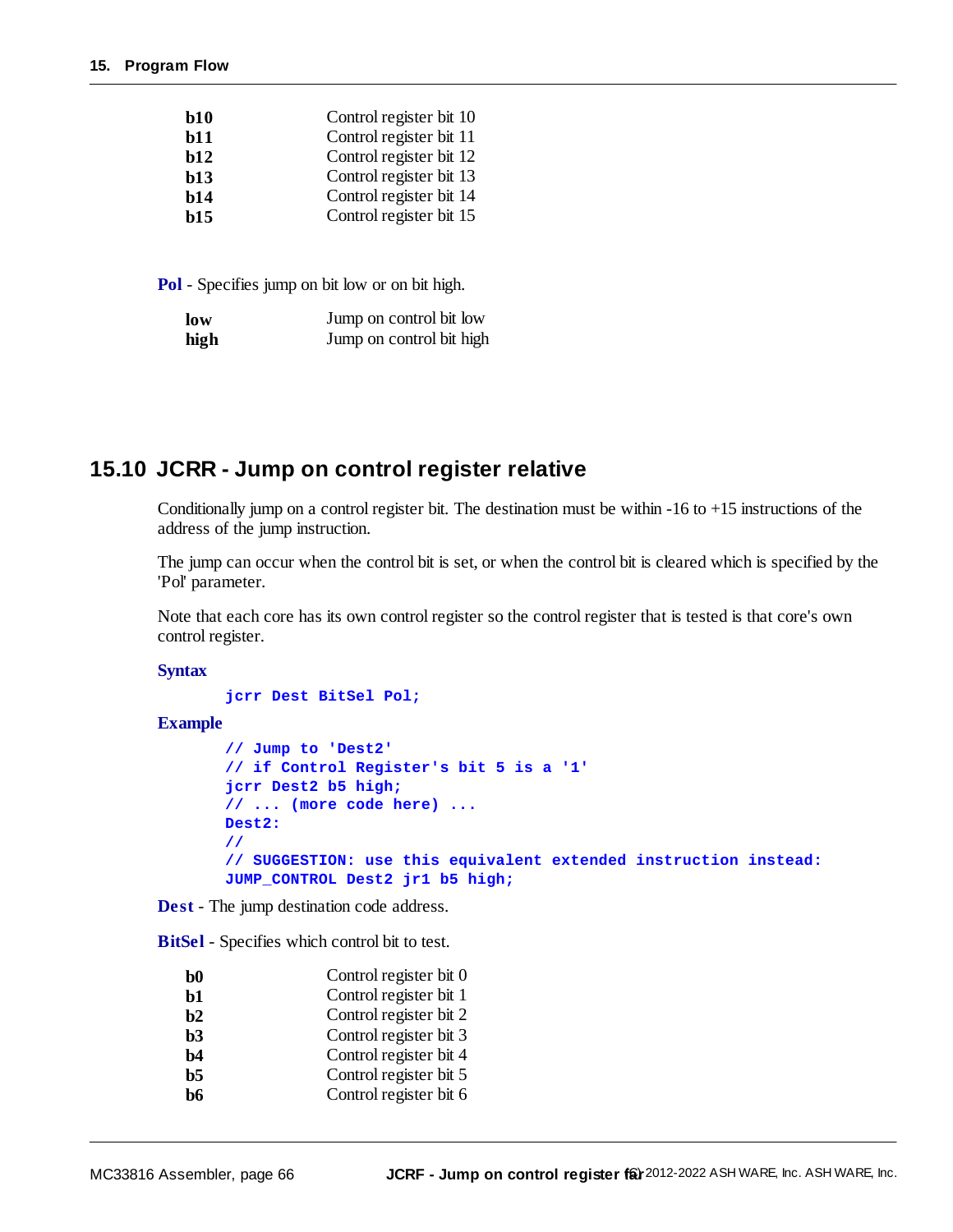| | |
|---|---|
| **b10** | Control register bit 10 |
| **b11** | Control register bit 11 |
| **b12** | Control register bit 12 |
| **b13** | Control register bit 13 |
| **b14** | Control register bit 14 |
| **b15** | Control register bit 15 |

**Pol** - Specifies jump on bit low or on bit high.

| | |
|---|---|
| **low** | Jump on control bit low |
| **high** | Jump on control bit high |

## 15.10 JCRR - Jump on control register relative

Conditionally jump on a control register bit. The destination must be within -16 to +15 instructions of the address of the jump instruction.

The jump can occur when the control bit is set, or when the control bit is cleared which is specified by the 'Pol' parameter.

Note that each core has its own control register so the control register that is tested is that core's own control register.

**Syntax**

```
jcrr Dest BitSel Pol;
```

**Example**

```
// Jump to 'Dest2'
// if Control Register's bit 5 is a '1'
jcrr Dest2 b5 high;
// ... (more code here) ...
Dest2:
//
// SUGGESTION: use this equivalent extended instruction instead:
JUMP_CONTROL Dest2 jr1 b5 high;
```

**Dest** - The jump destination code address.

**BitSel** - Specifies which control bit to test.

| | |
|---|---|
| **b0** | Control register bit 0 |
| **b1** | Control register bit 1 |
| **b2** | Control register bit 2 |
| **b3** | Control register bit 3 |
| **b4** | Control register bit 4 |
| **b5** | Control register bit 5 |
| **b6** | Control register bit 6 |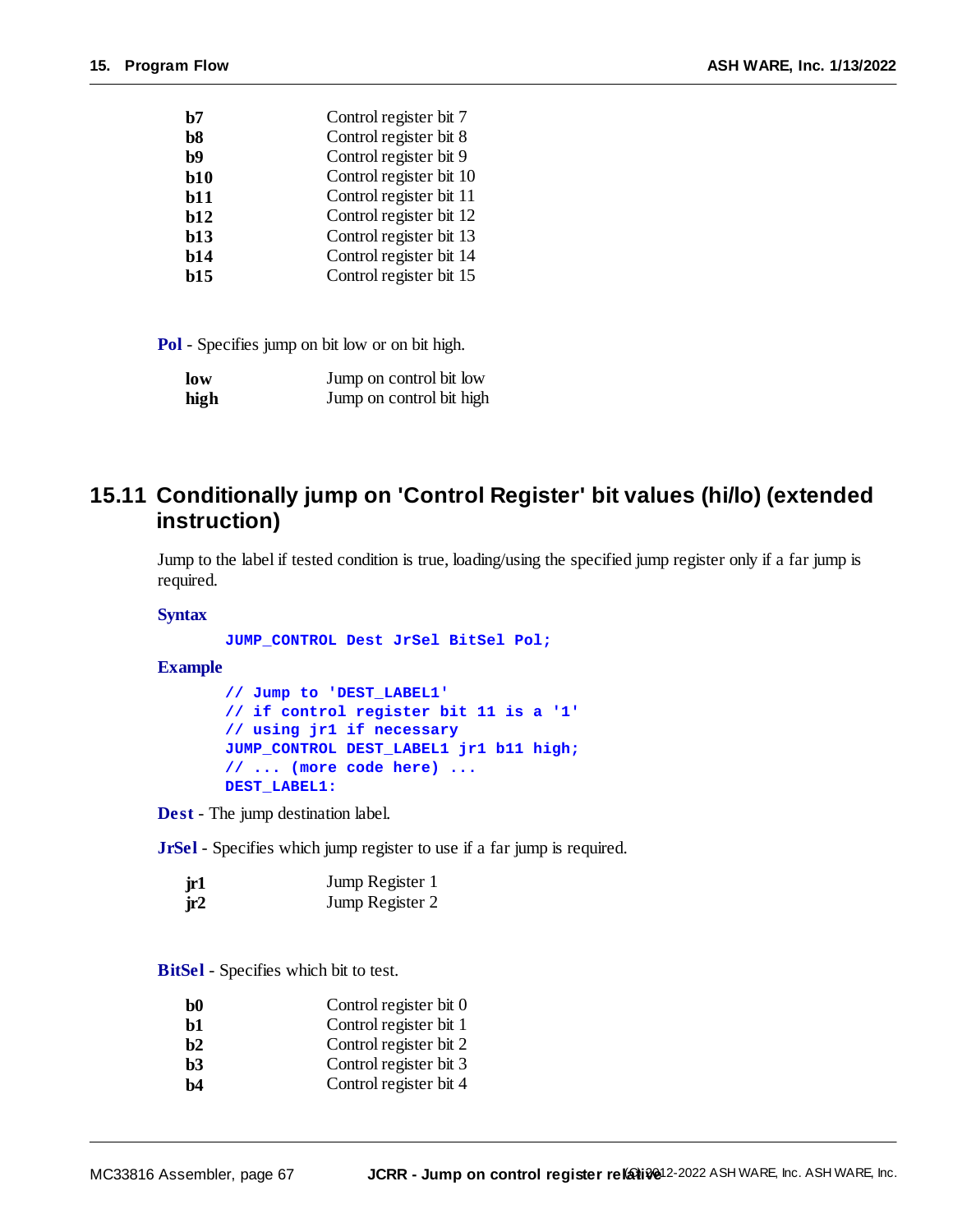| | |
|---|---|
| **b7** | Control register bit 7 |
| **b8** | Control register bit 8 |
| **b9** | Control register bit 9 |
| **b10** | Control register bit 10 |
| **b11** | Control register bit 11 |
| **b12** | Control register bit 12 |
| **b13** | Control register bit 13 |
| **b14** | Control register bit 14 |
| **b15** | Control register bit 15 |

**Pol** - Specifies jump on bit low or on bit high.

| | |
|---|---|
| **low** | Jump on control bit low |
| **high** | Jump on control bit high |

## 15.11 Conditionally jump on 'Control Register' bit values (hi/lo) (extended instruction)

Jump to the label if tested condition is true, loading/using the specified jump register only if a far jump is required.

**Syntax**

```
JUMP_CONTROL Dest JrSel BitSel Pol;
```

**Example**

```
// Jump to 'DEST_LABEL1'
// if control register bit 11 is a '1'
// using jr1 if necessary
JUMP_CONTROL DEST_LABEL1 jr1 b11 high;
// ... (more code here) ...
DEST_LABEL1:
```

**Dest** - The jump destination label.

**JrSel** - Specifies which jump register to use if a far jump is required.

| | |
|---|---|
| **jr1** | Jump Register 1 |
| **jr2** | Jump Register 2 |

**BitSel** - Specifies which bit to test.

| | |
|---|---|
| **b0** | Control register bit 0 |
| **b1** | Control register bit 1 |
| **b2** | Control register bit 2 |
| **b3** | Control register bit 3 |
| **b4** | Control register bit 4 |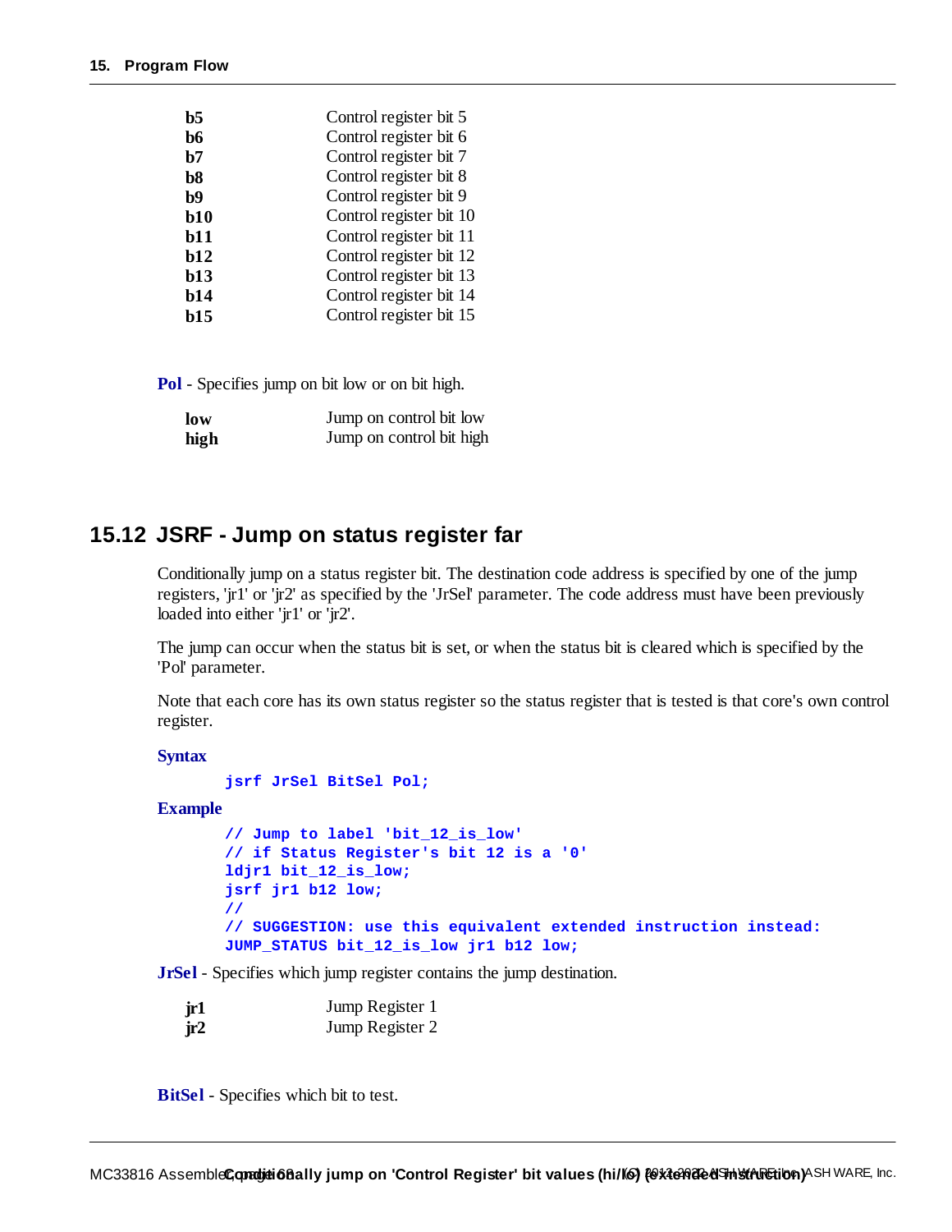| | |
|---|---|
| **b5** | Control register bit 5 |
| **b6** | Control register bit 6 |
| **b7** | Control register bit 7 |
| **b8** | Control register bit 8 |
| **b9** | Control register bit 9 |
| **b10** | Control register bit 10 |
| **b11** | Control register bit 11 |
| **b12** | Control register bit 12 |
| **b13** | Control register bit 13 |
| **b14** | Control register bit 14 |
| **b15** | Control register bit 15 |

**Pol** - Specifies jump on bit low or on bit high.

| | |
|---|---|
| **low** | Jump on control bit low |
| **high** | Jump on control bit high |

## 15.12 JSRF - Jump on status register far

Conditionally jump on a status register bit. The destination code address is specified by one of the jump registers, 'jr1' or 'jr2' as specified by the 'JrSel' parameter. The code address must have been previously loaded into either 'jr1' or 'jr2'.

The jump can occur when the status bit is set, or when the status bit is cleared which is specified by the 'Pol' parameter.

Note that each core has its own status register so the status register that is tested is that core's own control register.

**Syntax**

```
jsrf JrSel BitSel Pol;
```

**Example**

```
// Jump to label 'bit_12_is_low'
// if Status Register's bit 12 is a '0'
ldjr1 bit_12_is_low;
jsrf jr1 b12 low;
//
// SUGGESTION: use this equivalent extended instruction instead:
JUMP_STATUS bit_12_is_low jr1 b12 low;
```

**JrSel** - Specifies which jump register contains the jump destination.

| | |
|---|---|
| **jr1** | Jump Register 1 |
| **jr2** | Jump Register 2 |

**BitSel** - Specifies which bit to test.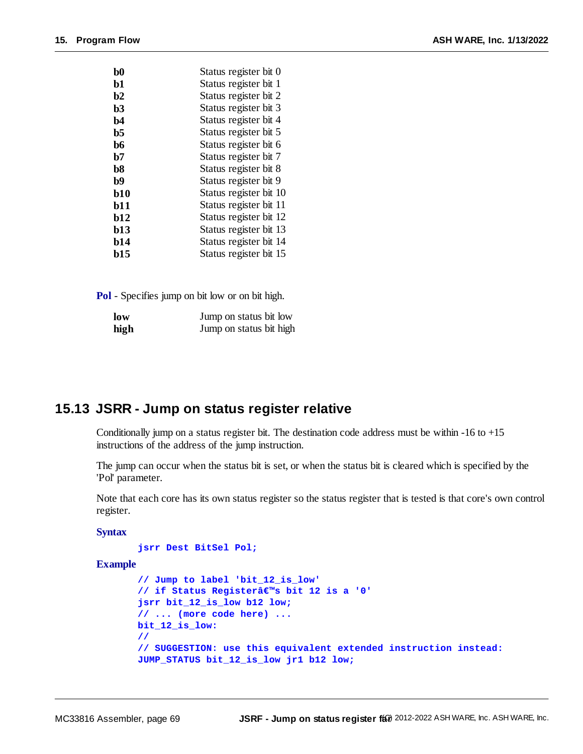| | |
|---|---|
| **b0** | Status register bit 0 |
| **b1** | Status register bit 1 |
| **b2** | Status register bit 2 |
| **b3** | Status register bit 3 |
| **b4** | Status register bit 4 |
| **b5** | Status register bit 5 |
| **b6** | Status register bit 6 |
| **b7** | Status register bit 7 |
| **b8** | Status register bit 8 |
| **b9** | Status register bit 9 |
| **b10** | Status register bit 10 |
| **b11** | Status register bit 11 |
| **b12** | Status register bit 12 |
| **b13** | Status register bit 13 |
| **b14** | Status register bit 14 |
| **b15** | Status register bit 15 |

**Pol** - Specifies jump on bit low or on bit high.

| | |
|---|---|
| **low** | Jump on status bit low |
| **high** | Jump on status bit high |

## 15.13 JSRR - Jump on status register relative

Conditionally jump on a status register bit. The destination code address must be within -16 to +15 instructions of the address of the jump instruction.

The jump can occur when the status bit is set, or when the status bit is cleared which is specified by the 'Pol' parameter.

Note that each core has its own status register so the status register that is tested is that core's own control register.

**Syntax**

```
jsrr Dest BitSel Pol;
```

**Example**

```
// Jump to label 'bit_12_is_low'
// if Status Registerâ€™s bit 12 is a '0'
jsrr bit_12_is_low b12 low;
// ... (more code here) ...
bit_12_is_low:
//
// SUGGESTION: use this equivalent extended instruction instead:
JUMP_STATUS bit_12_is_low jr1 b12 low;
```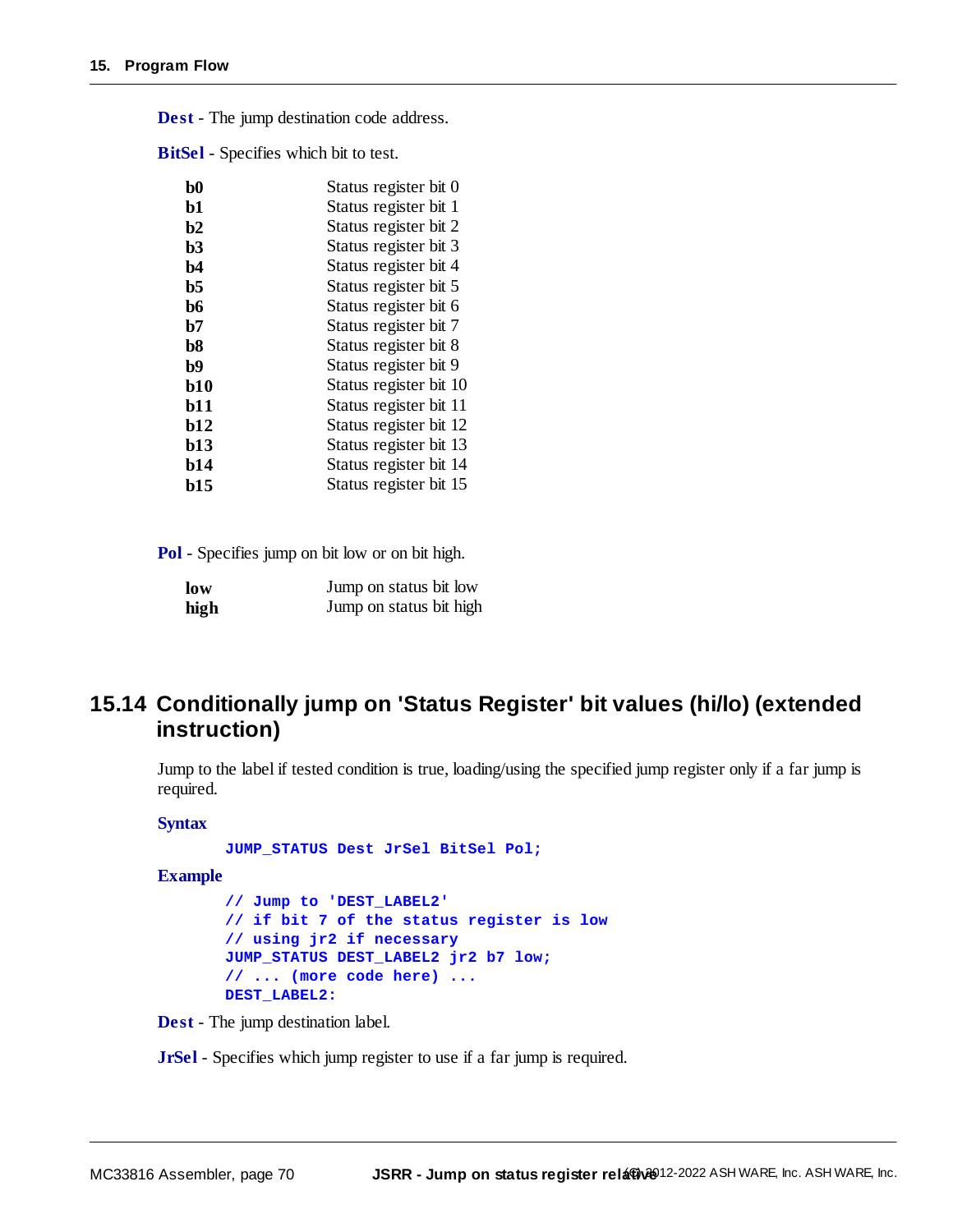**Dest** - The jump destination code address.

**BitSel** - Specifies which bit to test.

| | |
|---|---|
| **b0** | Status register bit 0 |
| **b1** | Status register bit 1 |
| **b2** | Status register bit 2 |
| **b3** | Status register bit 3 |
| **b4** | Status register bit 4 |
| **b5** | Status register bit 5 |
| **b6** | Status register bit 6 |
| **b7** | Status register bit 7 |
| **b8** | Status register bit 8 |
| **b9** | Status register bit 9 |
| **b10** | Status register bit 10 |
| **b11** | Status register bit 11 |
| **b12** | Status register bit 12 |
| **b13** | Status register bit 13 |
| **b14** | Status register bit 14 |
| **b15** | Status register bit 15 |

**Pol** - Specifies jump on bit low or on bit high.

| | |
|---|---|
| **low** | Jump on status bit low |
| **high** | Jump on status bit high |

## 15.14 Conditionally jump on 'Status Register' bit values (hi/lo) (extended instruction)

Jump to the label if tested condition is true, loading/using the specified jump register only if a far jump is required.

**Syntax**

```
JUMP_STATUS Dest JrSel BitSel Pol;
```

**Example**

```
// Jump to 'DEST_LABEL2'
// if bit 7 of the status register is low
// using jr2 if necessary
JUMP_STATUS DEST_LABEL2 jr2 b7 low;
// ... (more code here) ...
DEST_LABEL2:
```

**Dest** - The jump destination label.

**JrSel** - Specifies which jump register to use if a far jump is required.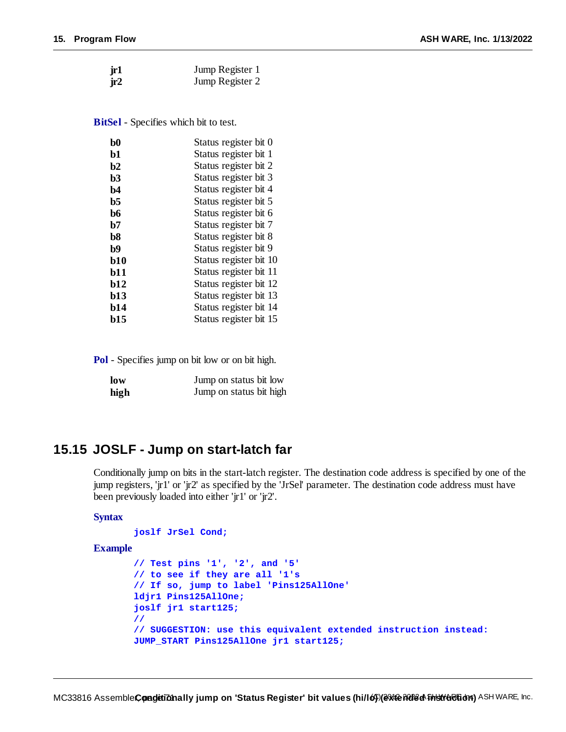| | |
|---|---|
| **jr1** | Jump Register 1 |
| **jr2** | Jump Register 2 |

**BitSel** - Specifies which bit to test.

| | |
|---|---|
| **b0** | Status register bit 0 |
| **b1** | Status register bit 1 |
| **b2** | Status register bit 2 |
| **b3** | Status register bit 3 |
| **b4** | Status register bit 4 |
| **b5** | Status register bit 5 |
| **b6** | Status register bit 6 |
| **b7** | Status register bit 7 |
| **b8** | Status register bit 8 |
| **b9** | Status register bit 9 |
| **b10** | Status register bit 10 |
| **b11** | Status register bit 11 |
| **b12** | Status register bit 12 |
| **b13** | Status register bit 13 |
| **b14** | Status register bit 14 |
| **b15** | Status register bit 15 |

**Pol** - Specifies jump on bit low or on bit high.

| | |
|---|---|
| **low** | Jump on status bit low |
| **high** | Jump on status bit high |

## 15.15 JOSLF - Jump on start-latch far

Conditionally jump on bits in the start-latch register. The destination code address is specified by one of the jump registers, 'jr1' or 'jr2' as specified by the 'JrSel' parameter. The destination code address must have been previously loaded into either 'jr1' or 'jr2'.

**Syntax**

```
joslf JrSel Cond;
```

**Example**

```
// Test pins '1', '2', and '5'
// to see if they are all '1's
// If so, jump to label 'Pins125AllOne'
ldjr1 Pins125AllOne;
joslf jr1 start125;
//
// SUGGESTION: use this equivalent extended instruction instead:
JUMP_START Pins125AllOne jr1 start125;
```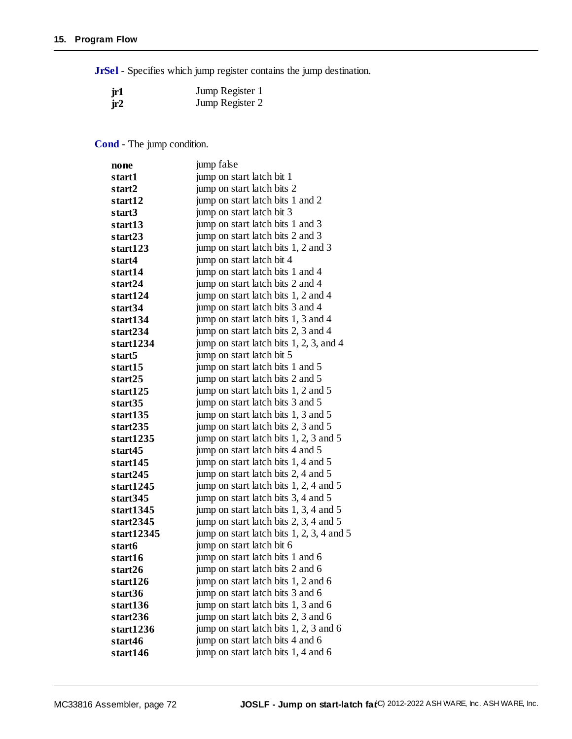**JrSel** - Specifies which jump register contains the jump destination.

| | |
|---|---|
| **jr1** | Jump Register 1 |
| **jr2** | Jump Register 2 |

**Cond** - The jump condition.

| | |
|---|---|
| **none** | jump false |
| **start1** | jump on start latch bit 1 |
| **start2** | jump on start latch bits 2 |
| **start12** | jump on start latch bits 1 and 2 |
| **start3** | jump on start latch bit 3 |
| **start13** | jump on start latch bits 1 and 3 |
| **start23** | jump on start latch bits 2 and 3 |
| **start123** | jump on start latch bits 1, 2 and 3 |
| **start4** | jump on start latch bit 4 |
| **start14** | jump on start latch bits 1 and 4 |
| **start24** | jump on start latch bits 2 and 4 |
| **start124** | jump on start latch bits 1, 2 and 4 |
| **start34** | jump on start latch bits 3 and 4 |
| **start134** | jump on start latch bits 1, 3 and 4 |
| **start234** | jump on start latch bits 2, 3 and 4 |
| **start1234** | jump on start latch bits 1, 2, 3, and 4 |
| **start5** | jump on start latch bit 5 |
| **start15** | jump on start latch bits 1 and 5 |
| **start25** | jump on start latch bits 2 and 5 |
| **start125** | jump on start latch bits 1, 2 and 5 |
| **start35** | jump on start latch bits 3 and 5 |
| **start135** | jump on start latch bits 1, 3 and 5 |
| **start235** | jump on start latch bits 2, 3 and 5 |
| **start1235** | jump on start latch bits 1, 2, 3 and 5 |
| **start45** | jump on start latch bits 4 and 5 |
| **start145** | jump on start latch bits 1, 4 and 5 |
| **start245** | jump on start latch bits 2, 4 and 5 |
| **start1245** | jump on start latch bits 1, 2, 4 and 5 |
| **start345** | jump on start latch bits 3, 4 and 5 |
| **start1345** | jump on start latch bits 1, 3, 4 and 5 |
| **start2345** | jump on start latch bits 2, 3, 4 and 5 |
| **start12345** | jump on start latch bits 1, 2, 3, 4 and 5 |
| **start6** | jump on start latch bit 6 |
| **start16** | jump on start latch bits 1 and 6 |
| **start26** | jump on start latch bits 2 and 6 |
| **start126** | jump on start latch bits 1, 2 and 6 |
| **start36** | jump on start latch bits 3 and 6 |
| **start136** | jump on start latch bits 1, 3 and 6 |
| **start236** | jump on start latch bits 2, 3 and 6 |
| **start1236** | jump on start latch bits 1, 2, 3 and 6 |
| **start46** | jump on start latch bits 4 and 6 |
| **start146** | jump on start latch bits 1, 4 and 6 |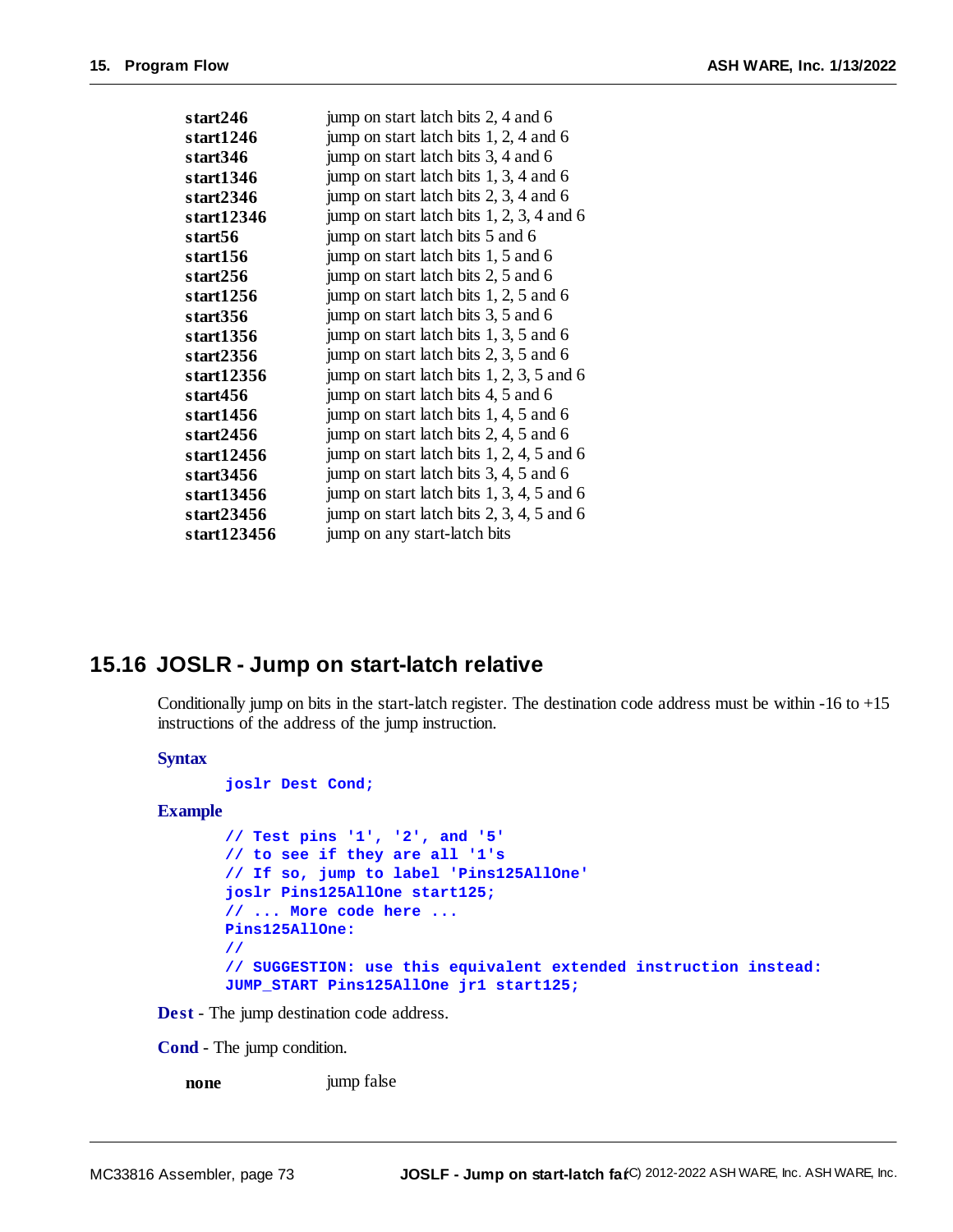| | |
|---|---|
| **start246** | jump on start latch bits 2, 4 and 6 |
| **start1246** | jump on start latch bits 1, 2, 4 and 6 |
| **start346** | jump on start latch bits 3, 4 and 6 |
| **start1346** | jump on start latch bits 1, 3, 4 and 6 |
| **start2346** | jump on start latch bits 2, 3, 4 and 6 |
| **start12346** | jump on start latch bits 1, 2, 3, 4 and 6 |
| **start56** | jump on start latch bits 5 and 6 |
| **start156** | jump on start latch bits 1, 5 and 6 |
| **start256** | jump on start latch bits 2, 5 and 6 |
| **start1256** | jump on start latch bits 1, 2, 5 and 6 |
| **start356** | jump on start latch bits 3, 5 and 6 |
| **start1356** | jump on start latch bits 1, 3, 5 and 6 |
| **start2356** | jump on start latch bits 2, 3, 5 and 6 |
| **start12356** | jump on start latch bits 1, 2, 3, 5 and 6 |
| **start456** | jump on start latch bits 4, 5 and 6 |
| **start1456** | jump on start latch bits 1, 4, 5 and 6 |
| **start2456** | jump on start latch bits 2, 4, 5 and 6 |
| **start12456** | jump on start latch bits 1, 2, 4, 5 and 6 |
| **start3456** | jump on start latch bits 3, 4, 5 and 6 |
| **start13456** | jump on start latch bits 1, 3, 4, 5 and 6 |
| **start23456** | jump on start latch bits 2, 3, 4, 5 and 6 |
| **start123456** | jump on any start-latch bits |

## 15.16 JOSLR - Jump on start-latch relative

Conditionally jump on bits in the start-latch register. The destination code address must be within -16 to +15 instructions of the address of the jump instruction.

**Syntax**

```
joslr Dest Cond;
```

**Example**

```
// Test pins '1', '2', and '5'
// to see if they are all '1's
// If so, jump to label 'Pins125AllOne'
joslr Pins125AllOne start125;
// ... More code here ...
Pins125AllOne:
//
// SUGGESTION: use this equivalent extended instruction instead:
JUMP_START Pins125AllOne jr1 start125;
```

**Dest** - The jump destination code address.

**Cond** - The jump condition.

| | |
|---|---|
| **none** | jump false |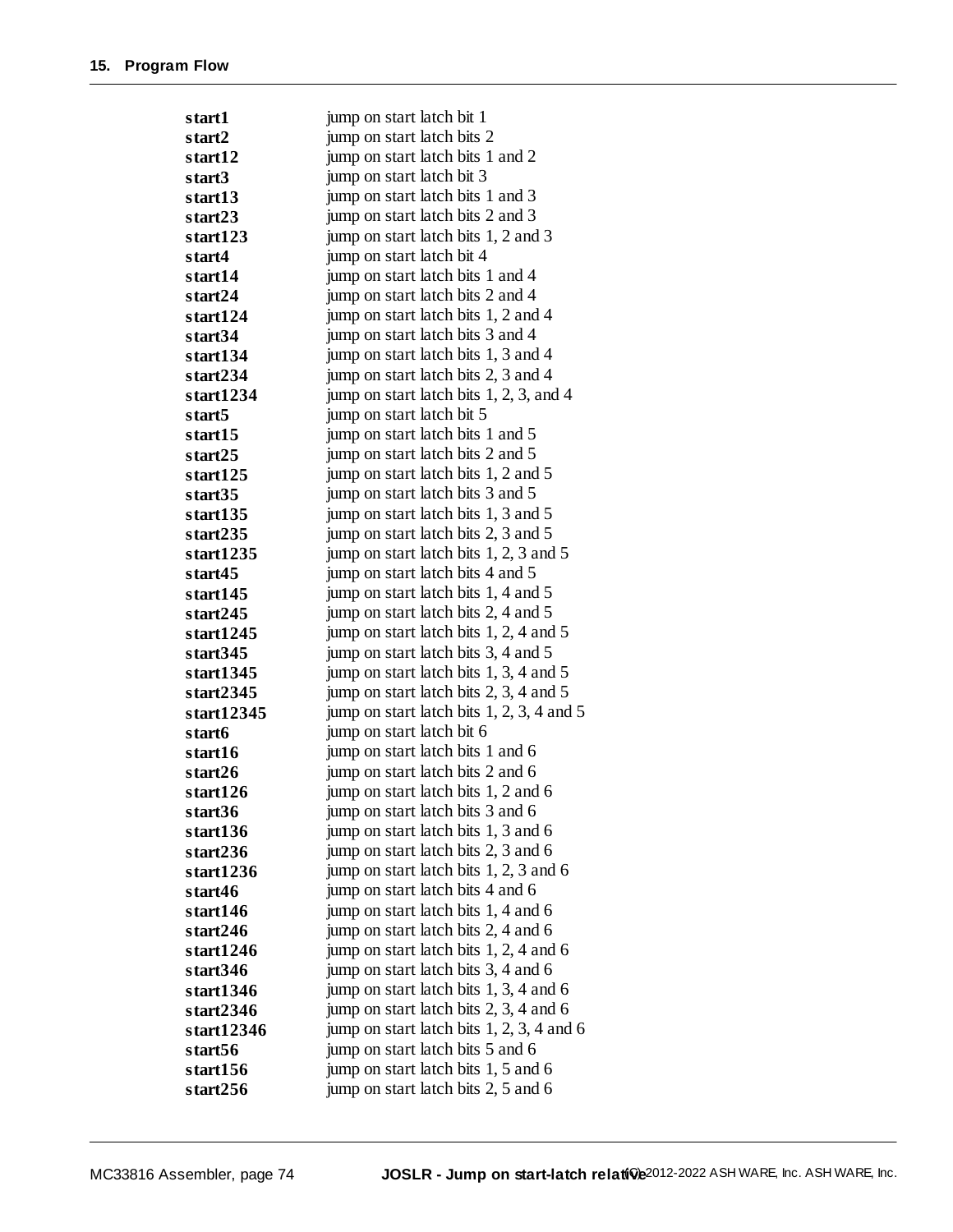| | |
|---|---|
| **start1** | jump on start latch bit 1 |
| **start2** | jump on start latch bits 2 |
| **start12** | jump on start latch bits 1 and 2 |
| **start3** | jump on start latch bit 3 |
| **start13** | jump on start latch bits 1 and 3 |
| **start23** | jump on start latch bits 2 and 3 |
| **start123** | jump on start latch bits 1, 2 and 3 |
| **start4** | jump on start latch bit 4 |
| **start14** | jump on start latch bits 1 and 4 |
| **start24** | jump on start latch bits 2 and 4 |
| **start124** | jump on start latch bits 1, 2 and 4 |
| **start34** | jump on start latch bits 3 and 4 |
| **start134** | jump on start latch bits 1, 3 and 4 |
| **start234** | jump on start latch bits 2, 3 and 4 |
| **start1234** | jump on start latch bits 1, 2, 3, and 4 |
| **start5** | jump on start latch bit 5 |
| **start15** | jump on start latch bits 1 and 5 |
| **start25** | jump on start latch bits 2 and 5 |
| **start125** | jump on start latch bits 1, 2 and 5 |
| **start35** | jump on start latch bits 3 and 5 |
| **start135** | jump on start latch bits 1, 3 and 5 |
| **start235** | jump on start latch bits 2, 3 and 5 |
| **start1235** | jump on start latch bits 1, 2, 3 and 5 |
| **start45** | jump on start latch bits 4 and 5 |
| **start145** | jump on start latch bits 1, 4 and 5 |
| **start245** | jump on start latch bits 2, 4 and 5 |
| **start1245** | jump on start latch bits 1, 2, 4 and 5 |
| **start345** | jump on start latch bits 3, 4 and 5 |
| **start1345** | jump on start latch bits 1, 3, 4 and 5 |
| **start2345** | jump on start latch bits 2, 3, 4 and 5 |
| **start12345** | jump on start latch bits 1, 2, 3, 4 and 5 |
| **start6** | jump on start latch bit 6 |
| **start16** | jump on start latch bits 1 and 6 |
| **start26** | jump on start latch bits 2 and 6 |
| **start126** | jump on start latch bits 1, 2 and 6 |
| **start36** | jump on start latch bits 3 and 6 |
| **start136** | jump on start latch bits 1, 3 and 6 |
| **start236** | jump on start latch bits 2, 3 and 6 |
| **start1236** | jump on start latch bits 1, 2, 3 and 6 |
| **start46** | jump on start latch bits 4 and 6 |
| **start146** | jump on start latch bits 1, 4 and 6 |
| **start246** | jump on start latch bits 2, 4 and 6 |
| **start1246** | jump on start latch bits 1, 2, 4 and 6 |
| **start346** | jump on start latch bits 3, 4 and 6 |
| **start1346** | jump on start latch bits 1, 3, 4 and 6 |
| **start2346** | jump on start latch bits 2, 3, 4 and 6 |
| **start12346** | jump on start latch bits 1, 2, 3, 4 and 6 |
| **start56** | jump on start latch bits 5 and 6 |
| **start156** | jump on start latch bits 1, 5 and 6 |
| **start256** | jump on start latch bits 2, 5 and 6 |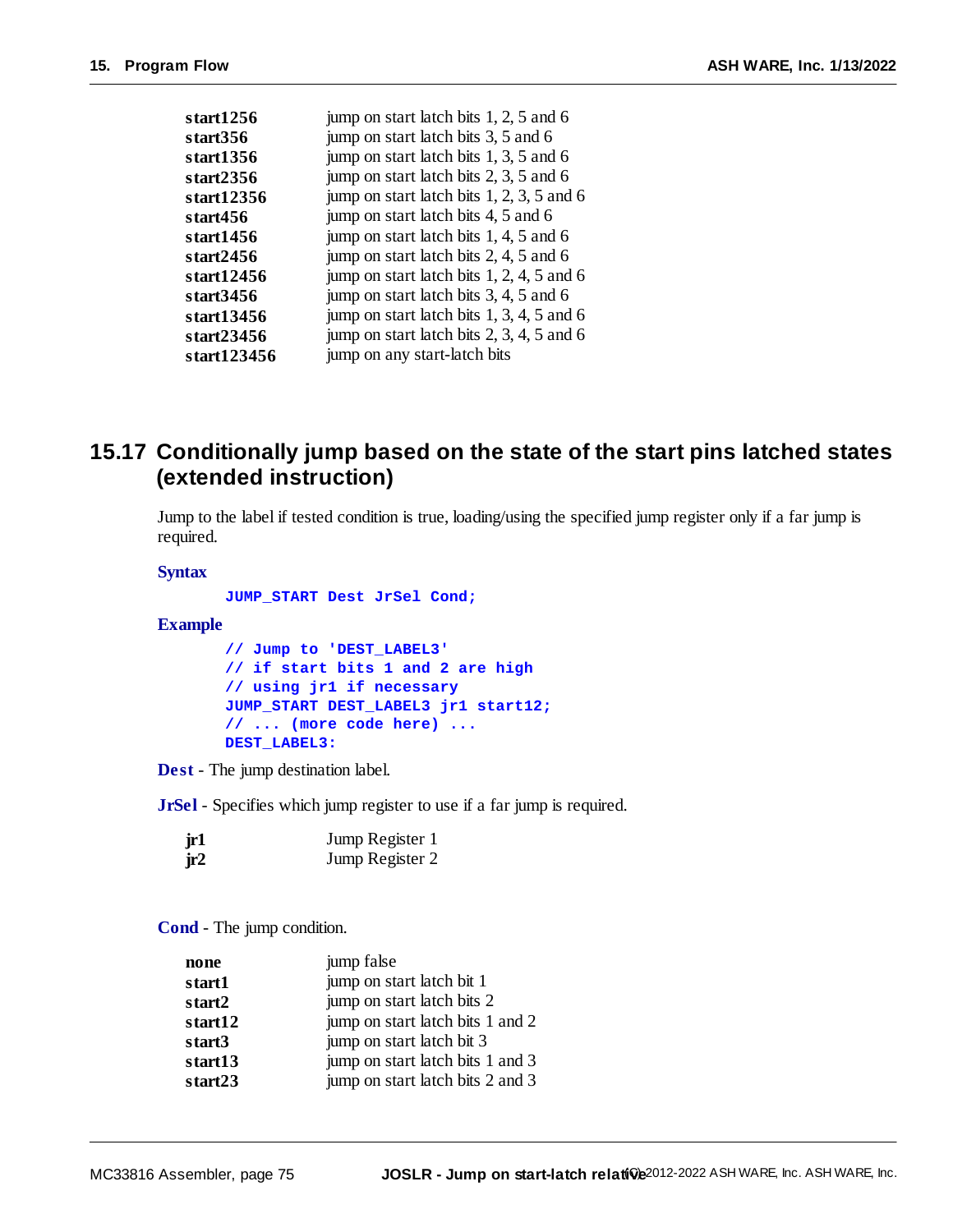| | |
|---|---|
| **start1256** | jump on start latch bits 1, 2, 5 and 6 |
| **start356** | jump on start latch bits 3, 5 and 6 |
| **start1356** | jump on start latch bits 1, 3, 5 and 6 |
| **start2356** | jump on start latch bits 2, 3, 5 and 6 |
| **start12356** | jump on start latch bits 1, 2, 3, 5 and 6 |
| **start456** | jump on start latch bits 4, 5 and 6 |
| **start1456** | jump on start latch bits 1, 4, 5 and 6 |
| **start2456** | jump on start latch bits 2, 4, 5 and 6 |
| **start12456** | jump on start latch bits 1, 2, 4, 5 and 6 |
| **start3456** | jump on start latch bits 3, 4, 5 and 6 |
| **start13456** | jump on start latch bits 1, 3, 4, 5 and 6 |
| **start23456** | jump on start latch bits 2, 3, 4, 5 and 6 |
| **start123456** | jump on any start-latch bits |

## 15.17 Conditionally jump based on the state of the start pins latched states (extended instruction)

Jump to the label if tested condition is true, loading/using the specified jump register only if a far jump is required.

**Syntax**

```
JUMP_START Dest JrSel Cond;
```

**Example**

```
// Jump to 'DEST_LABEL3'
// if start bits 1 and 2 are high
// using jr1 if necessary
JUMP_START DEST_LABEL3 jr1 start12;
// ... (more code here) ...
DEST_LABEL3:
```

**Dest** - The jump destination label.

**JrSel** - Specifies which jump register to use if a far jump is required.

| | |
|---|---|
| **jr1** | Jump Register 1 |
| **jr2** | Jump Register 2 |

**Cond** - The jump condition.

| | |
|---|---|
| **none** | jump false |
| **start1** | jump on start latch bit 1 |
| **start2** | jump on start latch bits 2 |
| **start12** | jump on start latch bits 1 and 2 |
| **start3** | jump on start latch bit 3 |
| **start13** | jump on start latch bits 1 and 3 |
| **start23** | jump on start latch bits 2 and 3 |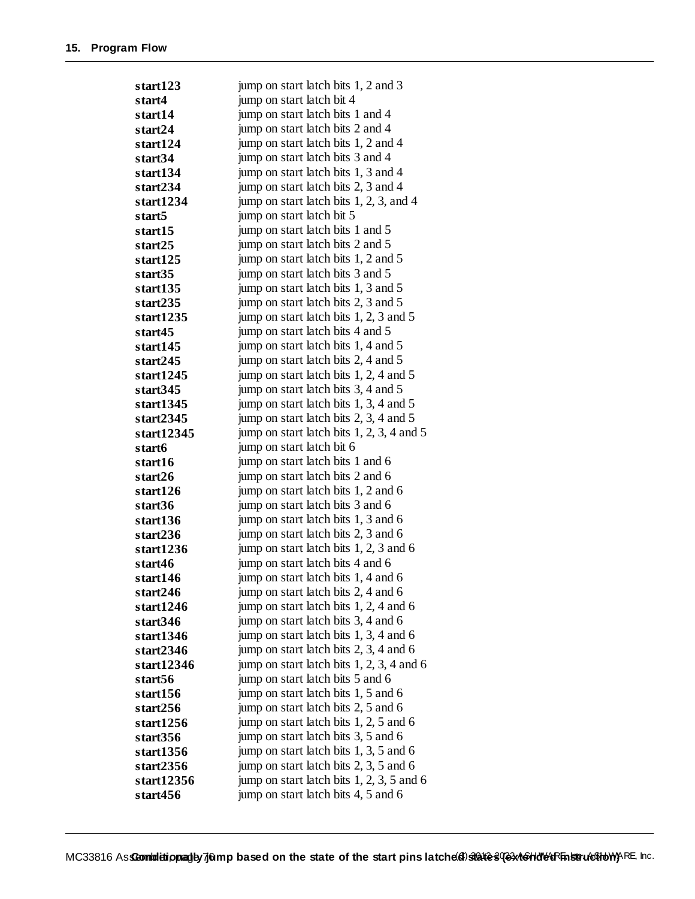| | |
|---|---|
| **start123** | jump on start latch bits 1, 2 and 3 |
| **start4** | jump on start latch bit 4 |
| **start14** | jump on start latch bits 1 and 4 |
| **start24** | jump on start latch bits 2 and 4 |
| **start124** | jump on start latch bits 1, 2 and 4 |
| **start34** | jump on start latch bits 3 and 4 |
| **start134** | jump on start latch bits 1, 3 and 4 |
| **start234** | jump on start latch bits 2, 3 and 4 |
| **start1234** | jump on start latch bits 1, 2, 3, and 4 |
| **start5** | jump on start latch bit 5 |
| **start15** | jump on start latch bits 1 and 5 |
| **start25** | jump on start latch bits 2 and 5 |
| **start125** | jump on start latch bits 1, 2 and 5 |
| **start35** | jump on start latch bits 3 and 5 |
| **start135** | jump on start latch bits 1, 3 and 5 |
| **start235** | jump on start latch bits 2, 3 and 5 |
| **start1235** | jump on start latch bits 1, 2, 3 and 5 |
| **start45** | jump on start latch bits 4 and 5 |
| **start145** | jump on start latch bits 1, 4 and 5 |
| **start245** | jump on start latch bits 2, 4 and 5 |
| **start1245** | jump on start latch bits 1, 2, 4 and 5 |
| **start345** | jump on start latch bits 3, 4 and 5 |
| **start1345** | jump on start latch bits 1, 3, 4 and 5 |
| **start2345** | jump on start latch bits 2, 3, 4 and 5 |
| **start12345** | jump on start latch bits 1, 2, 3, 4 and 5 |
| **start6** | jump on start latch bit 6 |
| **start16** | jump on start latch bits 1 and 6 |
| **start26** | jump on start latch bits 2 and 6 |
| **start126** | jump on start latch bits 1, 2 and 6 |
| **start36** | jump on start latch bits 3 and 6 |
| **start136** | jump on start latch bits 1, 3 and 6 |
| **start236** | jump on start latch bits 2, 3 and 6 |
| **start1236** | jump on start latch bits 1, 2, 3 and 6 |
| **start46** | jump on start latch bits 4 and 6 |
| **start146** | jump on start latch bits 1, 4 and 6 |
| **start246** | jump on start latch bits 2, 4 and 6 |
| **start1246** | jump on start latch bits 1, 2, 4 and 6 |
| **start346** | jump on start latch bits 3, 4 and 6 |
| **start1346** | jump on start latch bits 1, 3, 4 and 6 |
| **start2346** | jump on start latch bits 2, 3, 4 and 6 |
| **start12346** | jump on start latch bits 1, 2, 3, 4 and 6 |
| **start56** | jump on start latch bits 5 and 6 |
| **start156** | jump on start latch bits 1, 5 and 6 |
| **start256** | jump on start latch bits 2, 5 and 6 |
| **start1256** | jump on start latch bits 1, 2, 5 and 6 |
| **start356** | jump on start latch bits 3, 5 and 6 |
| **start1356** | jump on start latch bits 1, 3, 5 and 6 |
| **start2356** | jump on start latch bits 2, 3, 5 and 6 |
| **start12356** | jump on start latch bits 1, 2, 3, 5 and 6 |
| **start456** | jump on start latch bits 4, 5 and 6 |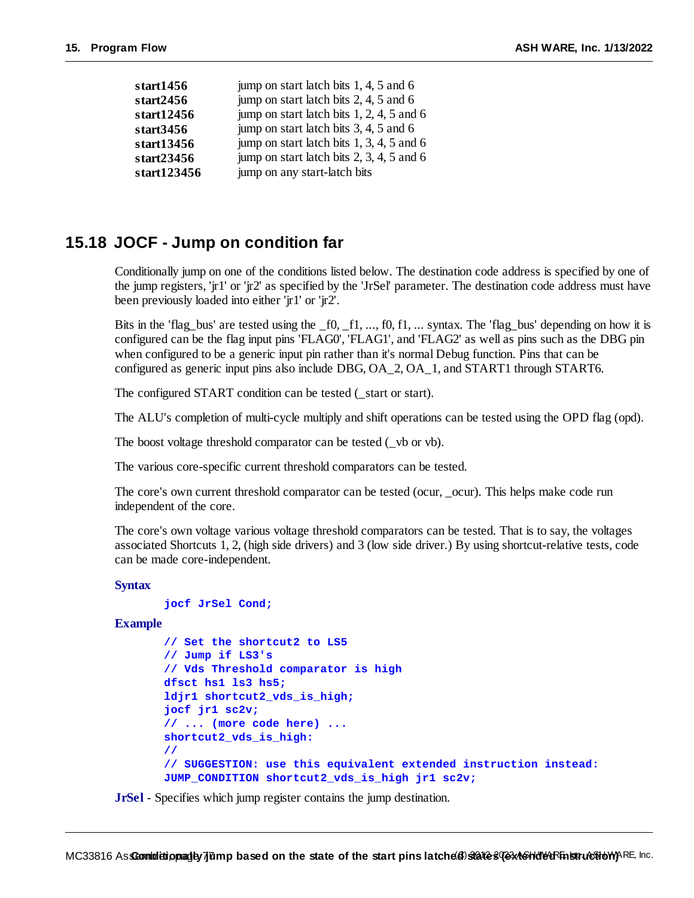| | |
|---|---|
| **start1456** | jump on start latch bits 1, 4, 5 and 6 |
| **start2456** | jump on start latch bits 2, 4, 5 and 6 |
| **start12456** | jump on start latch bits 1, 2, 4, 5 and 6 |
| **start3456** | jump on start latch bits 3, 4, 5 and 6 |
| **start13456** | jump on start latch bits 1, 3, 4, 5 and 6 |
| **start23456** | jump on start latch bits 2, 3, 4, 5 and 6 |
| **start123456** | jump on any start-latch bits |

## 15.18 JOCF - Jump on condition far

Conditionally jump on one of the conditions listed below. The destination code address is specified by one of the jump registers, 'jr1' or 'jr2' as specified by the 'JrSel' parameter. The destination code address must have been previously loaded into either 'jr1' or 'jr2'.

Bits in the 'flag_bus' are tested using the _f0, _f1, ..., f0, f1, ... syntax. The 'flag_bus' depending on how it is configured can be the flag input pins 'FLAG0', 'FLAG1', and 'FLAG2' as well as pins such as the DBG pin when configured to be a generic input pin rather than it's normal Debug function. Pins that can be configured as generic input pins also include DBG, OA_2, OA_1, and START1 through START6.

The configured START condition can be tested (_start or start).

The ALU's completion of multi-cycle multiply and shift operations can be tested using the OPD flag (opd).

The boost voltage threshold comparator can be tested (_vb or vb).

The various core-specific current threshold comparators can be tested.

The core's own current threshold comparator can be tested (ocur, _ocur). This helps make code run independent of the core.

The core's own voltage various voltage threshold comparators can be tested. That is to say, the voltages associated Shortcuts 1, 2, (high side drivers) and 3 (low side driver.) By using shortcut-relative tests, code can be made core-independent.

**Syntax**

```
jocf JrSel Cond;
```

**Example**

```
// Set the shortcut2 to LS5
// Jump if LS3's
// Vds Threshold comparator is high
dfsct hs1 ls3 hs5;
ldjr1 shortcut2_vds_is_high;
jocf jr1 sc2v;
// ... (more code here) ...
shortcut2_vds_is_high:
//
// SUGGESTION: use this equivalent extended instruction instead:
JUMP_CONDITION shortcut2_vds_is_high jr1 sc2v;
```

**JrSel** - Specifies which jump register contains the jump destination.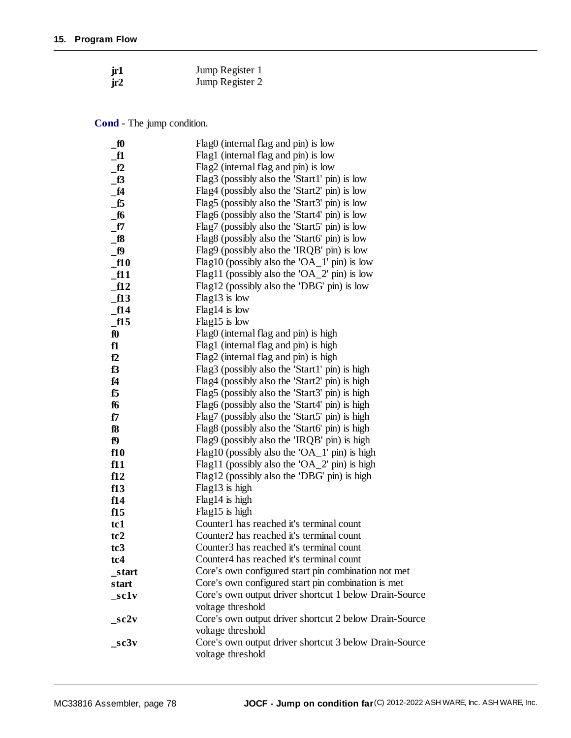| | |
|---|---|
| **jr1** | Jump Register 1 |
| **jr2** | Jump Register 2 |

**Cond** - The jump condition.

| | |
|---|---|
| **_f0** | Flag0 (internal flag and pin) is low |
| **_f1** | Flag1 (internal flag and pin) is low |
| **_f2** | Flag2 (internal flag and pin) is low |
| **_f3** | Flag3 (possibly also the 'Start1' pin) is low |
| **_f4** | Flag4 (possibly also the 'Start2' pin) is low |
| **_f5** | Flag5 (possibly also the 'Start3' pin) is low |
| **_f6** | Flag6 (possibly also the 'Start4' pin) is low |
| **_f7** | Flag7 (possibly also the 'Start5' pin) is low |
| **_f8** | Flag8 (possibly also the 'Start6' pin) is low |
| **_f9** | Flag9 (possibly also the 'IRQB' pin) is low |
| **_f10** | Flag10 (possibly also the 'OA_1' pin) is low |
| **_f11** | Flag11 (possibly also the 'OA_2' pin) is low |
| **_f12** | Flag12 (possibly also the 'DBG' pin) is low |
| **_f13** | Flag13 is low |
| **_f14** | Flag14 is low |
| **_f15** | Flag15 is low |
| **f0** | Flag0 (internal flag and pin) is high |
| **f1** | Flag1 (internal flag and pin) is high |
| **f2** | Flag2 (internal flag and pin) is high |
| **f3** | Flag3 (possibly also the 'Start1' pin) is high |
| **f4** | Flag4 (possibly also the 'Start2' pin) is high |
| **f5** | Flag5 (possibly also the 'Start3' pin) is high |
| **f6** | Flag6 (possibly also the 'Start4' pin) is high |
| **f7** | Flag7 (possibly also the 'Start5' pin) is high |
| **f8** | Flag8 (possibly also the 'Start6' pin) is high |
| **f9** | Flag9 (possibly also the 'IRQB' pin) is high |
| **f10** | Flag10 (possibly also the 'OA_1' pin) is high |
| **f11** | Flag11 (possibly also the 'OA_2' pin) is high |
| **f12** | Flag12 (possibly also the 'DBG' pin) is high |
| **f13** | Flag13 is high |
| **f14** | Flag14 is high |
| **f15** | Flag15 is high |
| **tc1** | Counter1 has reached it's terminal count |
| **tc2** | Counter2 has reached it's terminal count |
| **tc3** | Counter3 has reached it's terminal count |
| **tc4** | Counter4 has reached it's terminal count |
| **_start** | Core's own configured start pin combination not met |
| **start** | Core's own configured start pin combination is met |
| **_sc1v** | Core's own output driver shortcut 1 below Drain-Source voltage threshold |
| **_sc2v** | Core's own output driver shortcut 2 below Drain-Source voltage threshold |
| **_sc3v** | Core's own output driver shortcut 3 below Drain-Source voltage threshold |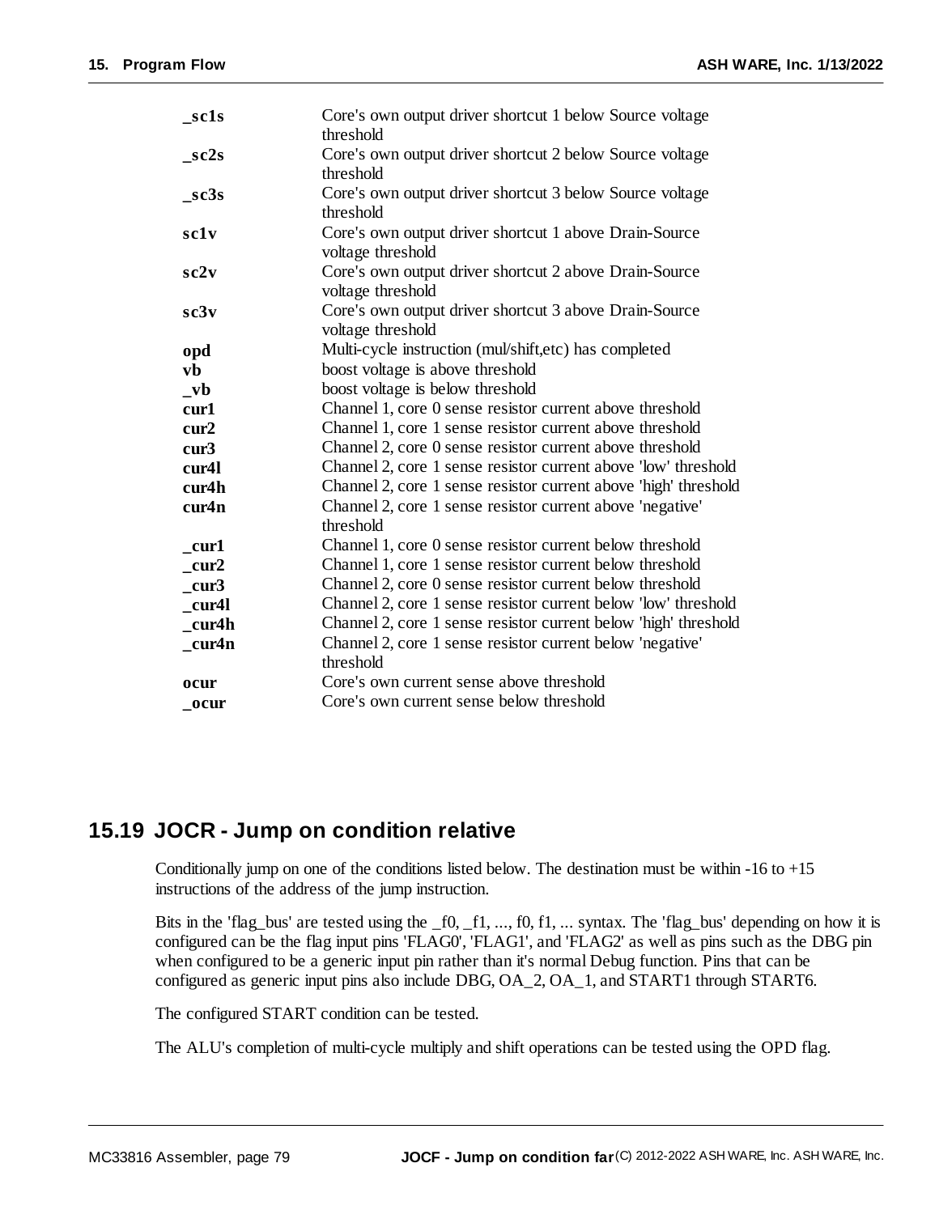| | |
|---|---|
| **_sc1s** | Core's own output driver shortcut 1 below Source voltage threshold |
| **_sc2s** | Core's own output driver shortcut 2 below Source voltage threshold |
| **_sc3s** | Core's own output driver shortcut 3 below Source voltage threshold |
| **sc1v** | Core's own output driver shortcut 1 above Drain-Source voltage threshold |
| **sc2v** | Core's own output driver shortcut 2 above Drain-Source voltage threshold |
| **sc3v** | Core's own output driver shortcut 3 above Drain-Source voltage threshold |
| **opd** | Multi-cycle instruction (mul/shift,etc) has completed |
| **vb** | boost voltage is above threshold |
| **_vb** | boost voltage is below threshold |
| **cur1** | Channel 1, core 0 sense resistor current above threshold |
| **cur2** | Channel 1, core 1 sense resistor current above threshold |
| **cur3** | Channel 2, core 0 sense resistor current above threshold |
| **cur4l** | Channel 2, core 1 sense resistor current above 'low' threshold |
| **cur4h** | Channel 2, core 1 sense resistor current above 'high' threshold |
| **cur4n** | Channel 2, core 1 sense resistor current above 'negative' threshold |
| **_cur1** | Channel 1, core 0 sense resistor current below threshold |
| **_cur2** | Channel 1, core 1 sense resistor current below threshold |
| **_cur3** | Channel 2, core 0 sense resistor current below threshold |
| **_cur4l** | Channel 2, core 1 sense resistor current below 'low' threshold |
| **_cur4h** | Channel 2, core 1 sense resistor current below 'high' threshold |
| **_cur4n** | Channel 2, core 1 sense resistor current below 'negative' threshold |
| **ocur** | Core's own current sense above threshold |
| **_ocur** | Core's own current sense below threshold |

## 15.19 JOCR - Jump on condition relative

Conditionally jump on one of the conditions listed below. The destination must be within -16 to +15 instructions of the address of the jump instruction.

Bits in the 'flag_bus' are tested using the _f0, _f1, ..., f0, f1, ... syntax. The 'flag_bus' depending on how it is configured can be the flag input pins 'FLAG0', 'FLAG1', and 'FLAG2' as well as pins such as the DBG pin when configured to be a generic input pin rather than it's normal Debug function. Pins that can be configured as generic input pins also include DBG, OA_2, OA_1, and START1 through START6.

The configured START condition can be tested.

The ALU's completion of multi-cycle multiply and shift operations can be tested using the OPD flag.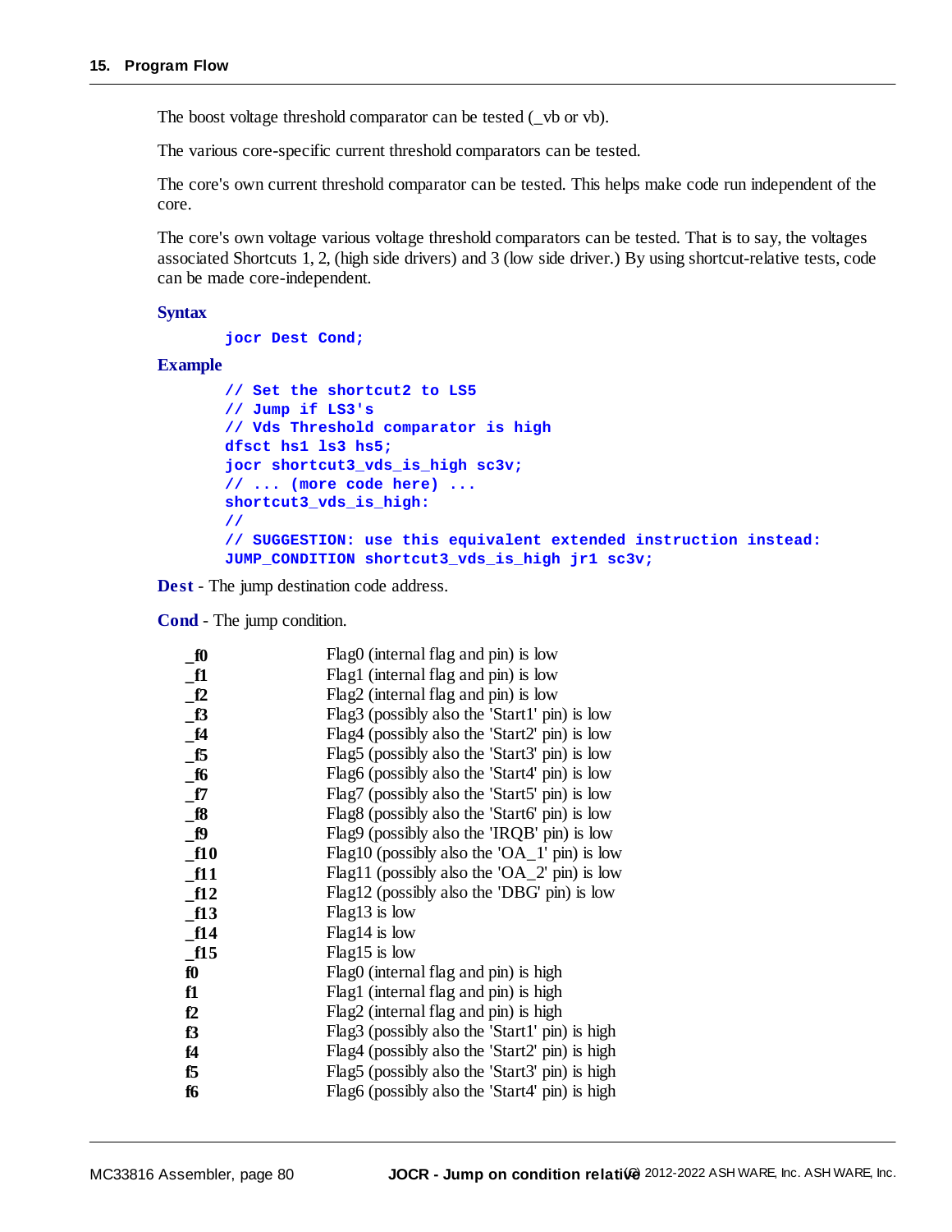The boost voltage threshold comparator can be tested (_vb or vb).

The various core-specific current threshold comparators can be tested.

The core's own current threshold comparator can be tested. This helps make code run independent of the core.

The core's own voltage various voltage threshold comparators can be tested. That is to say, the voltages associated Shortcuts 1, 2, (high side drivers) and 3 (low side driver.) By using shortcut-relative tests, code can be made core-independent.

**Syntax**

```
jocr Dest Cond;
```

**Example**

```
// Set the shortcut2 to LS5
// Jump if LS3's
// Vds Threshold comparator is high
dfsct hs1 ls3 hs5;
jocr shortcut3_vds_is_high sc3v;
// ... (more code here) ...
shortcut3_vds_is_high:
//
// SUGGESTION: use this equivalent extended instruction instead:
JUMP_CONDITION shortcut3_vds_is_high jr1 sc3v;
```

**Dest** - The jump destination code address.

**Cond** - The jump condition.

| | |
|---|---|
| **_f0** | Flag0 (internal flag and pin) is low |
| **_f1** | Flag1 (internal flag and pin) is low |
| **_f2** | Flag2 (internal flag and pin) is low |
| **_f3** | Flag3 (possibly also the 'Start1' pin) is low |
| **_f4** | Flag4 (possibly also the 'Start2' pin) is low |
| **_f5** | Flag5 (possibly also the 'Start3' pin) is low |
| **_f6** | Flag6 (possibly also the 'Start4' pin) is low |
| **_f7** | Flag7 (possibly also the 'Start5' pin) is low |
| **_f8** | Flag8 (possibly also the 'Start6' pin) is low |
| **_f9** | Flag9 (possibly also the 'IRQB' pin) is low |
| **_f10** | Flag10 (possibly also the 'OA_1' pin) is low |
| **_f11** | Flag11 (possibly also the 'OA_2' pin) is low |
| **_f12** | Flag12 (possibly also the 'DBG' pin) is low |
| **_f13** | Flag13 is low |
| **_f14** | Flag14 is low |
| **_f15** | Flag15 is low |
| **f0** | Flag0 (internal flag and pin) is high |
| **f1** | Flag1 (internal flag and pin) is high |
| **f2** | Flag2 (internal flag and pin) is high |
| **f3** | Flag3 (possibly also the 'Start1' pin) is high |
| **f4** | Flag4 (possibly also the 'Start2' pin) is high |
| **f5** | Flag5 (possibly also the 'Start3' pin) is high |
| **f6** | Flag6 (possibly also the 'Start4' pin) is high |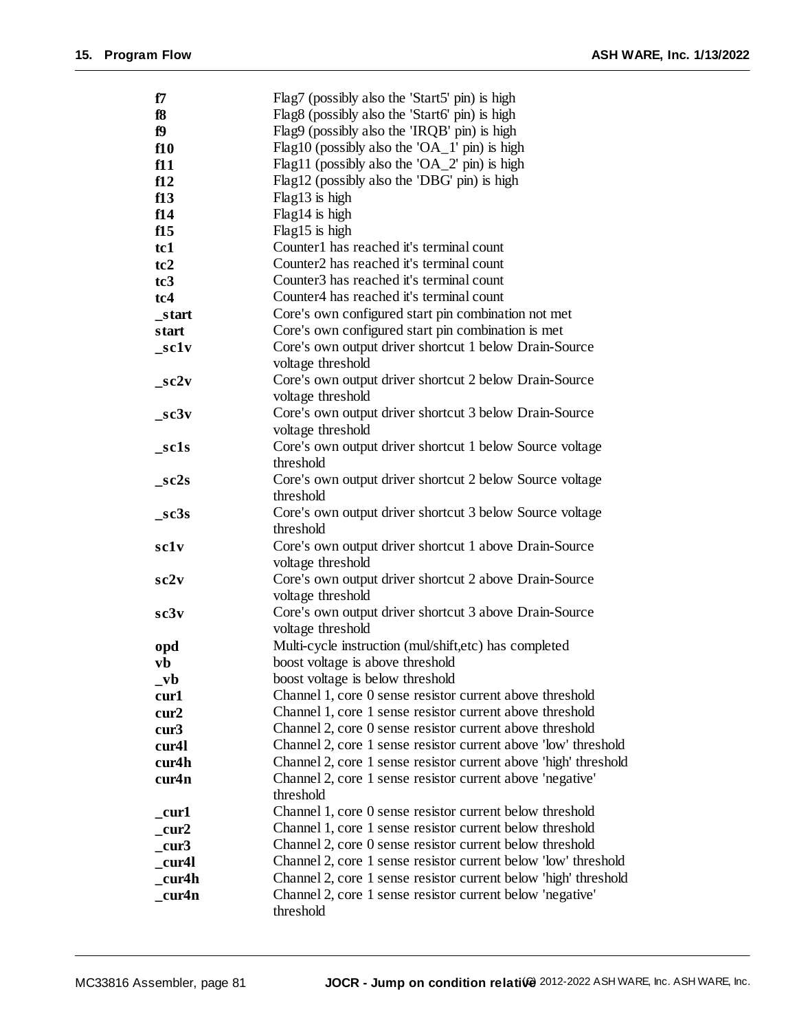| | |
|---|---|
| **f7** | Flag7 (possibly also the 'Start5' pin) is high |
| **f8** | Flag8 (possibly also the 'Start6' pin) is high |
| **f9** | Flag9 (possibly also the 'IRQB' pin) is high |
| **f10** | Flag10 (possibly also the 'OA_1' pin) is high |
| **f11** | Flag11 (possibly also the 'OA_2' pin) is high |
| **f12** | Flag12 (possibly also the 'DBG' pin) is high |
| **f13** | Flag13 is high |
| **f14** | Flag14 is high |
| **f15** | Flag15 is high |
| **tc1** | Counter1 has reached it's terminal count |
| **tc2** | Counter2 has reached it's terminal count |
| **tc3** | Counter3 has reached it's terminal count |
| **tc4** | Counter4 has reached it's terminal count |
| **_start** | Core's own configured start pin combination not met |
| **start** | Core's own configured start pin combination is met |
| **_sc1v** | Core's own output driver shortcut 1 below Drain-Source voltage threshold |
| **_sc2v** | Core's own output driver shortcut 2 below Drain-Source voltage threshold |
| **_sc3v** | Core's own output driver shortcut 3 below Drain-Source voltage threshold |
| **_sc1s** | Core's own output driver shortcut 1 below Source voltage threshold |
| **_sc2s** | Core's own output driver shortcut 2 below Source voltage threshold |
| **_sc3s** | Core's own output driver shortcut 3 below Source voltage threshold |
| **sc1v** | Core's own output driver shortcut 1 above Drain-Source voltage threshold |
| **sc2v** | Core's own output driver shortcut 2 above Drain-Source voltage threshold |
| **sc3v** | Core's own output driver shortcut 3 above Drain-Source voltage threshold |
| **opd** | Multi-cycle instruction (mul/shift,etc) has completed |
| **vb** | boost voltage is above threshold |
| **_vb** | boost voltage is below threshold |
| **cur1** | Channel 1, core 0 sense resistor current above threshold |
| **cur2** | Channel 1, core 1 sense resistor current above threshold |
| **cur3** | Channel 2, core 0 sense resistor current above threshold |
| **cur4l** | Channel 2, core 1 sense resistor current above 'low' threshold |
| **cur4h** | Channel 2, core 1 sense resistor current above 'high' threshold |
| **cur4n** | Channel 2, core 1 sense resistor current above 'negative' threshold |
| **_cur1** | Channel 1, core 0 sense resistor current below threshold |
| **_cur2** | Channel 1, core 1 sense resistor current below threshold |
| **_cur3** | Channel 2, core 0 sense resistor current below threshold |
| **_cur4l** | Channel 2, core 1 sense resistor current below 'low' threshold |
| **_cur4h** | Channel 2, core 1 sense resistor current below 'high' threshold |
| **_cur4n** | Channel 2, core 1 sense resistor current below 'negative' threshold |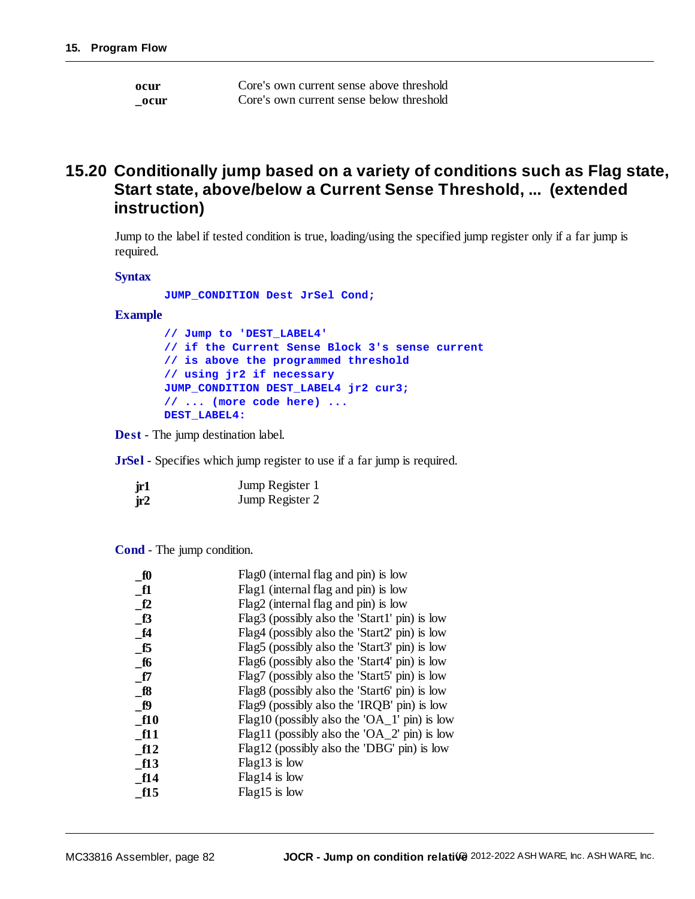| | |
|---|---|
| **ocur** | Core's own current sense above threshold |
| **_ocur** | Core's own current sense below threshold |

## 15.20 Conditionally jump based on a variety of conditions such as Flag state, Start state, above/below a Current Sense Threshold, ... (extended instruction)

Jump to the label if tested condition is true, loading/using the specified jump register only if a far jump is required.

**Syntax**

```
JUMP_CONDITION Dest JrSel Cond;
```

**Example**

```
// Jump to 'DEST_LABEL4'
// if the Current Sense Block 3's sense current
// is above the programmed threshold
// using jr2 if necessary
JUMP_CONDITION DEST_LABEL4 jr2 cur3;
// ... (more code here) ...
DEST_LABEL4:
```

**Dest** - The jump destination label.

**JrSel** - Specifies which jump register to use if a far jump is required.

| | |
|---|---|
| **jr1** | Jump Register 1 |
| **jr2** | Jump Register 2 |

**Cond** - The jump condition.

| | |
|---|---|
| **_f0** | Flag0 (internal flag and pin) is low |
| **_f1** | Flag1 (internal flag and pin) is low |
| **_f2** | Flag2 (internal flag and pin) is low |
| **_f3** | Flag3 (possibly also the 'Start1' pin) is low |
| **_f4** | Flag4 (possibly also the 'Start2' pin) is low |
| **_f5** | Flag5 (possibly also the 'Start3' pin) is low |
| **_f6** | Flag6 (possibly also the 'Start4' pin) is low |
| **_f7** | Flag7 (possibly also the 'Start5' pin) is low |
| **_f8** | Flag8 (possibly also the 'Start6' pin) is low |
| **_f9** | Flag9 (possibly also the 'IRQB' pin) is low |
| **_f10** | Flag10 (possibly also the 'OA_1' pin) is low |
| **_f11** | Flag11 (possibly also the 'OA_2' pin) is low |
| **_f12** | Flag12 (possibly also the 'DBG' pin) is low |
| **_f13** | Flag13 is low |
| **_f14** | Flag14 is low |
| **_f15** | Flag15 is low |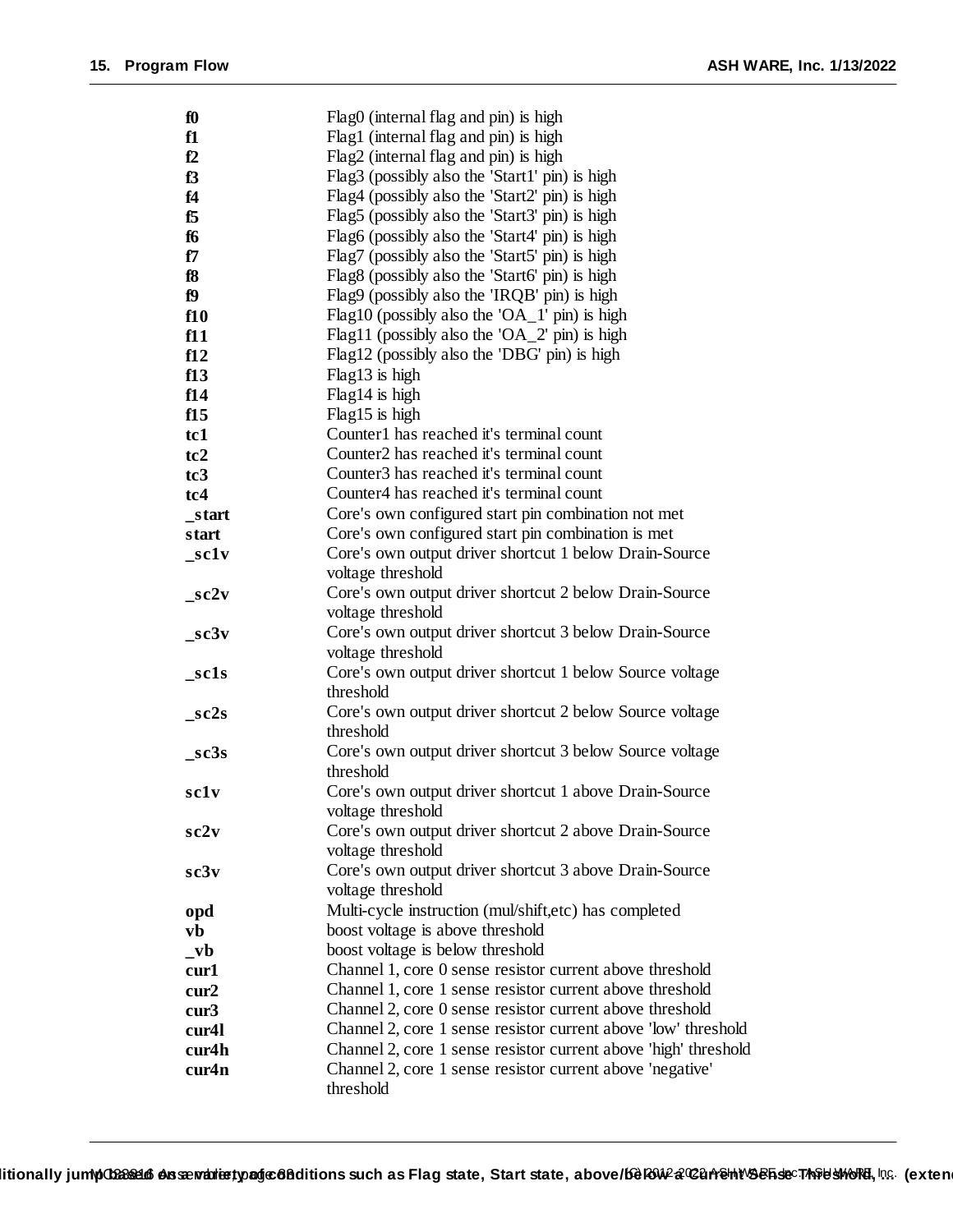| | |
|---|---|
| **f0** | Flag0 (internal flag and pin) is high |
| **f1** | Flag1 (internal flag and pin) is high |
| **f2** | Flag2 (internal flag and pin) is high |
| **f3** | Flag3 (possibly also the 'Start1' pin) is high |
| **f4** | Flag4 (possibly also the 'Start2' pin) is high |
| **f5** | Flag5 (possibly also the 'Start3' pin) is high |
| **f6** | Flag6 (possibly also the 'Start4' pin) is high |
| **f7** | Flag7 (possibly also the 'Start5' pin) is high |
| **f8** | Flag8 (possibly also the 'Start6' pin) is high |
| **f9** | Flag9 (possibly also the 'IRQB' pin) is high |
| **f10** | Flag10 (possibly also the 'OA_1' pin) is high |
| **f11** | Flag11 (possibly also the 'OA_2' pin) is high |
| **f12** | Flag12 (possibly also the 'DBG' pin) is high |
| **f13** | Flag13 is high |
| **f14** | Flag14 is high |
| **f15** | Flag15 is high |
| **tc1** | Counter1 has reached it's terminal count |
| **tc2** | Counter2 has reached it's terminal count |
| **tc3** | Counter3 has reached it's terminal count |
| **tc4** | Counter4 has reached it's terminal count |
| **_start** | Core's own configured start pin combination not met |
| **start** | Core's own configured start pin combination is met |
| **_sc1v** | Core's own output driver shortcut 1 below Drain-Source voltage threshold |
| **_sc2v** | Core's own output driver shortcut 2 below Drain-Source voltage threshold |
| **_sc3v** | Core's own output driver shortcut 3 below Drain-Source voltage threshold |
| **_sc1s** | Core's own output driver shortcut 1 below Source voltage threshold |
| **_sc2s** | Core's own output driver shortcut 2 below Source voltage threshold |
| **_sc3s** | Core's own output driver shortcut 3 below Source voltage threshold |
| **sc1v** | Core's own output driver shortcut 1 above Drain-Source voltage threshold |
| **sc2v** | Core's own output driver shortcut 2 above Drain-Source voltage threshold |
| **sc3v** | Core's own output driver shortcut 3 above Drain-Source voltage threshold |
| **opd** | Multi-cycle instruction (mul/shift,etc) has completed |
| **vb** | boost voltage is above threshold |
| **_vb** | boost voltage is below threshold |
| **cur1** | Channel 1, core 0 sense resistor current above threshold |
| **cur2** | Channel 1, core 1 sense resistor current above threshold |
| **cur3** | Channel 2, core 0 sense resistor current above threshold |
| **cur4l** | Channel 2, core 1 sense resistor current above 'low' threshold |
| **cur4h** | Channel 2, core 1 sense resistor current above 'high' threshold |
| **cur4n** | Channel 2, core 1 sense resistor current above 'negative' threshold |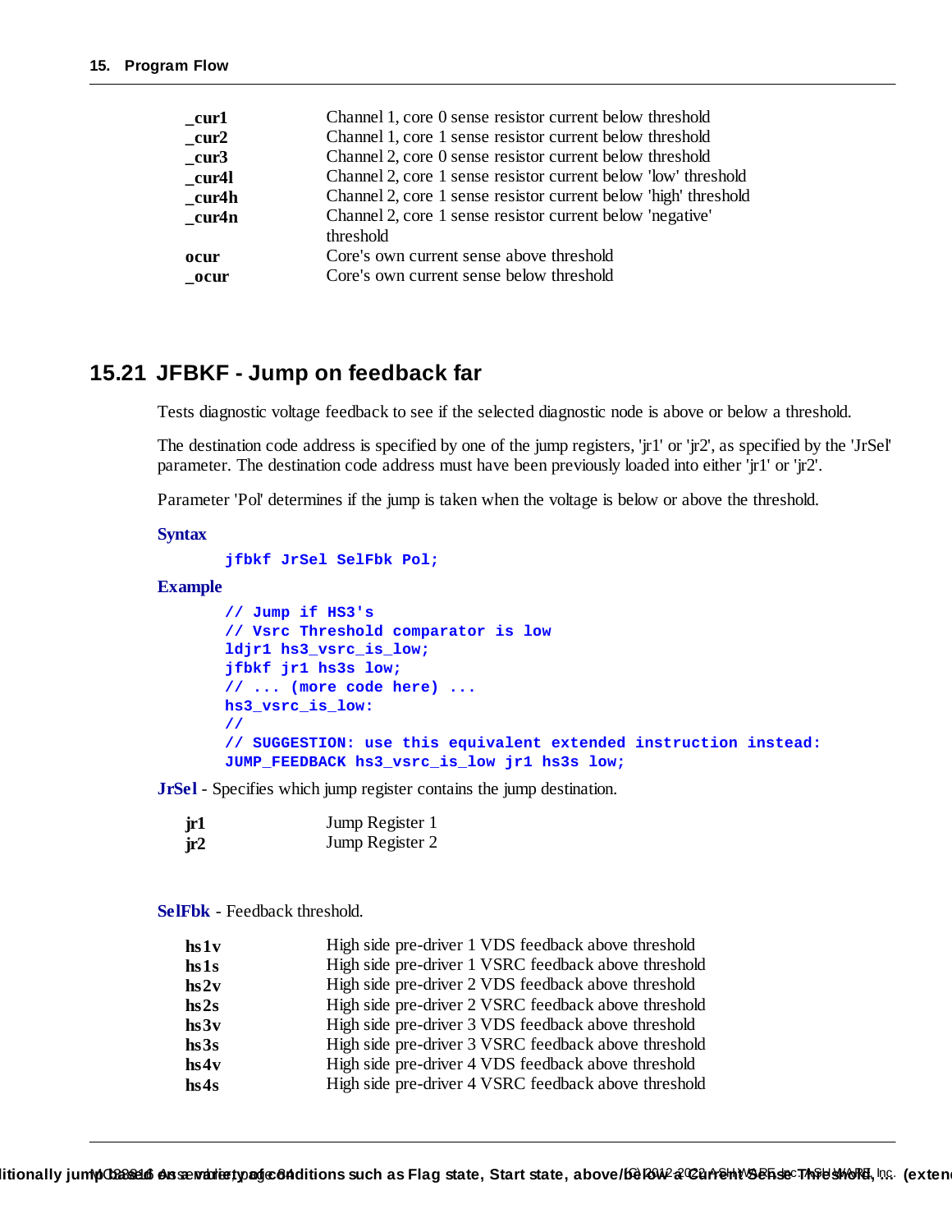| | |
|---|---|
| **_cur1** | Channel 1, core 0 sense resistor current below threshold |
| **_cur2** | Channel 1, core 1 sense resistor current below threshold |
| **_cur3** | Channel 2, core 0 sense resistor current below threshold |
| **_cur4l** | Channel 2, core 1 sense resistor current below 'low' threshold |
| **_cur4h** | Channel 2, core 1 sense resistor current below 'high' threshold |
| **_cur4n** | Channel 2, core 1 sense resistor current below 'negative' threshold |
| **ocur** | Core's own current sense above threshold |
| **_ocur** | Core's own current sense below threshold |

## 15.21 JFBKF - Jump on feedback far

Tests diagnostic voltage feedback to see if the selected diagnostic node is above or below a threshold.

The destination code address is specified by one of the jump registers, 'jr1' or 'jr2', as specified by the 'JrSel' parameter. The destination code address must have been previously loaded into either 'jr1' or 'jr2'.

Parameter 'Pol' determines if the jump is taken when the voltage is below or above the threshold.

**Syntax**

```
jfbkf JrSel SelFbk Pol;
```

**Example**

```
// Jump if HS3's
// Vsrc Threshold comparator is low
ldjr1 hs3_vsrc_is_low;
jfbkf jr1 hs3s low;
// ... (more code here) ...
hs3_vsrc_is_low:
//
// SUGGESTION: use this equivalent extended instruction instead:
JUMP_FEEDBACK hs3_vsrc_is_low jr1 hs3s low;
```

**JrSel** - Specifies which jump register contains the jump destination.

| | |
|---|---|
| **jr1** | Jump Register 1 |
| **jr2** | Jump Register 2 |

**SelFbk** - Feedback threshold.

| | |
|---|---|
| **hs1v** | High side pre-driver 1 VDS feedback above threshold |
| **hs1s** | High side pre-driver 1 VSRC feedback above threshold |
| **hs2v** | High side pre-driver 2 VDS feedback above threshold |
| **hs2s** | High side pre-driver 2 VSRC feedback above threshold |
| **hs3v** | High side pre-driver 3 VDS feedback above threshold |
| **hs3s** | High side pre-driver 3 VSRC feedback above threshold |
| **hs4v** | High side pre-driver 4 VDS feedback above threshold |
| **hs4s** | High side pre-driver 4 VSRC feedback above threshold |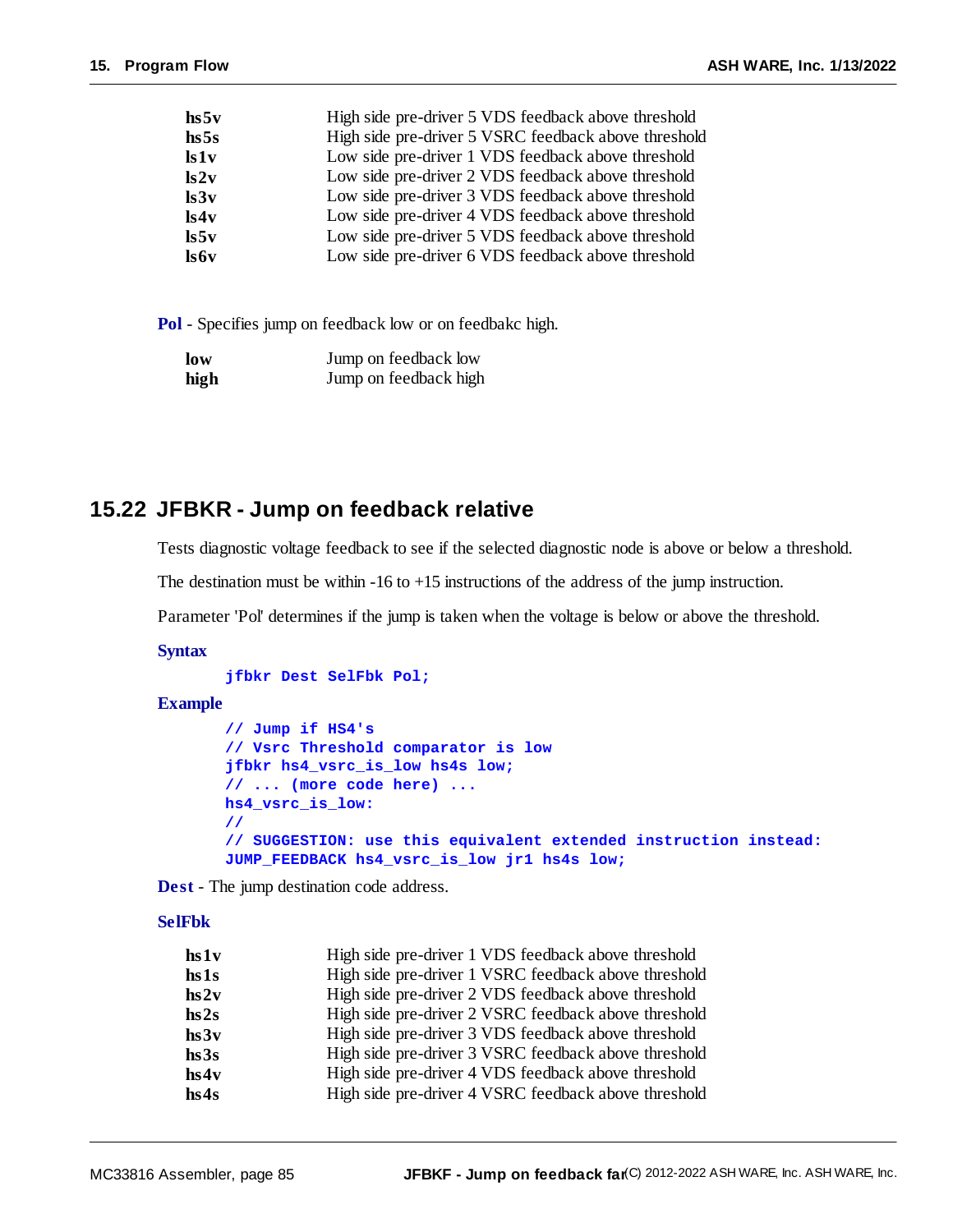| | |
|---|---|
| **hs5v** | High side pre-driver 5 VDS feedback above threshold |
| **hs5s** | High side pre-driver 5 VSRC feedback above threshold |
| **ls1v** | Low side pre-driver 1 VDS feedback above threshold |
| **ls2v** | Low side pre-driver 2 VDS feedback above threshold |
| **ls3v** | Low side pre-driver 3 VDS feedback above threshold |
| **ls4v** | Low side pre-driver 4 VDS feedback above threshold |
| **ls5v** | Low side pre-driver 5 VDS feedback above threshold |
| **ls6v** | Low side pre-driver 6 VDS feedback above threshold |

**Pol** - Specifies jump on feedback low or on feedbakc high.

| | |
|---|---|
| **low** | Jump on feedback low |
| **high** | Jump on feedback high |

## 15.22 JFBKR - Jump on feedback relative

Tests diagnostic voltage feedback to see if the selected diagnostic node is above or below a threshold.

The destination must be within -16 to +15 instructions of the address of the jump instruction.

Parameter 'Pol' determines if the jump is taken when the voltage is below or above the threshold.

**Syntax**

```
jfbkr Dest SelFbk Pol;
```

**Example**

```
// Jump if HS4's
// Vsrc Threshold comparator is low
jfbkr hs4_vsrc_is_low hs4s low;
// ... (more code here) ...
hs4_vsrc_is_low:
//
// SUGGESTION: use this equivalent extended instruction instead:
JUMP_FEEDBACK hs4_vsrc_is_low jr1 hs4s low;
```

**Dest** - The jump destination code address.

**SelFbk**

| | |
|---|---|
| **hs1v** | High side pre-driver 1 VDS feedback above threshold |
| **hs1s** | High side pre-driver 1 VSRC feedback above threshold |
| **hs2v** | High side pre-driver 2 VDS feedback above threshold |
| **hs2s** | High side pre-driver 2 VSRC feedback above threshold |
| **hs3v** | High side pre-driver 3 VDS feedback above threshold |
| **hs3s** | High side pre-driver 3 VSRC feedback above threshold |
| **hs4v** | High side pre-driver 4 VDS feedback above threshold |
| **hs4s** | High side pre-driver 4 VSRC feedback above threshold |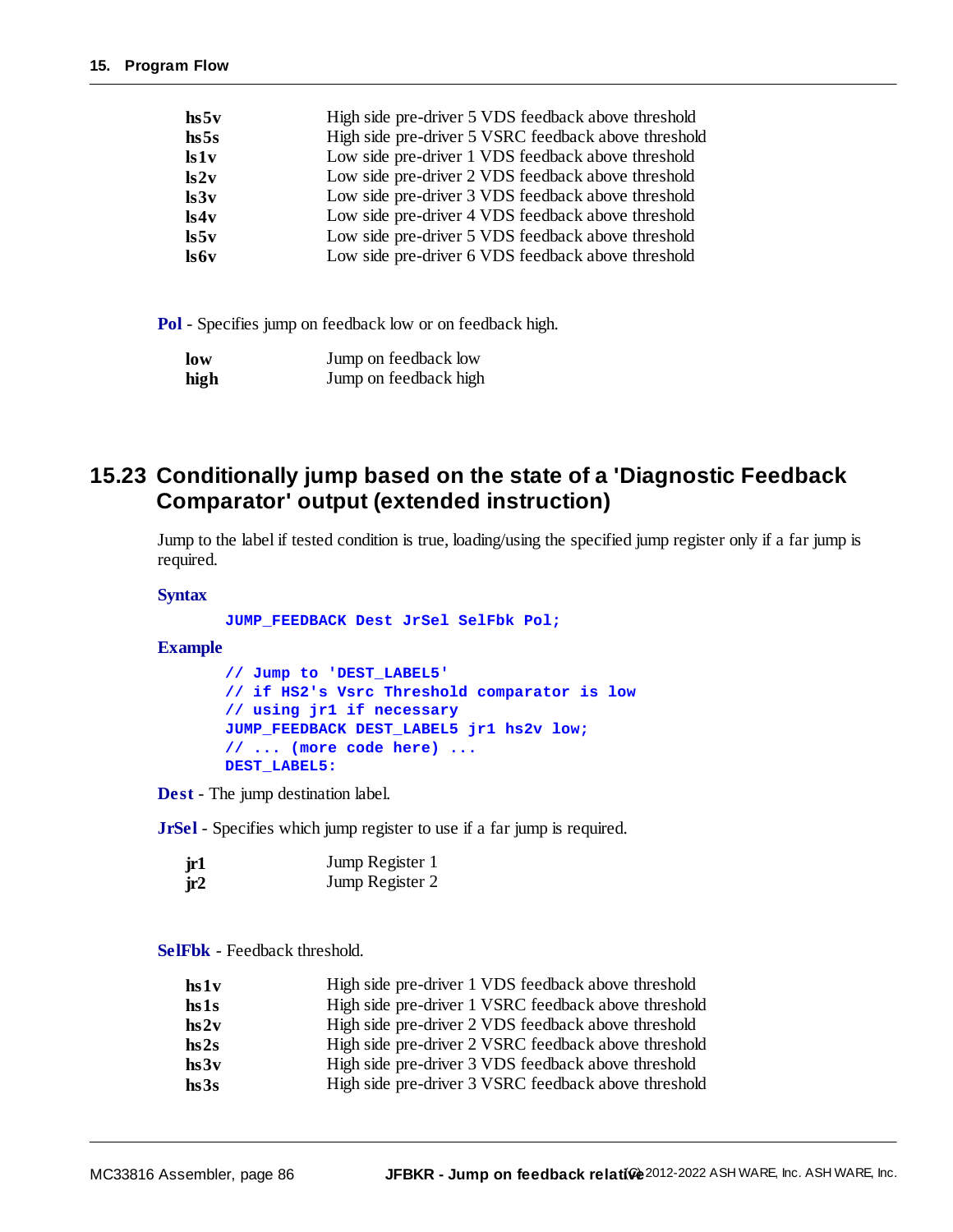| | |
|---|---|
| **hs5v** | High side pre-driver 5 VDS feedback above threshold |
| **hs5s** | High side pre-driver 5 VSRC feedback above threshold |
| **ls1v** | Low side pre-driver 1 VDS feedback above threshold |
| **ls2v** | Low side pre-driver 2 VDS feedback above threshold |
| **ls3v** | Low side pre-driver 3 VDS feedback above threshold |
| **ls4v** | Low side pre-driver 4 VDS feedback above threshold |
| **ls5v** | Low side pre-driver 5 VDS feedback above threshold |
| **ls6v** | Low side pre-driver 6 VDS feedback above threshold |

**Pol** - Specifies jump on feedback low or on feedback high.

| | |
|---|---|
| **low** | Jump on feedback low |
| **high** | Jump on feedback high |

## 15.23 Conditionally jump based on the state of a 'Diagnostic Feedback Comparator' output (extended instruction)

Jump to the label if tested condition is true, loading/using the specified jump register only if a far jump is required.

**Syntax**

```
JUMP_FEEDBACK Dest JrSel SelFbk Pol;
```

**Example**

```
// Jump to 'DEST_LABEL5'
// if HS2's Vsrc Threshold comparator is low
// using jr1 if necessary
JUMP_FEEDBACK DEST_LABEL5 jr1 hs2v low;
// ... (more code here) ...
DEST_LABEL5:
```

**Dest** - The jump destination label.

**JrSel** - Specifies which jump register to use if a far jump is required.

| | |
|---|---|
| **jr1** | Jump Register 1 |
| **jr2** | Jump Register 2 |

**SelFbk** - Feedback threshold.

| | |
|---|---|
| **hs1v** | High side pre-driver 1 VDS feedback above threshold |
| **hs1s** | High side pre-driver 1 VSRC feedback above threshold |
| **hs2v** | High side pre-driver 2 VDS feedback above threshold |
| **hs2s** | High side pre-driver 2 VSRC feedback above threshold |
| **hs3v** | High side pre-driver 3 VDS feedback above threshold |
| **hs3s** | High side pre-driver 3 VSRC feedback above threshold |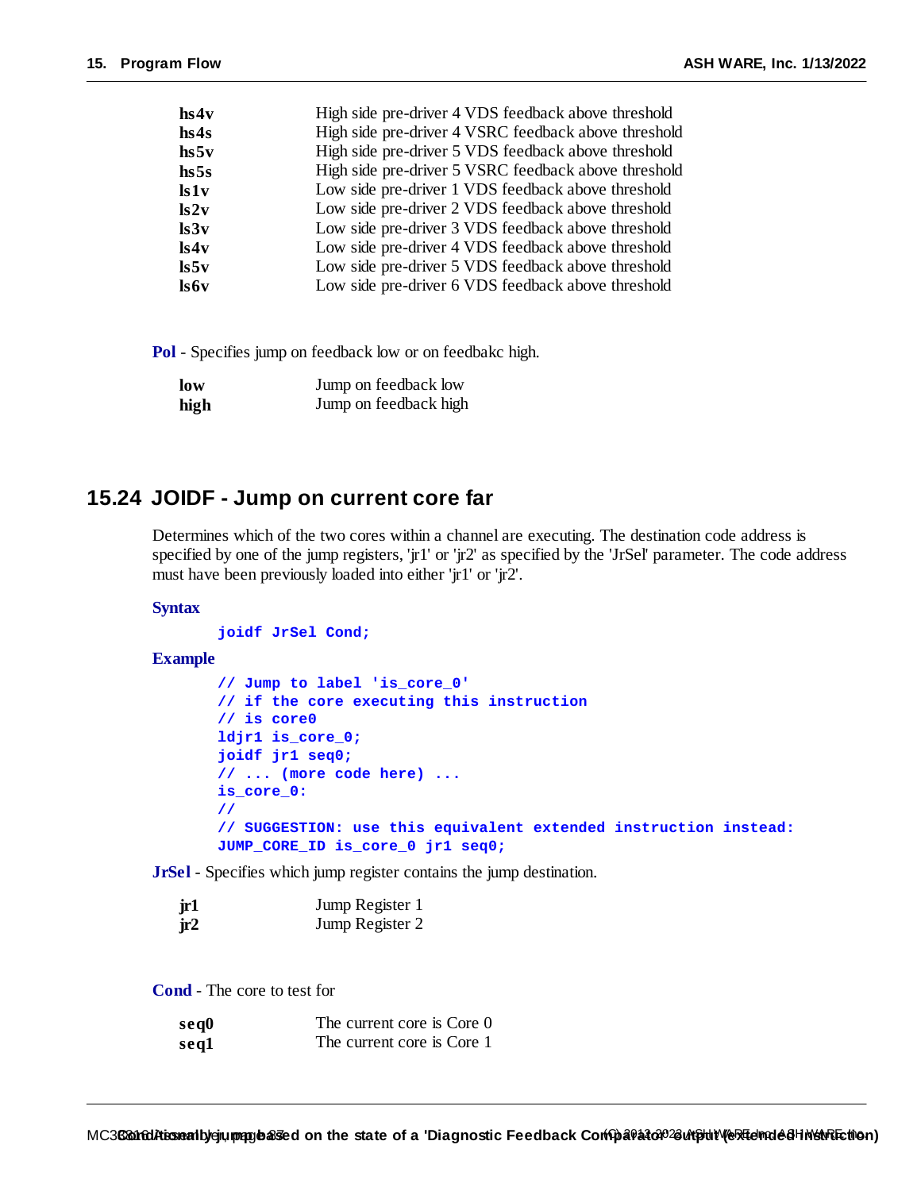| | |
|---|---|
| **hs4v** | High side pre-driver 4 VDS feedback above threshold |
| **hs4s** | High side pre-driver 4 VSRC feedback above threshold |
| **hs5v** | High side pre-driver 5 VDS feedback above threshold |
| **hs5s** | High side pre-driver 5 VSRC feedback above threshold |
| **ls1v** | Low side pre-driver 1 VDS feedback above threshold |
| **ls2v** | Low side pre-driver 2 VDS feedback above threshold |
| **ls3v** | Low side pre-driver 3 VDS feedback above threshold |
| **ls4v** | Low side pre-driver 4 VDS feedback above threshold |
| **ls5v** | Low side pre-driver 5 VDS feedback above threshold |
| **ls6v** | Low side pre-driver 6 VDS feedback above threshold |

**Pol** - Specifies jump on feedback low or on feedbakc high.

| | |
|---|---|
| **low** | Jump on feedback low |
| **high** | Jump on feedback high |

## 15.24 JOIDF - Jump on current core far

Determines which of the two cores within a channel are executing. The destination code address is specified by one of the jump registers, 'jr1' or 'jr2' as specified by the 'JrSel' parameter. The code address must have been previously loaded into either 'jr1' or 'jr2'.

**Syntax**

```
joidf JrSel Cond;
```

**Example**

```
// Jump to label 'is_core_0'
// if the core executing this instruction
// is core0
ldjr1 is_core_0;
joidf jr1 seq0;
// ... (more code here) ...
is_core_0:
//
// SUGGESTION: use this equivalent extended instruction instead:
JUMP_CORE_ID is_core_0 jr1 seq0;
```

**JrSel** - Specifies which jump register contains the jump destination.

| | |
|---|---|
| **jr1** | Jump Register 1 |
| **jr2** | Jump Register 2 |

**Cond** - The core to test for

| | |
|---|---|
| **seq0** | The current core is Core 0 |
| **seq1** | The current core is Core 1 |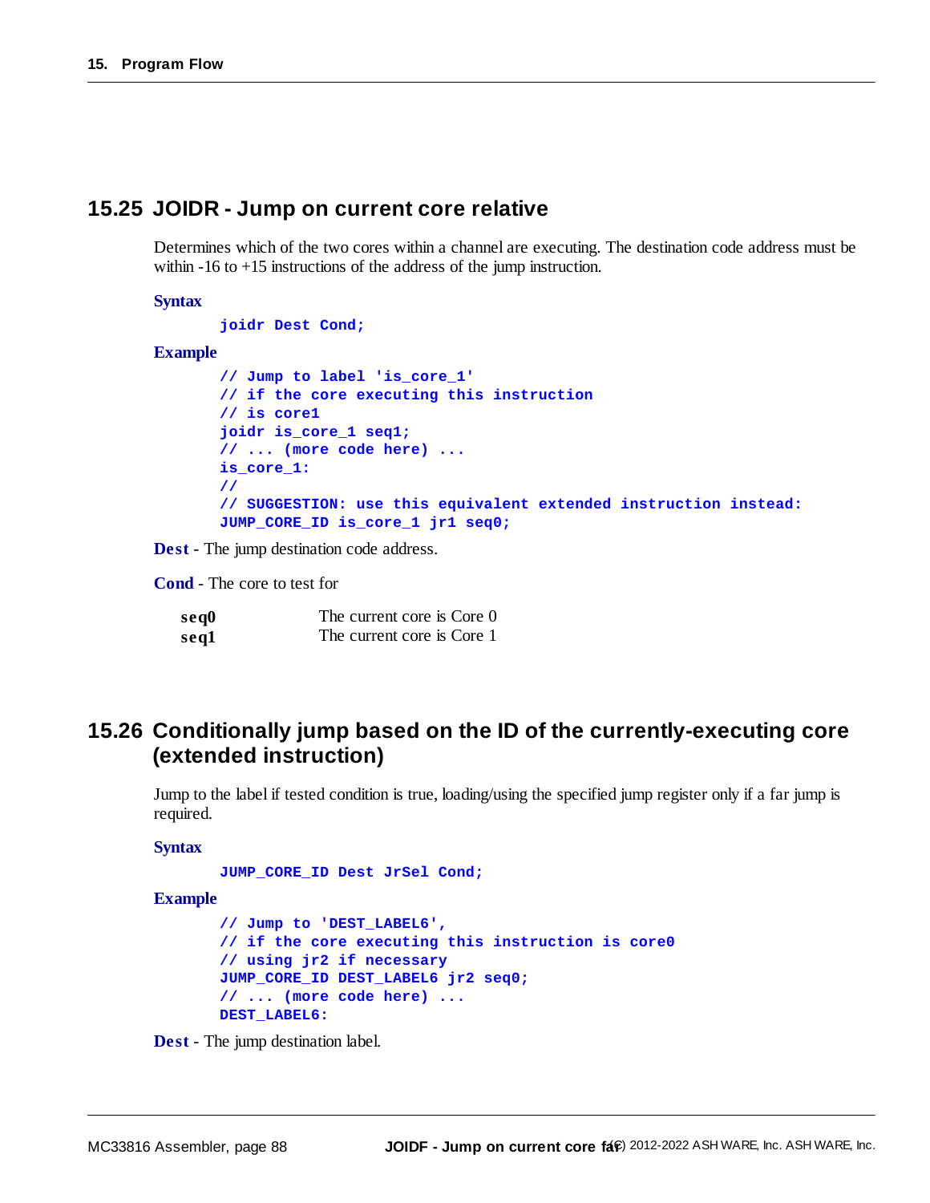## 15.25 JOIDR - Jump on current core relative

Determines which of the two cores within a channel are executing. The destination code address must be within -16 to +15 instructions of the address of the jump instruction.

**Syntax**

```
joidr Dest Cond;
```

**Example**

```
// Jump to label 'is_core_1'
// if the core executing this instruction
// is core1
joidr is_core_1 seq1;
// ... (more code here) ...
is_core_1:
//
// SUGGESTION: use this equivalent extended instruction instead:
JUMP_CORE_ID is_core_1 jr1 seq0;
```

**Dest** - The jump destination code address.

**Cond** - The core to test for

| | |
|---|---|
| **seq0** | The current core is Core 0 |
| **seq1** | The current core is Core 1 |

## 15.26 Conditionally jump based on the ID of the currently-executing core (extended instruction)

Jump to the label if tested condition is true, loading/using the specified jump register only if a far jump is required.

**Syntax**

```
JUMP_CORE_ID Dest JrSel Cond;
```

**Example**

```
// Jump to 'DEST_LABEL6',
// if the core executing this instruction is core0
// using jr2 if necessary
JUMP_CORE_ID DEST_LABEL6 jr2 seq0;
// ... (more code here) ...
DEST_LABEL6:
```

**Dest** - The jump destination label.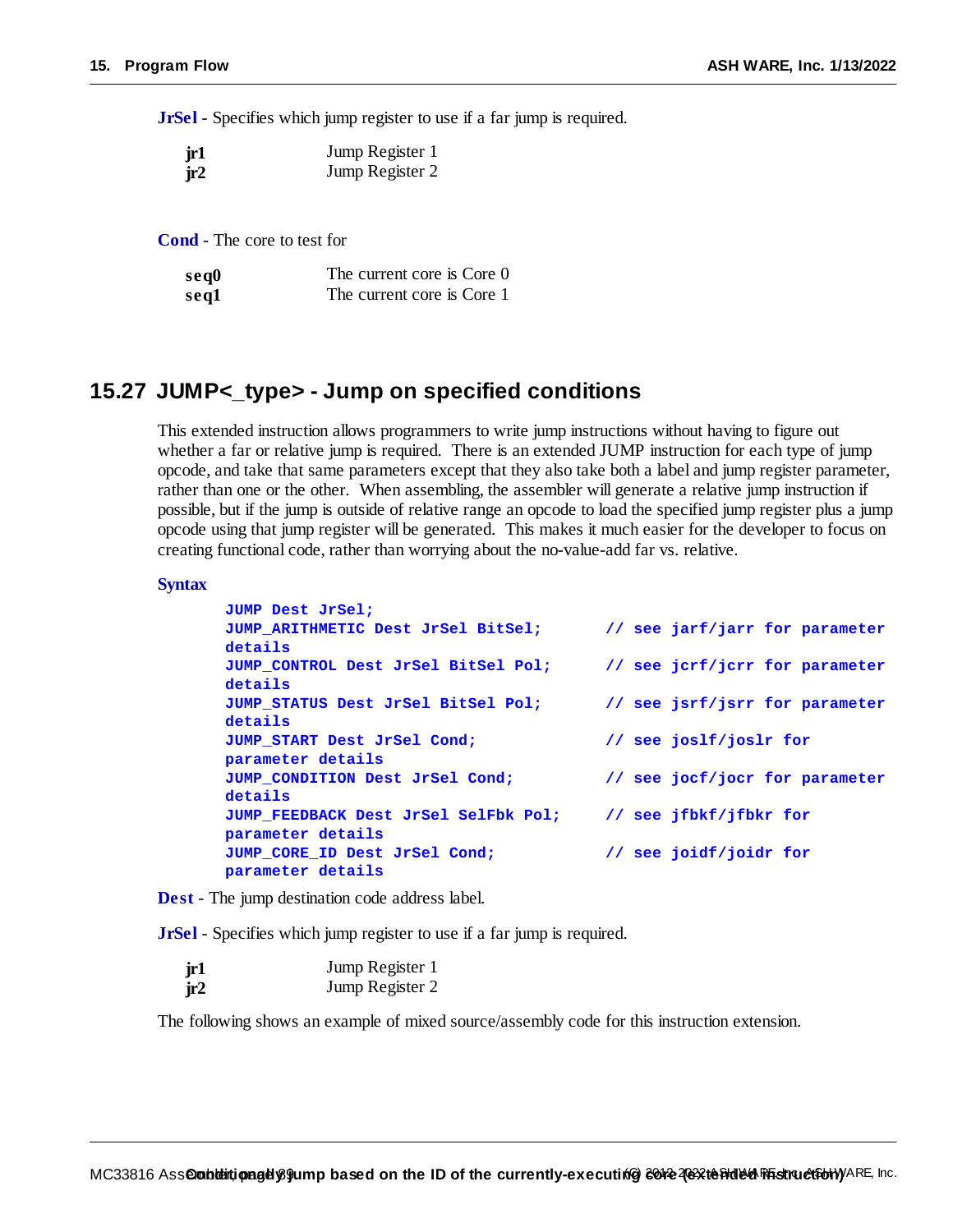**JrSel** - Specifies which jump register to use if a far jump is required.

| | |
|---|---|
| **jr1** | Jump Register 1 |
| **jr2** | Jump Register 2 |

**Cond** - The core to test for

| | |
|---|---|
| **seq0** | The current core is Core 0 |
| **seq1** | The current core is Core 1 |

## 15.27 JUMP<_type> - Jump on specified conditions

This extended instruction allows programmers to write jump instructions without having to figure out whether a far or relative jump is required. There is an extended JUMP instruction for each type of jump opcode, and take that same parameters except that they also take both a label and jump register parameter, rather than one or the other. When assembling, the assembler will generate a relative jump instruction if possible, but if the jump is outside of relative range an opcode to load the specified jump register plus a jump opcode using that jump register will be generated. This makes it much easier for the developer to focus on creating functional code, rather than worrying about the no-value-add far vs. relative.

**Syntax**

```
JUMP Dest JrSel;
JUMP_ARITHMETIC Dest JrSel BitSel;       // see jarf/jarr for parameter details
JUMP_CONTROL Dest JrSel BitSel Pol;      // see jcrf/jcrr for parameter details
JUMP_STATUS Dest JrSel BitSel Pol;       // see jsrf/jsrr for parameter details
JUMP_START Dest JrSel Cond;              // see joslf/joslr for parameter details
JUMP_CONDITION Dest JrSel Cond;          // see jocf/jocr for parameter details
JUMP_FEEDBACK Dest JrSel SelFbk Pol;     // see jfbkf/jfbkr for parameter details
JUMP_CORE_ID Dest JrSel Cond;            // see joidf/joidr for parameter details
```

**Dest** - The jump destination code address label.

**JrSel** - Specifies which jump register to use if a far jump is required.

| | |
|---|---|
| **jr1** | Jump Register 1 |
| **jr2** | Jump Register 2 |

The following shows an example of mixed source/assembly code for this instruction extension.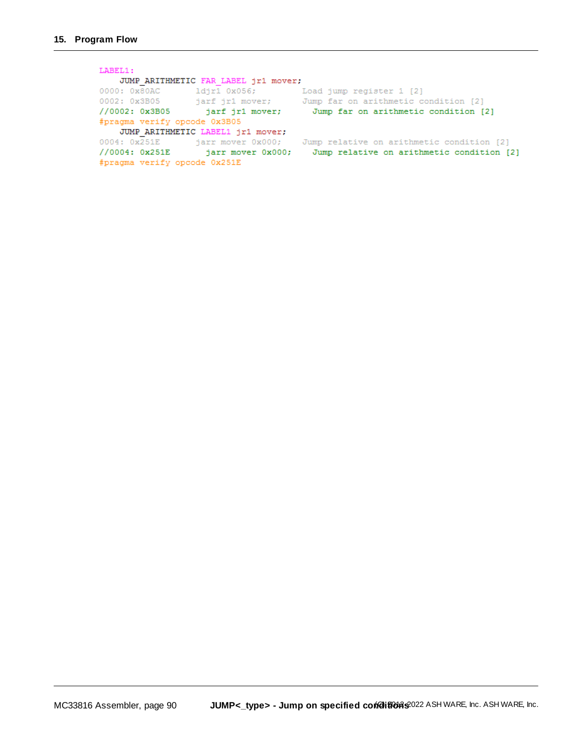```
LABEL1:
    JUMP_ARITHMETIC FAR_LABEL jr1 mover;
0000: 0x80AC       ldjr1 0x056;         Load jump register 1 [2]
0002: 0x3B05       jarf jr1 mover;      Jump far on arithmetic condition [2]
//0002: 0x3B05       jarf jr1 mover;      Jump far on arithmetic condition [2]
#pragma verify opcode 0x3B05
    JUMP_ARITHMETIC LABEL1 jr1 mover;
0004: 0x251E       jarr mover 0x000;    Jump relative on arithmetic condition [2]
//0004: 0x251E       jarr mover 0x000;    Jump relative on arithmetic condition [2]
#pragma verify opcode 0x251E
```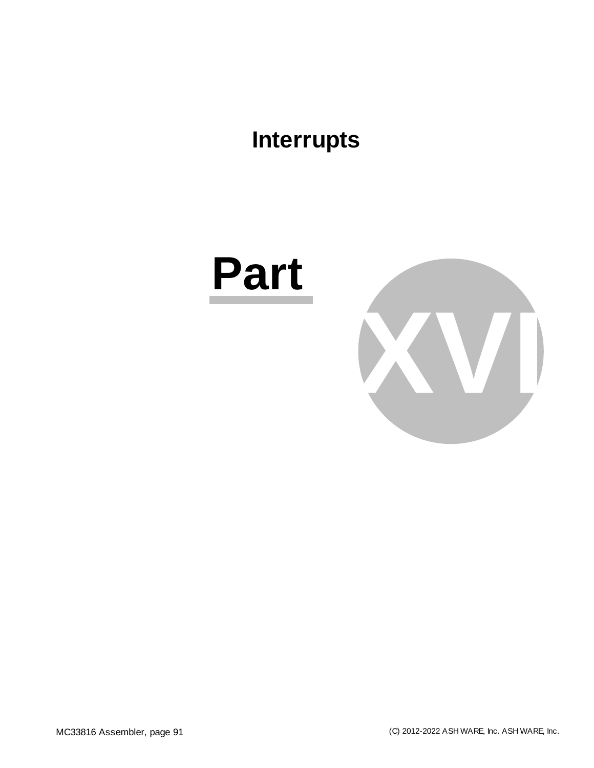# Interrupts

# Part XVI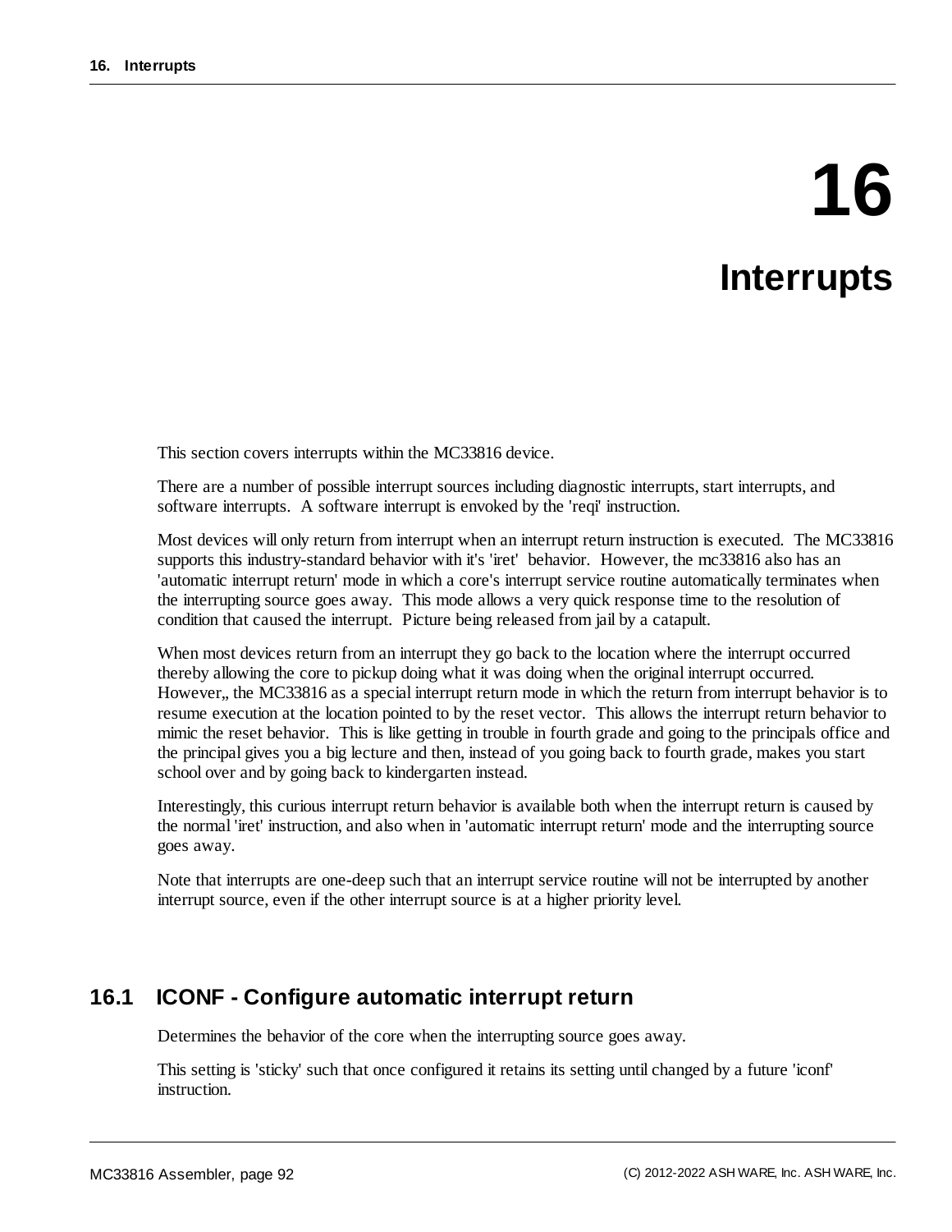// 16 Interrupts

# 16 Interrupts

This section covers interrupts within the MC33816 device.

There are a number of possible interrupt sources including diagnostic interrupts, start interrupts, and software interrupts. A software interrupt is envoked by the 'reqi' instruction.

Most devices will only return from interrupt when an interrupt return instruction is executed. The MC33816 supports this industry-standard behavior with it's 'iret' behavior. However, the mc33816 also has an 'automatic interrupt return' mode in which a core's interrupt service routine automatically terminates when the interrupting source goes away. This mode allows a very quick response time to the resolution of condition that caused the interrupt. Picture being released from jail by a catapult.

When most devices return from an interrupt they go back to the location where the interrupt occurred thereby allowing the core to pickup doing what it was doing when the original interrupt occurred. However,, the MC33816 as a special interrupt return mode in which the return from interrupt behavior is to resume execution at the location pointed to by the reset vector. This allows the interrupt return behavior to mimic the reset behavior. This is like getting in trouble in fourth grade and going to the principals office and the principal gives you a big lecture and then, instead of you going back to fourth grade, makes you start school over and by going back to kindergarten instead.

Interestingly, this curious interrupt return behavior is available both when the interrupt return is caused by the normal 'iret' instruction, and also when in 'automatic interrupt return' mode and the interrupting source goes away.

Note that interrupts are one-deep such that an interrupt service routine will not be interrupted by another interrupt source, even if the other interrupt source is at a higher priority level.

## 16.1 ICONF - Configure automatic interrupt return

Determines the behavior of the core when the interrupting source goes away.

This setting is 'sticky' such that once configured it retains its setting until changed by a future 'iconf' instruction.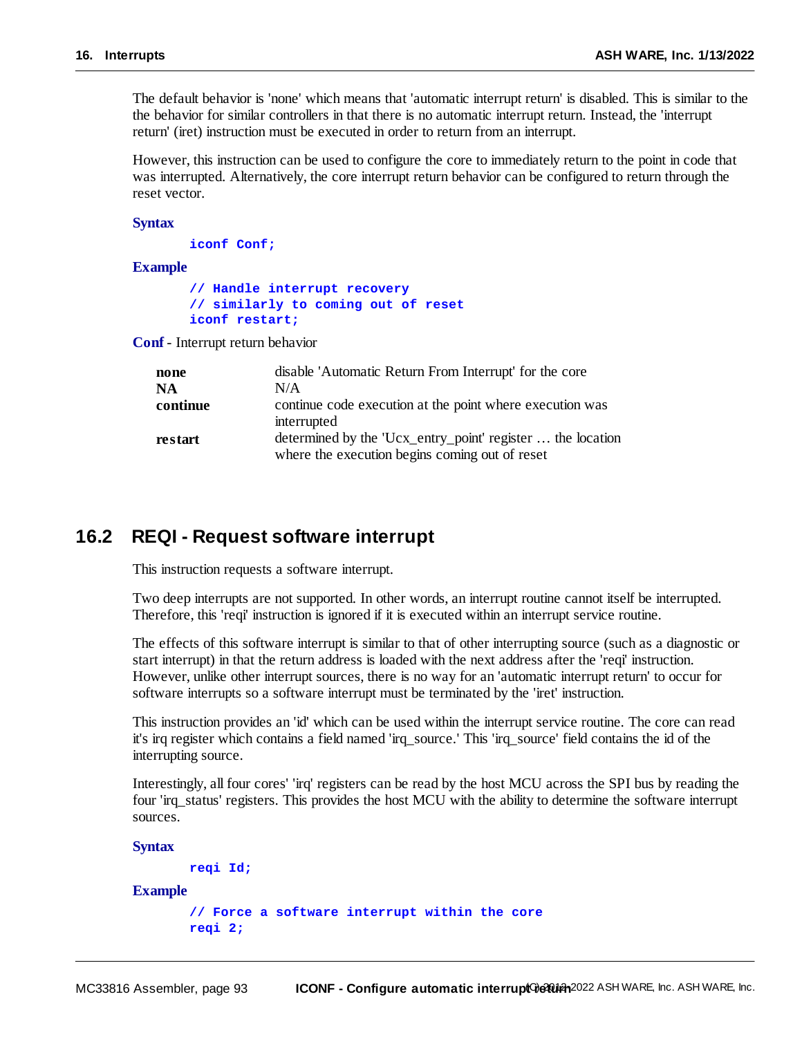The default behavior is 'none' which means that 'automatic interrupt return' is disabled. This is similar to the the behavior for similar controllers in that there is no automatic interrupt return. Instead, the 'interrupt return' (iret) instruction must be executed in order to return from an interrupt.

However, this instruction can be used to configure the core to immediately return to the point in code that was interrupted. Alternatively, the core interrupt return behavior can be configured to return through the reset vector.

**Syntax**

```
iconf Conf;
```

**Example**

```
// Handle interrupt recovery
// similarly to coming out of reset
iconf restart;
```

**Conf** - Interrupt return behavior

| | |
|---|---|
| **none** | disable 'Automatic Return From Interrupt' for the core |
| **NA** | N/A |
| **continue** | continue code execution at the point where execution was interrupted |
| **restart** | determined by the 'Ucx_entry_point' register … the location where the execution begins coming out of reset |

## 16.2 REQI - Request software interrupt

This instruction requests a software interrupt.

Two deep interrupts are not supported. In other words, an interrupt routine cannot itself be interrupted. Therefore, this 'reqi' instruction is ignored if it is executed within an interrupt service routine.

The effects of this software interrupt is similar to that of other interrupting source (such as a diagnostic or start interrupt) in that the return address is loaded with the next address after the 'reqi' instruction. However, unlike other interrupt sources, there is no way for an 'automatic interrupt return' to occur for software interrupts so a software interrupt must be terminated by the 'iret' instruction.

This instruction provides an 'id' which can be used within the interrupt service routine. The core can read it's irq register which contains a field named 'irq_source.' This 'irq_source' field contains the id of the interrupting source.

Interestingly, all four cores' 'irq' registers can be read by the host MCU across the SPI bus by reading the four 'irq_status' registers. This provides the host MCU with the ability to determine the software interrupt sources.

**Syntax**

```
reqi Id;
```

**Example**

```
// Force a software interrupt within the core
reqi 2;
```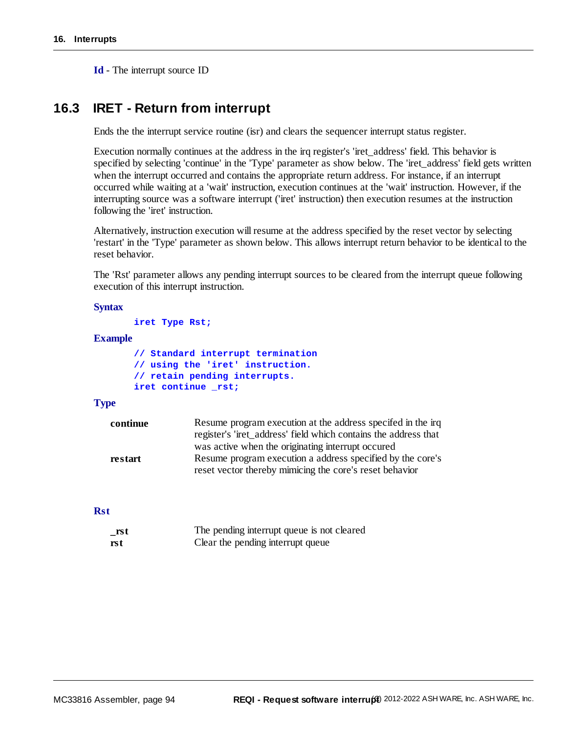**Id** - The interrupt source ID

## 16.3 IRET - Return from interrupt

Ends the the interrupt service routine (isr) and clears the sequencer interrupt status register.

Execution normally continues at the address in the irq register's 'iret_address' field. This behavior is specified by selecting 'continue' in the 'Type' parameter as show below. The 'iret_address' field gets written when the interrupt occurred and contains the appropriate return address. For instance, if an interrupt occurred while waiting at a 'wait' instruction, execution continues at the 'wait' instruction. However, if the interrupting source was a software interrupt ('iret' instruction) then execution resumes at the instruction following the 'iret' instruction.

Alternatively, instruction execution will resume at the address specified by the reset vector by selecting 'restart' in the 'Type' parameter as shown below. This allows interrupt return behavior to be identical to the reset behavior.

The 'Rst' parameter allows any pending interrupt sources to be cleared from the interrupt queue following execution of this interrupt instruction.

**Syntax**

```
iret Type Rst;
```

**Example**

```
// Standard interrupt termination
// using the 'iret' instruction.
// retain pending interrupts.
iret continue _rst;
```

**Type**

| | |
|---|---|
| **continue** | Resume program execution at the address specifed in the irq register's 'iret_address' field which contains the address that was active when the originating interrupt occured |
| **restart** | Resume program execution a address specified by the core's reset vector thereby mimicing the core's reset behavior |

**Rst**

| | |
|---|---|
| **_rst** | The pending interrupt queue is not cleared |
| **rst** | Clear the pending interrupt queue |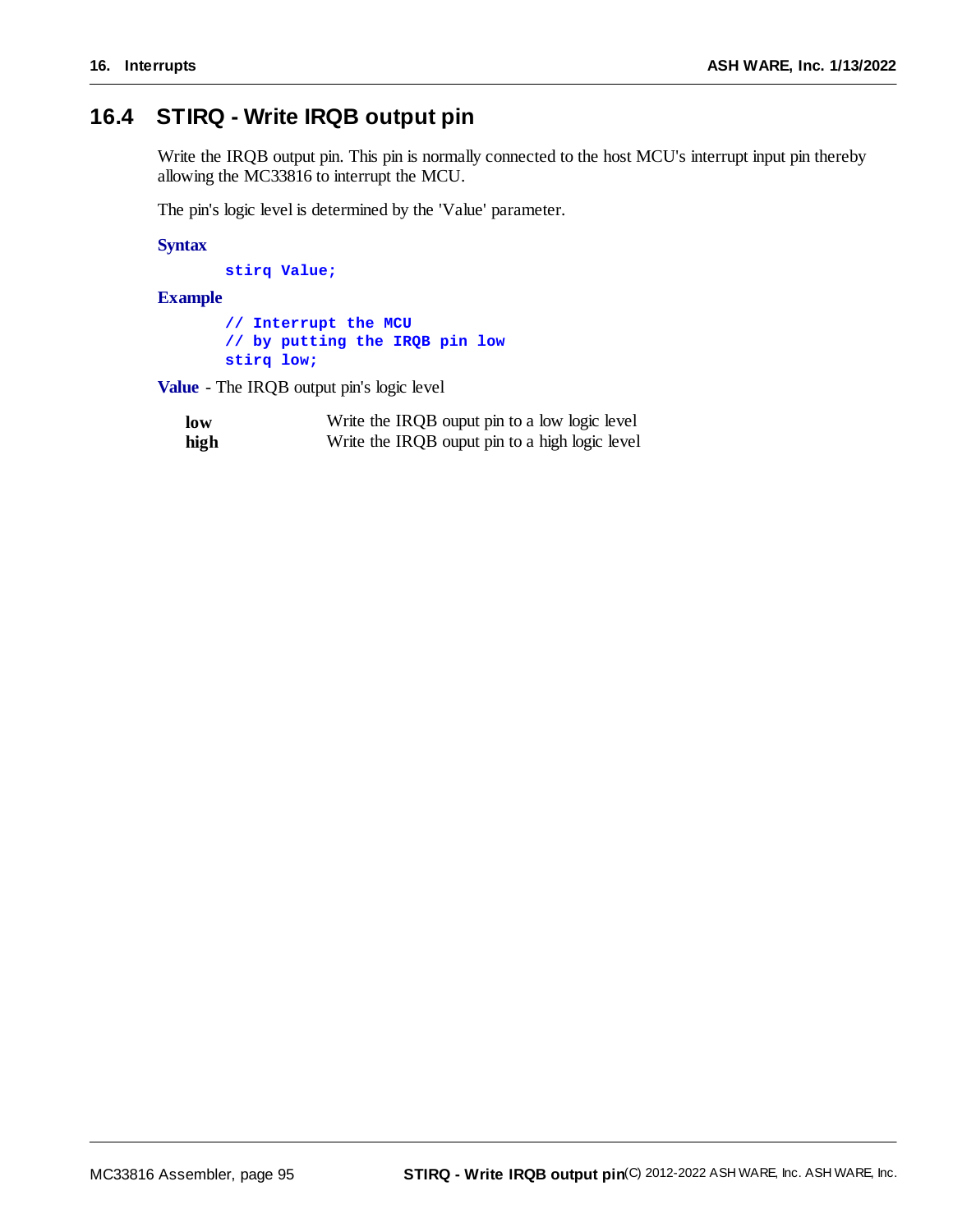## 16.4 STIRQ - Write IRQB output pin

Write the IRQB output pin. This pin is normally connected to the host MCU's interrupt input pin thereby allowing the MC33816 to interrupt the MCU.

The pin's logic level is determined by the 'Value' parameter.

**Syntax**

```
stirq Value;
```

**Example**

```
// Interrupt the MCU
// by putting the IRQB pin low
stirq low;
```

**Value** - The IRQB output pin's logic level

| | |
|---|---|
| **low** | Write the IRQB ouput pin to a low logic level |
| **high** | Write the IRQB ouput pin to a high logic level |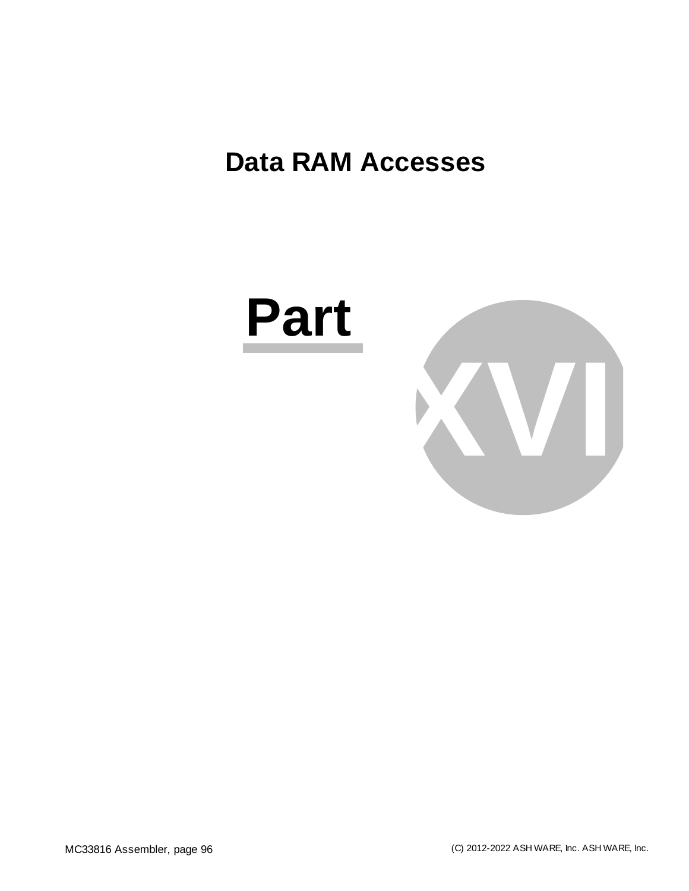# Data RAM Accesses

**Part XVI**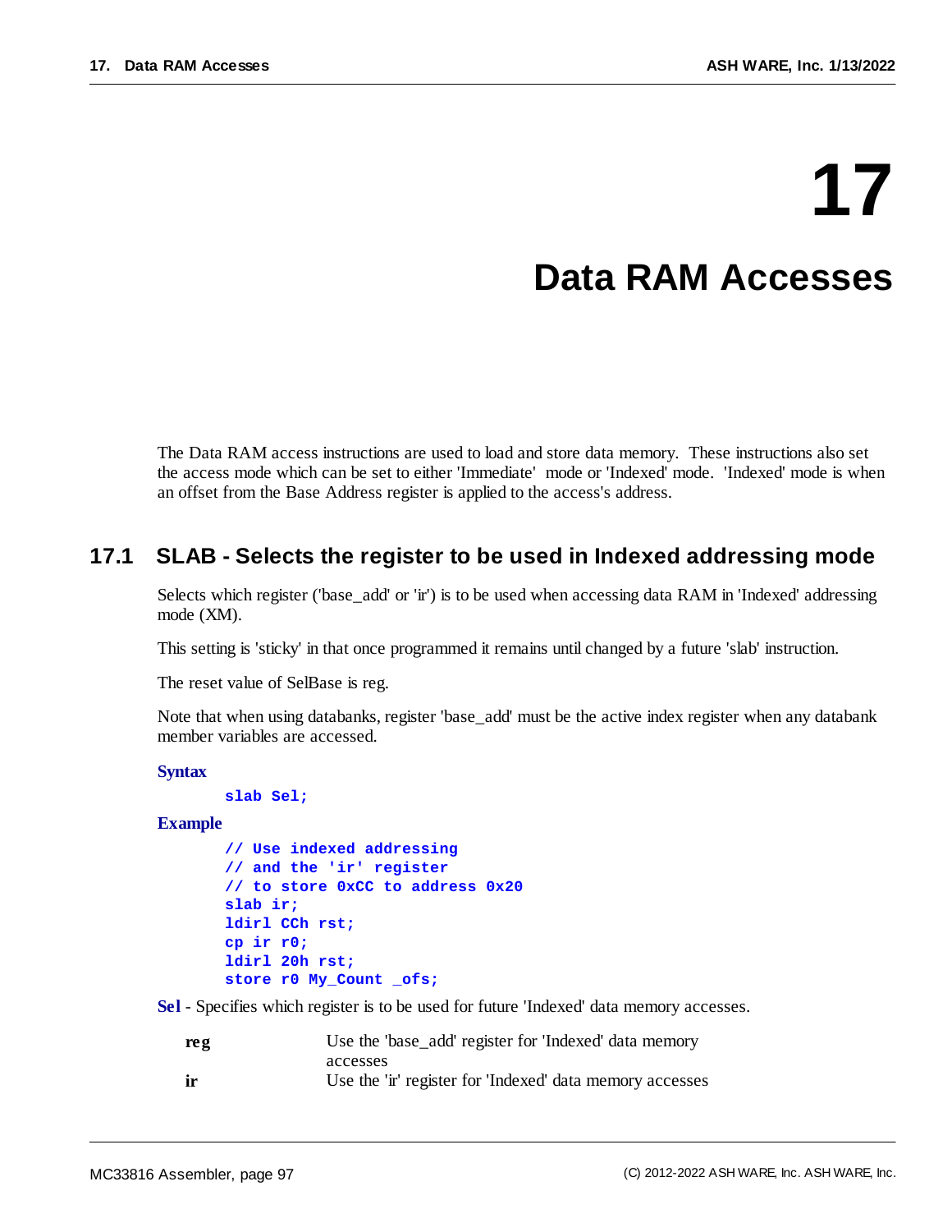# 17 Data RAM Accesses

The Data RAM access instructions are used to load and store data memory. These instructions also set the access mode which can be set to either 'Immediate' mode or 'Indexed' mode. 'Indexed' mode is when an offset from the Base Address register is applied to the access's address.

## 17.1 SLAB - Selects the register to be used in Indexed addressing mode

Selects which register ('base_add' or 'ir') is to be used when accessing data RAM in 'Indexed' addressing mode (XM).

This setting is 'sticky' in that once programmed it remains until changed by a future 'slab' instruction.

The reset value of SelBase is reg.

Note that when using databanks, register 'base_add' must be the active index register when any databank member variables are accessed.

**Syntax**

```
slab Sel;
```

**Example**

```
// Use indexed addressing
// and the 'ir' register
// to store 0xCC to address 0x20
slab ir;
ldirl CCh rst;
cp ir r0;
ldirl 20h rst;
store r0 My_Count _ofs;
```

**Sel** - Specifies which register is to be used for future 'Indexed' data memory accesses.

| | |
|---|---|
| **reg** | Use the 'base_add' register for 'Indexed' data memory accesses |
| **ir** | Use the 'ir' register for 'Indexed' data memory accesses |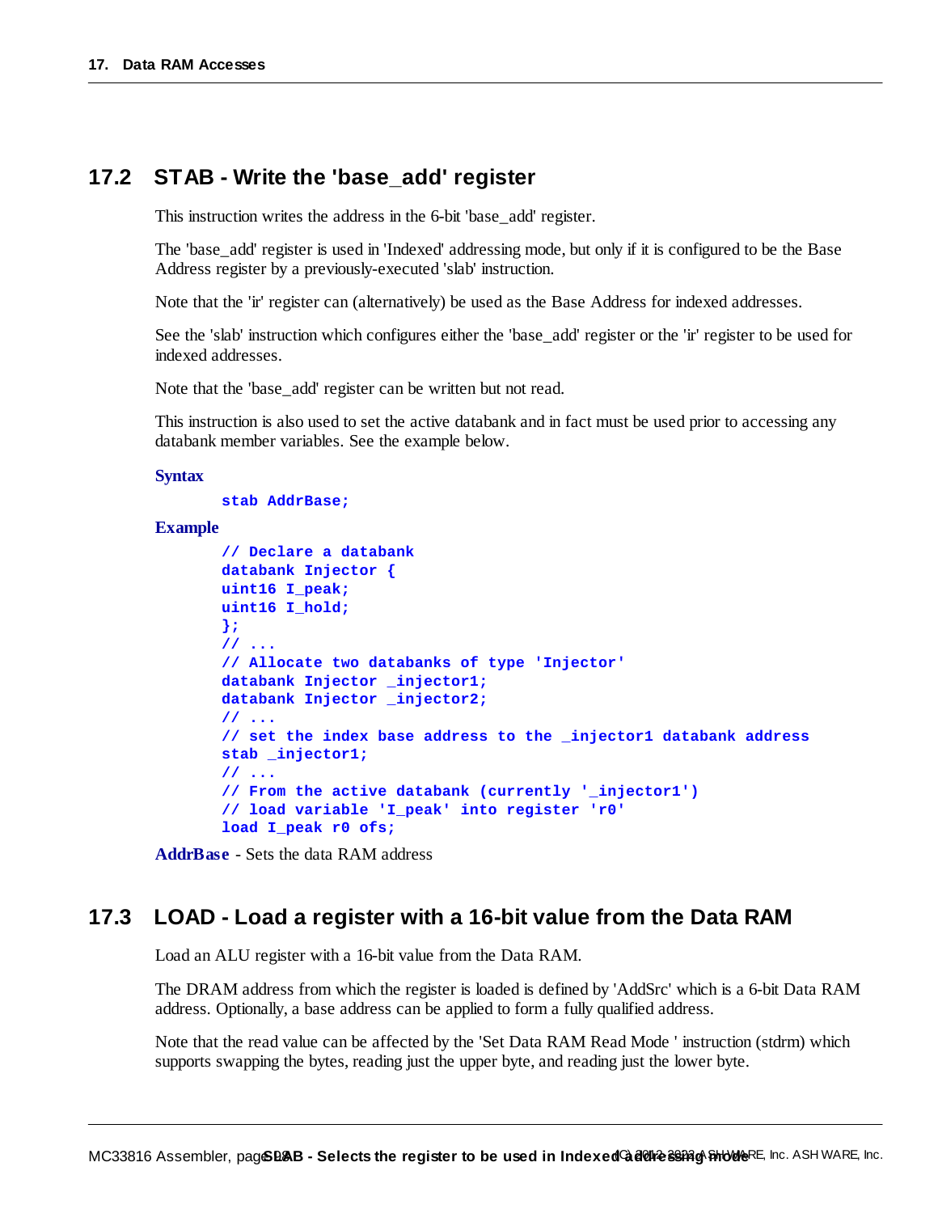## 17.2 STAB - Write the 'base_add' register

This instruction writes the address in the 6-bit 'base_add' register.

The 'base_add' register is used in 'Indexed' addressing mode, but only if it is configured to be the Base Address register by a previously-executed 'slab' instruction.

Note that the 'ir' register can (alternatively) be used as the Base Address for indexed addresses.

See the 'slab' instruction which configures either the 'base_add' register or the 'ir' register to be used for indexed addresses.

Note that the 'base_add' register can be written but not read.

This instruction is also used to set the active databank and in fact must be used prior to accessing any databank member variables. See the example below.

**Syntax**

```
stab AddrBase;
```

**Example**

```
// Declare a databank
databank Injector {
uint16 I_peak;
uint16 I_hold;
};
// ...
// Allocate two databanks of type 'Injector'
databank Injector _injector1;
databank Injector _injector2;
// ...
// set the index base address to the _injector1 databank address
stab _injector1;
// ...
// From the active databank (currently '_injector1')
// load variable 'I_peak' into register 'r0'
load I_peak r0 ofs;
```

**AddrBase** - Sets the data RAM address

## 17.3 LOAD - Load a register with a 16-bit value from the Data RAM

Load an ALU register with a 16-bit value from the Data RAM.

The DRAM address from which the register is loaded is defined by 'AddSrc' which is a 6-bit Data RAM address. Optionally, a base address can be applied to form a fully qualified address.

Note that the read value can be affected by the 'Set Data RAM Read Mode ' instruction (stdrm) which supports swapping the bytes, reading just the upper byte, and reading just the lower byte.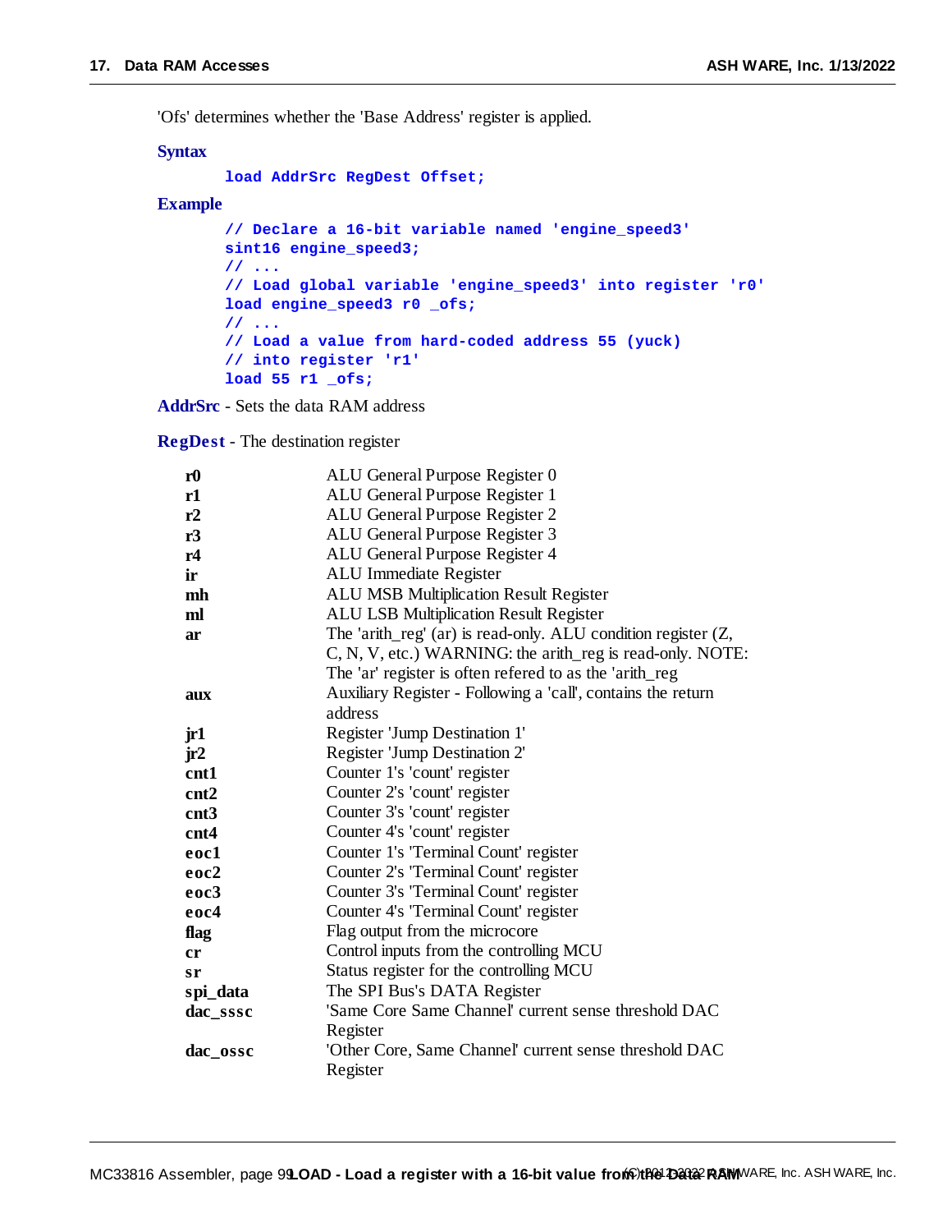'Ofs' determines whether the 'Base Address' register is applied.

**Syntax**

```
load AddrSrc RegDest Offset;
```

**Example**

```
// Declare a 16-bit variable named 'engine_speed3'
sint16 engine_speed3;
// ...
// Load global variable 'engine_speed3' into register 'r0'
load engine_speed3 r0 _ofs;
// ...
// Load a value from hard-coded address 55 (yuck)
// into register 'r1'
load 55 r1 _ofs;
```

**AddrSrc** - Sets the data RAM address

**RegDest** - The destination register

| | |
|---|---|
| **r0** | ALU General Purpose Register 0 |
| **r1** | ALU General Purpose Register 1 |
| **r2** | ALU General Purpose Register 2 |
| **r3** | ALU General Purpose Register 3 |
| **r4** | ALU General Purpose Register 4 |
| **ir** | ALU Immediate Register |
| **mh** | ALU MSB Multiplication Result Register |
| **ml** | ALU LSB Multiplication Result Register |
| **ar** | The 'arith_reg' (ar) is read-only. ALU condition register (Z, C, N, V, etc.) WARNING: the arith_reg is read-only. NOTE: The 'ar' register is often refered to as the 'arith_reg |
| **aux** | Auxiliary Register - Following a 'call', contains the return address |
| **jr1** | Register 'Jump Destination 1' |
| **jr2** | Register 'Jump Destination 2' |
| **cnt1** | Counter 1's 'count' register |
| **cnt2** | Counter 2's 'count' register |
| **cnt3** | Counter 3's 'count' register |
| **cnt4** | Counter 4's 'count' register |
| **eoc1** | Counter 1's 'Terminal Count' register |
| **eoc2** | Counter 2's 'Terminal Count' register |
| **eoc3** | Counter 3's 'Terminal Count' register |
| **eoc4** | Counter 4's 'Terminal Count' register |
| **flag** | Flag output from the microcore |
| **cr** | Control inputs from the controlling MCU |
| **sr** | Status register for the controlling MCU |
| **spi_data** | The SPI Bus's DATA Register |
| **dac_sssc** | 'Same Core Same Channel' current sense threshold DAC Register |
| **dac_ossc** | 'Other Core, Same Channel' current sense threshold DAC Register |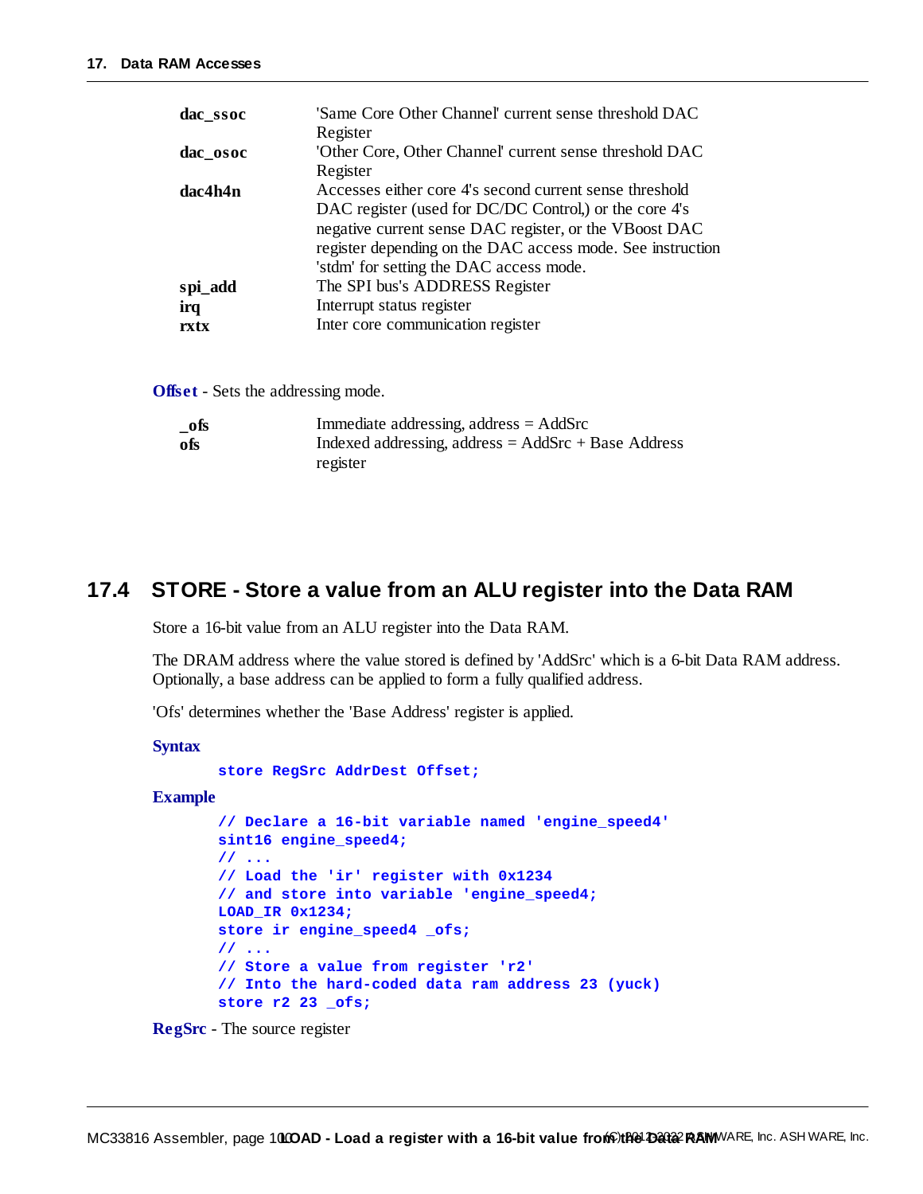| | |
|---|---|
| **dac_ssoc** | 'Same Core Other Channel' current sense threshold DAC Register |
| **dac_osoc** | 'Other Core, Other Channel' current sense threshold DAC Register |
| **dac4h4n** | Accesses either core 4's second current sense threshold DAC register (used for DC/DC Control,) or the core 4's negative current sense DAC register, or the VBoost DAC register depending on the DAC access mode. See instruction 'stdm' for setting the DAC access mode. |
| **spi_add** | The SPI bus's ADDRESS Register |
| **irq** | Interrupt status register |
| **rxtx** | Inter core communication register |

**Offset** - Sets the addressing mode.

| | |
|---|---|
| **_ofs** | Immediate addressing, address = AddSrc |
| **ofs** | Indexed addressing, address = AddSrc + Base Address register |

## 17.4 STORE - Store a value from an ALU register into the Data RAM

Store a 16-bit value from an ALU register into the Data RAM.

The DRAM address where the value stored is defined by 'AddSrc' which is a 6-bit Data RAM address. Optionally, a base address can be applied to form a fully qualified address.

'Ofs' determines whether the 'Base Address' register is applied.

**Syntax**

```
store RegSrc AddrDest Offset;
```

**Example**

```
// Declare a 16-bit variable named 'engine_speed4'
sint16 engine_speed4;
// ...
// Load the 'ir' register with 0x1234
// and store into variable 'engine_speed4;
LOAD_IR 0x1234;
store ir engine_speed4 _ofs;
// ...
// Store a value from register 'r2'
// Into the hard-coded data ram address 23 (yuck)
store r2 23 _ofs;
```

**RegSrc** - The source register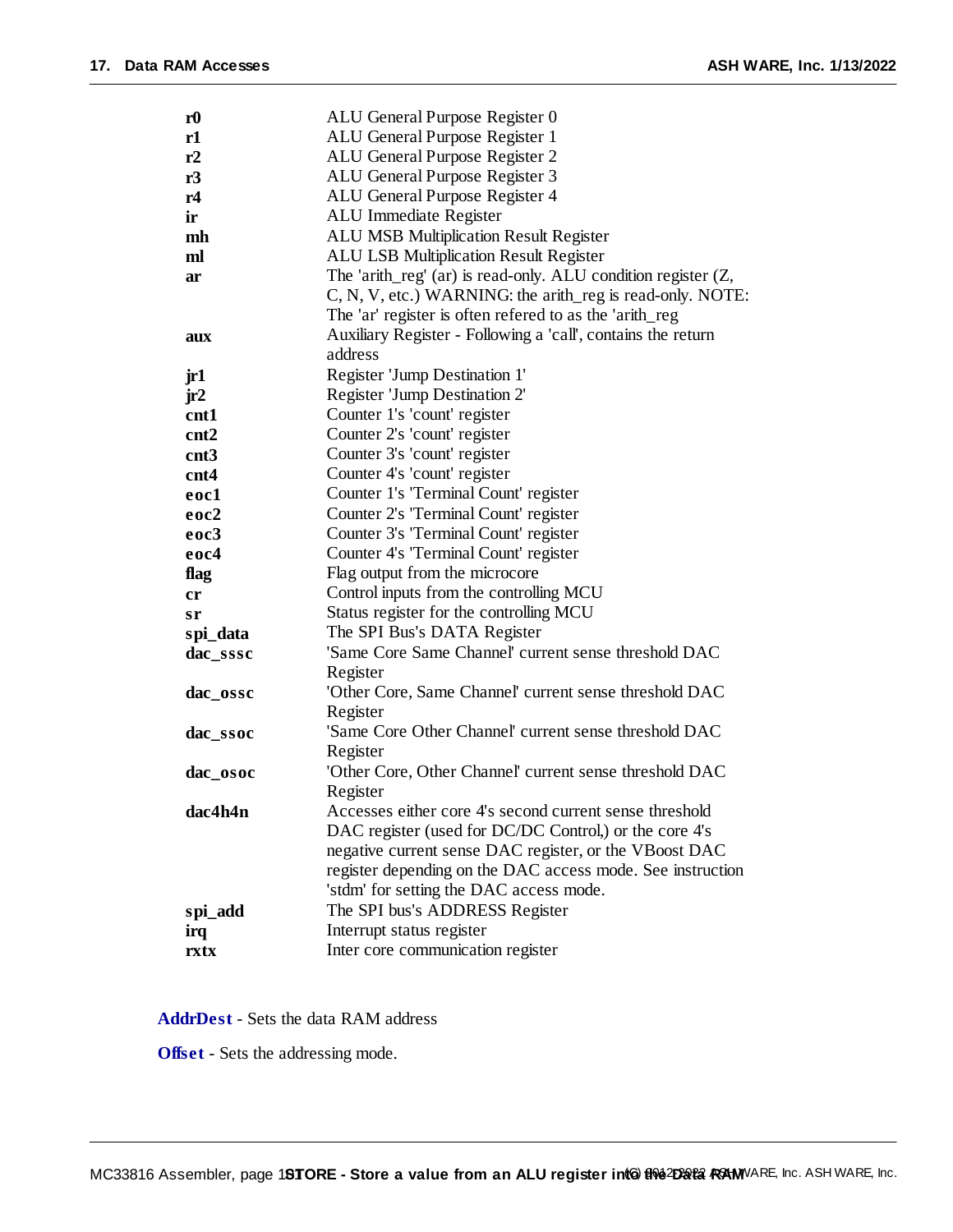| | |
|---|---|
| **r0** | ALU General Purpose Register 0 |
| **r1** | ALU General Purpose Register 1 |
| **r2** | ALU General Purpose Register 2 |
| **r3** | ALU General Purpose Register 3 |
| **r4** | ALU General Purpose Register 4 |
| **ir** | ALU Immediate Register |
| **mh** | ALU MSB Multiplication Result Register |
| **ml** | ALU LSB Multiplication Result Register |
| **ar** | The 'arith_reg' (ar) is read-only. ALU condition register (Z, C, N, V, etc.) WARNING: the arith_reg is read-only. NOTE: The 'ar' register is often refered to as the 'arith_reg |
| **aux** | Auxiliary Register - Following a 'call', contains the return address |
| **jr1** | Register 'Jump Destination 1' |
| **jr2** | Register 'Jump Destination 2' |
| **cnt1** | Counter 1's 'count' register |
| **cnt2** | Counter 2's 'count' register |
| **cnt3** | Counter 3's 'count' register |
| **cnt4** | Counter 4's 'count' register |
| **eoc1** | Counter 1's 'Terminal Count' register |
| **eoc2** | Counter 2's 'Terminal Count' register |
| **eoc3** | Counter 3's 'Terminal Count' register |
| **eoc4** | Counter 4's 'Terminal Count' register |
| **flag** | Flag output from the microcore |
| **cr** | Control inputs from the controlling MCU |
| **sr** | Status register for the controlling MCU |
| **spi_data** | The SPI Bus's DATA Register |
| **dac_sssc** | 'Same Core Same Channel' current sense threshold DAC Register |
| **dac_ossc** | 'Other Core, Same Channel' current sense threshold DAC Register |
| **dac_ssoc** | 'Same Core Other Channel' current sense threshold DAC Register |
| **dac_osoc** | 'Other Core, Other Channel' current sense threshold DAC Register |
| **dac4h4n** | Accesses either core 4's second current sense threshold DAC register (used for DC/DC Control,) or the core 4's negative current sense DAC register, or the VBoost DAC register depending on the DAC access mode. See instruction 'stdm' for setting the DAC access mode. |
| **spi_add** | The SPI bus's ADDRESS Register |
| **irq** | Interrupt status register |
| **rxtx** | Inter core communication register |

**AddrDest** - Sets the data RAM address

**Offset** - Sets the addressing mode.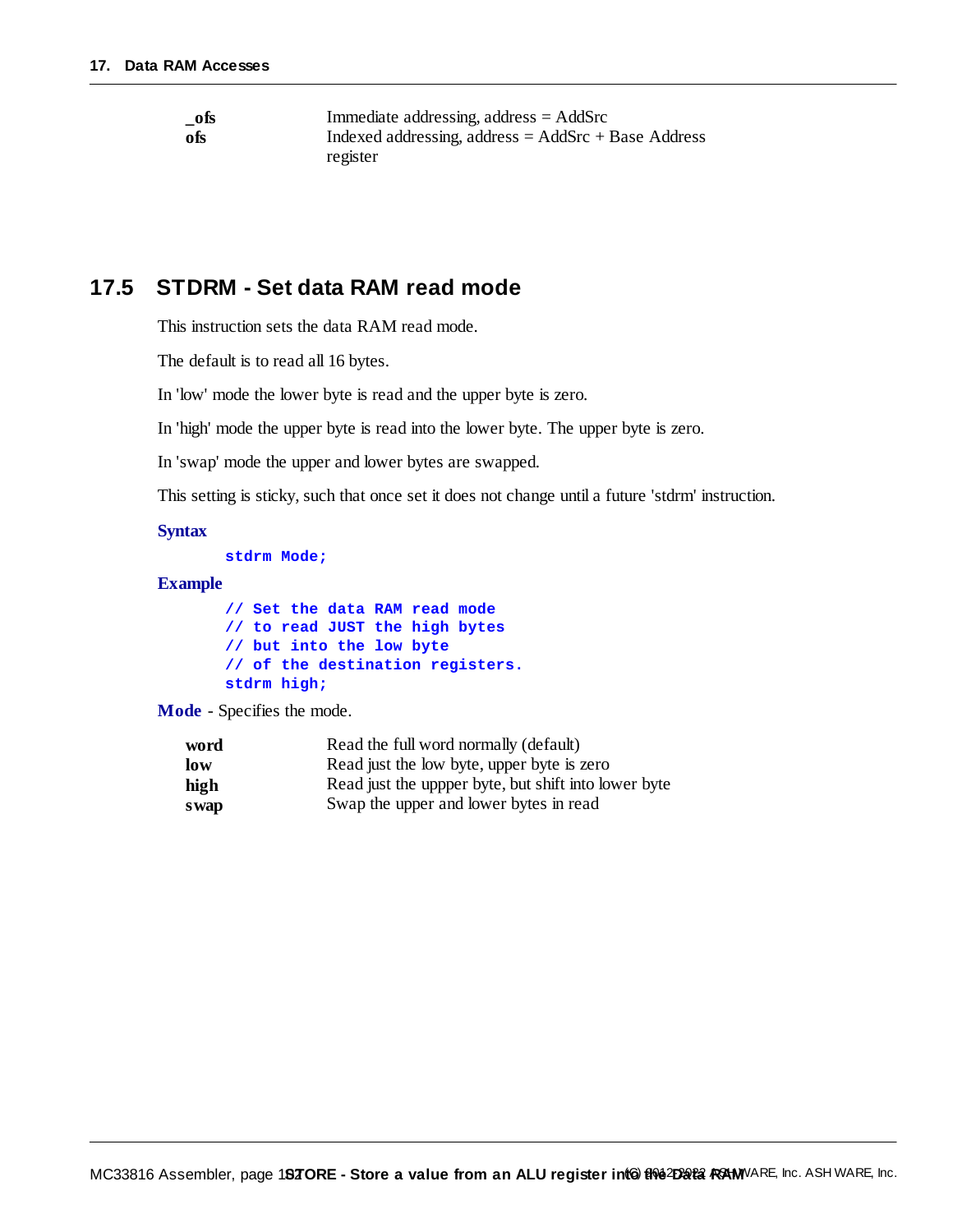| | |
|---|---|
| **_ofs** | Immediate addressing, address = AddSrc |
| **ofs** | Indexed addressing, address = AddSrc + Base Address register |

## 17.5 STDRM - Set data RAM read mode

This instruction sets the data RAM read mode.

The default is to read all 16 bytes.

In 'low' mode the lower byte is read and the upper byte is zero.

In 'high' mode the upper byte is read into the lower byte. The upper byte is zero.

In 'swap' mode the upper and lower bytes are swapped.

This setting is sticky, such that once set it does not change until a future 'stdrm' instruction.

**Syntax**

```
stdrm Mode;
```

**Example**

```
// Set the data RAM read mode
// to read JUST the high bytes
// but into the low byte
// of the destination registers.
stdrm high;
```

**Mode** - Specifies the mode.

| | |
|---|---|
| **word** | Read the full word normally (default) |
| **low** | Read just the low byte, upper byte is zero |
| **high** | Read just the uppper byte, but shift into lower byte |
| **swap** | Swap the upper and lower bytes in read |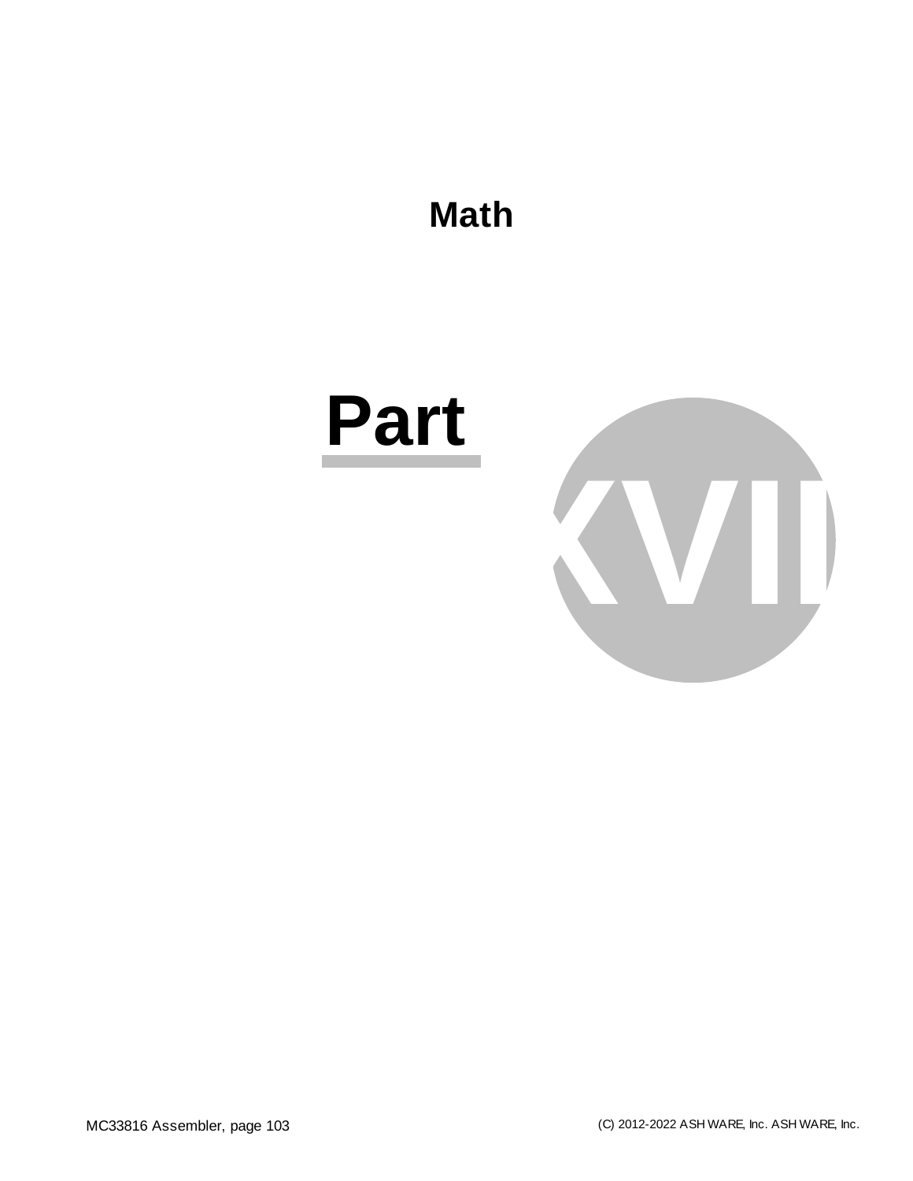# Math

# Part XVII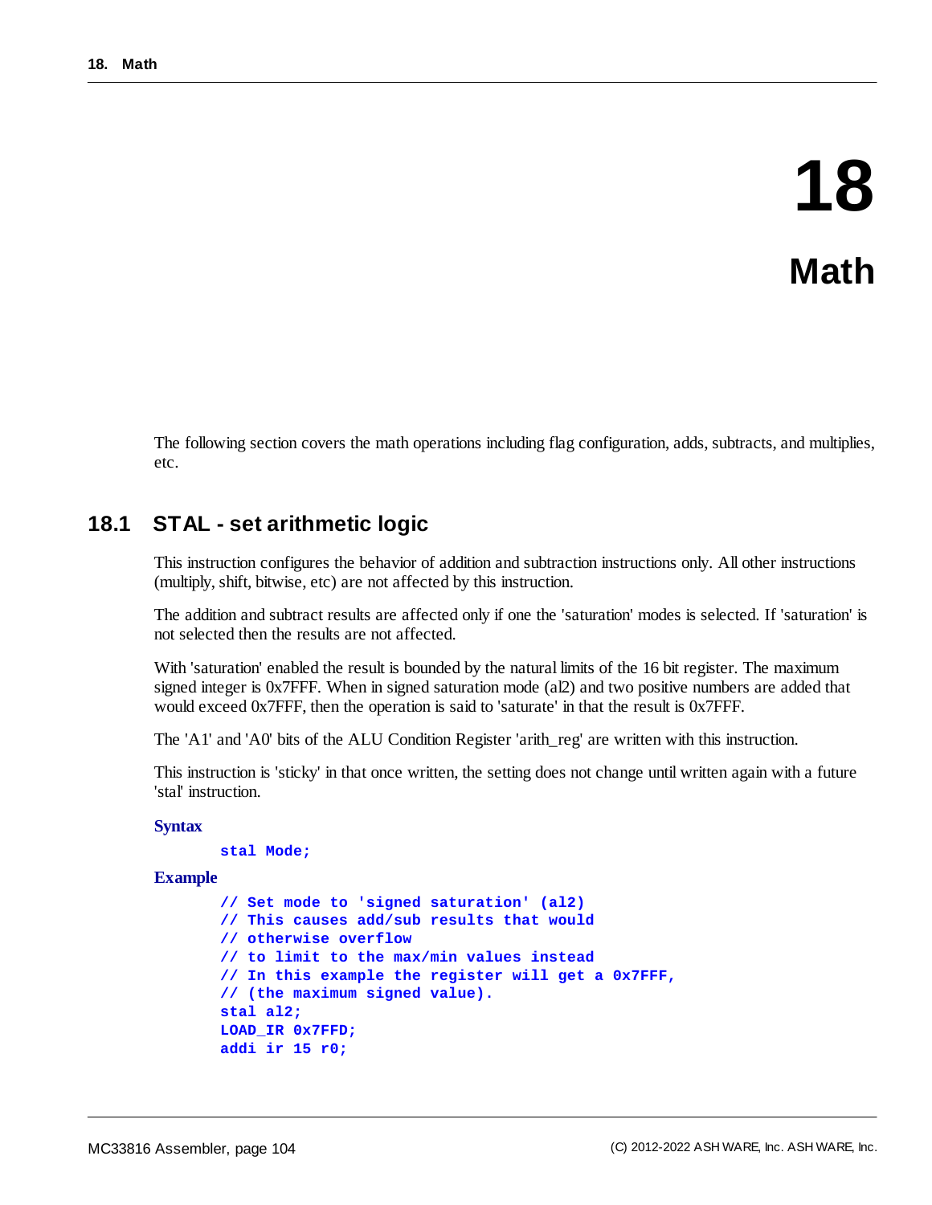# 18 Math

The following section covers the math operations including flag configuration, adds, subtracts, and multiplies, etc.

## 18.1 STAL - set arithmetic logic

This instruction configures the behavior of addition and subtraction instructions only. All other instructions (multiply, shift, bitwise, etc) are not affected by this instruction.

The addition and subtract results are affected only if one the 'saturation' modes is selected. If 'saturation' is not selected then the results are not affected.

With 'saturation' enabled the result is bounded by the natural limits of the 16 bit register. The maximum signed integer is 0x7FFF. When in signed saturation mode (al2) and two positive numbers are added that would exceed 0x7FFF, then the operation is said to 'saturate' in that the result is 0x7FFF.

The 'A1' and 'A0' bits of the ALU Condition Register 'arith_reg' are written with this instruction.

This instruction is 'sticky' in that once written, the setting does not change until written again with a future 'stal' instruction.

**Syntax**

```
stal Mode;
```

**Example**

```
// Set mode to 'signed saturation' (al2)
// This causes add/sub results that would
// otherwise overflow
// to limit to the max/min values instead
// In this example the register will get a 0x7FFF,
// (the maximum signed value).
stal al2;
LOAD_IR 0x7FFD;
addi ir 15 r0;
```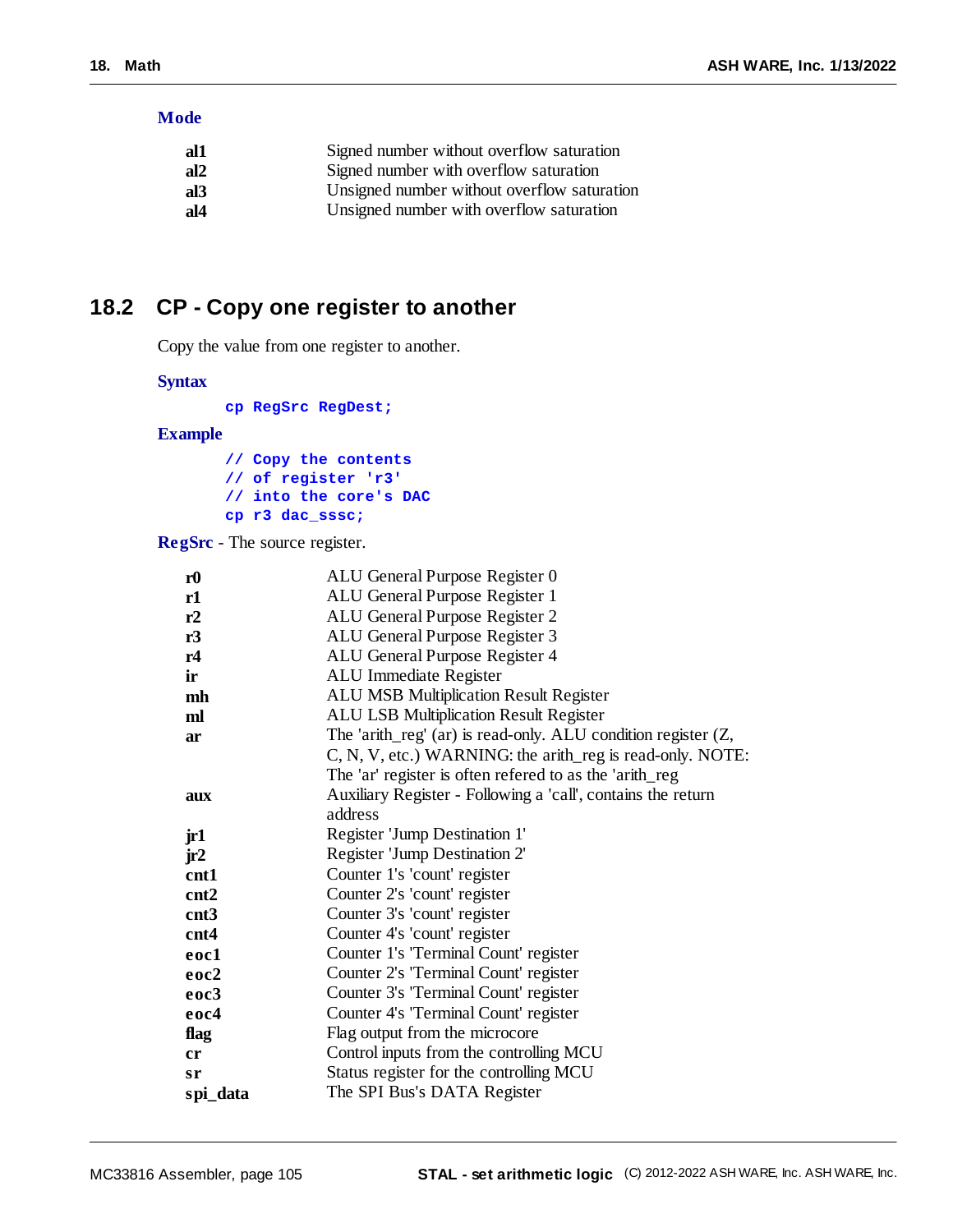**Mode**

| | |
|---|---|
| **al1** | Signed number without overflow saturation |
| **al2** | Signed number with overflow saturation |
| **al3** | Unsigned number without overflow saturation |
| **al4** | Unsigned number with overflow saturation |

## 18.2 CP - Copy one register to another

Copy the value from one register to another.

**Syntax**

```
cp RegSrc RegDest;
```

**Example**

```
// Copy the contents
// of register 'r3'
// into the core's DAC
cp r3 dac_sssc;
```

**RegSrc** - The source register.

| | |
|---|---|
| **r0** | ALU General Purpose Register 0 |
| **r1** | ALU General Purpose Register 1 |
| **r2** | ALU General Purpose Register 2 |
| **r3** | ALU General Purpose Register 3 |
| **r4** | ALU General Purpose Register 4 |
| **ir** | ALU Immediate Register |
| **mh** | ALU MSB Multiplication Result Register |
| **ml** | ALU LSB Multiplication Result Register |
| **ar** | The 'arith_reg' (ar) is read-only. ALU condition register (Z, C, N, V, etc.) WARNING: the arith_reg is read-only. NOTE: The 'ar' register is often refered to as the 'arith_reg |
| **aux** | Auxiliary Register - Following a 'call', contains the return address |
| **jr1** | Register 'Jump Destination 1' |
| **jr2** | Register 'Jump Destination 2' |
| **cnt1** | Counter 1's 'count' register |
| **cnt2** | Counter 2's 'count' register |
| **cnt3** | Counter 3's 'count' register |
| **cnt4** | Counter 4's 'count' register |
| **eoc1** | Counter 1's 'Terminal Count' register |
| **eoc2** | Counter 2's 'Terminal Count' register |
| **eoc3** | Counter 3's 'Terminal Count' register |
| **eoc4** | Counter 4's 'Terminal Count' register |
| **flag** | Flag output from the microcore |
| **cr** | Control inputs from the controlling MCU |
| **sr** | Status register for the controlling MCU |
| **spi_data** | The SPI Bus's DATA Register |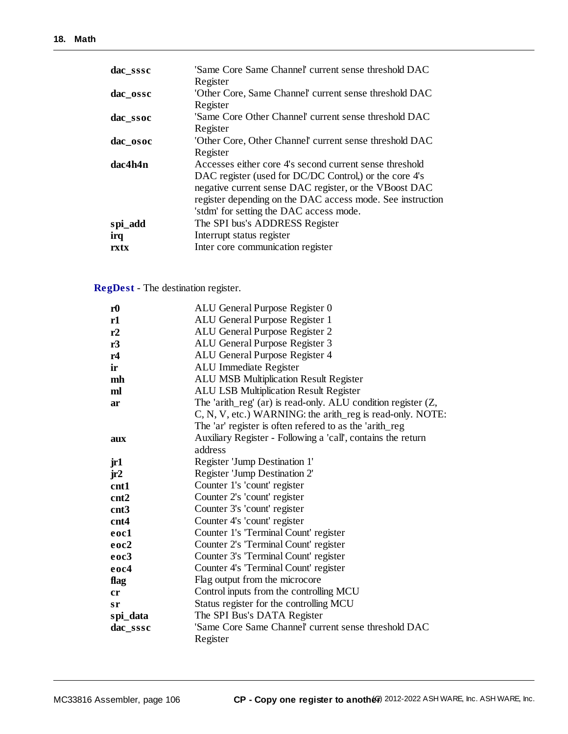| | |
|---|---|
| **dac_sssc** | 'Same Core Same Channel' current sense threshold DAC Register |
| **dac_ossc** | 'Other Core, Same Channel' current sense threshold DAC Register |
| **dac_ssoc** | 'Same Core Other Channel' current sense threshold DAC Register |
| **dac_osoc** | 'Other Core, Other Channel' current sense threshold DAC Register |
| **dac4h4n** | Accesses either core 4's second current sense threshold DAC register (used for DC/DC Control,) or the core 4's negative current sense DAC register, or the VBoost DAC register depending on the DAC access mode. See instruction 'stdm' for setting the DAC access mode. |
| **spi_add** | The SPI bus's ADDRESS Register |
| **irq** | Interrupt status register |
| **rxtx** | Inter core communication register |

**RegDest** - The destination register.

| | |
|---|---|
| **r0** | ALU General Purpose Register 0 |
| **r1** | ALU General Purpose Register 1 |
| **r2** | ALU General Purpose Register 2 |
| **r3** | ALU General Purpose Register 3 |
| **r4** | ALU General Purpose Register 4 |
| **ir** | ALU Immediate Register |
| **mh** | ALU MSB Multiplication Result Register |
| **ml** | ALU LSB Multiplication Result Register |
| **ar** | The 'arith_reg' (ar) is read-only. ALU condition register (Z, C, N, V, etc.) WARNING: the arith_reg is read-only. NOTE: The 'ar' register is often refered to as the 'arith_reg |
| **aux** | Auxiliary Register - Following a 'call', contains the return address |
| **jr1** | Register 'Jump Destination 1' |
| **jr2** | Register 'Jump Destination 2' |
| **cnt1** | Counter 1's 'count' register |
| **cnt2** | Counter 2's 'count' register |
| **cnt3** | Counter 3's 'count' register |
| **cnt4** | Counter 4's 'count' register |
| **eoc1** | Counter 1's 'Terminal Count' register |
| **eoc2** | Counter 2's 'Terminal Count' register |
| **eoc3** | Counter 3's 'Terminal Count' register |
| **eoc4** | Counter 4's 'Terminal Count' register |
| **flag** | Flag output from the microcore |
| **cr** | Control inputs from the controlling MCU |
| **sr** | Status register for the controlling MCU |
| **spi_data** | The SPI Bus's DATA Register |
| **dac_sssc** | 'Same Core Same Channel' current sense threshold DAC Register |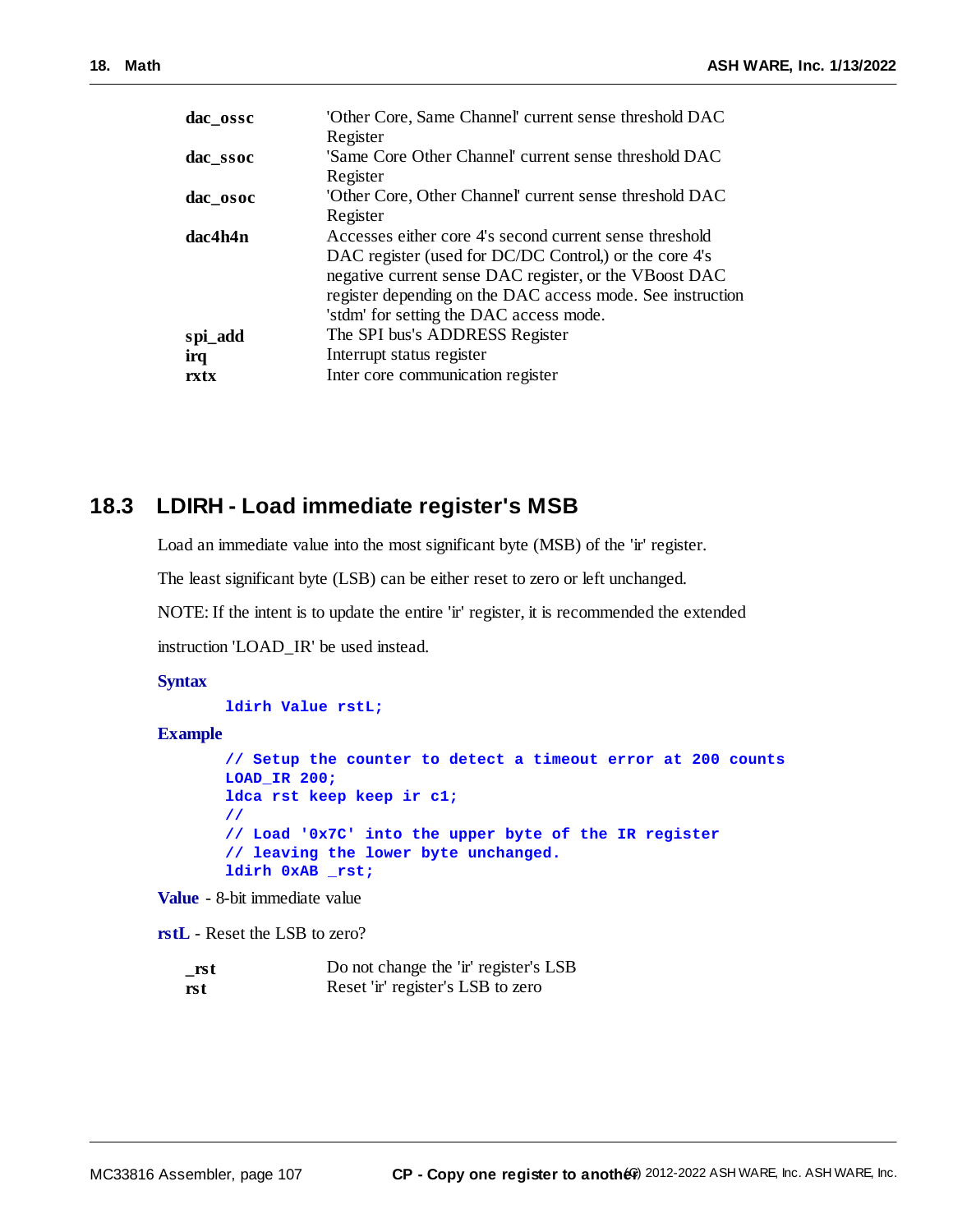| | |
|---|---|
| **dac_ossc** | 'Other Core, Same Channel' current sense threshold DAC Register |
| **dac_ssoc** | 'Same Core Other Channel' current sense threshold DAC Register |
| **dac_osoc** | 'Other Core, Other Channel' current sense threshold DAC Register |
| **dac4h4n** | Accesses either core 4's second current sense threshold DAC register (used for DC/DC Control,) or the core 4's negative current sense DAC register, or the VBoost DAC register depending on the DAC access mode. See instruction 'stdm' for setting the DAC access mode. |
| **spi_add** | The SPI bus's ADDRESS Register |
| **irq** | Interrupt status register |
| **rxtx** | Inter core communication register |

## 18.3 LDIRH - Load immediate register's MSB

Load an immediate value into the most significant byte (MSB) of the 'ir' register.

The least significant byte (LSB) can be either reset to zero or left unchanged.

NOTE: If the intent is to update the entire 'ir' register, it is recommended the extended instruction 'LOAD_IR' be used instead.

**Syntax**

```
ldirh Value rstL;
```

**Example**

```
// Setup the counter to detect a timeout error at 200 counts
LOAD_IR 200;
ldca rst keep keep ir c1;
//
// Load '0x7C' into the upper byte of the IR register
// leaving the lower byte unchanged.
ldirh 0xAB _rst;
```

**Value** - 8-bit immediate value

**rstL** - Reset the LSB to zero?

| | |
|---|---|
| **_rst** | Do not change the 'ir' register's LSB |
| **rst** | Reset 'ir' register's LSB to zero |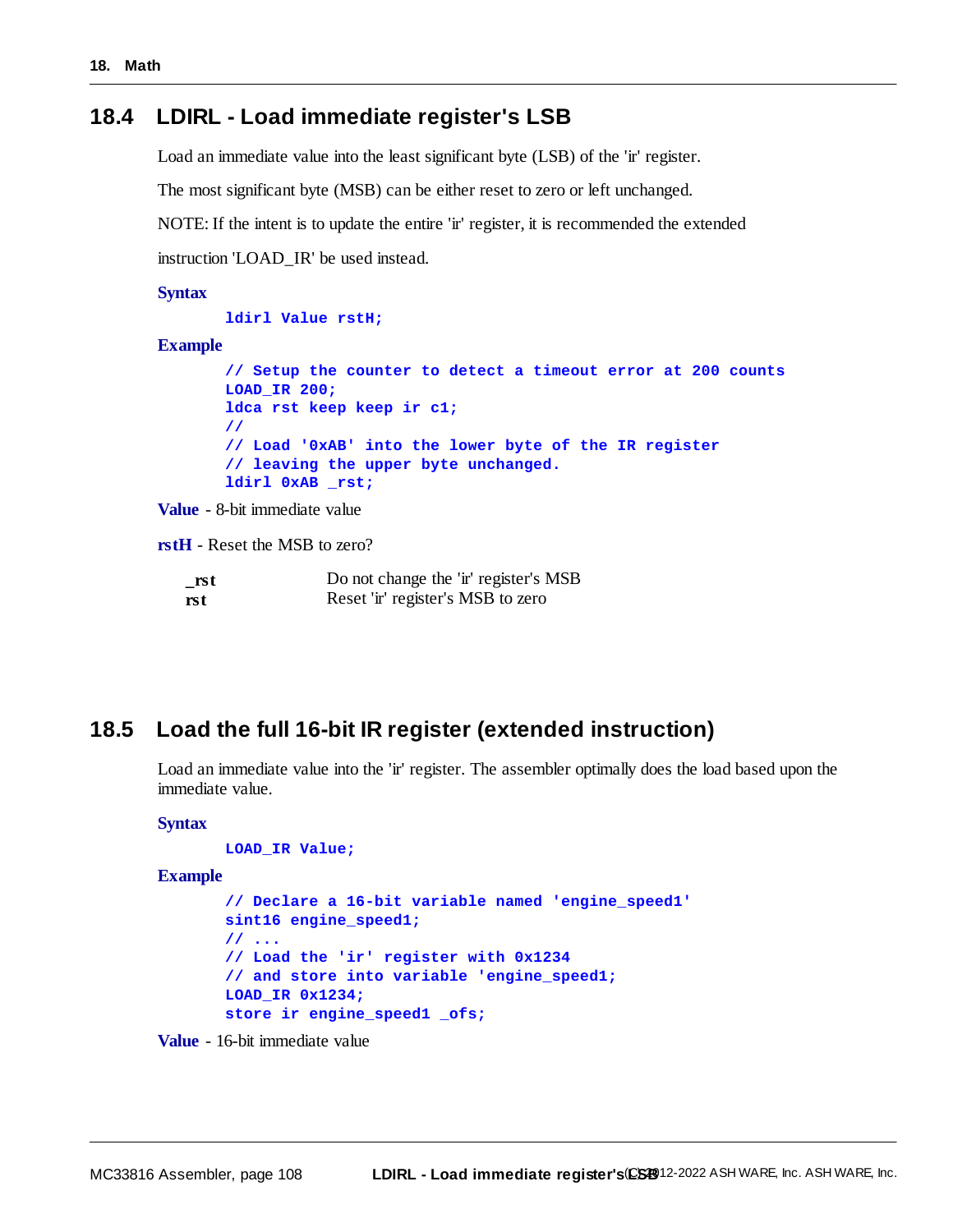## 18.4 LDIRL - Load immediate register's LSB

Load an immediate value into the least significant byte (LSB) of the 'ir' register.

The most significant byte (MSB) can be either reset to zero or left unchanged.

NOTE: If the intent is to update the entire 'ir' register, it is recommended the extended

instruction 'LOAD_IR' be used instead.

**Syntax**

```
ldirl Value rstH;
```

**Example**

```
// Setup the counter to detect a timeout error at 200 counts
LOAD_IR 200;
ldca rst keep keep ir c1;
//
// Load '0xAB' into the lower byte of the IR register
// leaving the upper byte unchanged.
ldirl 0xAB _rst;
```

**Value** - 8-bit immediate value

**rstH** - Reset the MSB to zero?

| | |
|---|---|
| **_rst** | Do not change the 'ir' register's MSB |
| **rst** | Reset 'ir' register's MSB to zero |

## 18.5 Load the full 16-bit IR register (extended instruction)

Load an immediate value into the 'ir' register. The assembler optimally does the load based upon the immediate value.

**Syntax**

```
LOAD_IR Value;
```

**Example**

```
// Declare a 16-bit variable named 'engine_speed1'
sint16 engine_speed1;
// ...
// Load the 'ir' register with 0x1234
// and store into variable 'engine_speed1;
LOAD_IR 0x1234;
store ir engine_speed1 _ofs;
```

**Value** - 16-bit immediate value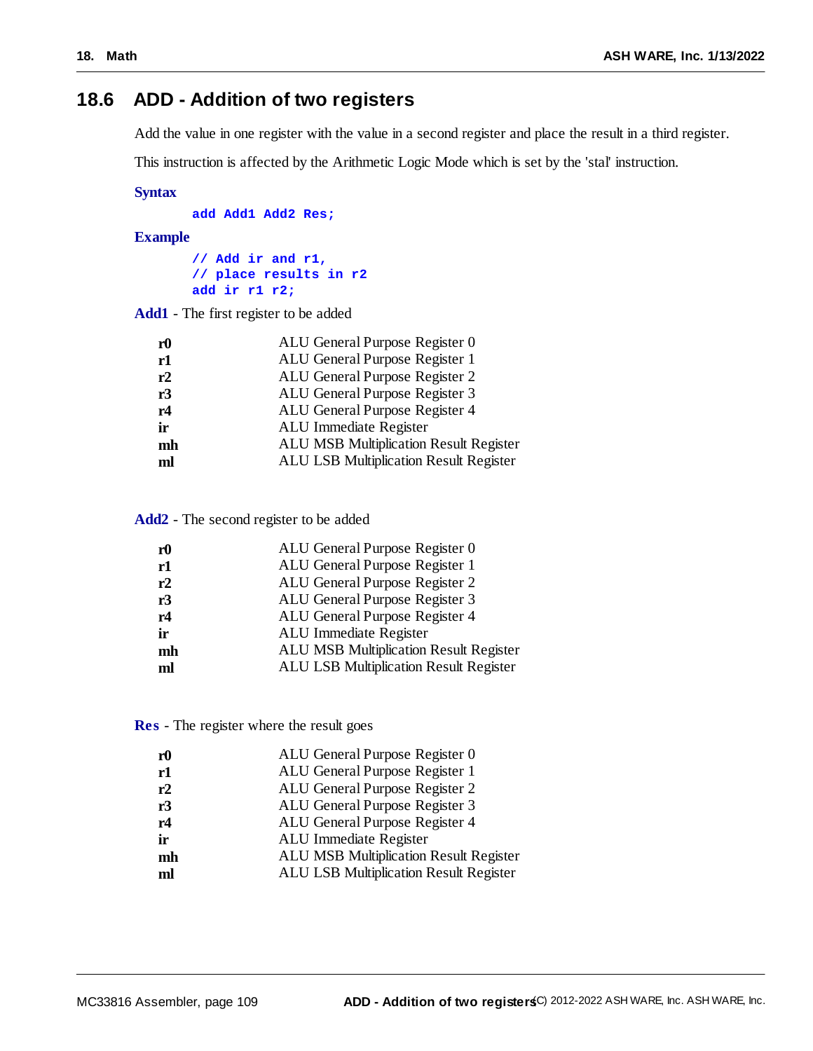## 18.6 ADD - Addition of two registers

Add the value in one register with the value in a second register and place the result in a third register.

This instruction is affected by the Arithmetic Logic Mode which is set by the 'stal' instruction.

**Syntax**

```
add Add1 Add2 Res;
```

**Example**

```
// Add ir and r1,
// place results in r2
add ir r1 r2;
```

**Add1** - The first register to be added

| | |
|---|---|
| **r0** | ALU General Purpose Register 0 |
| **r1** | ALU General Purpose Register 1 |
| **r2** | ALU General Purpose Register 2 |
| **r3** | ALU General Purpose Register 3 |
| **r4** | ALU General Purpose Register 4 |
| **ir** | ALU Immediate Register |
| **mh** | ALU MSB Multiplication Result Register |
| **ml** | ALU LSB Multiplication Result Register |

**Add2** - The second register to be added

| | |
|---|---|
| **r0** | ALU General Purpose Register 0 |
| **r1** | ALU General Purpose Register 1 |
| **r2** | ALU General Purpose Register 2 |
| **r3** | ALU General Purpose Register 3 |
| **r4** | ALU General Purpose Register 4 |
| **ir** | ALU Immediate Register |
| **mh** | ALU MSB Multiplication Result Register |
| **ml** | ALU LSB Multiplication Result Register |

**Res** - The register where the result goes

| | |
|---|---|
| **r0** | ALU General Purpose Register 0 |
| **r1** | ALU General Purpose Register 1 |
| **r2** | ALU General Purpose Register 2 |
| **r3** | ALU General Purpose Register 3 |
| **r4** | ALU General Purpose Register 4 |
| **ir** | ALU Immediate Register |
| **mh** | ALU MSB Multiplication Result Register |
| **ml** | ALU LSB Multiplication Result Register |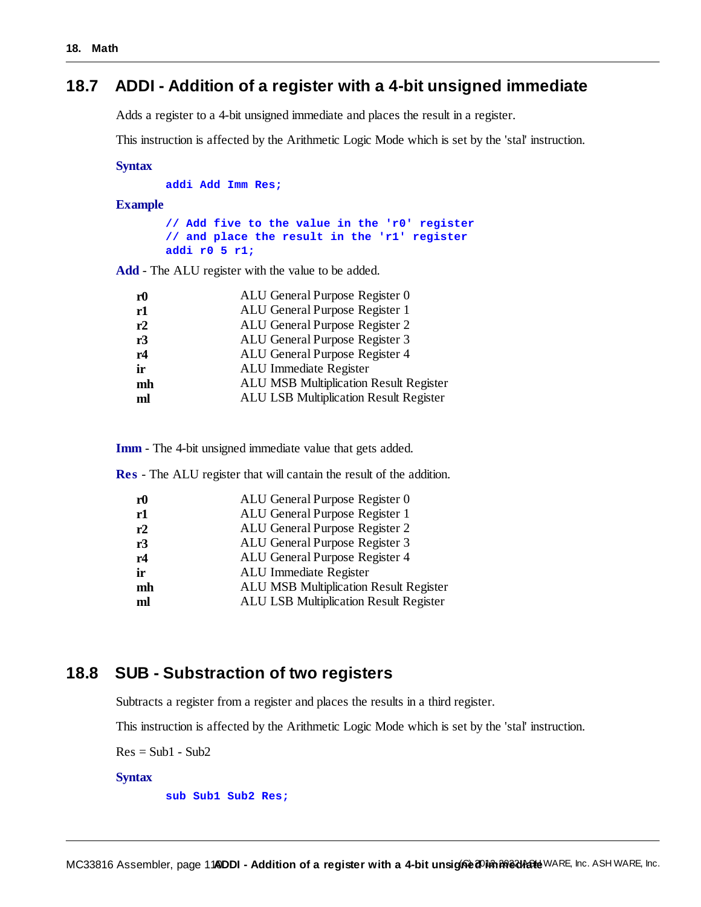## 18.7 ADDI - Addition of a register with a 4-bit unsigned immediate

Adds a register to a 4-bit unsigned immediate and places the result in a register.

This instruction is affected by the Arithmetic Logic Mode which is set by the 'stal' instruction.

**Syntax**

```
addi Add Imm Res;
```

**Example**

```
// Add five to the value in the 'r0' register
// and place the result in the 'r1' register
addi r0 5 r1;
```

**Add** - The ALU register with the value to be added.

| | |
|---|---|
| **r0** | ALU General Purpose Register 0 |
| **r1** | ALU General Purpose Register 1 |
| **r2** | ALU General Purpose Register 2 |
| **r3** | ALU General Purpose Register 3 |
| **r4** | ALU General Purpose Register 4 |
| **ir** | ALU Immediate Register |
| **mh** | ALU MSB Multiplication Result Register |
| **ml** | ALU LSB Multiplication Result Register |

**Imm** - The 4-bit unsigned immediate value that gets added.

**Res** - The ALU register that will cantain the result of the addition.

| | |
|---|---|
| **r0** | ALU General Purpose Register 0 |
| **r1** | ALU General Purpose Register 1 |
| **r2** | ALU General Purpose Register 2 |
| **r3** | ALU General Purpose Register 3 |
| **r4** | ALU General Purpose Register 4 |
| **ir** | ALU Immediate Register |
| **mh** | ALU MSB Multiplication Result Register |
| **ml** | ALU LSB Multiplication Result Register |

## 18.8 SUB - Substraction of two registers

Subtracts a register from a register and places the results in a third register.

This instruction is affected by the Arithmetic Logic Mode which is set by the 'stal' instruction.

Res = Sub1 - Sub2

**Syntax**

```
sub Sub1 Sub2 Res;
```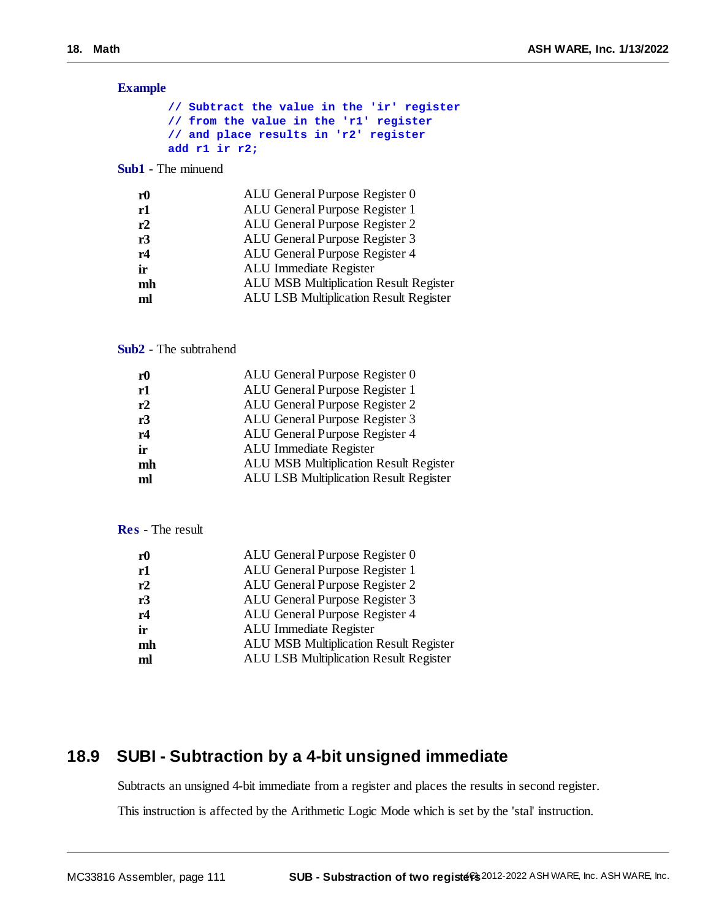**Example**

```
// Subtract the value in the 'ir' register
// from the value in the 'r1' register
// and place results in 'r2' register
add r1 ir r2;
```

**Sub1** - The minuend

| | |
|---|---|
| **r0** | ALU General Purpose Register 0 |
| **r1** | ALU General Purpose Register 1 |
| **r2** | ALU General Purpose Register 2 |
| **r3** | ALU General Purpose Register 3 |
| **r4** | ALU General Purpose Register 4 |
| **ir** | ALU Immediate Register |
| **mh** | ALU MSB Multiplication Result Register |
| **ml** | ALU LSB Multiplication Result Register |

**Sub2** - The subtrahend

| | |
|---|---|
| **r0** | ALU General Purpose Register 0 |
| **r1** | ALU General Purpose Register 1 |
| **r2** | ALU General Purpose Register 2 |
| **r3** | ALU General Purpose Register 3 |
| **r4** | ALU General Purpose Register 4 |
| **ir** | ALU Immediate Register |
| **mh** | ALU MSB Multiplication Result Register |
| **ml** | ALU LSB Multiplication Result Register |

**Res** - The result

| | |
|---|---|
| **r0** | ALU General Purpose Register 0 |
| **r1** | ALU General Purpose Register 1 |
| **r2** | ALU General Purpose Register 2 |
| **r3** | ALU General Purpose Register 3 |
| **r4** | ALU General Purpose Register 4 |
| **ir** | ALU Immediate Register |
| **mh** | ALU MSB Multiplication Result Register |
| **ml** | ALU LSB Multiplication Result Register |

## 18.9 SUBI - Subtraction by a 4-bit unsigned immediate

Subtracts an unsigned 4-bit immediate from a register and places the results in second register.

This instruction is affected by the Arithmetic Logic Mode which is set by the 'stal' instruction.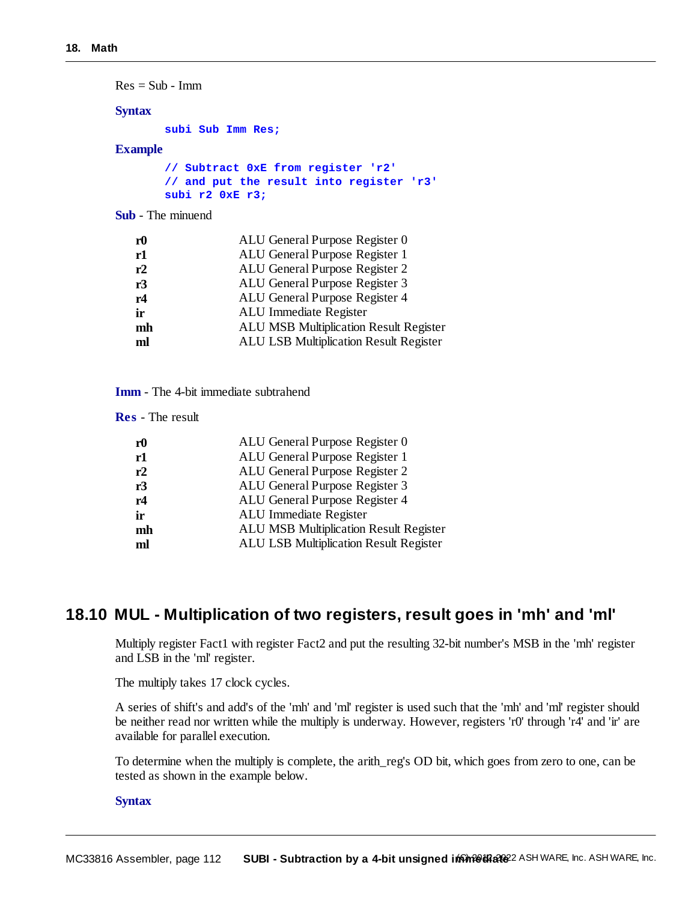Res = Sub - Imm

**Syntax**

```
subi Sub Imm Res;
```

**Example**

```
// Subtract 0xE from register 'r2'
// and put the result into register 'r3'
subi r2 0xE r3;
```

**Sub** - The minuend

| | |
|---|---|
| **r0** | ALU General Purpose Register 0 |
| **r1** | ALU General Purpose Register 1 |
| **r2** | ALU General Purpose Register 2 |
| **r3** | ALU General Purpose Register 3 |
| **r4** | ALU General Purpose Register 4 |
| **ir** | ALU Immediate Register |
| **mh** | ALU MSB Multiplication Result Register |
| **ml** | ALU LSB Multiplication Result Register |

**Imm** - The 4-bit immediate subtrahend

**Res** - The result

| | |
|---|---|
| **r0** | ALU General Purpose Register 0 |
| **r1** | ALU General Purpose Register 1 |
| **r2** | ALU General Purpose Register 2 |
| **r3** | ALU General Purpose Register 3 |
| **r4** | ALU General Purpose Register 4 |
| **ir** | ALU Immediate Register |
| **mh** | ALU MSB Multiplication Result Register |
| **ml** | ALU LSB Multiplication Result Register |

## 18.10 MUL - Multiplication of two registers, result goes in 'mh' and 'ml'

Multiply register Fact1 with register Fact2 and put the resulting 32-bit number's MSB in the 'mh' register and LSB in the 'ml' register.

The multiply takes 17 clock cycles.

A series of shift's and add's of the 'mh' and 'ml' register is used such that the 'mh' and 'ml' register should be neither read nor written while the multiply is underway. However, registers 'r0' through 'r4' and 'ir' are available for parallel execution.

To determine when the multiply is complete, the arith_reg's OD bit, which goes from zero to one, can be tested as shown in the example below.

**Syntax**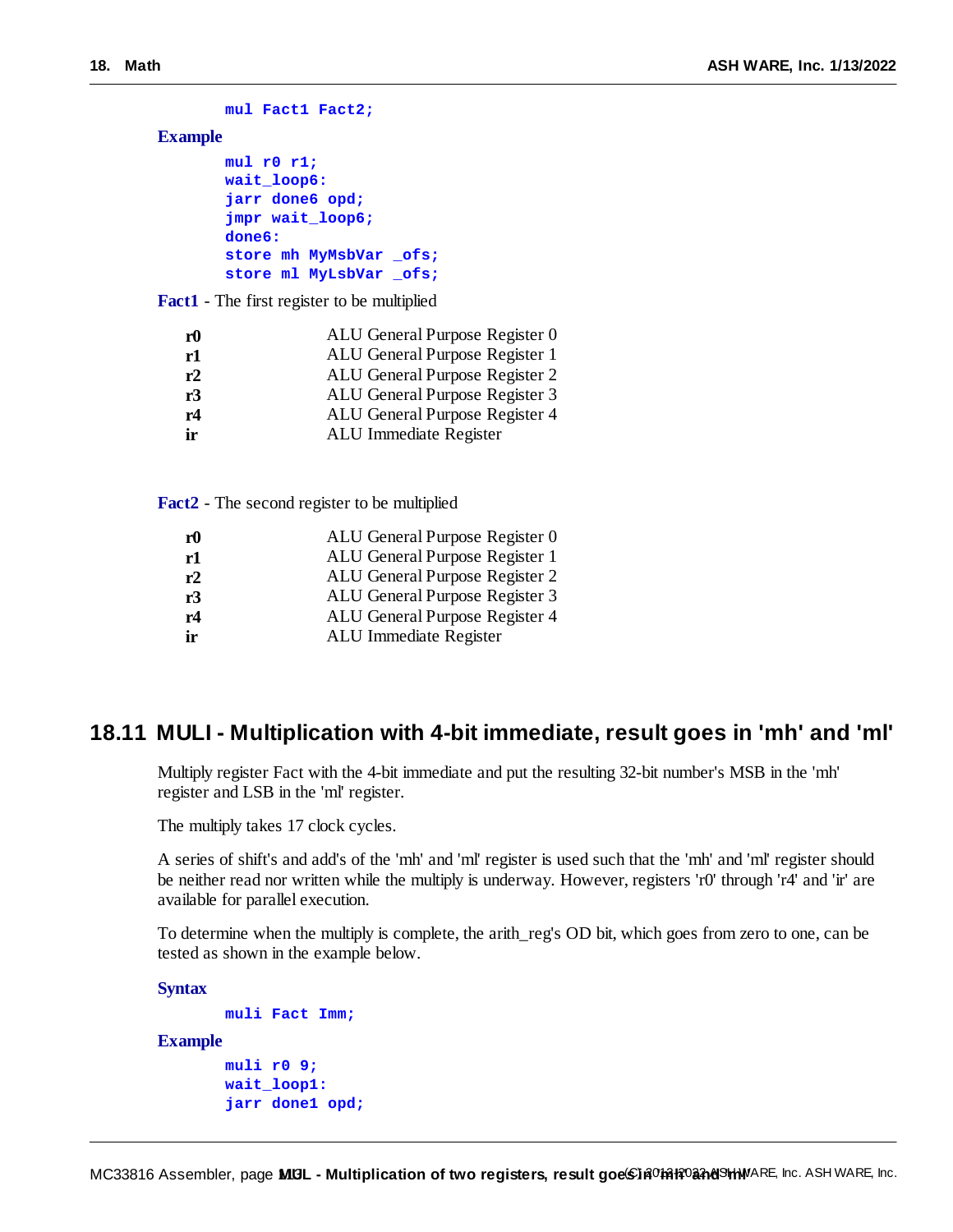```
mul Fact1 Fact2;
```

**Example**

```
mul r0 r1;
wait_loop6:
jarr done6 opd;
jmpr wait_loop6;
done6:
store mh MyMsbVar _ofs;
store ml MyLsbVar _ofs;
```

**Fact1** - The first register to be multiplied

| | |
|---|---|
| **r0** | ALU General Purpose Register 0 |
| **r1** | ALU General Purpose Register 1 |
| **r2** | ALU General Purpose Register 2 |
| **r3** | ALU General Purpose Register 3 |
| **r4** | ALU General Purpose Register 4 |
| **ir** | ALU Immediate Register |

**Fact2** - The second register to be multiplied

| | |
|---|---|
| **r0** | ALU General Purpose Register 0 |
| **r1** | ALU General Purpose Register 1 |
| **r2** | ALU General Purpose Register 2 |
| **r3** | ALU General Purpose Register 3 |
| **r4** | ALU General Purpose Register 4 |
| **ir** | ALU Immediate Register |

## 18.11 MULI - Multiplication with 4-bit immediate, result goes in 'mh' and 'ml'

Multiply register Fact with the 4-bit immediate and put the resulting 32-bit number's MSB in the 'mh' register and LSB in the 'ml' register.

The multiply takes 17 clock cycles.

A series of shift's and add's of the 'mh' and 'ml' register is used such that the 'mh' and 'ml' register should be neither read nor written while the multiply is underway. However, registers 'r0' through 'r4' and 'ir' are available for parallel execution.

To determine when the multiply is complete, the arith_reg's OD bit, which goes from zero to one, can be tested as shown in the example below.

**Syntax**

```
muli Fact Imm;
```

**Example**

```
muli r0 9;
wait_loop1:
jarr done1 opd;
```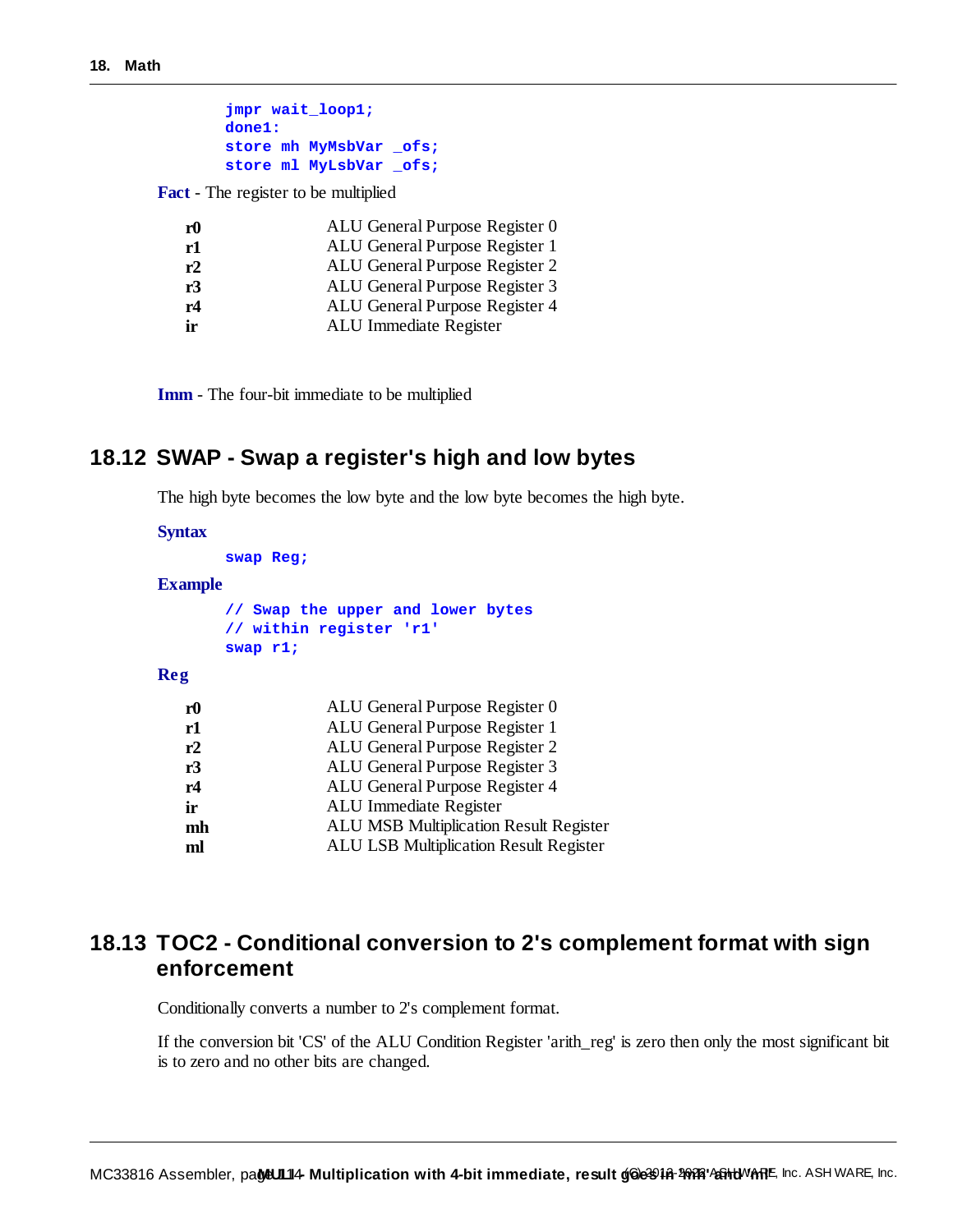```
jmpr wait_loop1;
done1:
store mh MyMsbVar _ofs;
store ml MyLsbVar _ofs;
```

**Fact** - The register to be multiplied

| | |
|---|---|
| **r0** | ALU General Purpose Register 0 |
| **r1** | ALU General Purpose Register 1 |
| **r2** | ALU General Purpose Register 2 |
| **r3** | ALU General Purpose Register 3 |
| **r4** | ALU General Purpose Register 4 |
| **ir** | ALU Immediate Register |

**Imm** - The four-bit immediate to be multiplied

## 18.12 SWAP - Swap a register's high and low bytes

The high byte becomes the low byte and the low byte becomes the high byte.

**Syntax**

```
swap Reg;
```

**Example**

```
// Swap the upper and lower bytes
// within register 'r1'
swap r1;
```

**Reg**

| | |
|---|---|
| **r0** | ALU General Purpose Register 0 |
| **r1** | ALU General Purpose Register 1 |
| **r2** | ALU General Purpose Register 2 |
| **r3** | ALU General Purpose Register 3 |
| **r4** | ALU General Purpose Register 4 |
| **ir** | ALU Immediate Register |
| **mh** | ALU MSB Multiplication Result Register |
| **ml** | ALU LSB Multiplication Result Register |

## 18.13 TOC2 - Conditional conversion to 2's complement format with sign enforcement

Conditionally converts a number to 2's complement format.

If the conversion bit 'CS' of the ALU Condition Register 'arith_reg' is zero then only the most significant bit is to zero and no other bits are changed.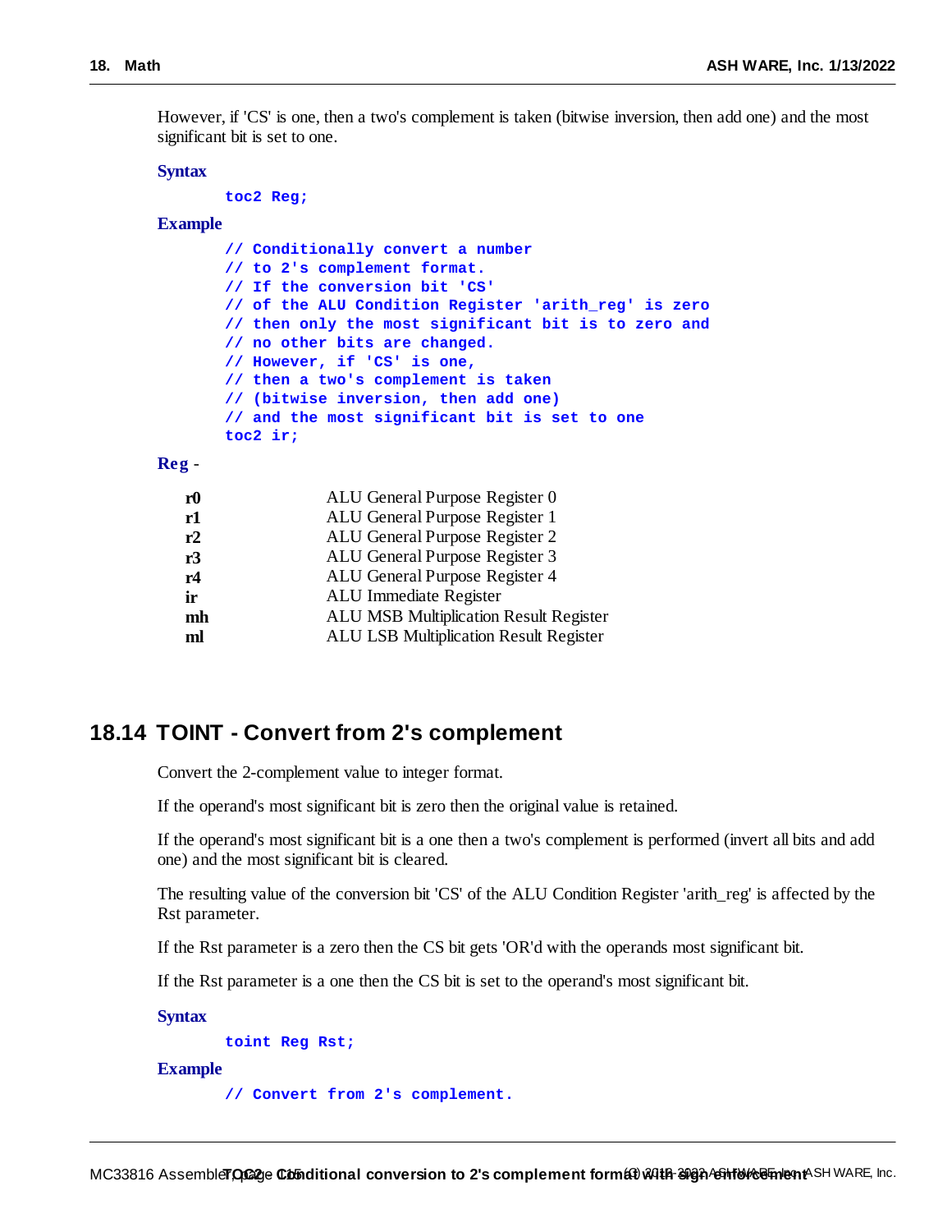However, if 'CS' is one, then a two's complement is taken (bitwise inversion, then add one) and the most significant bit is set to one.

**Syntax**

```
toc2 Reg;
```

**Example**

```
// Conditionally convert a number
// to 2's complement format.
// If the conversion bit 'CS'
// of the ALU Condition Register 'arith_reg' is zero
// then only the most significant bit is to zero and
// no other bits are changed.
// However, if 'CS' is one,
// then a two's complement is taken
// (bitwise inversion, then add one)
// and the most significant bit is set to one
toc2 ir;
```

**Reg** -

| | |
|---|---|
| **r0** | ALU General Purpose Register 0 |
| **r1** | ALU General Purpose Register 1 |
| **r2** | ALU General Purpose Register 2 |
| **r3** | ALU General Purpose Register 3 |
| **r4** | ALU General Purpose Register 4 |
| **ir** | ALU Immediate Register |
| **mh** | ALU MSB Multiplication Result Register |
| **ml** | ALU LSB Multiplication Result Register |

## 18.14 TOINT - Convert from 2's complement

Convert the 2-complement value to integer format.

If the operand's most significant bit is zero then the original value is retained.

If the operand's most significant bit is a one then a two's complement is performed (invert all bits and add one) and the most significant bit is cleared.

The resulting value of the conversion bit 'CS' of the ALU Condition Register 'arith_reg' is affected by the Rst parameter.

If the Rst parameter is a zero then the CS bit gets 'OR'd with the operands most significant bit.

If the Rst parameter is a one then the CS bit is set to the operand's most significant bit.

**Syntax**

```
toint Reg Rst;
```

**Example**

```
// Convert from 2's complement.
```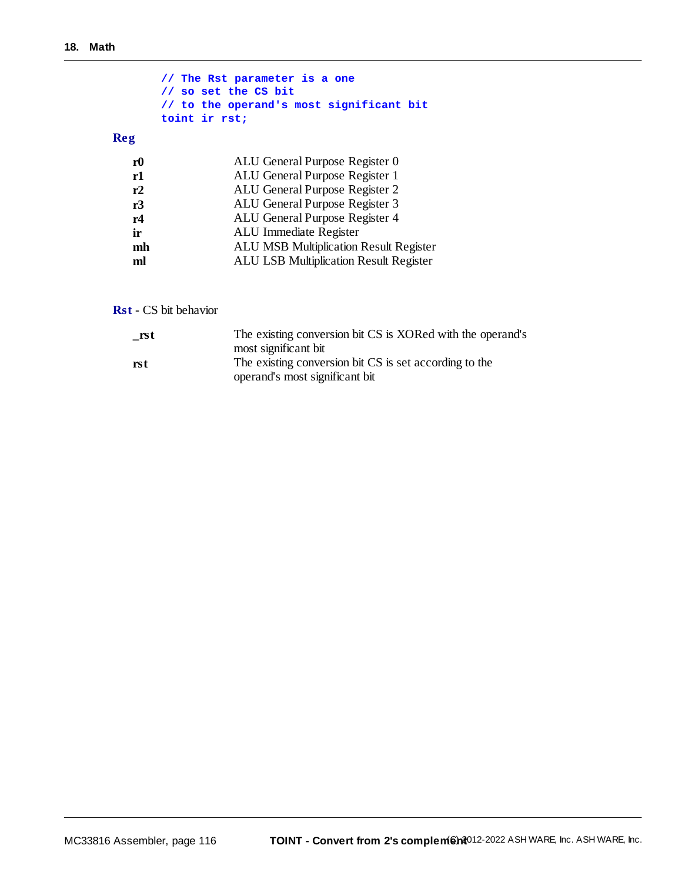```
// The Rst parameter is a one
// so set the CS bit
// to the operand's most significant bit
toint ir rst;
```

**Reg**

| | |
|---|---|
| **r0** | ALU General Purpose Register 0 |
| **r1** | ALU General Purpose Register 1 |
| **r2** | ALU General Purpose Register 2 |
| **r3** | ALU General Purpose Register 3 |
| **r4** | ALU General Purpose Register 4 |
| **ir** | ALU Immediate Register |
| **mh** | ALU MSB Multiplication Result Register |
| **ml** | ALU LSB Multiplication Result Register |

**Rst** - CS bit behavior

| | |
|---|---|
| **_rst** | The existing conversion bit CS is XORed with the operand's most significant bit |
| **rst** | The existing conversion bit CS is set according to the operand's most significant bit |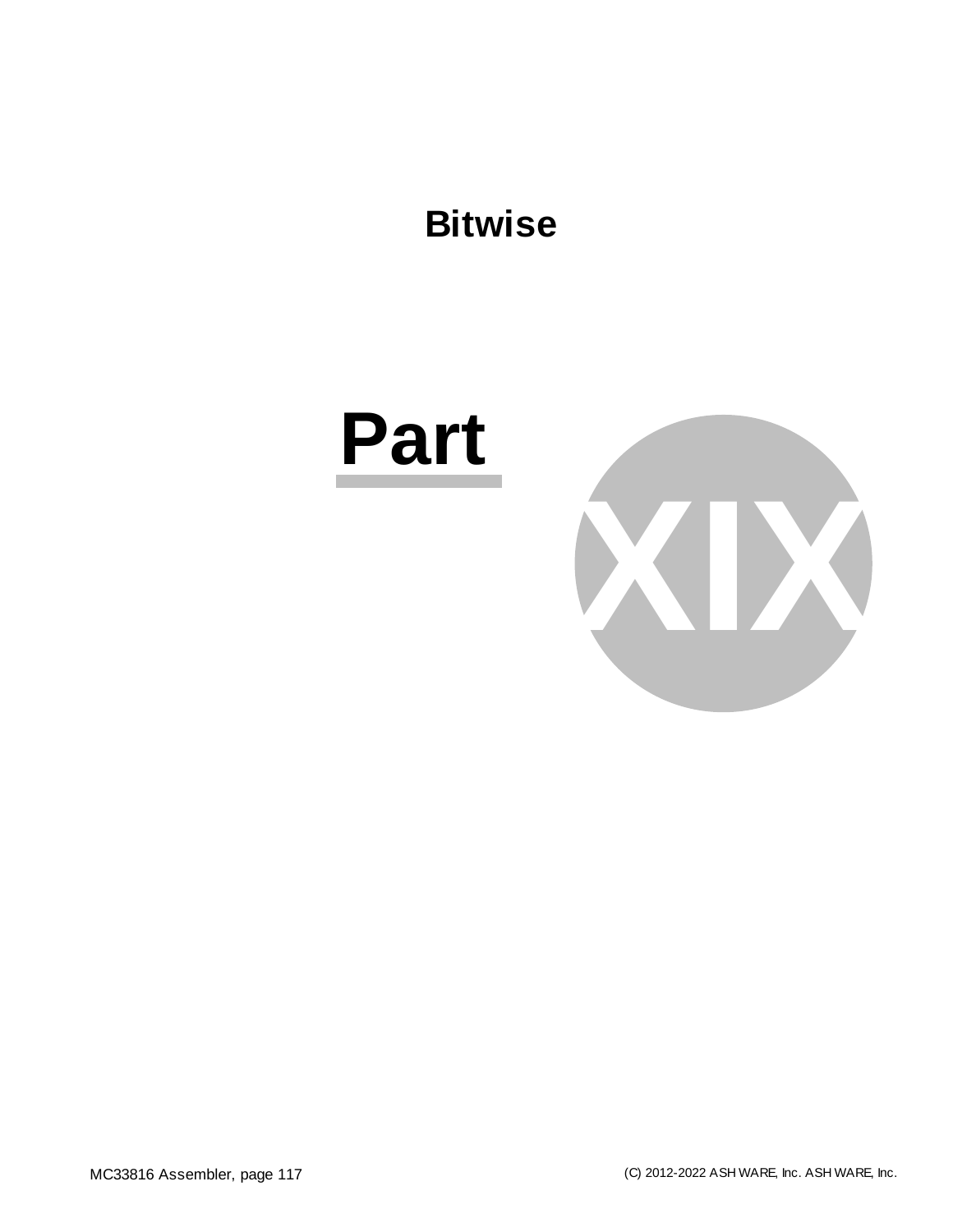# Bitwise

# Part XIX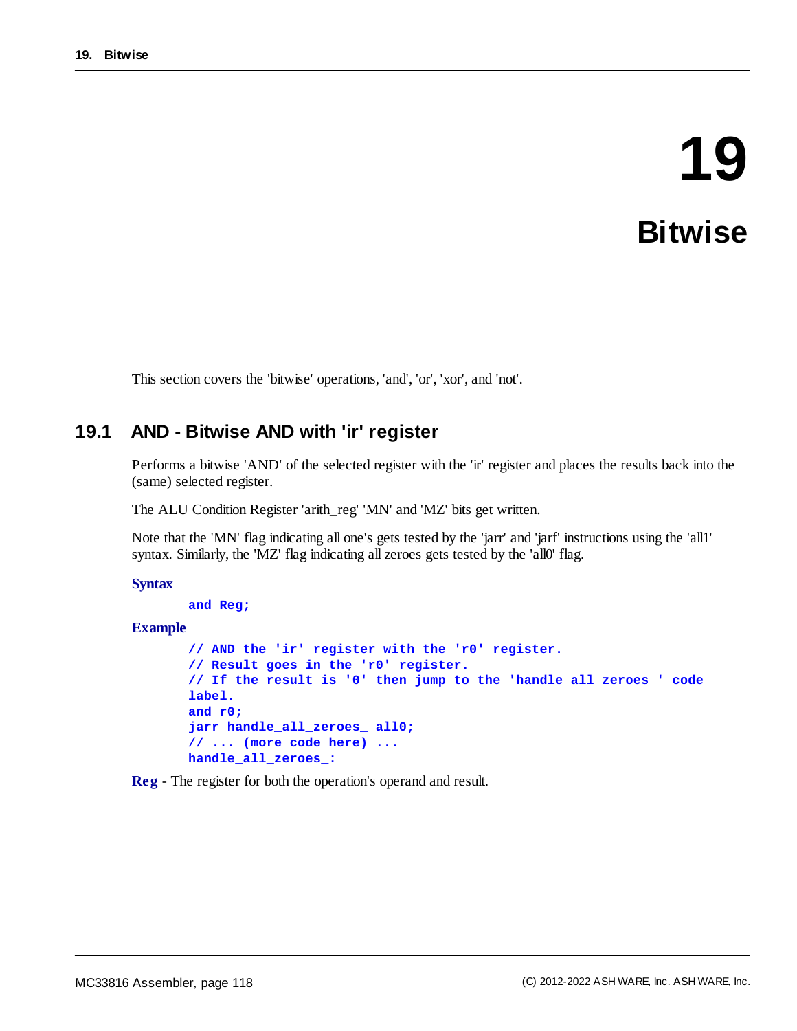# 19 Bitwise

This section covers the 'bitwise' operations, 'and', 'or', 'xor', and 'not'.

## 19.1 AND - Bitwise AND with 'ir' register

Performs a bitwise 'AND' of the selected register with the 'ir' register and places the results back into the (same) selected register.

The ALU Condition Register 'arith_reg' 'MN' and 'MZ' bits get written.

Note that the 'MN' flag indicating all one's gets tested by the 'jarr' and 'jarf' instructions using the 'all1' syntax. Similarly, the 'MZ' flag indicating all zeroes gets tested by the 'all0' flag.

**Syntax**

```
and Reg;
```

**Example**

```
// AND the 'ir' register with the 'r0' register.
// Result goes in the 'r0' register.
// If the result is '0' then jump to the 'handle_all_zeroes_' code
label.
and r0;
jarr handle_all_zeroes_ all0;
// ... (more code here) ...
handle_all_zeroes_:
```

**Reg** - The register for both the operation's operand and result.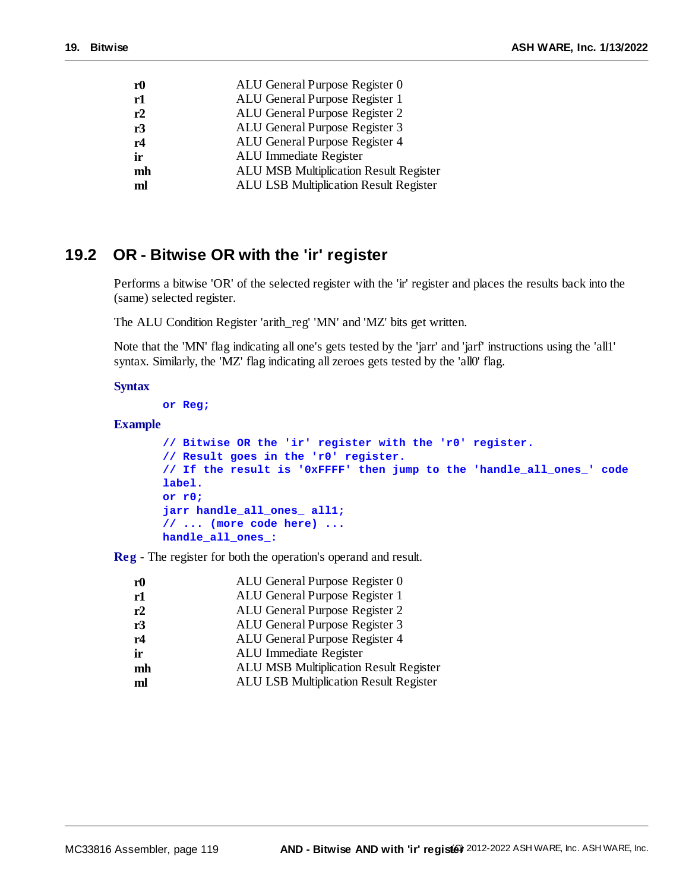| | |
|---|---|
| **r0** | ALU General Purpose Register 0 |
| **r1** | ALU General Purpose Register 1 |
| **r2** | ALU General Purpose Register 2 |
| **r3** | ALU General Purpose Register 3 |
| **r4** | ALU General Purpose Register 4 |
| **ir** | ALU Immediate Register |
| **mh** | ALU MSB Multiplication Result Register |
| **ml** | ALU LSB Multiplication Result Register |

## 19.2 OR - Bitwise OR with the 'ir' register

Performs a bitwise 'OR' of the selected register with the 'ir' register and places the results back into the (same) selected register.

The ALU Condition Register 'arith_reg' 'MN' and 'MZ' bits get written.

Note that the 'MN' flag indicating all one's gets tested by the 'jarr' and 'jarf' instructions using the 'all1' syntax. Similarly, the 'MZ' flag indicating all zeroes gets tested by the 'all0' flag.

**Syntax**

```
or Reg;
```

**Example**

```
// Bitwise OR the 'ir' register with the 'r0' register.
// Result goes in the 'r0' register.
// If the result is '0xFFFF' then jump to the 'handle_all_ones_' code
label.
or r0;
jarr handle_all_ones_ all1;
// ... (more code here) ...
handle_all_ones_:
```

**Reg** - The register for both the operation's operand and result.

| | |
|---|---|
| **r0** | ALU General Purpose Register 0 |
| **r1** | ALU General Purpose Register 1 |
| **r2** | ALU General Purpose Register 2 |
| **r3** | ALU General Purpose Register 3 |
| **r4** | ALU General Purpose Register 4 |
| **ir** | ALU Immediate Register |
| **mh** | ALU MSB Multiplication Result Register |
| **ml** | ALU LSB Multiplication Result Register |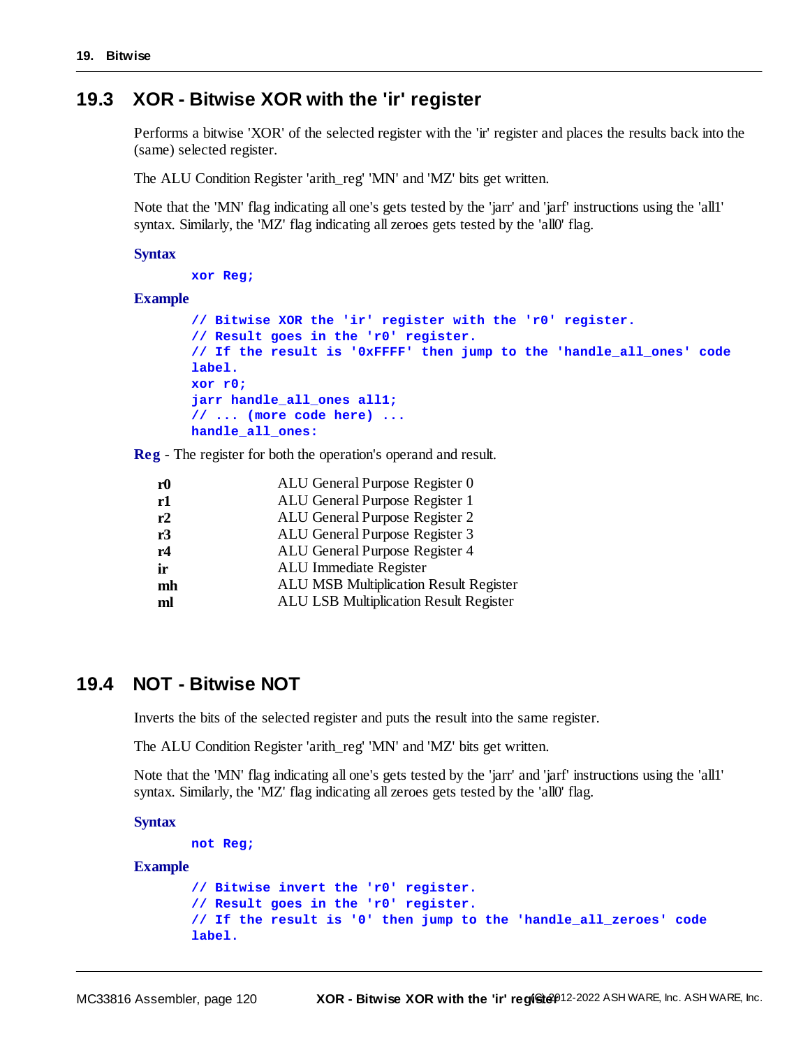## 19.3 XOR - Bitwise XOR with the 'ir' register

Performs a bitwise 'XOR' of the selected register with the 'ir' register and places the results back into the (same) selected register.

The ALU Condition Register 'arith_reg' 'MN' and 'MZ' bits get written.

Note that the 'MN' flag indicating all one's gets tested by the 'jarr' and 'jarf' instructions using the 'all1' syntax. Similarly, the 'MZ' flag indicating all zeroes gets tested by the 'all0' flag.

**Syntax**

```
xor Reg;
```

**Example**

```
// Bitwise XOR the 'ir' register with the 'r0' register.
// Result goes in the 'r0' register.
// If the result is '0xFFFF' then jump to the 'handle_all_ones' code
label.
xor r0;
jarr handle_all_ones all1;
// ... (more code here) ...
handle_all_ones:
```

**Reg** - The register for both the operation's operand and result.

| | |
|---|---|
| **r0** | ALU General Purpose Register 0 |
| **r1** | ALU General Purpose Register 1 |
| **r2** | ALU General Purpose Register 2 |
| **r3** | ALU General Purpose Register 3 |
| **r4** | ALU General Purpose Register 4 |
| **ir** | ALU Immediate Register |
| **mh** | ALU MSB Multiplication Result Register |
| **ml** | ALU LSB Multiplication Result Register |

## 19.4 NOT - Bitwise NOT

Inverts the bits of the selected register and puts the result into the same register.

The ALU Condition Register 'arith_reg' 'MN' and 'MZ' bits get written.

Note that the 'MN' flag indicating all one's gets tested by the 'jarr' and 'jarf' instructions using the 'all1' syntax. Similarly, the 'MZ' flag indicating all zeroes gets tested by the 'all0' flag.

**Syntax**

```
not Reg;
```

**Example**

```
// Bitwise invert the 'r0' register.
// Result goes in the 'r0' register.
// If the result is '0' then jump to the 'handle_all_zeroes' code
label.
```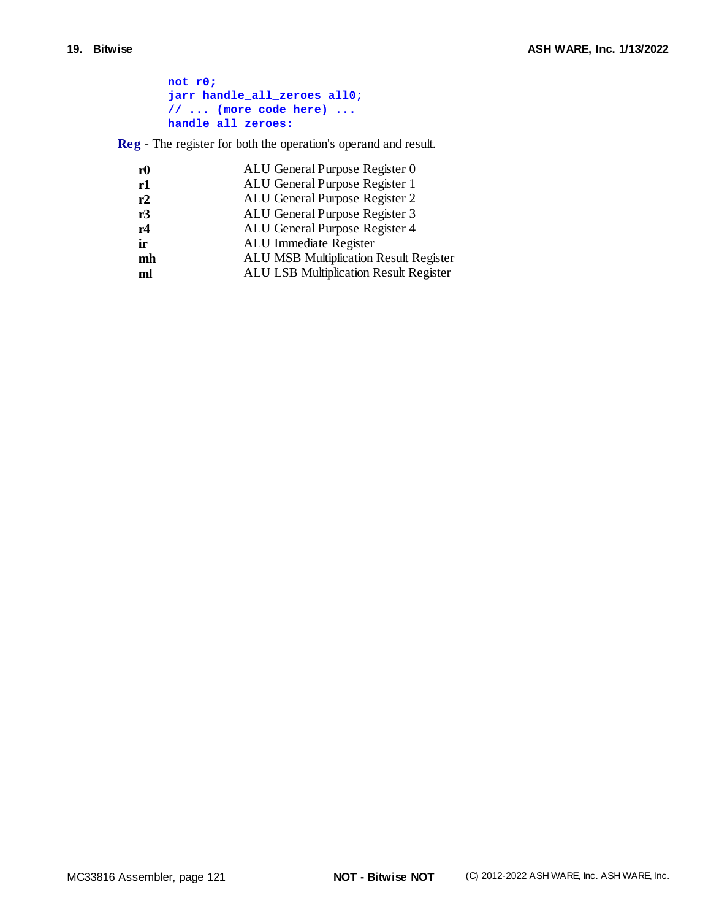```
not r0;
jarr handle_all_zeroes all0;
// ... (more code here) ...
handle_all_zeroes:
```

**Reg** - The register for both the operation's operand and result.

| | |
|---|---|
| **r0** | ALU General Purpose Register 0 |
| **r1** | ALU General Purpose Register 1 |
| **r2** | ALU General Purpose Register 2 |
| **r3** | ALU General Purpose Register 3 |
| **r4** | ALU General Purpose Register 4 |
| **ir** | ALU Immediate Register |
| **mh** | ALU MSB Multiplication Result Register |
| **ml** | ALU LSB Multiplication Result Register |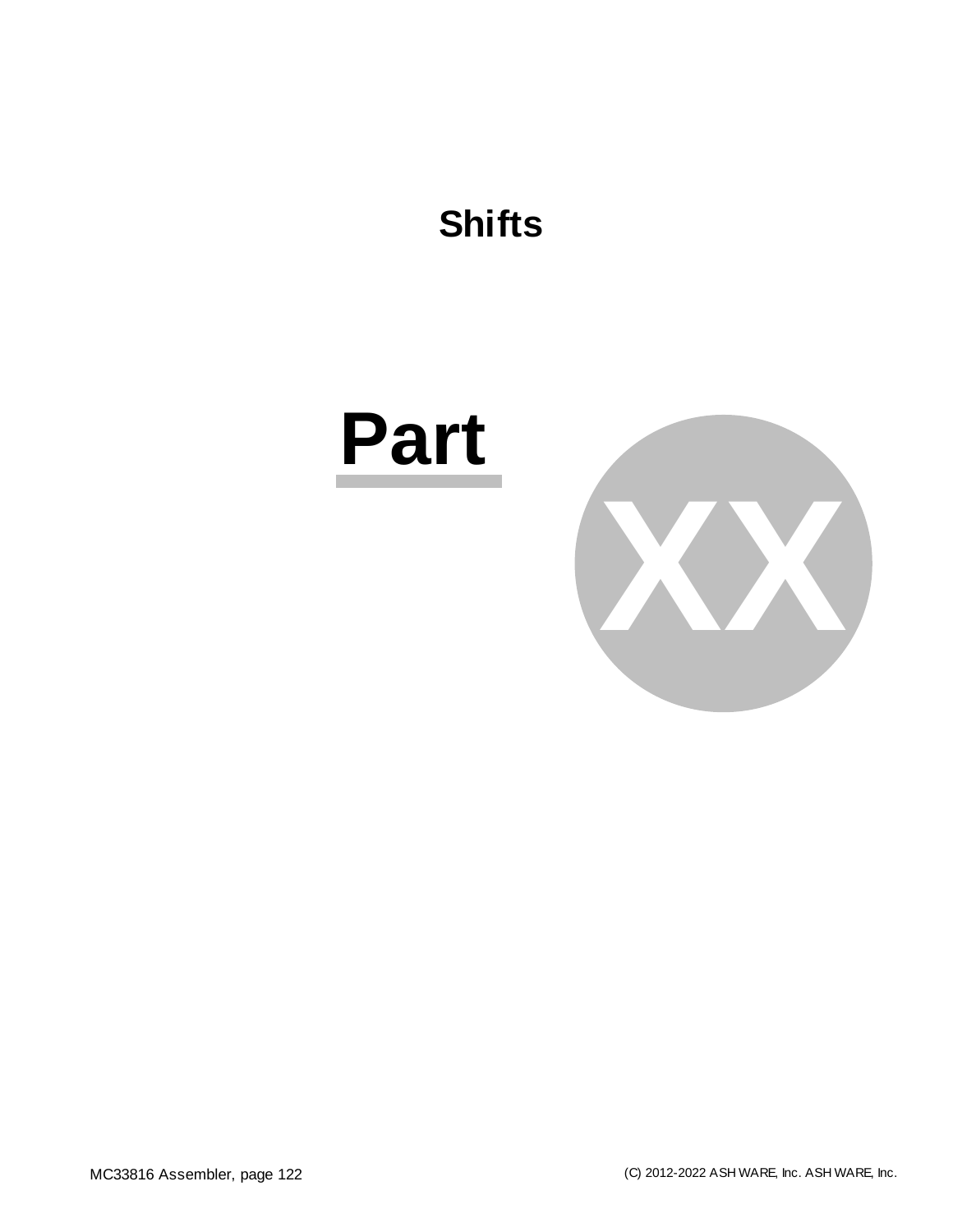# Shifts

# Part XX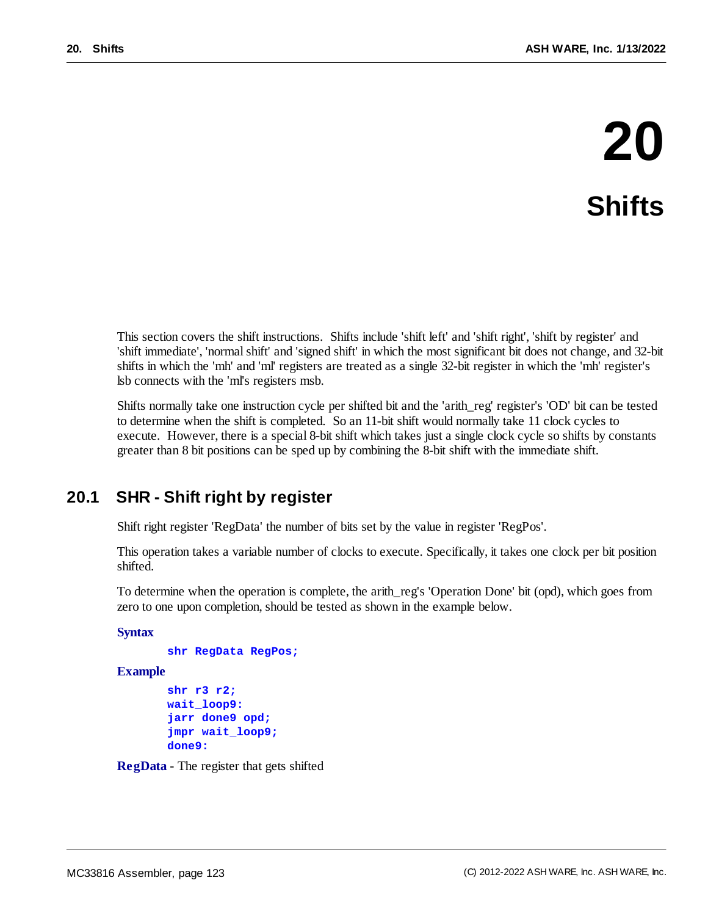# 20 Shifts

This section covers the shift instructions. Shifts include 'shift left' and 'shift right', 'shift by register' and 'shift immediate', 'normal shift' and 'signed shift' in which the most significant bit does not change, and 32-bit shifts in which the 'mh' and 'ml' registers are treated as a single 32-bit register in which the 'mh' register's lsb connects with the 'ml's registers msb.

Shifts normally take one instruction cycle per shifted bit and the 'arith_reg' register's 'OD' bit can be tested to determine when the shift is completed. So an 11-bit shift would normally take 11 clock cycles to execute. However, there is a special 8-bit shift which takes just a single clock cycle so shifts by constants greater than 8 bit positions can be sped up by combining the 8-bit shift with the immediate shift.

## 20.1 SHR - Shift right by register

Shift right register 'RegData' the number of bits set by the value in register 'RegPos'.

This operation takes a variable number of clocks to execute. Specifically, it takes one clock per bit position shifted.

To determine when the operation is complete, the arith_reg's 'Operation Done' bit (opd), which goes from zero to one upon completion, should be tested as shown in the example below.

**Syntax**

```
shr RegData RegPos;
```

**Example**

```
shr r3 r2;
wait_loop9:
jarr done9 opd;
jmpr wait_loop9;
done9:
```

**RegData** - The register that gets shifted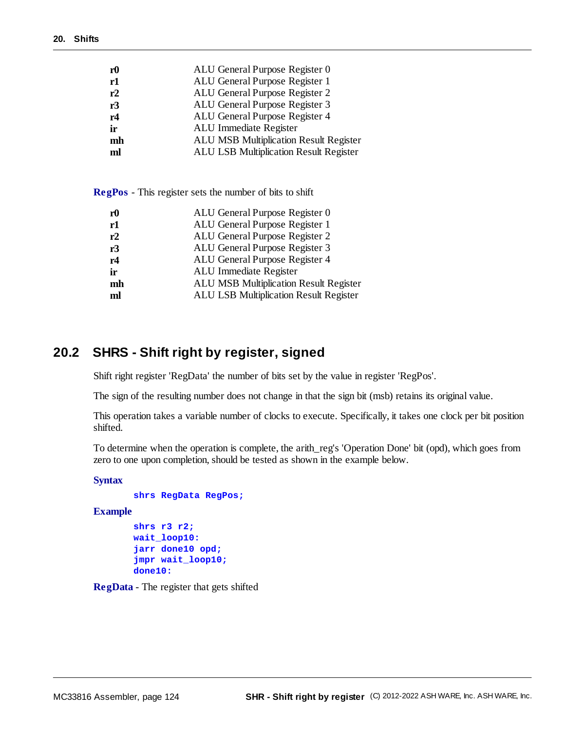| | |
|---|---|
| **r0** | ALU General Purpose Register 0 |
| **r1** | ALU General Purpose Register 1 |
| **r2** | ALU General Purpose Register 2 |
| **r3** | ALU General Purpose Register 3 |
| **r4** | ALU General Purpose Register 4 |
| **ir** | ALU Immediate Register |
| **mh** | ALU MSB Multiplication Result Register |
| **ml** | ALU LSB Multiplication Result Register |

**RegPos** - This register sets the number of bits to shift

| | |
|---|---|
| **r0** | ALU General Purpose Register 0 |
| **r1** | ALU General Purpose Register 1 |
| **r2** | ALU General Purpose Register 2 |
| **r3** | ALU General Purpose Register 3 |
| **r4** | ALU General Purpose Register 4 |
| **ir** | ALU Immediate Register |
| **mh** | ALU MSB Multiplication Result Register |
| **ml** | ALU LSB Multiplication Result Register |

## 20.2 SHRS - Shift right by register, signed

Shift right register 'RegData' the number of bits set by the value in register 'RegPos'.

The sign of the resulting number does not change in that the sign bit (msb) retains its original value.

This operation takes a variable number of clocks to execute. Specifically, it takes one clock per bit position shifted.

To determine when the operation is complete, the arith_reg's 'Operation Done' bit (opd), which goes from zero to one upon completion, should be tested as shown in the example below.

**Syntax**

```
shrs RegData RegPos;
```

**Example**

```
shrs r3 r2;
wait_loop10:
jarr done10 opd;
jmpr wait_loop10;
done10:
```

**RegData** - The register that gets shifted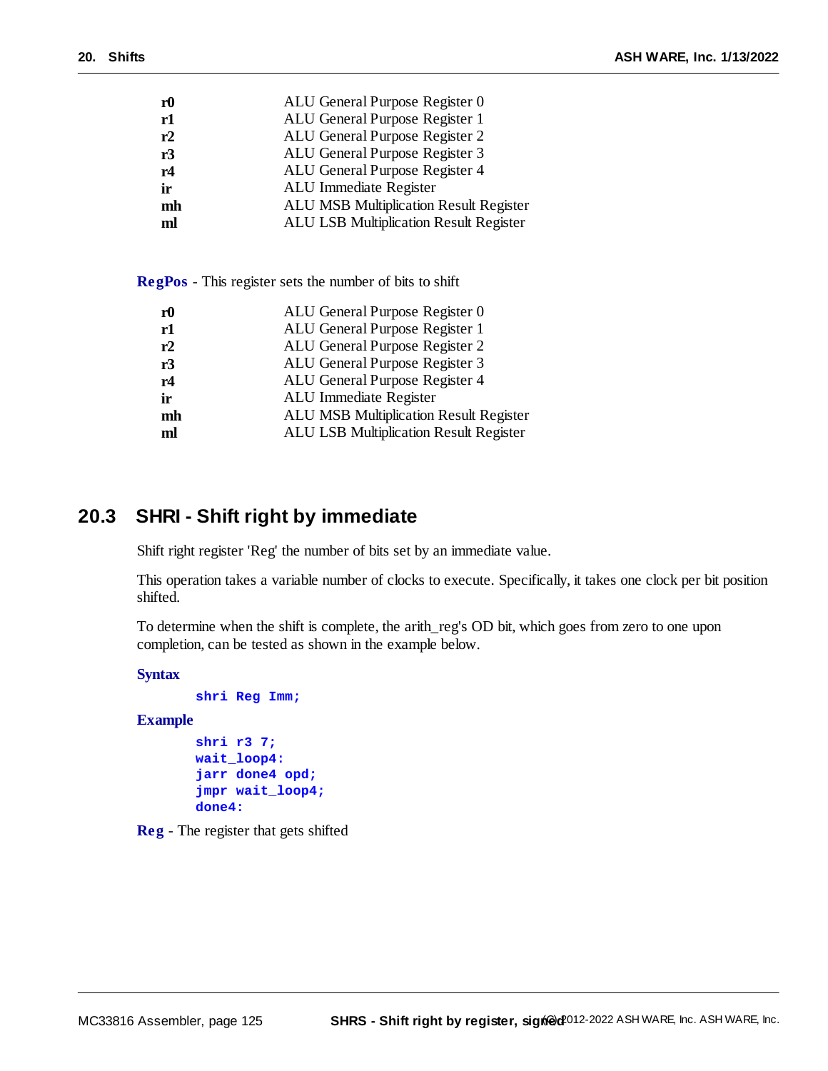| | |
|---|---|
| **r0** | ALU General Purpose Register 0 |
| **r1** | ALU General Purpose Register 1 |
| **r2** | ALU General Purpose Register 2 |
| **r3** | ALU General Purpose Register 3 |
| **r4** | ALU General Purpose Register 4 |
| **ir** | ALU Immediate Register |
| **mh** | ALU MSB Multiplication Result Register |
| **ml** | ALU LSB Multiplication Result Register |

**RegPos** - This register sets the number of bits to shift

| | |
|---|---|
| **r0** | ALU General Purpose Register 0 |
| **r1** | ALU General Purpose Register 1 |
| **r2** | ALU General Purpose Register 2 |
| **r3** | ALU General Purpose Register 3 |
| **r4** | ALU General Purpose Register 4 |
| **ir** | ALU Immediate Register |
| **mh** | ALU MSB Multiplication Result Register |
| **ml** | ALU LSB Multiplication Result Register |

## 20.3 SHRI - Shift right by immediate

Shift right register 'Reg' the number of bits set by an immediate value.

This operation takes a variable number of clocks to execute. Specifically, it takes one clock per bit position shifted.

To determine when the shift is complete, the arith_reg's OD bit, which goes from zero to one upon completion, can be tested as shown in the example below.

**Syntax**

```
shri Reg Imm;
```

**Example**

```
shri r3 7;
wait_loop4:
jarr done4 opd;
jmpr wait_loop4;
done4:
```

**Reg** - The register that gets shifted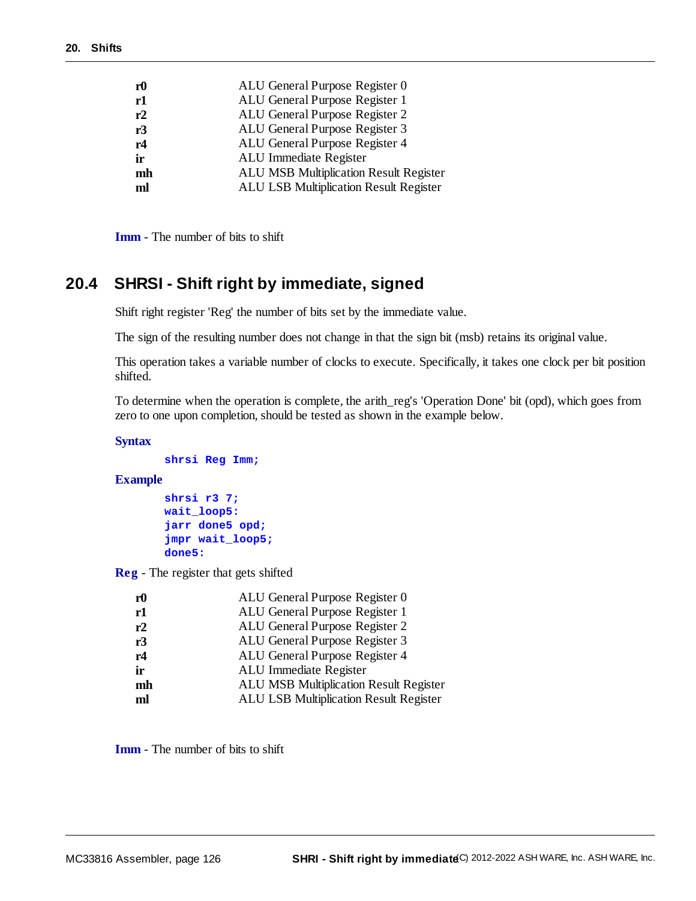| | |
|---|---|
| **r0** | ALU General Purpose Register 0 |
| **r1** | ALU General Purpose Register 1 |
| **r2** | ALU General Purpose Register 2 |
| **r3** | ALU General Purpose Register 3 |
| **r4** | ALU General Purpose Register 4 |
| **ir** | ALU Immediate Register |
| **mh** | ALU MSB Multiplication Result Register |
| **ml** | ALU LSB Multiplication Result Register |

**Imm** - The number of bits to shift

## 20.4 SHRSI - Shift right by immediate, signed

Shift right register 'Reg' the number of bits set by the immediate value.

The sign of the resulting number does not change in that the sign bit (msb) retains its original value.

This operation takes a variable number of clocks to execute. Specifically, it takes one clock per bit position shifted.

To determine when the operation is complete, the arith_reg's 'Operation Done' bit (opd), which goes from zero to one upon completion, should be tested as shown in the example below.

**Syntax**

```
shrsi Reg Imm;
```

**Example**

```
shrsi r3 7;
wait_loop5:
jarr done5 opd;
jmpr wait_loop5;
done5:
```

**Reg** - The register that gets shifted

| | |
|---|---|
| **r0** | ALU General Purpose Register 0 |
| **r1** | ALU General Purpose Register 1 |
| **r2** | ALU General Purpose Register 2 |
| **r3** | ALU General Purpose Register 3 |
| **r4** | ALU General Purpose Register 4 |
| **ir** | ALU Immediate Register |
| **mh** | ALU MSB Multiplication Result Register |
| **ml** | ALU LSB Multiplication Result Register |

**Imm** - The number of bits to shift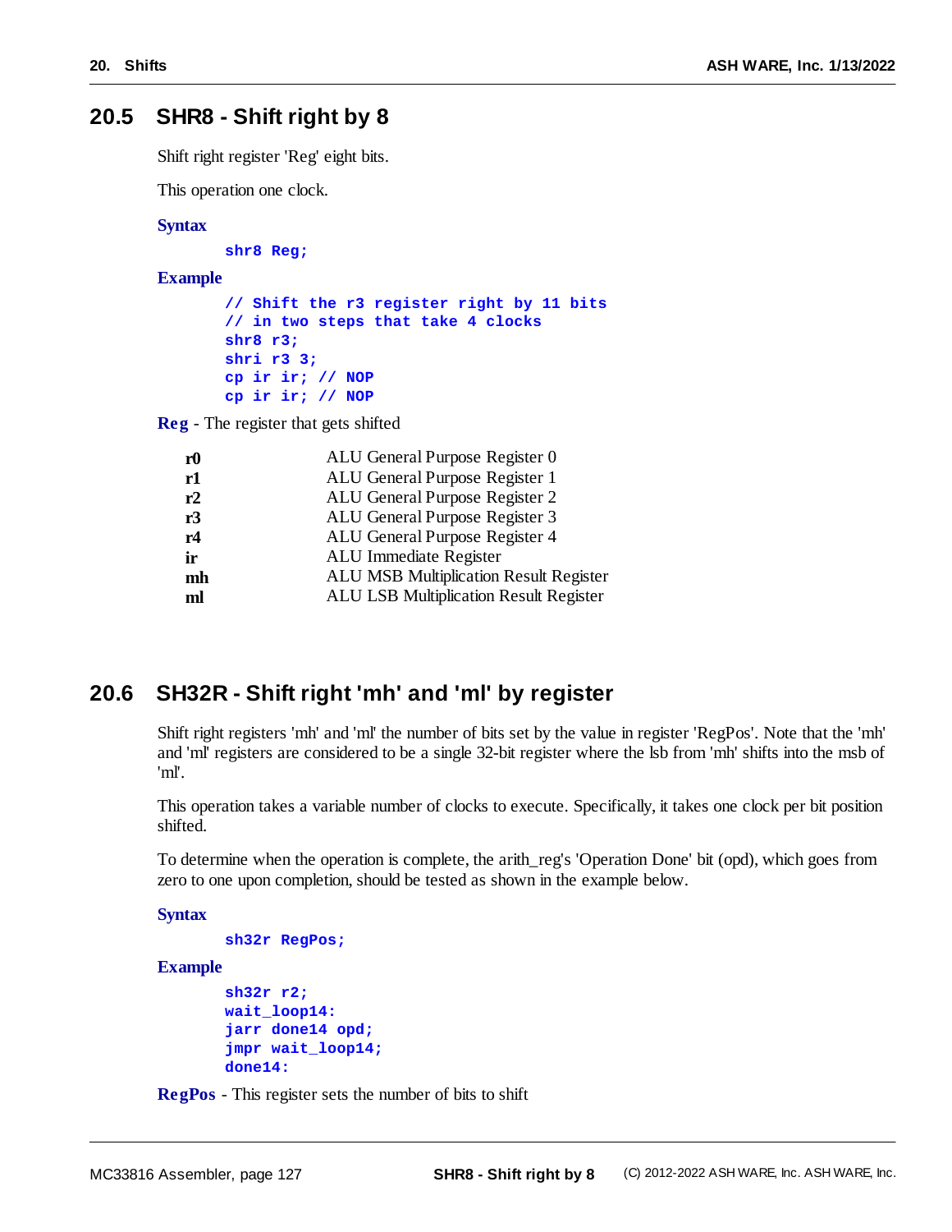## 20.5 SHR8 - Shift right by 8

Shift right register 'Reg' eight bits.

This operation one clock.

**Syntax**

```
shr8 Reg;
```

**Example**

```
// Shift the r3 register right by 11 bits
// in two steps that take 4 clocks
shr8 r3;
shri r3 3;
cp ir ir; // NOP
cp ir ir; // NOP
```

**Reg** - The register that gets shifted

| | |
|---|---|
| **r0** | ALU General Purpose Register 0 |
| **r1** | ALU General Purpose Register 1 |
| **r2** | ALU General Purpose Register 2 |
| **r3** | ALU General Purpose Register 3 |
| **r4** | ALU General Purpose Register 4 |
| **ir** | ALU Immediate Register |
| **mh** | ALU MSB Multiplication Result Register |
| **ml** | ALU LSB Multiplication Result Register |

## 20.6 SH32R - Shift right 'mh' and 'ml' by register

Shift right registers 'mh' and 'ml' the number of bits set by the value in register 'RegPos'. Note that the 'mh' and 'ml' registers are considered to be a single 32-bit register where the lsb from 'mh' shifts into the msb of 'ml'.

This operation takes a variable number of clocks to execute. Specifically, it takes one clock per bit position shifted.

To determine when the operation is complete, the arith_reg's 'Operation Done' bit (opd), which goes from zero to one upon completion, should be tested as shown in the example below.

**Syntax**

```
sh32r RegPos;
```

**Example**

```
sh32r r2;
wait_loop14:
jarr done14 opd;
jmpr wait_loop14;
done14:
```

**RegPos** - This register sets the number of bits to shift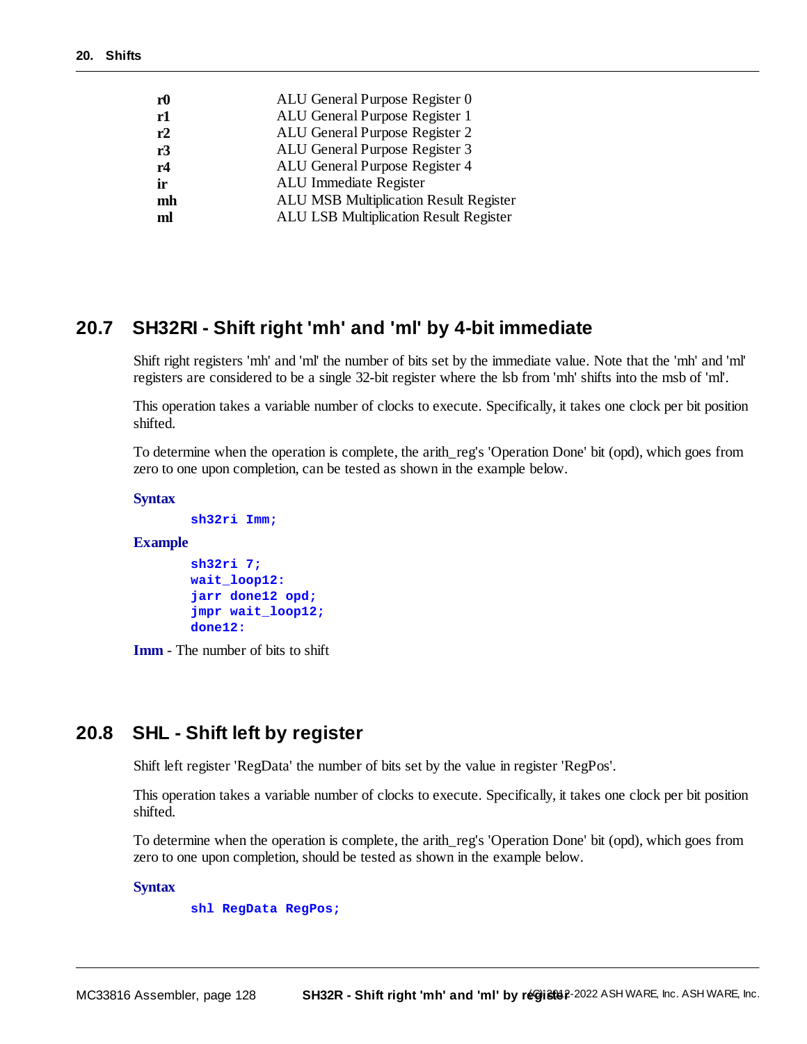| | |
|---|---|
| **r0** | ALU General Purpose Register 0 |
| **r1** | ALU General Purpose Register 1 |
| **r2** | ALU General Purpose Register 2 |
| **r3** | ALU General Purpose Register 3 |
| **r4** | ALU General Purpose Register 4 |
| **ir** | ALU Immediate Register |
| **mh** | ALU MSB Multiplication Result Register |
| **ml** | ALU LSB Multiplication Result Register |

## 20.7 SH32RI - Shift right 'mh' and 'ml' by 4-bit immediate

Shift right registers 'mh' and 'ml' the number of bits set by the immediate value. Note that the 'mh' and 'ml' registers are considered to be a single 32-bit register where the lsb from 'mh' shifts into the msb of 'ml'.

This operation takes a variable number of clocks to execute. Specifically, it takes one clock per bit position shifted.

To determine when the operation is complete, the arith_reg's 'Operation Done' bit (opd), which goes from zero to one upon completion, can be tested as shown in the example below.

**Syntax**

```
sh32ri Imm;
```

**Example**

```
sh32ri 7;
wait_loop12:
jarr done12 opd;
jmpr wait_loop12;
done12:
```

**Imm** - The number of bits to shift

## 20.8 SHL - Shift left by register

Shift left register 'RegData' the number of bits set by the value in register 'RegPos'.

This operation takes a variable number of clocks to execute. Specifically, it takes one clock per bit position shifted.

To determine when the operation is complete, the arith_reg's 'Operation Done' bit (opd), which goes from zero to one upon completion, should be tested as shown in the example below.

**Syntax**

```
shl RegData RegPos;
```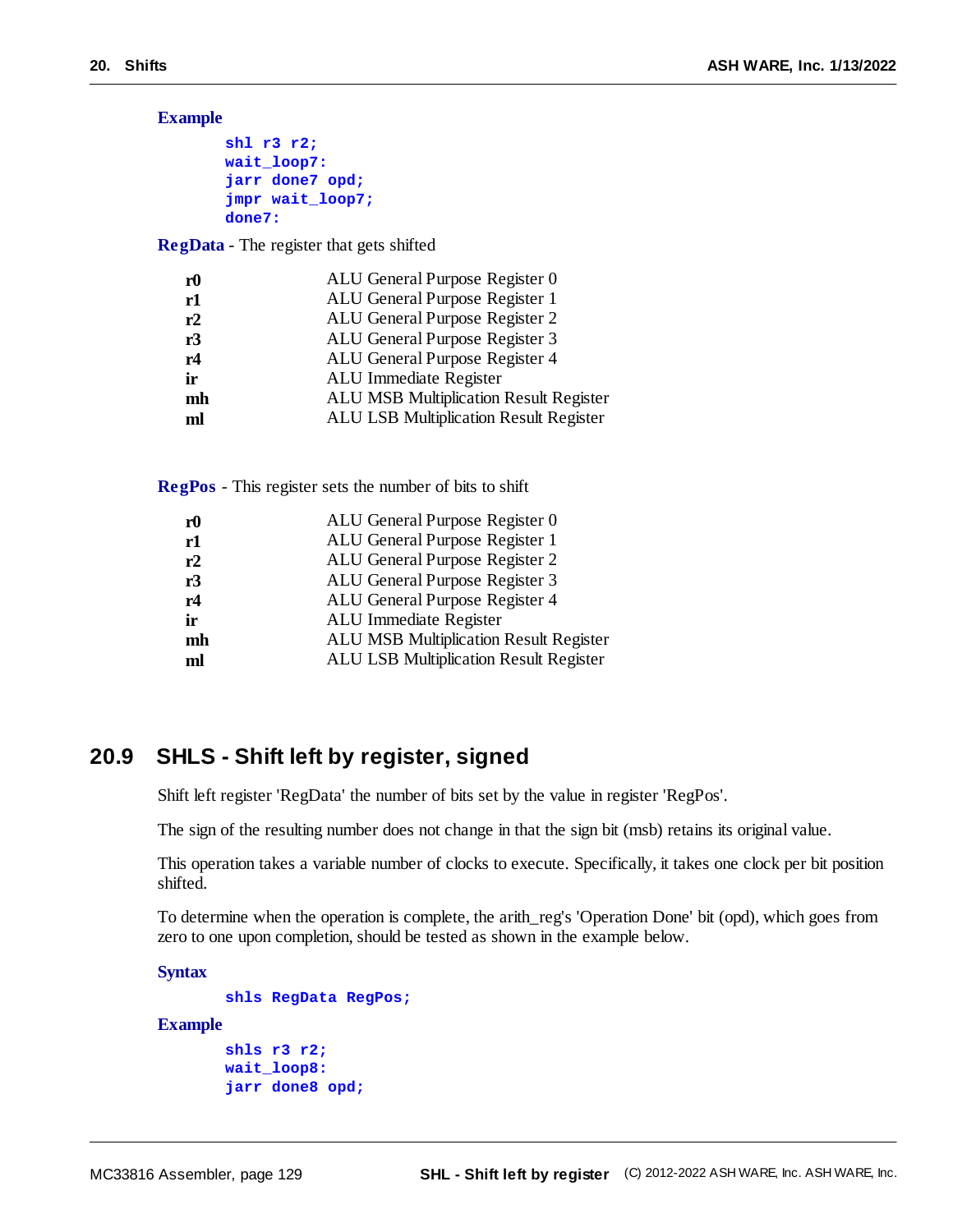**Example**

```
shl r3 r2;
wait_loop7:
jarr done7 opd;
jmpr wait_loop7;
done7:
```

**RegData** - The register that gets shifted

| | |
|---|---|
| **r0** | ALU General Purpose Register 0 |
| **r1** | ALU General Purpose Register 1 |
| **r2** | ALU General Purpose Register 2 |
| **r3** | ALU General Purpose Register 3 |
| **r4** | ALU General Purpose Register 4 |
| **ir** | ALU Immediate Register |
| **mh** | ALU MSB Multiplication Result Register |
| **ml** | ALU LSB Multiplication Result Register |

**RegPos** - This register sets the number of bits to shift

| | |
|---|---|
| **r0** | ALU General Purpose Register 0 |
| **r1** | ALU General Purpose Register 1 |
| **r2** | ALU General Purpose Register 2 |
| **r3** | ALU General Purpose Register 3 |
| **r4** | ALU General Purpose Register 4 |
| **ir** | ALU Immediate Register |
| **mh** | ALU MSB Multiplication Result Register |
| **ml** | ALU LSB Multiplication Result Register |

## 20.9 SHLS - Shift left by register, signed

Shift left register 'RegData' the number of bits set by the value in register 'RegPos'.

The sign of the resulting number does not change in that the sign bit (msb) retains its original value.

This operation takes a variable number of clocks to execute. Specifically, it takes one clock per bit position shifted.

To determine when the operation is complete, the arith_reg's 'Operation Done' bit (opd), which goes from zero to one upon completion, should be tested as shown in the example below.

**Syntax**

```
shls RegData RegPos;
```

**Example**

```
shls r3 r2;
wait_loop8:
jarr done8 opd;
```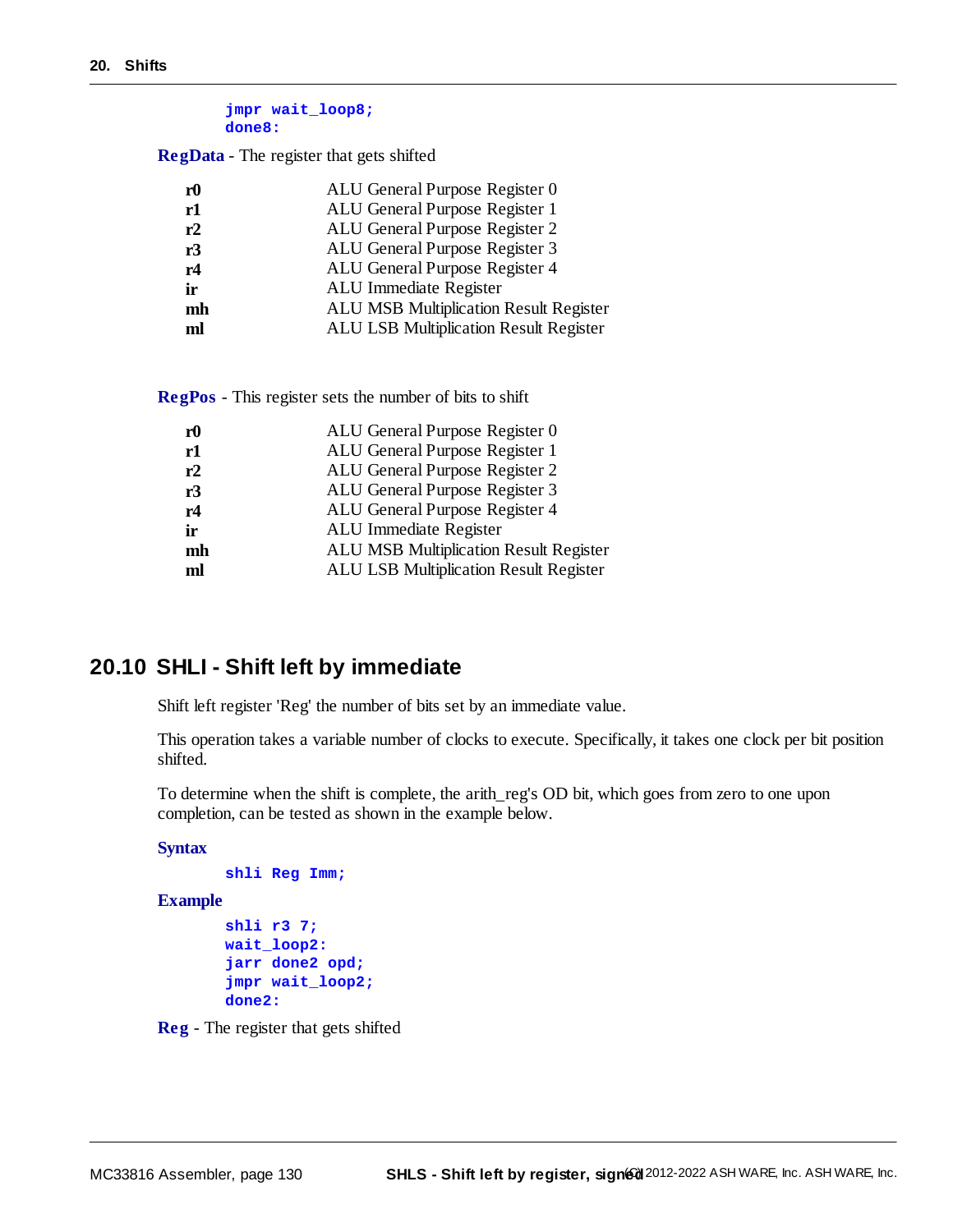```
jmpr wait_loop8;
done8:
```

**RegData** - The register that gets shifted

| | |
|---|---|
| **r0** | ALU General Purpose Register 0 |
| **r1** | ALU General Purpose Register 1 |
| **r2** | ALU General Purpose Register 2 |
| **r3** | ALU General Purpose Register 3 |
| **r4** | ALU General Purpose Register 4 |
| **ir** | ALU Immediate Register |
| **mh** | ALU MSB Multiplication Result Register |
| **ml** | ALU LSB Multiplication Result Register |

**RegPos** - This register sets the number of bits to shift

| | |
|---|---|
| **r0** | ALU General Purpose Register 0 |
| **r1** | ALU General Purpose Register 1 |
| **r2** | ALU General Purpose Register 2 |
| **r3** | ALU General Purpose Register 3 |
| **r4** | ALU General Purpose Register 4 |
| **ir** | ALU Immediate Register |
| **mh** | ALU MSB Multiplication Result Register |
| **ml** | ALU LSB Multiplication Result Register |

## 20.10 SHLI - Shift left by immediate

Shift left register 'Reg' the number of bits set by an immediate value.

This operation takes a variable number of clocks to execute. Specifically, it takes one clock per bit position shifted.

To determine when the shift is complete, the arith_reg's OD bit, which goes from zero to one upon completion, can be tested as shown in the example below.

**Syntax**

```
shli Reg Imm;
```

**Example**

```
shli r3 7;
wait_loop2:
jarr done2 opd;
jmpr wait_loop2;
done2:
```

**Reg** - The register that gets shifted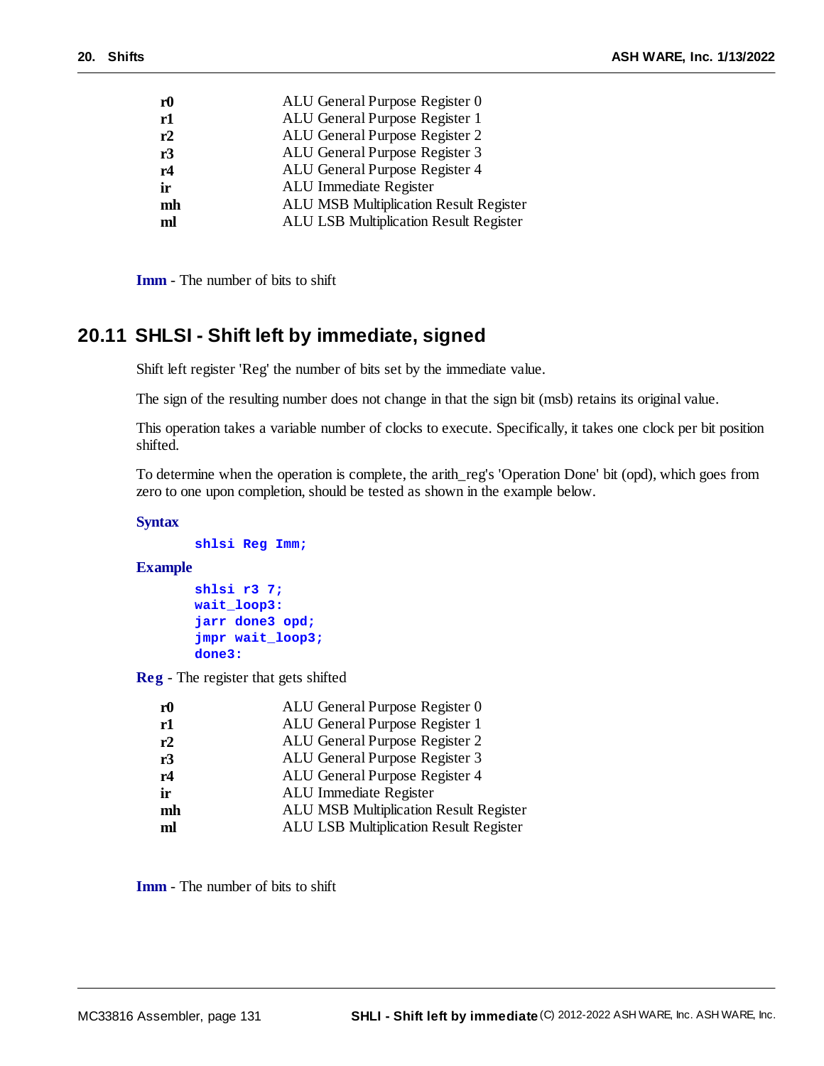| | |
|---|---|
| **r0** | ALU General Purpose Register 0 |
| **r1** | ALU General Purpose Register 1 |
| **r2** | ALU General Purpose Register 2 |
| **r3** | ALU General Purpose Register 3 |
| **r4** | ALU General Purpose Register 4 |
| **ir** | ALU Immediate Register |
| **mh** | ALU MSB Multiplication Result Register |
| **ml** | ALU LSB Multiplication Result Register |

**Imm** - The number of bits to shift

## 20.11 SHLSI - Shift left by immediate, signed

Shift left register 'Reg' the number of bits set by the immediate value.

The sign of the resulting number does not change in that the sign bit (msb) retains its original value.

This operation takes a variable number of clocks to execute. Specifically, it takes one clock per bit position shifted.

To determine when the operation is complete, the arith_reg's 'Operation Done' bit (opd), which goes from zero to one upon completion, should be tested as shown in the example below.

**Syntax**

```
shlsi Reg Imm;
```

**Example**

```
shlsi r3 7;
wait_loop3:
jarr done3 opd;
jmpr wait_loop3;
done3:
```

**Reg** - The register that gets shifted

| | |
|---|---|
| **r0** | ALU General Purpose Register 0 |
| **r1** | ALU General Purpose Register 1 |
| **r2** | ALU General Purpose Register 2 |
| **r3** | ALU General Purpose Register 3 |
| **r4** | ALU General Purpose Register 4 |
| **ir** | ALU Immediate Register |
| **mh** | ALU MSB Multiplication Result Register |
| **ml** | ALU LSB Multiplication Result Register |

**Imm** - The number of bits to shift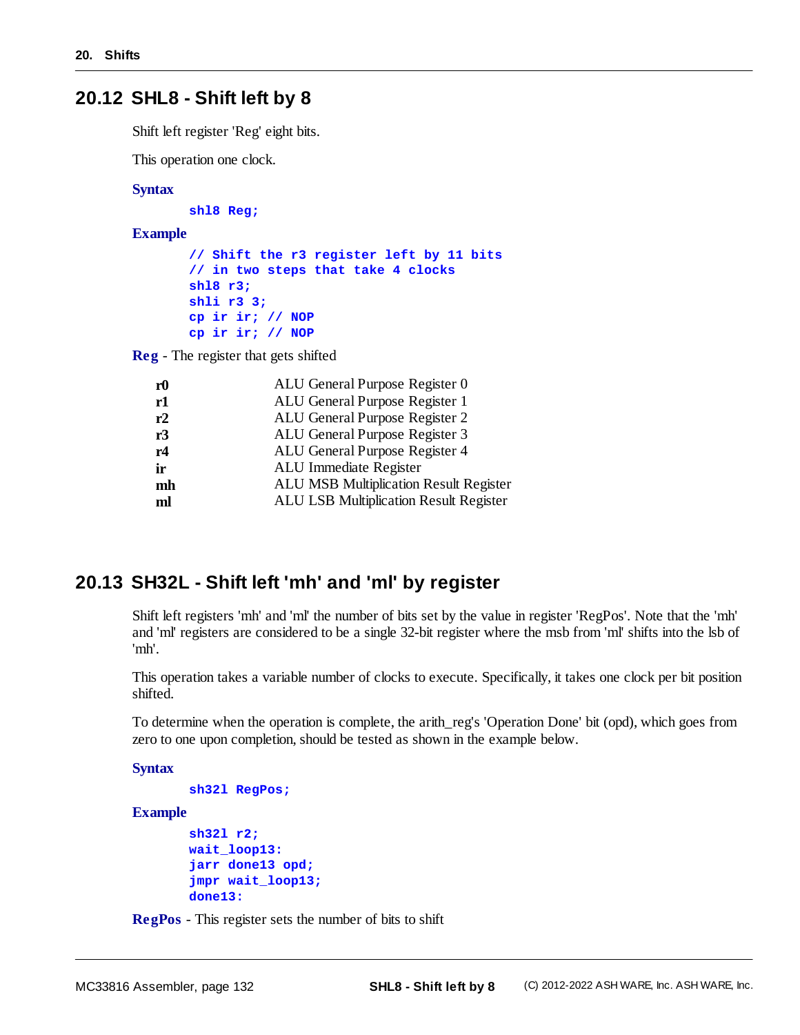## 20.12 SHL8 - Shift left by 8

Shift left register 'Reg' eight bits.

This operation one clock.

**Syntax**

```
shl8 Reg;
```

**Example**

```
// Shift the r3 register left by 11 bits
// in two steps that take 4 clocks
shl8 r3;
shli r3 3;
cp ir ir; // NOP
cp ir ir; // NOP
```

**Reg** - The register that gets shifted

| | |
|---|---|
| **r0** | ALU General Purpose Register 0 |
| **r1** | ALU General Purpose Register 1 |
| **r2** | ALU General Purpose Register 2 |
| **r3** | ALU General Purpose Register 3 |
| **r4** | ALU General Purpose Register 4 |
| **ir** | ALU Immediate Register |
| **mh** | ALU MSB Multiplication Result Register |
| **ml** | ALU LSB Multiplication Result Register |

## 20.13 SH32L - Shift left 'mh' and 'ml' by register

Shift left registers 'mh' and 'ml' the number of bits set by the value in register 'RegPos'. Note that the 'mh' and 'ml' registers are considered to be a single 32-bit register where the msb from 'ml' shifts into the lsb of 'mh'.

This operation takes a variable number of clocks to execute. Specifically, it takes one clock per bit position shifted.

To determine when the operation is complete, the arith_reg's 'Operation Done' bit (opd), which goes from zero to one upon completion, should be tested as shown in the example below.

**Syntax**

```
sh32l RegPos;
```

**Example**

```
sh32l r2;
wait_loop13:
jarr done13 opd;
jmpr wait_loop13;
done13:
```

**RegPos** - This register sets the number of bits to shift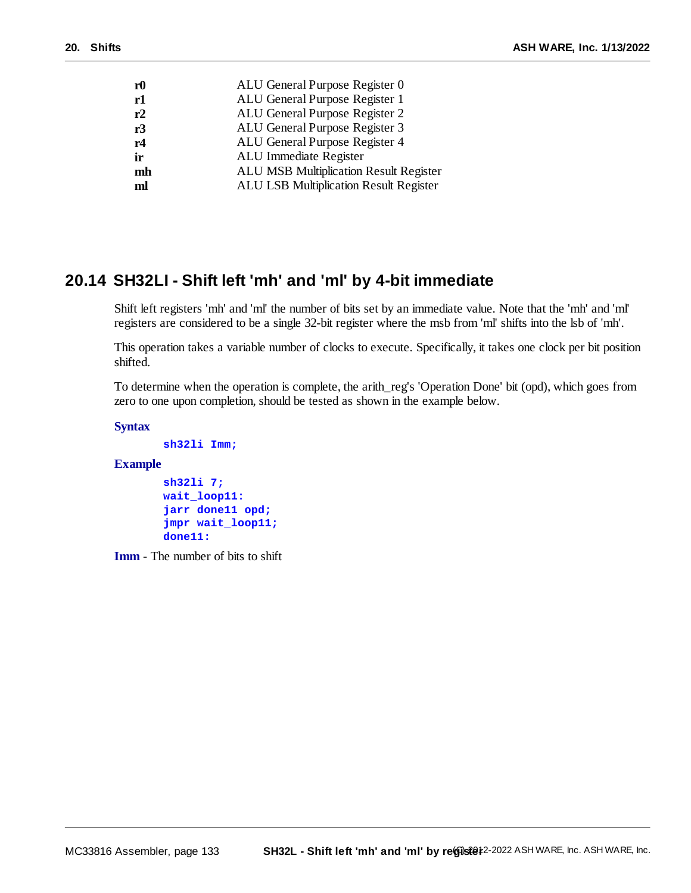| | |
|---|---|
| **r0** | ALU General Purpose Register 0 |
| **r1** | ALU General Purpose Register 1 |
| **r2** | ALU General Purpose Register 2 |
| **r3** | ALU General Purpose Register 3 |
| **r4** | ALU General Purpose Register 4 |
| **ir** | ALU Immediate Register |
| **mh** | ALU MSB Multiplication Result Register |
| **ml** | ALU LSB Multiplication Result Register |

## 20.14 SH32LI - Shift left 'mh' and 'ml' by 4-bit immediate

Shift left registers 'mh' and 'ml' the number of bits set by an immediate value. Note that the 'mh' and 'ml' registers are considered to be a single 32-bit register where the msb from 'ml' shifts into the lsb of 'mh'.

This operation takes a variable number of clocks to execute. Specifically, it takes one clock per bit position shifted.

To determine when the operation is complete, the arith_reg's 'Operation Done' bit (opd), which goes from zero to one upon completion, should be tested as shown in the example below.

**Syntax**

```
sh32li Imm;
```

**Example**

```
sh32li 7;
wait_loop11:
jarr done11 opd;
jmpr wait_loop11;
done11:
```

**Imm** - The number of bits to shift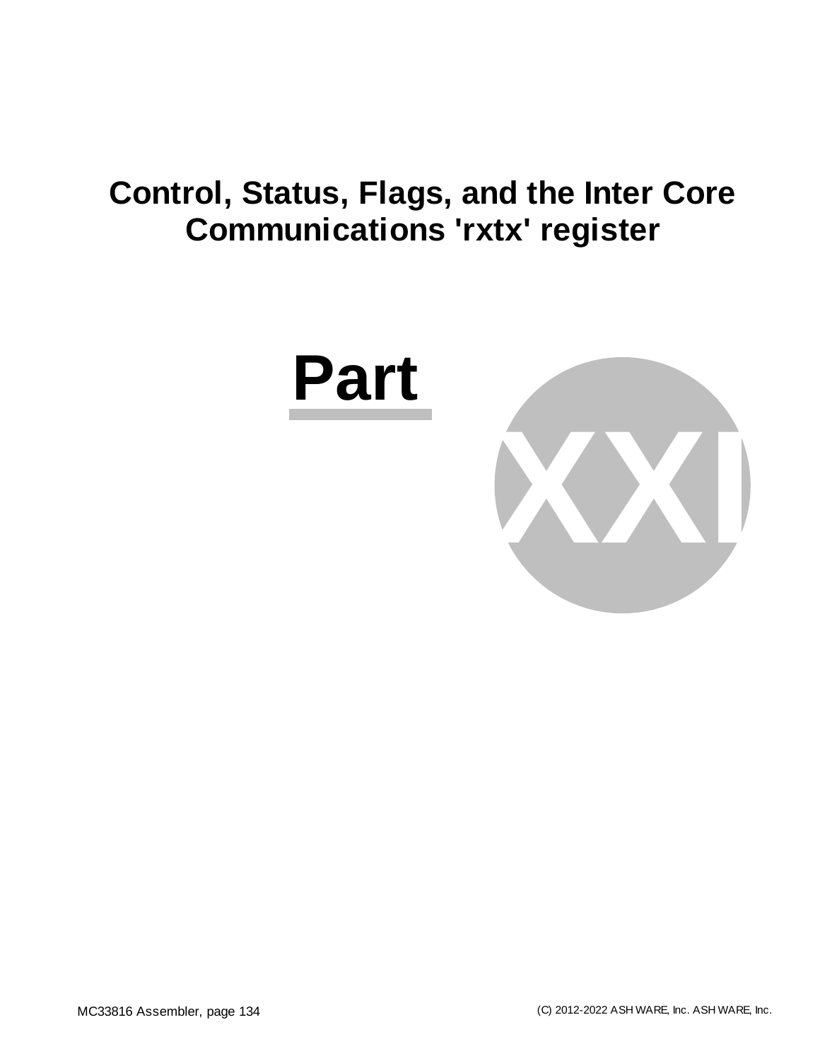# Control, Status, Flags, and the Inter Core Communications 'rxtx' register

# Part XXI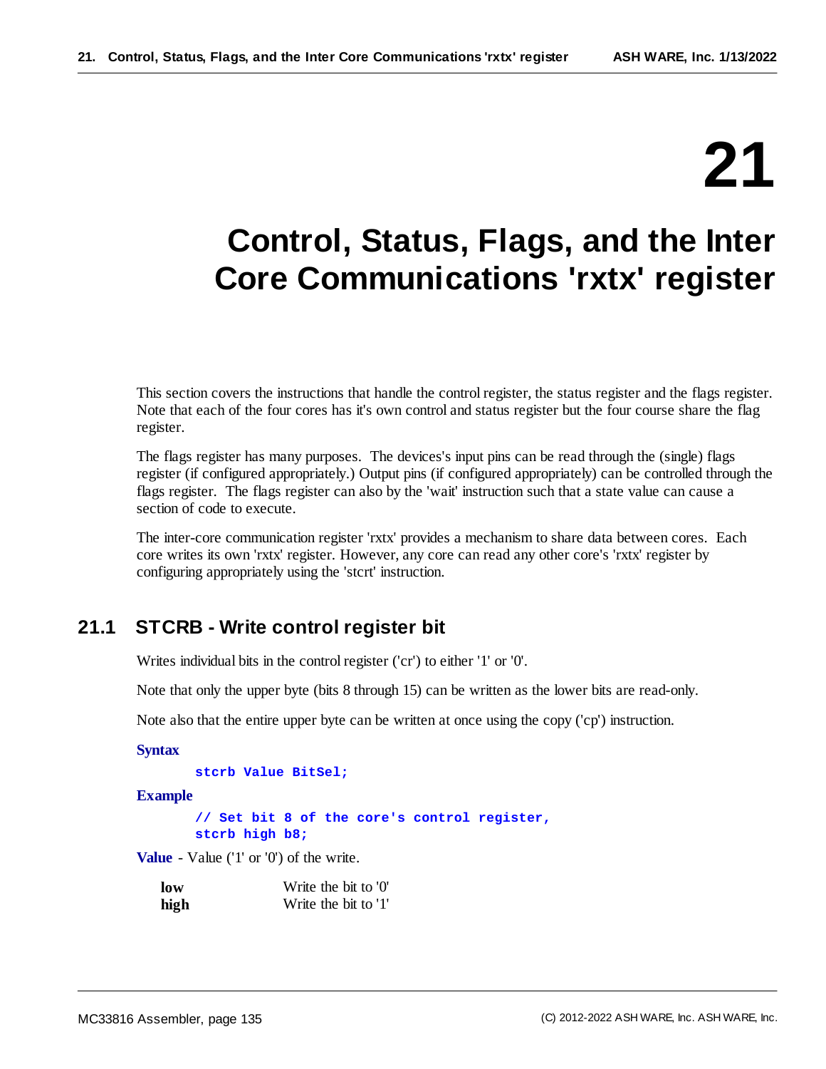# 21 Control, Status, Flags, and the Inter Core Communications 'rxtx' register

This section covers the instructions that handle the control register, the status register and the flags register. Note that each of the four cores has it's own control and status register but the four course share the flag register.

The flags register has many purposes. The devices's input pins can be read through the (single) flags register (if configured appropriately.) Output pins (if configured appropriately) can be controlled through the flags register. The flags register can also by the 'wait' instruction such that a state value can cause a section of code to execute.

The inter-core communication register 'rxtx' provides a mechanism to share data between cores. Each core writes its own 'rxtx' register. However, any core can read any other core's 'rxtx' register by configuring appropriately using the 'stcrt' instruction.

## 21.1 STCRB - Write control register bit

Writes individual bits in the control register ('cr') to either '1' or '0'.

Note that only the upper byte (bits 8 through 15) can be written as the lower bits are read-only.

Note also that the entire upper byte can be written at once using the copy ('cp') instruction.

**Syntax**

```
stcrb Value BitSel;
```

**Example**

```
// Set bit 8 of the core's control register,
stcrb high b8;
```

**Value** - Value ('1' or '0') of the write.

| | |
|---|---|
| **low** | Write the bit to '0' |
| **high** | Write the bit to '1' |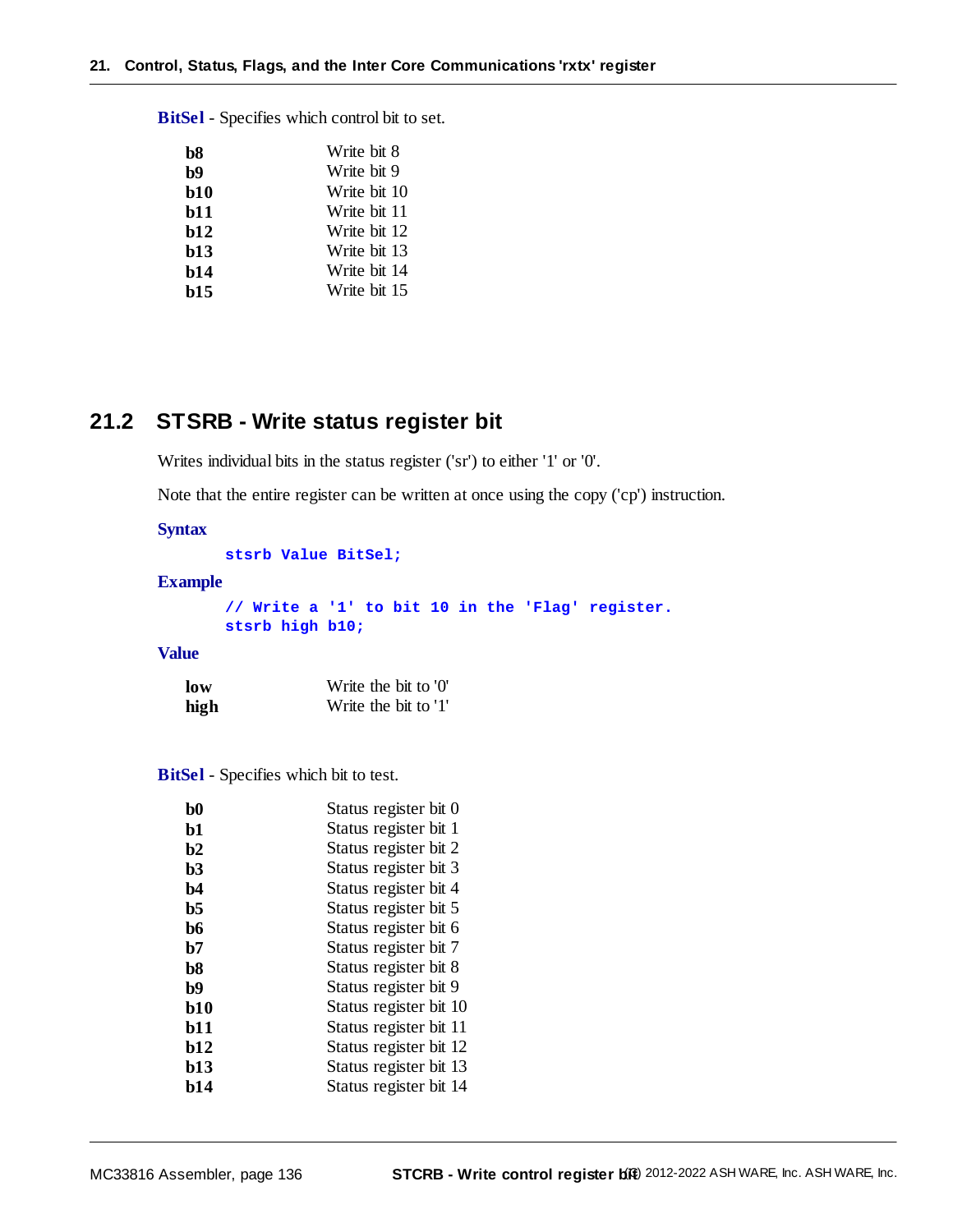**BitSel** - Specifies which control bit to set.

| | |
|---|---|
| **b8** | Write bit 8 |
| **b9** | Write bit 9 |
| **b10** | Write bit 10 |
| **b11** | Write bit 11 |
| **b12** | Write bit 12 |
| **b13** | Write bit 13 |
| **b14** | Write bit 14 |
| **b15** | Write bit 15 |

## 21.2 STSRB - Write status register bit

Writes individual bits in the status register ('sr') to either '1' or '0'.

Note that the entire register can be written at once using the copy ('cp') instruction.

**Syntax**

```
stsrb Value BitSel;
```

**Example**

```
// Write a '1' to bit 10 in the 'Flag' register.
stsrb high b10;
```

**Value**

| | |
|---|---|
| **low** | Write the bit to '0' |
| **high** | Write the bit to '1' |

**BitSel** - Specifies which bit to test.

| | |
|---|---|
| **b0** | Status register bit 0 |
| **b1** | Status register bit 1 |
| **b2** | Status register bit 2 |
| **b3** | Status register bit 3 |
| **b4** | Status register bit 4 |
| **b5** | Status register bit 5 |
| **b6** | Status register bit 6 |
| **b7** | Status register bit 7 |
| **b8** | Status register bit 8 |
| **b9** | Status register bit 9 |
| **b10** | Status register bit 10 |
| **b11** | Status register bit 11 |
| **b12** | Status register bit 12 |
| **b13** | Status register bit 13 |
| **b14** | Status register bit 14 |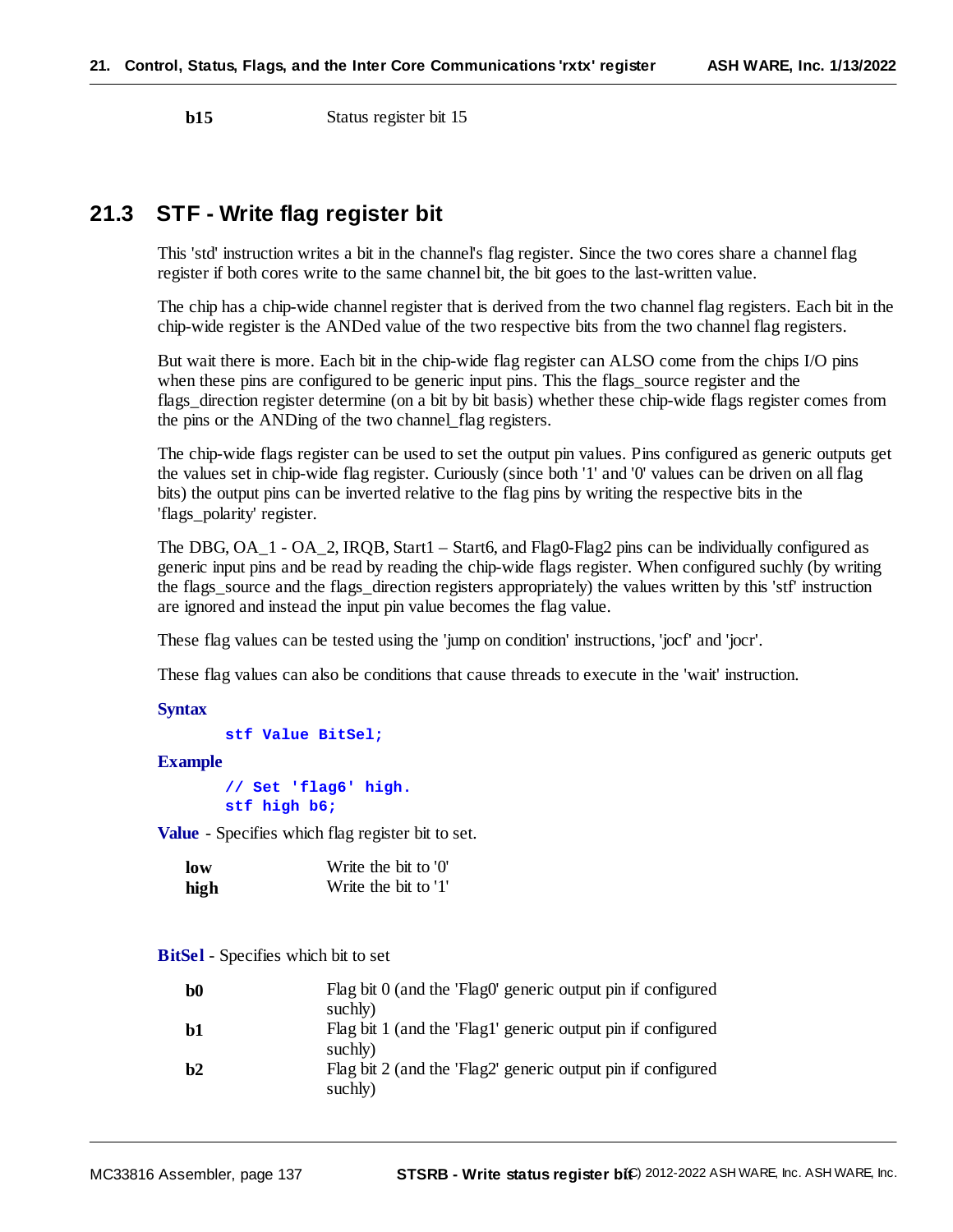| | |
|---|---|
| **b15** | Status register bit 15 |

## 21.3 STF - Write flag register bit

This 'std' instruction writes a bit in the channel's flag register. Since the two cores share a channel flag register if both cores write to the same channel bit, the bit goes to the last-written value.

The chip has a chip-wide channel register that is derived from the two channel flag registers. Each bit in the chip-wide register is the ANDed value of the two respective bits from the two channel flag registers.

But wait there is more. Each bit in the chip-wide flag register can ALSO come from the chips I/O pins when these pins are configured to be generic input pins. This the flags_source register and the flags_direction register determine (on a bit by bit basis) whether these chip-wide flags register comes from the pins or the ANDing of the two channel_flag registers.

The chip-wide flags register can be used to set the output pin values. Pins configured as generic outputs get the values set in chip-wide flag register. Curiously (since both '1' and '0' values can be driven on all flag bits) the output pins can be inverted relative to the flag pins by writing the respective bits in the 'flags_polarity' register.

The DBG, OA_1 - OA_2, IRQB, Start1 – Start6, and Flag0-Flag2 pins can be individually configured as generic input pins and be read by reading the chip-wide flags register. When configured suchly (by writing the flags_source and the flags_direction registers appropriately) the values written by this 'stf' instruction are ignored and instead the input pin value becomes the flag value.

These flag values can be tested using the 'jump on condition' instructions, 'jocf' and 'jocr'.

These flag values can also be conditions that cause threads to execute in the 'wait' instruction.

**Syntax**

```
stf Value BitSel;
```

**Example**

```
// Set 'flag6' high.
stf high b6;
```

**Value** - Specifies which flag register bit to set.

| | |
|---|---|
| **low** | Write the bit to '0' |
| **high** | Write the bit to '1' |

**BitSel** - Specifies which bit to set

| | |
|---|---|
| **b0** | Flag bit 0 (and the 'Flag0' generic output pin if configured suchly) |
| **b1** | Flag bit 1 (and the 'Flag1' generic output pin if configured suchly) |
| **b2** | Flag bit 2 (and the 'Flag2' generic output pin if configured suchly) |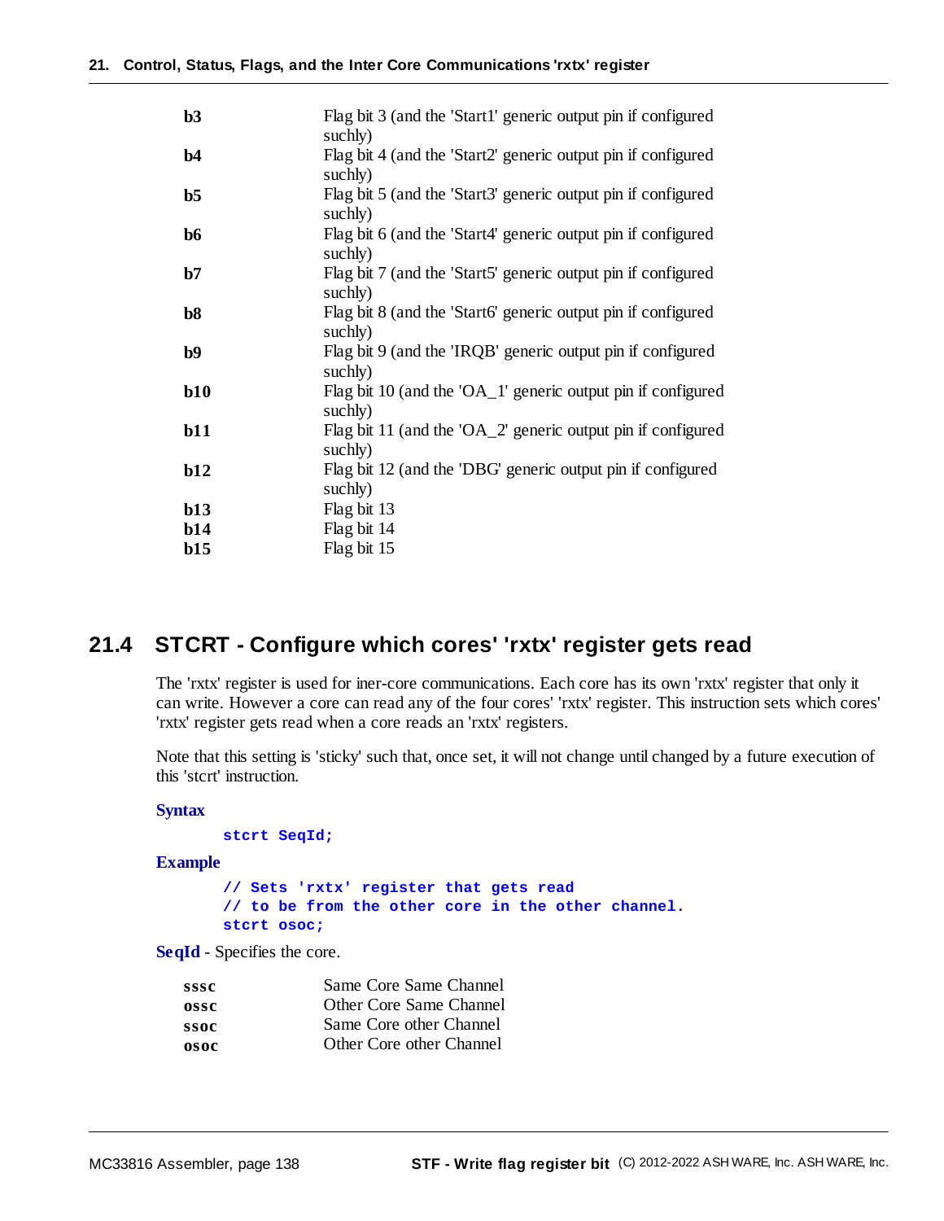| | |
|---|---|
| **b3** | Flag bit 3 (and the 'Start1' generic output pin if configured suchly) |
| **b4** | Flag bit 4 (and the 'Start2' generic output pin if configured suchly) |
| **b5** | Flag bit 5 (and the 'Start3' generic output pin if configured suchly) |
| **b6** | Flag bit 6 (and the 'Start4' generic output pin if configured suchly) |
| **b7** | Flag bit 7 (and the 'Start5' generic output pin if configured suchly) |
| **b8** | Flag bit 8 (and the 'Start6' generic output pin if configured suchly) |
| **b9** | Flag bit 9 (and the 'IRQB' generic output pin if configured suchly) |
| **b10** | Flag bit 10 (and the 'OA_1' generic output pin if configured suchly) |
| **b11** | Flag bit 11 (and the 'OA_2' generic output pin if configured suchly) |
| **b12** | Flag bit 12 (and the 'DBG' generic output pin if configured suchly) |
| **b13** | Flag bit 13 |
| **b14** | Flag bit 14 |
| **b15** | Flag bit 15 |

## 21.4 STCRT - Configure which cores' 'rxtx' register gets read

The 'rxtx' register is used for iner-core communications. Each core has its own 'rxtx' register that only it can write. However a core can read any of the four cores' 'rxtx' register. This instruction sets which cores' 'rxtx' register gets read when a core reads an 'rxtx' registers.

Note that this setting is 'sticky' such that, once set, it will not change until changed by a future execution of this 'stcrt' instruction.

**Syntax**

```
stcrt SeqId;
```

**Example**

```
// Sets 'rxtx' register that gets read
// to be from the other core in the other channel.
stcrt osoc;
```

**SeqId** - Specifies the core.

| | |
|---|---|
| **sssc** | Same Core Same Channel |
| **ossc** | Other Core Same Channel |
| **ssoc** | Same Core other Channel |
| **osoc** | Other Core other Channel |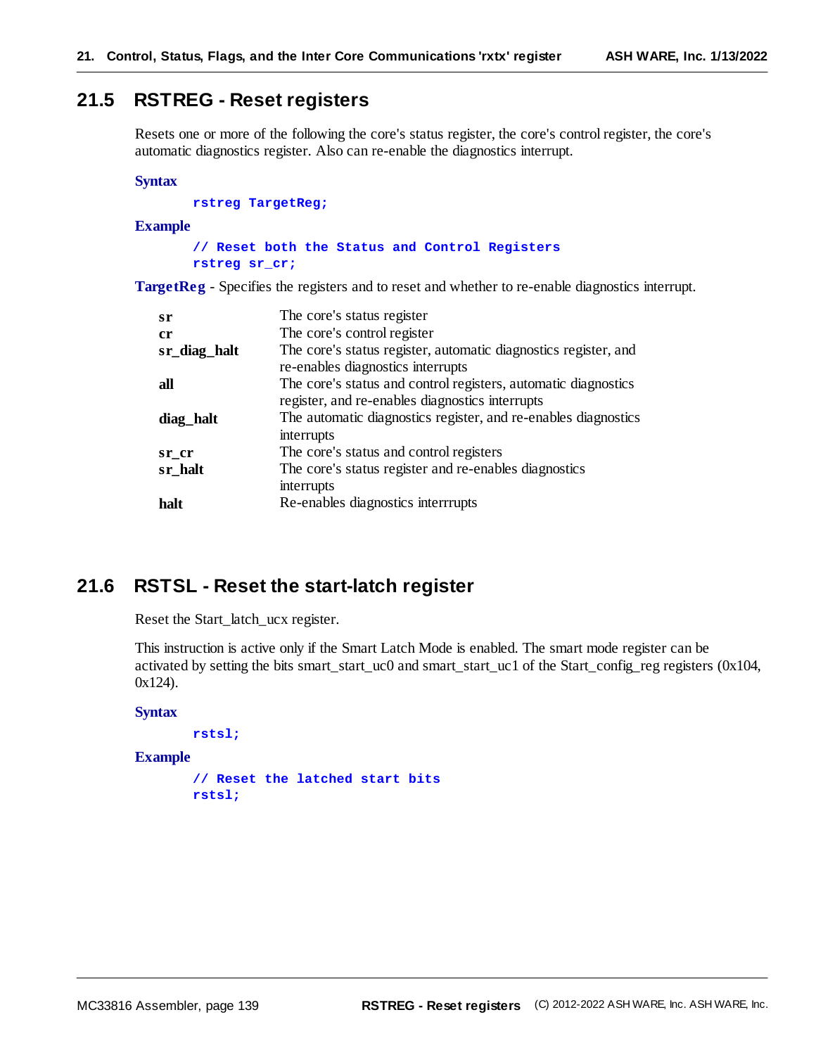## 21.5 RSTREG - Reset registers

Resets one or more of the following the core's status register, the core's control register, the core's automatic diagnostics register. Also can re-enable the diagnostics interrupt.

**Syntax**

```
rstreg TargetReg;
```

**Example**

```
// Reset both the Status and Control Registers
rstreg sr_cr;
```

**TargetReg** - Specifies the registers and to reset and whether to re-enable diagnostics interrupt.

| | |
|---|---|
| **sr** | The core's status register |
| **cr** | The core's control register |
| **sr_diag_halt** | The core's status register, automatic diagnostics register, and re-enables diagnostics interrupts |
| **all** | The core's status and control registers, automatic diagnostics register, and re-enables diagnostics interrupts |
| **diag_halt** | The automatic diagnostics register, and re-enables diagnostics interrupts |
| **sr_cr** | The core's status and control registers |
| **sr_halt** | The core's status register and re-enables diagnostics interrupts |
| **halt** | Re-enables diagnostics interrrupts |

## 21.6 RSTSL - Reset the start-latch register

Reset the Start_latch_ucx register.

This instruction is active only if the Smart Latch Mode is enabled. The smart mode register can be activated by setting the bits smart_start_uc0 and smart_start_uc1 of the Start_config_reg registers (0x104, 0x124).

**Syntax**

```
rstsl;
```

**Example**

```
// Reset the latched start bits
rstsl;
```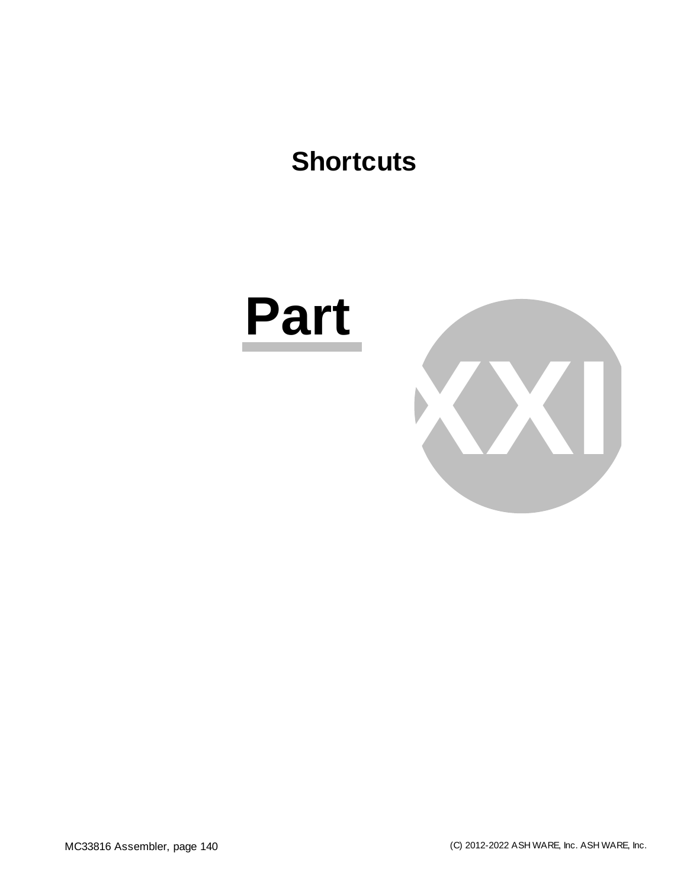# Shortcuts

# Part XXI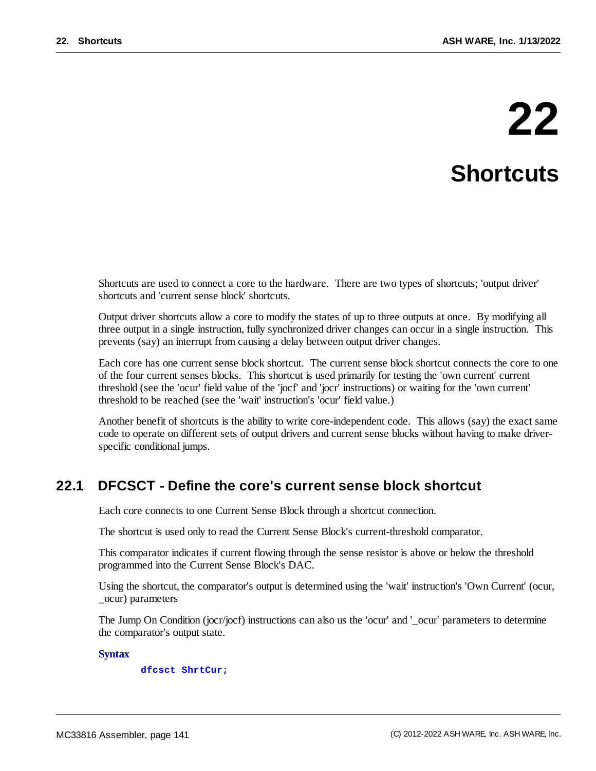# 22 Shortcuts

Shortcuts are used to connect a core to the hardware. There are two types of shortcuts; 'output driver' shortcuts and 'current sense block' shortcuts.

Output driver shortcuts allow a core to modify the states of up to three outputs at once. By modifying all three output in a single instruction, fully synchronized driver changes can occur in a single instruction. This prevents (say) an interrupt from causing a delay between output driver changes.

Each core has one current sense block shortcut. The current sense block shortcut connects the core to one of the four current senses blocks. This shortcut is used primarily for testing the 'own current' current threshold (see the 'ocur' field value of the 'jocf' and 'jocr' instructions) or waiting for the 'own current' threshold to be reached (see the 'wait' instruction's 'ocur' field value.)

Another benefit of shortcuts is the ability to write core-independent code. This allows (say) the exact same code to operate on different sets of output drivers and current sense blocks without having to make driver-specific conditional jumps.

## 22.1 DFCSCT - Define the core's current sense block shortcut

Each core connects to one Current Sense Block through a shortcut connection.

The shortcut is used only to read the Current Sense Block's current-threshold comparator.

This comparator indicates if current flowing through the sense resistor is above or below the threshold programmed into the Current Sense Block's DAC.

Using the shortcut, the comparator's output is determined using the 'wait' instruction's 'Own Current' (ocur, _ocur) parameters

The Jump On Condition (jocr/jocf) instructions can also us the 'ocur' and '_ocur' parameters to determine the comparator's output state.

**Syntax**

```
dfcsct ShrtCur;
```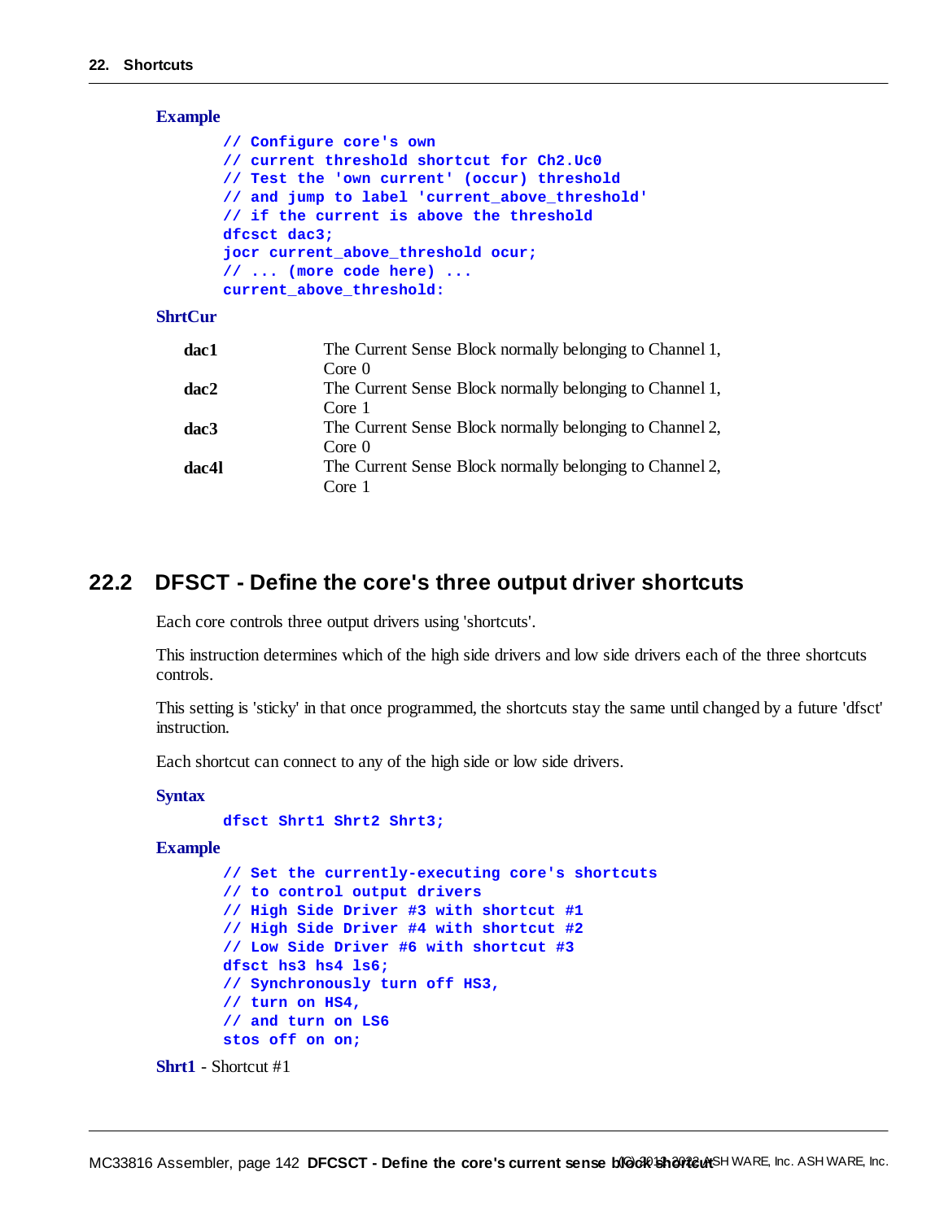**Example**

```
// Configure core's own
// current threshold shortcut for Ch2.Uc0
// Test the 'own current' (occur) threshold
// and jump to label 'current_above_threshold'
// if the current is above the threshold
dfcsct dac3;
jocr current_above_threshold ocur;
// ... (more code here) ...
current_above_threshold:
```

**ShrtCur**

| | |
|---|---|
| **dac1** | The Current Sense Block normally belonging to Channel 1, Core 0 |
| **dac2** | The Current Sense Block normally belonging to Channel 1, Core 1 |
| **dac3** | The Current Sense Block normally belonging to Channel 2, Core 0 |
| **dac4l** | The Current Sense Block normally belonging to Channel 2, Core 1 |

## 22.2 DFSCT - Define the core's three output driver shortcuts

Each core controls three output drivers using 'shortcuts'.

This instruction determines which of the high side drivers and low side drivers each of the three shortcuts controls.

This setting is 'sticky' in that once programmed, the shortcuts stay the same until changed by a future 'dfsct' instruction.

Each shortcut can connect to any of the high side or low side drivers.

**Syntax**

```
dfsct Shrt1 Shrt2 Shrt3;
```

**Example**

```
// Set the currently-executing core's shortcuts
// to control output drivers
// High Side Driver #3 with shortcut #1
// High Side Driver #4 with shortcut #2
// Low Side Driver #6 with shortcut #3
dfsct hs3 hs4 ls6;
// Synchronously turn off HS3,
// turn on HS4,
// and turn on LS6
stos off on on;
```

**Shrt1** - Shortcut #1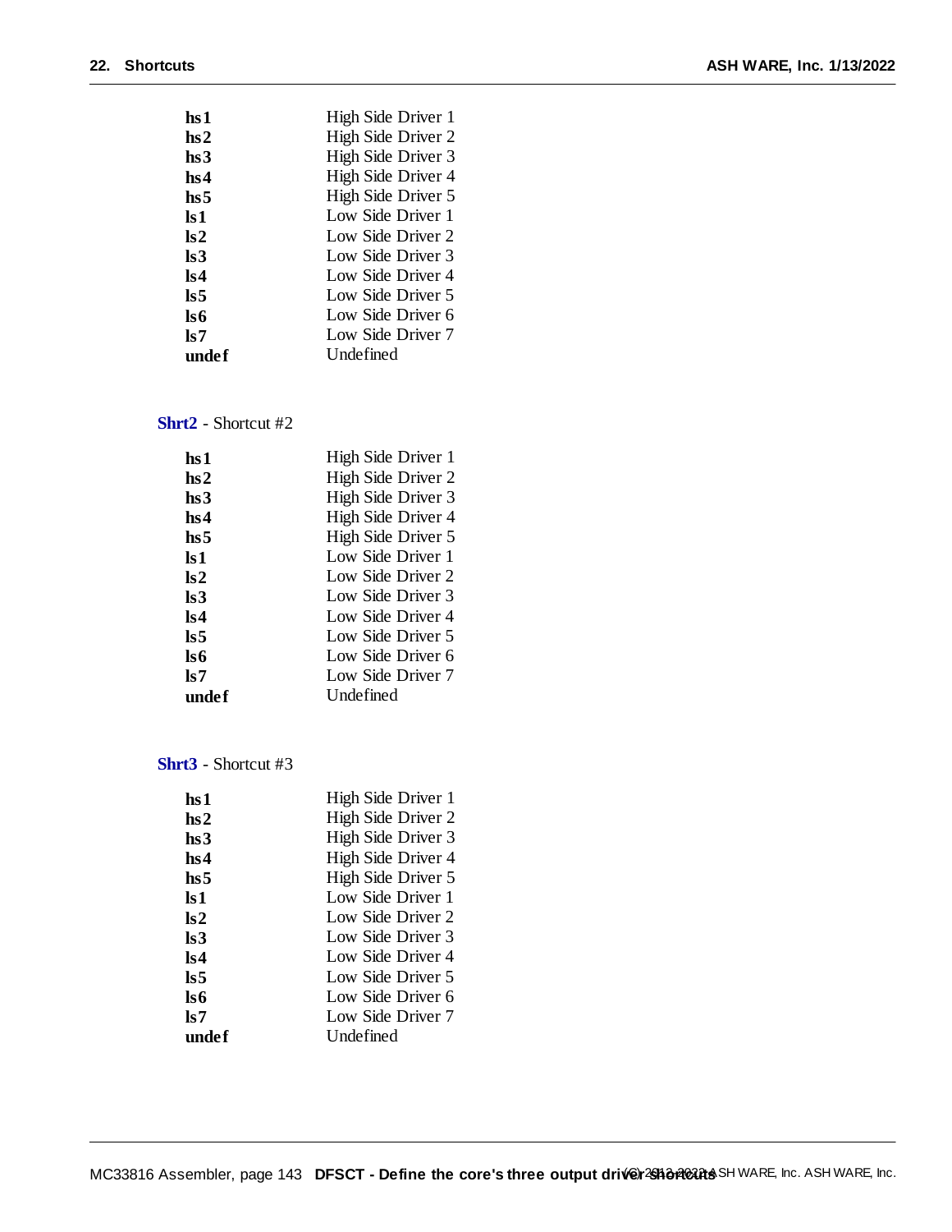| | |
|---|---|
| **hs1** | High Side Driver 1 |
| **hs2** | High Side Driver 2 |
| **hs3** | High Side Driver 3 |
| **hs4** | High Side Driver 4 |
| **hs5** | High Side Driver 5 |
| **ls1** | Low Side Driver 1 |
| **ls2** | Low Side Driver 2 |
| **ls3** | Low Side Driver 3 |
| **ls4** | Low Side Driver 4 |
| **ls5** | Low Side Driver 5 |
| **ls6** | Low Side Driver 6 |
| **ls7** | Low Side Driver 7 |
| **undef** | Undefined |

**Shrt2** - Shortcut #2

| | |
|---|---|
| **hs1** | High Side Driver 1 |
| **hs2** | High Side Driver 2 |
| **hs3** | High Side Driver 3 |
| **hs4** | High Side Driver 4 |
| **hs5** | High Side Driver 5 |
| **ls1** | Low Side Driver 1 |
| **ls2** | Low Side Driver 2 |
| **ls3** | Low Side Driver 3 |
| **ls4** | Low Side Driver 4 |
| **ls5** | Low Side Driver 5 |
| **ls6** | Low Side Driver 6 |
| **ls7** | Low Side Driver 7 |
| **undef** | Undefined |

**Shrt3** - Shortcut #3

| | |
|---|---|
| **hs1** | High Side Driver 1 |
| **hs2** | High Side Driver 2 |
| **hs3** | High Side Driver 3 |
| **hs4** | High Side Driver 4 |
| **hs5** | High Side Driver 5 |
| **ls1** | Low Side Driver 1 |
| **ls2** | Low Side Driver 2 |
| **ls3** | Low Side Driver 3 |
| **ls4** | Low Side Driver 4 |
| **ls5** | Low Side Driver 5 |
| **ls6** | Low Side Driver 6 |
| **ls7** | Low Side Driver 7 |
| **undef** | Undefined |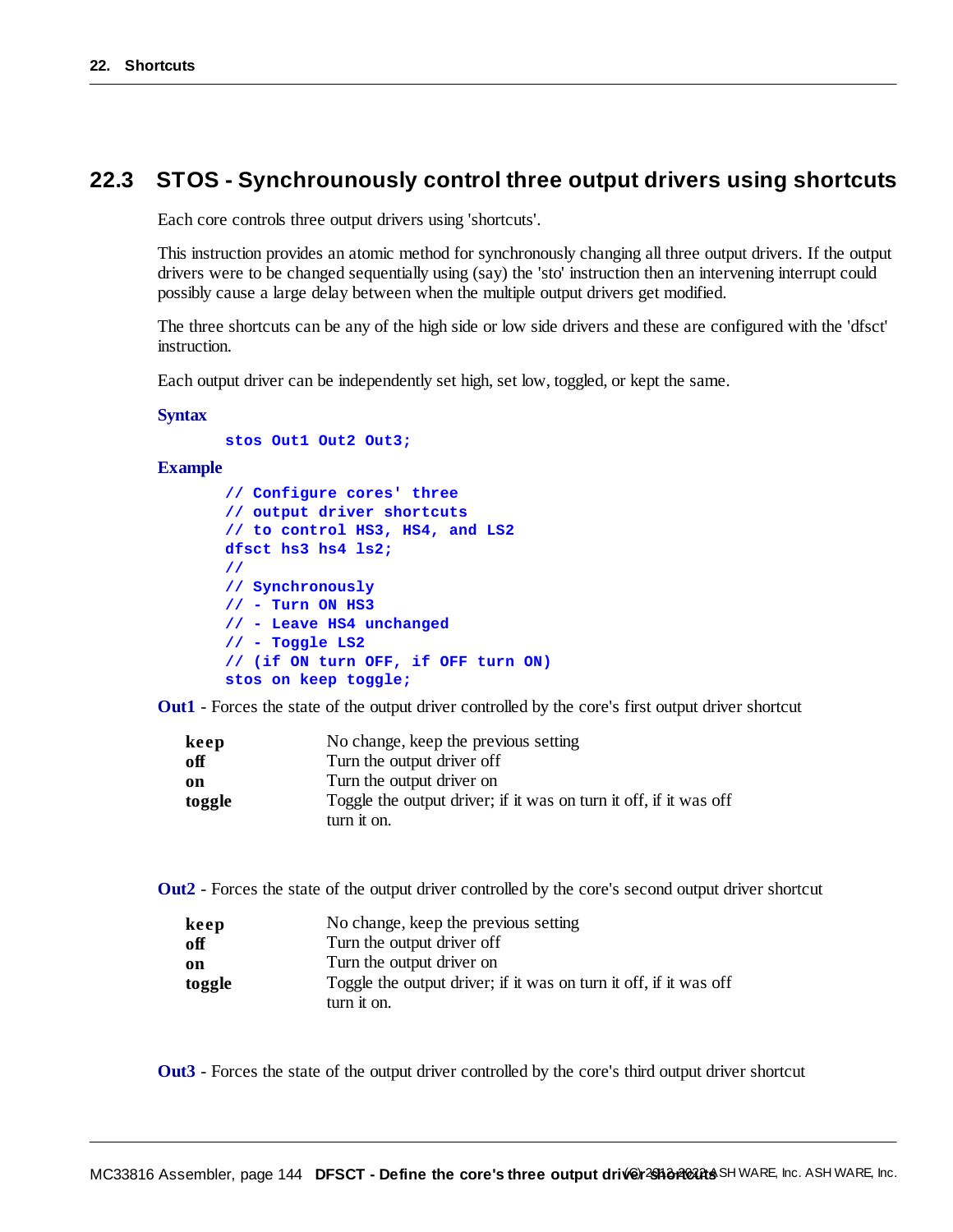## 22.3 STOS - Synchrounously control three output drivers using shortcuts

Each core controls three output drivers using 'shortcuts'.

This instruction provides an atomic method for synchronously changing all three output drivers. If the output drivers were to be changed sequentially using (say) the 'sto' instruction then an intervening interrupt could possibly cause a large delay between when the multiple output drivers get modified.

The three shortcuts can be any of the high side or low side drivers and these are configured with the 'dfsct' instruction.

Each output driver can be independently set high, set low, toggled, or kept the same.

**Syntax**

```
stos Out1 Out2 Out3;
```

**Example**

```
// Configure cores' three
// output driver shortcuts
// to control HS3, HS4, and LS2
dfsct hs3 hs4 ls2;
//
// Synchronously
// - Turn ON HS3
// - Leave HS4 unchanged
// - Toggle LS2
// (if ON turn OFF, if OFF turn ON)
stos on keep toggle;
```

**Out1** - Forces the state of the output driver controlled by the core's first output driver shortcut

| | |
|---|---|
| **keep** | No change, keep the previous setting |
| **off** | Turn the output driver off |
| **on** | Turn the output driver on |
| **toggle** | Toggle the output driver; if it was on turn it off, if it was off turn it on. |

**Out2** - Forces the state of the output driver controlled by the core's second output driver shortcut

| | |
|---|---|
| **keep** | No change, keep the previous setting |
| **off** | Turn the output driver off |
| **on** | Turn the output driver on |
| **toggle** | Toggle the output driver; if it was on turn it off, if it was off turn it on. |

**Out3** - Forces the state of the output driver controlled by the core's third output driver shortcut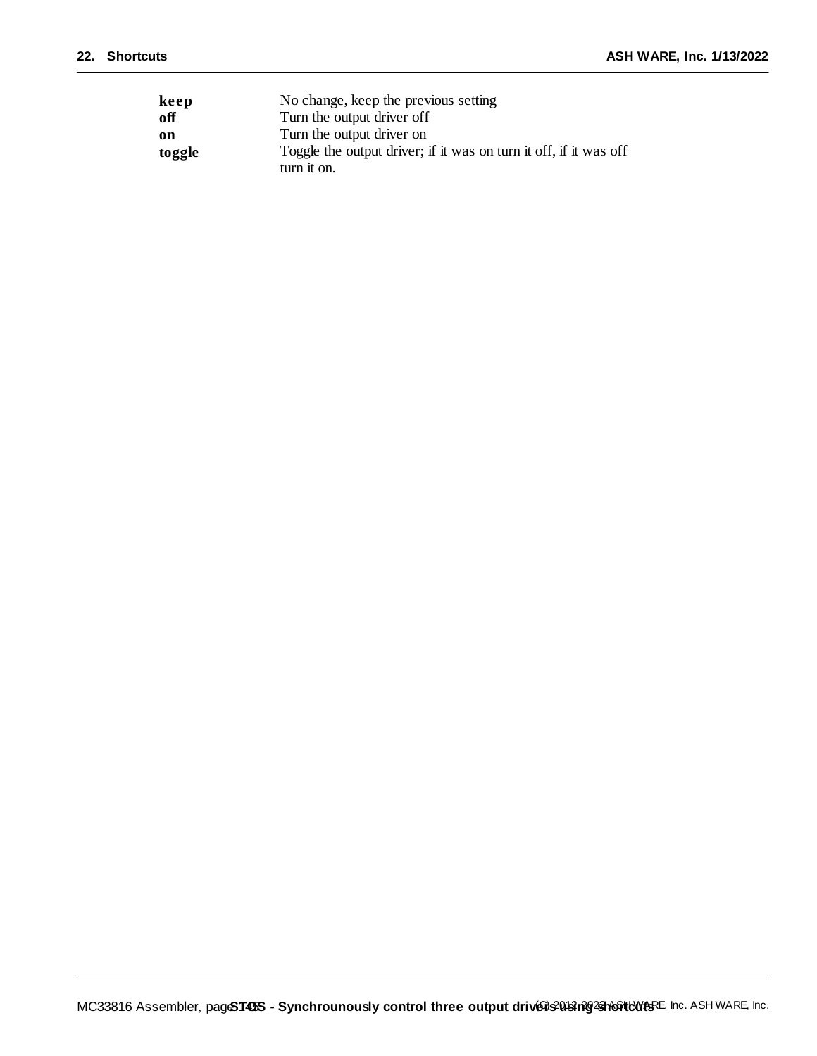| | |
|---|---|
| **keep** | No change, keep the previous setting |
| **off** | Turn the output driver off |
| **on** | Turn the output driver on |
| **toggle** | Toggle the output driver; if it was on turn it off, if it was off turn it on. |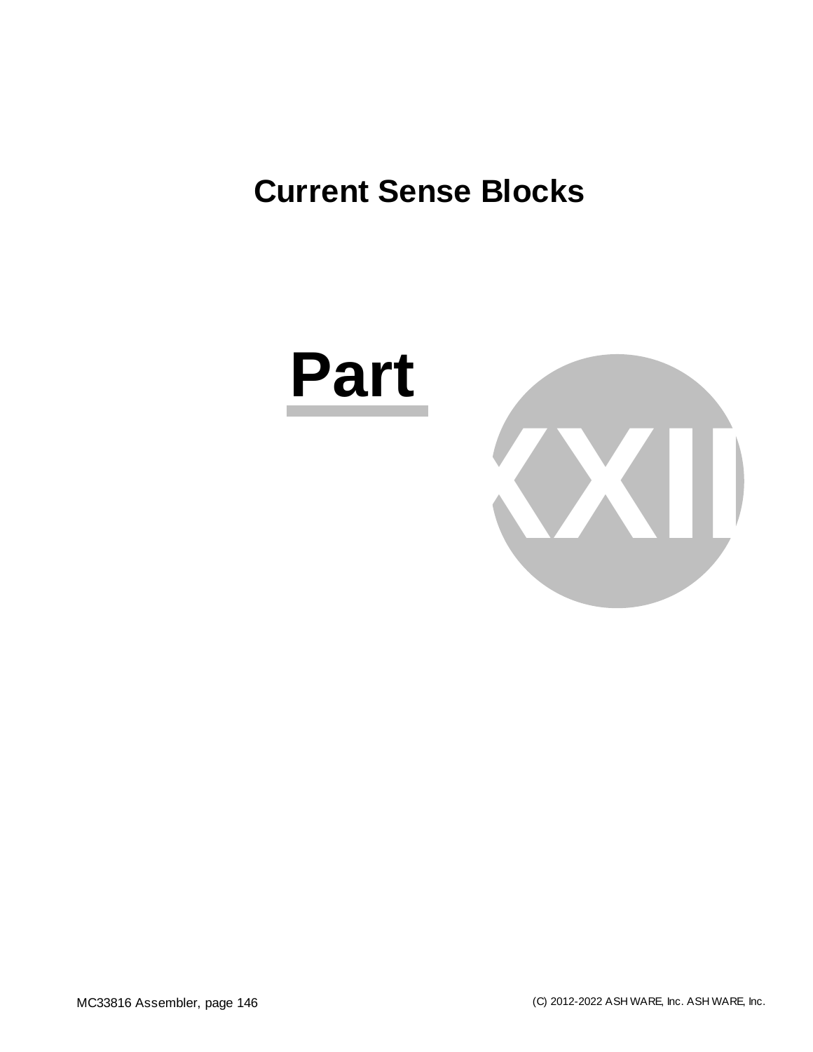# Current Sense Blocks

# Part XXII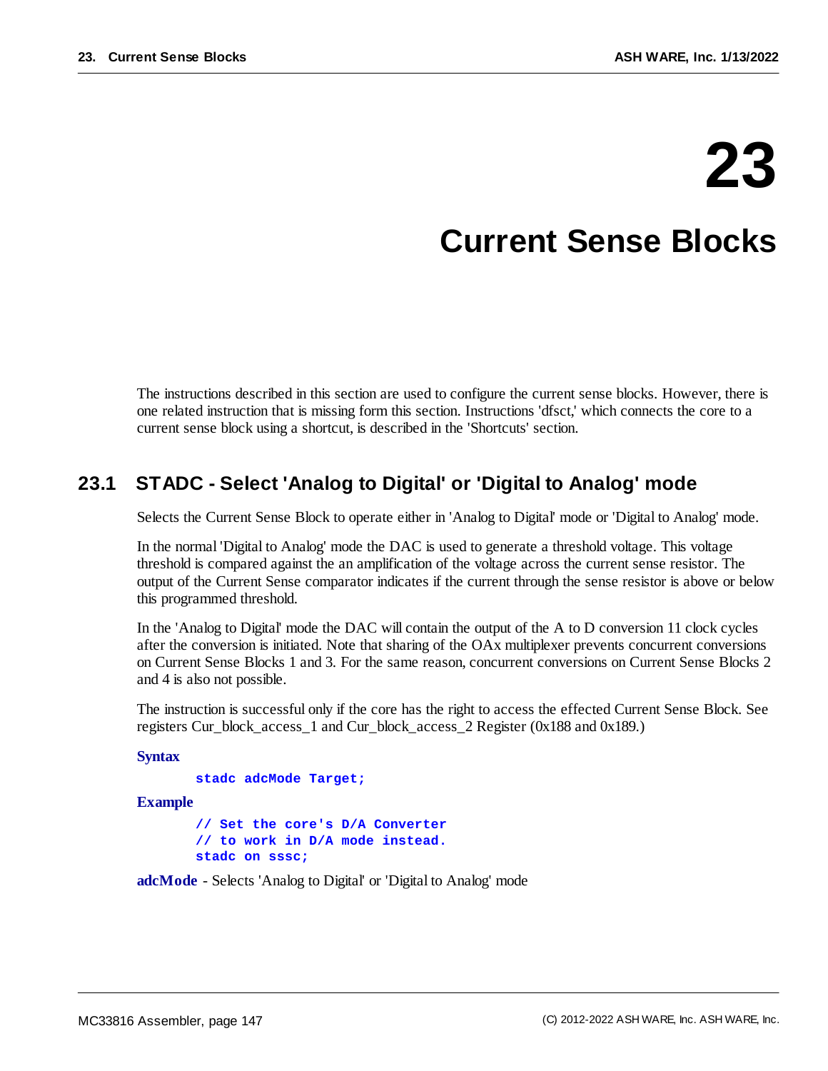# 23

# Current Sense Blocks

The instructions described in this section are used to configure the current sense blocks. However, there is one related instruction that is missing form this section. Instructions 'dfsct,' which connects the core to a current sense block using a shortcut, is described in the 'Shortcuts' section.

## 23.1 STADC - Select 'Analog to Digital' or 'Digital to Analog' mode

Selects the Current Sense Block to operate either in 'Analog to Digital' mode or 'Digital to Analog' mode.

In the normal 'Digital to Analog' mode the DAC is used to generate a threshold voltage. This voltage threshold is compared against the an amplification of the voltage across the current sense resistor. The output of the Current Sense comparator indicates if the current through the sense resistor is above or below this programmed threshold.

In the 'Analog to Digital' mode the DAC will contain the output of the A to D conversion 11 clock cycles after the conversion is initiated. Note that sharing of the OAx multiplexer prevents concurrent conversions on Current Sense Blocks 1 and 3. For the same reason, concurrent conversions on Current Sense Blocks 2 and 4 is also not possible.

The instruction is successful only if the core has the right to access the effected Current Sense Block. See registers Cur_block_access_1 and Cur_block_access_2 Register (0x188 and 0x189.)

**Syntax**

```
stadc adcMode Target;
```

**Example**

```
// Set the core's D/A Converter
// to work in D/A mode instead.
stadc on sssc;
```

**adcMode** - Selects 'Analog to Digital' or 'Digital to Analog' mode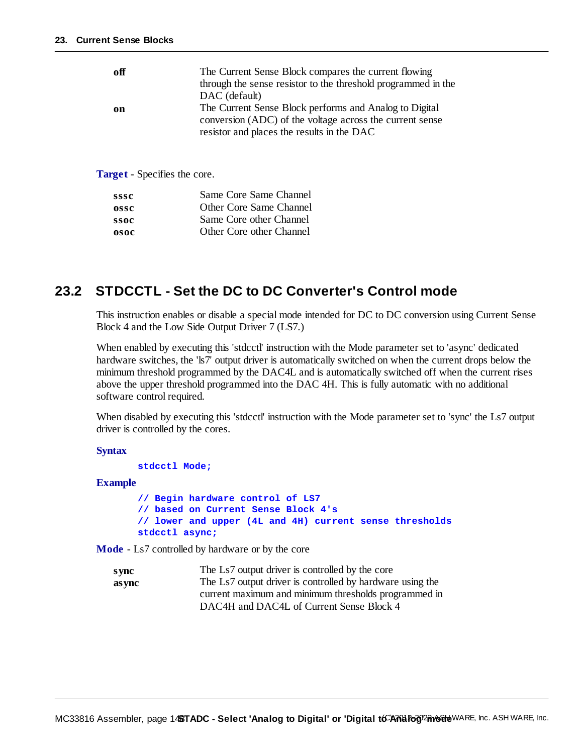| | |
|---|---|
| **off** | The Current Sense Block compares the current flowing through the sense resistor to the threshold programmed in the DAC (default) |
| **on** | The Current Sense Block performs and Analog to Digital conversion (ADC) of the voltage across the current sense resistor and places the results in the DAC |

**Target** - Specifies the core.

| | |
|---|---|
| **sssc** | Same Core Same Channel |
| **ossc** | Other Core Same Channel |
| **ssoc** | Same Core other Channel |
| **osoc** | Other Core other Channel |

## 23.2 STDCCTL - Set the DC to DC Converter's Control mode

This instruction enables or disable a special mode intended for DC to DC conversion using Current Sense Block 4 and the Low Side Output Driver 7 (LS7.)

When enabled by executing this 'stdcctl' instruction with the Mode parameter set to 'async' dedicated hardware switches, the 'ls7' output driver is automatically switched on when the current drops below the minimum threshold programmed by the DAC4L and is automatically switched off when the current rises above the upper threshold programmed into the DAC 4H. This is fully automatic with no additional software control required.

When disabled by executing this 'stdcctl' instruction with the Mode parameter set to 'sync' the Ls7 output driver is controlled by the cores.

**Syntax**

```
stdcctl Mode;
```

**Example**

```
// Begin hardware control of LS7
// based on Current Sense Block 4's
// lower and upper (4L and 4H) current sense thresholds
stdcctl async;
```

**Mode** - Ls7 controlled by hardware or by the core

| | |
|---|---|
| **sync** | The Ls7 output driver is controlled by the core |
| **async** | The Ls7 output driver is controlled by hardware using the current maximum and minimum thresholds programmed in DAC4H and DAC4L of Current Sense Block 4 |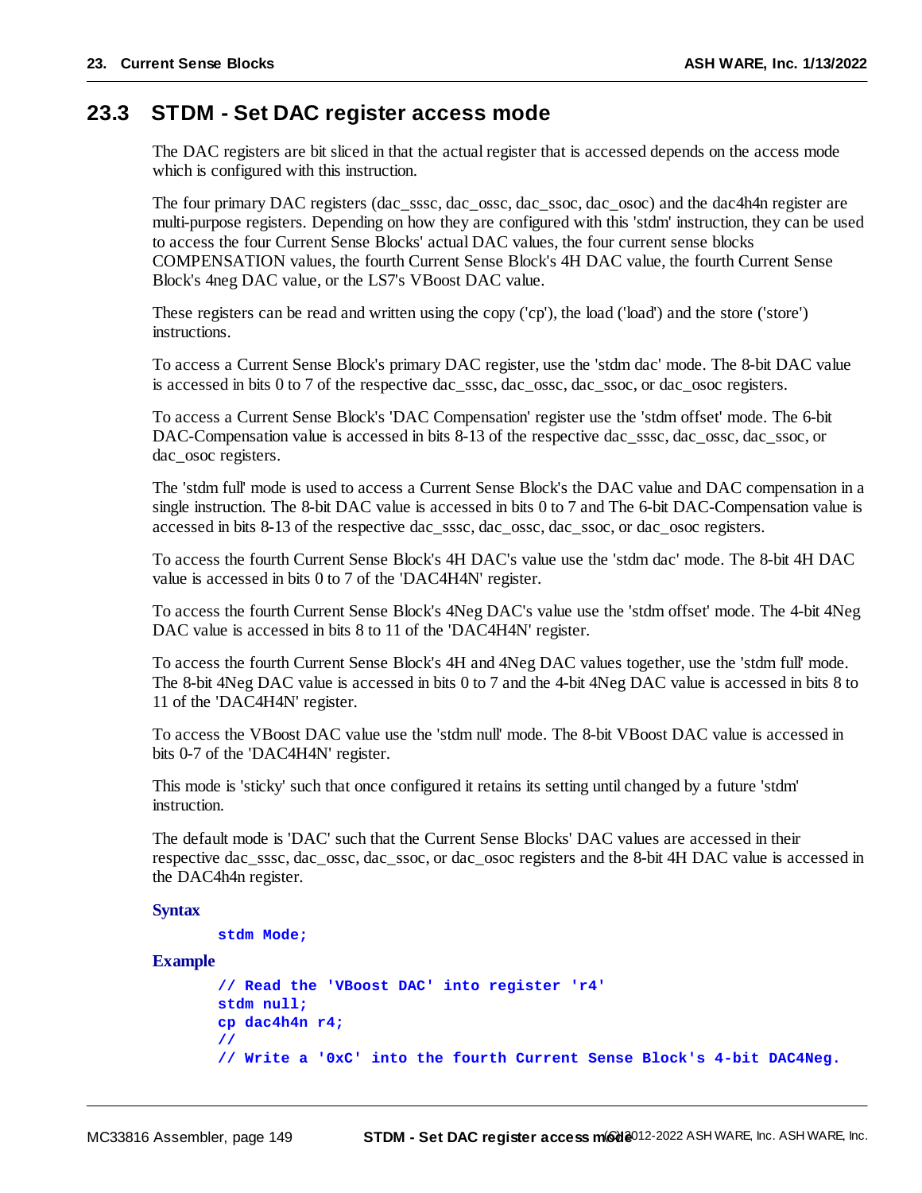## 23.3 STDM - Set DAC register access mode

The DAC registers are bit sliced in that the actual register that is accessed depends on the access mode which is configured with this instruction.

The four primary DAC registers (dac_sssc, dac_ossc, dac_ssoc, dac_osoc) and the dac4h4n register are multi-purpose registers. Depending on how they are configured with this 'stdm' instruction, they can be used to access the four Current Sense Blocks' actual DAC values, the four current sense blocks COMPENSATION values, the fourth Current Sense Block's 4H DAC value, the fourth Current Sense Block's 4neg DAC value, or the LS7's VBoost DAC value.

These registers can be read and written using the copy ('cp'), the load ('load') and the store ('store') instructions.

To access a Current Sense Block's primary DAC register, use the 'stdm dac' mode. The 8-bit DAC value is accessed in bits 0 to 7 of the respective dac_sssc, dac_ossc, dac_ssoc, or dac_osoc registers.

To access a Current Sense Block's 'DAC Compensation' register use the 'stdm offset' mode. The 6-bit DAC-Compensation value is accessed in bits 8-13 of the respective dac_sssc, dac_ossc, dac_ssoc, or dac_osoc registers.

The 'stdm full' mode is used to access a Current Sense Block's the DAC value and DAC compensation in a single instruction. The 8-bit DAC value is accessed in bits 0 to 7 and The 6-bit DAC-Compensation value is accessed in bits 8-13 of the respective dac_sssc, dac_ossc, dac_ssoc, or dac_osoc registers.

To access the fourth Current Sense Block's 4H DAC's value use the 'stdm dac' mode. The 8-bit 4H DAC value is accessed in bits 0 to 7 of the 'DAC4H4N' register.

To access the fourth Current Sense Block's 4Neg DAC's value use the 'stdm offset' mode. The 4-bit 4Neg DAC value is accessed in bits 8 to 11 of the 'DAC4H4N' register.

To access the fourth Current Sense Block's 4H and 4Neg DAC values together, use the 'stdm full' mode. The 8-bit 4Neg DAC value is accessed in bits 0 to 7 and the 4-bit 4Neg DAC value is accessed in bits 8 to 11 of the 'DAC4H4N' register.

To access the VBoost DAC value use the 'stdm null' mode. The 8-bit VBoost DAC value is accessed in bits 0-7 of the 'DAC4H4N' register.

This mode is 'sticky' such that once configured it retains its setting until changed by a future 'stdm' instruction.

The default mode is 'DAC' such that the Current Sense Blocks' DAC values are accessed in their respective dac_sssc, dac_ossc, dac_ssoc, or dac_osoc registers and the 8-bit 4H DAC value is accessed in the DAC4h4n register.

**Syntax**

```
stdm Mode;
```

**Example**

```
// Read the 'VBoost DAC' into register 'r4'
stdm null;
cp dac4h4n r4;
//
// Write a '0xC' into the fourth Current Sense Block's 4-bit DAC4Neg.
```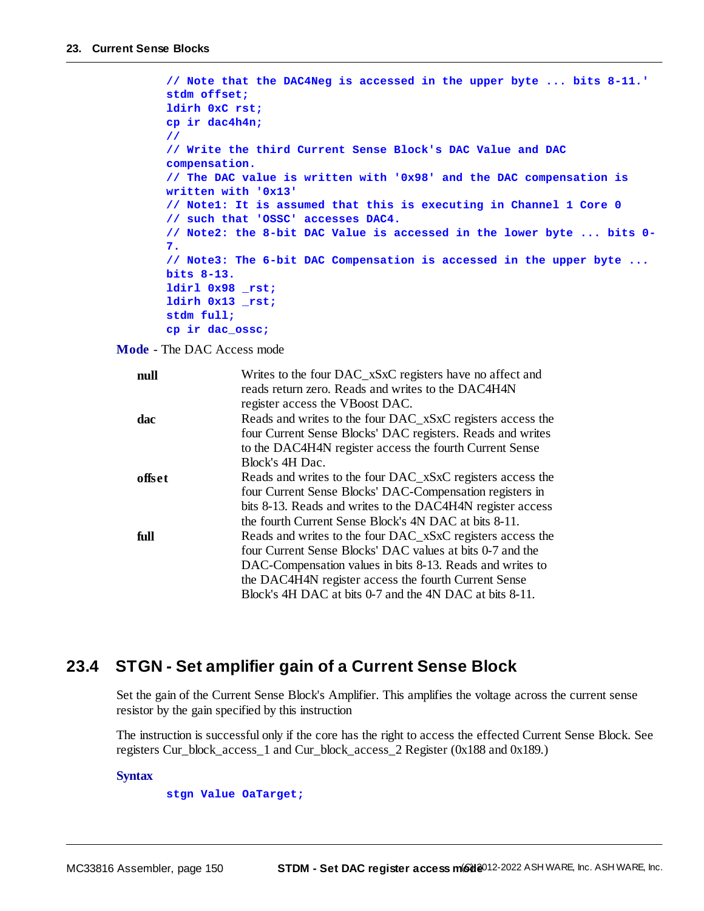```
// Note that the DAC4Neg is accessed in the upper byte ... bits 8-11.'
stdm offset;
ldirh 0xC rst;
cp ir dac4h4n;
//
// Write the third Current Sense Block's DAC Value and DAC
compensation.
// The DAC value is written with '0x98' and the DAC compensation is
written with '0x13'
// Note1: It is assumed that this is executing in Channel 1 Core 0
// such that 'OSSC' accesses DAC4.
// Note2: the 8-bit DAC Value is accessed in the lower byte ... bits 0-
7.
// Note3: The 6-bit DAC Compensation is accessed in the upper byte ...
bits 8-13.
ldirl 0x98 _rst;
ldirh 0x13 _rst;
stdm full;
cp ir dac_ossc;
```

**Mode** - The DAC Access mode

| | |
|---|---|
| **null** | Writes to the four DAC_xSxC registers have no affect and reads return zero. Reads and writes to the DAC4H4N register access the VBoost DAC. |
| **dac** | Reads and writes to the four DAC_xSxC registers access the four Current Sense Blocks' DAC registers. Reads and writes to the DAC4H4N register access the fourth Current Sense Block's 4H Dac. |
| **offset** | Reads and writes to the four DAC_xSxC registers access the four Current Sense Blocks' DAC-Compensation registers in bits 8-13. Reads and writes to the DAC4H4N register access the fourth Current Sense Block's 4N DAC at bits 8-11. |
| **full** | Reads and writes to the four DAC_xSxC registers access the four Current Sense Blocks' DAC values at bits 0-7 and the DAC-Compensation values in bits 8-13. Reads and writes to the DAC4H4N register access the fourth Current Sense Block's 4H DAC at bits 0-7 and the 4N DAC at bits 8-11. |

## 23.4 STGN - Set amplifier gain of a Current Sense Block

Set the gain of the Current Sense Block's Amplifier. This amplifies the voltage across the current sense resistor by the gain specified by this instruction

The instruction is successful only if the core has the right to access the effected Current Sense Block. See registers Cur_block_access_1 and Cur_block_access_2 Register (0x188 and 0x189.)

**Syntax**

```
stgn Value OaTarget;
```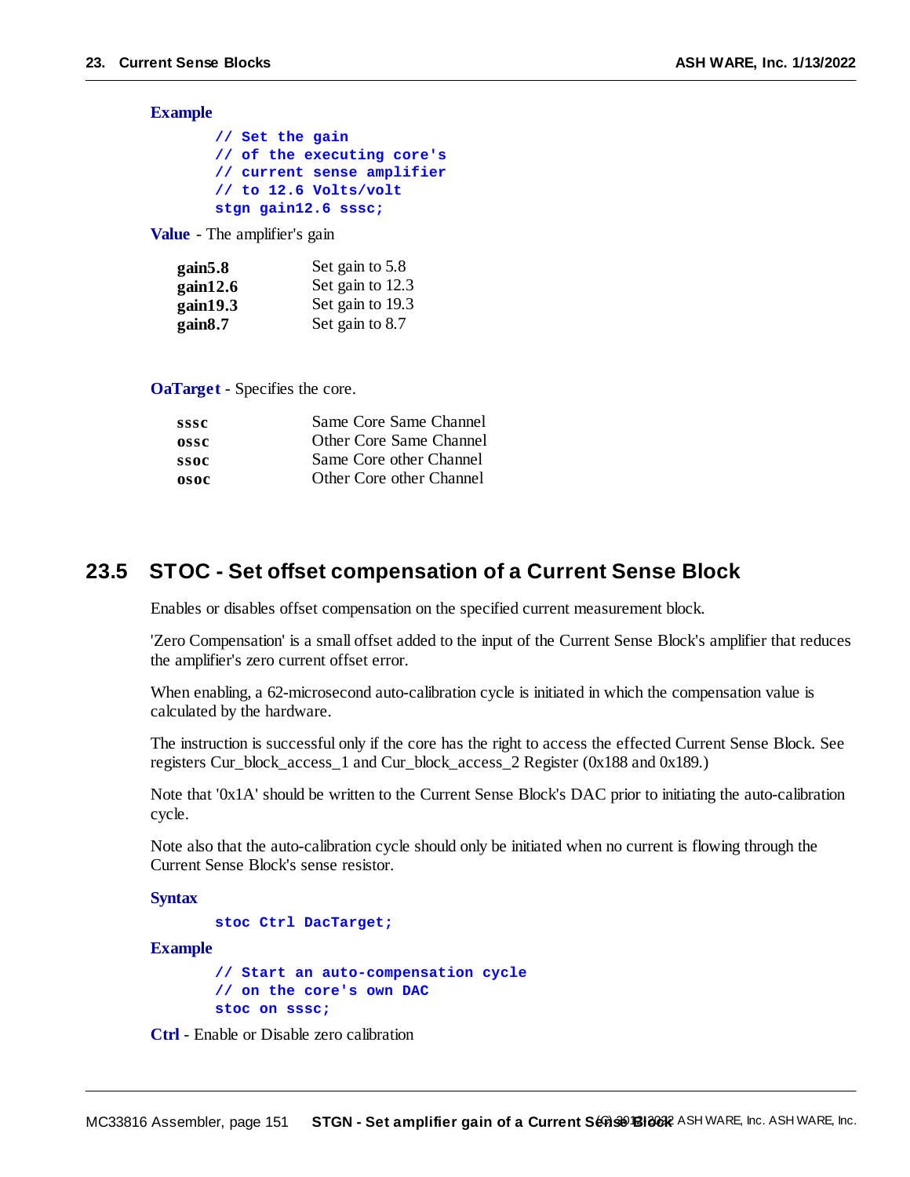**Example**

```
// Set the gain
// of the executing core's
// current sense amplifier
// to 12.6 Volts/volt
stgn gain12.6 sssc;
```

**Value** - The amplifier's gain

| | |
|---|---|
| **gain5.8** | Set gain to 5.8 |
| **gain12.6** | Set gain to 12.3 |
| **gain19.3** | Set gain to 19.3 |
| **gain8.7** | Set gain to 8.7 |

**OaTarget** - Specifies the core.

| | |
|---|---|
| **sssc** | Same Core Same Channel |
| **ossc** | Other Core Same Channel |
| **ssoc** | Same Core other Channel |
| **osoc** | Other Core other Channel |

## 23.5 STOC - Set offset compensation of a Current Sense Block

Enables or disables offset compensation on the specified current measurement block.

'Zero Compensation' is a small offset added to the input of the Current Sense Block's amplifier that reduces the amplifier's zero current offset error.

When enabling, a 62-microsecond auto-calibration cycle is initiated in which the compensation value is calculated by the hardware.

The instruction is successful only if the core has the right to access the effected Current Sense Block. See registers Cur_block_access_1 and Cur_block_access_2 Register (0x188 and 0x189.)

Note that '0x1A' should be written to the Current Sense Block's DAC prior to initiating the auto-calibration cycle.

Note also that the auto-calibration cycle should only be initiated when no current is flowing through the Current Sense Block's sense resistor.

**Syntax**

```
stoc Ctrl DacTarget;
```

**Example**

```
// Start an auto-compensation cycle
// on the core's own DAC
stoc on sssc;
```

**Ctrl** - Enable or Disable zero calibration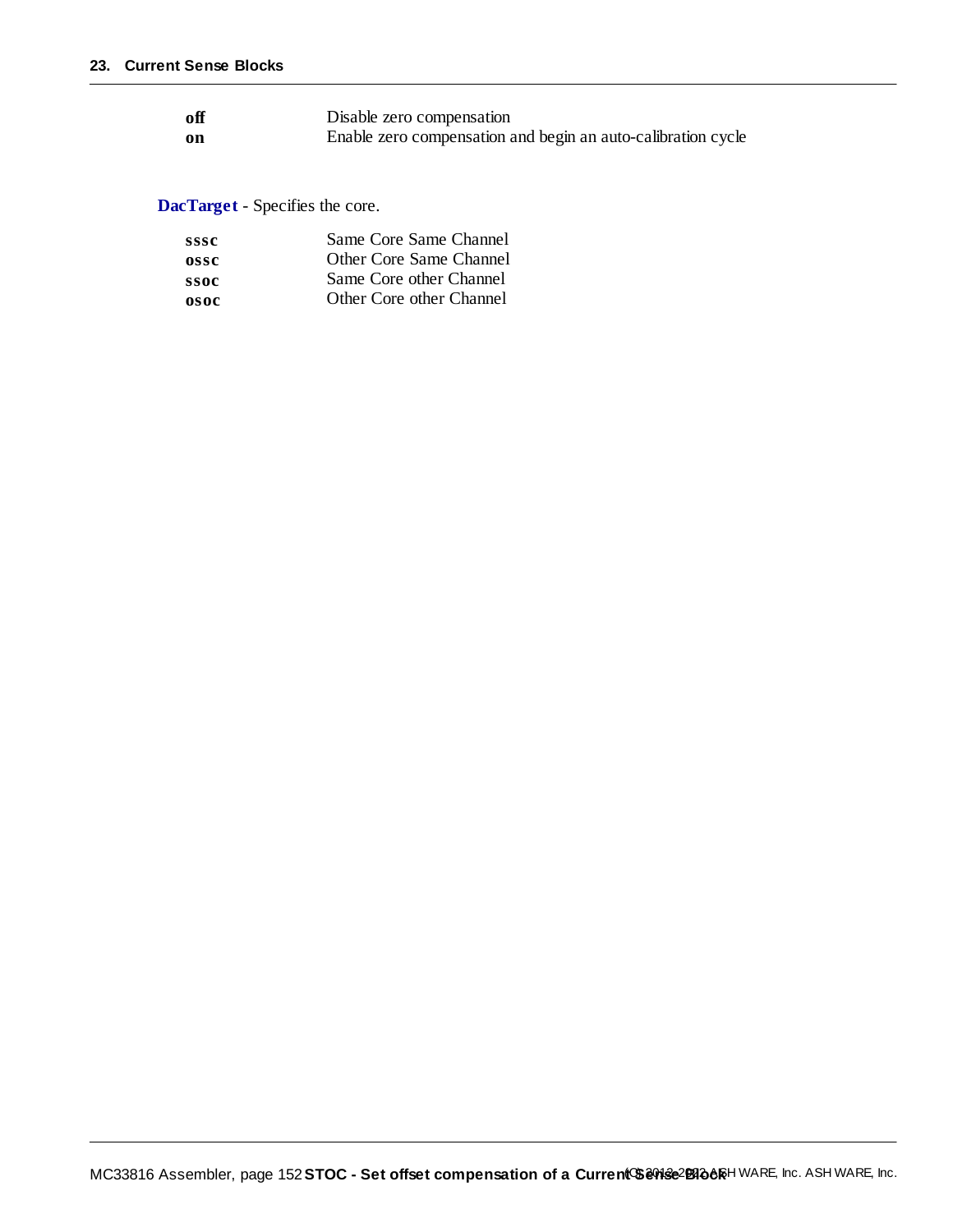| | |
|---|---|
| **off** | Disable zero compensation |
| **on** | Enable zero compensation and begin an auto-calibration cycle |

**DacTarget** - Specifies the core.

| | |
|---|---|
| **sssc** | Same Core Same Channel |
| **ossc** | Other Core Same Channel |
| **ssoc** | Same Core other Channel |
| **osoc** | Other Core other Channel |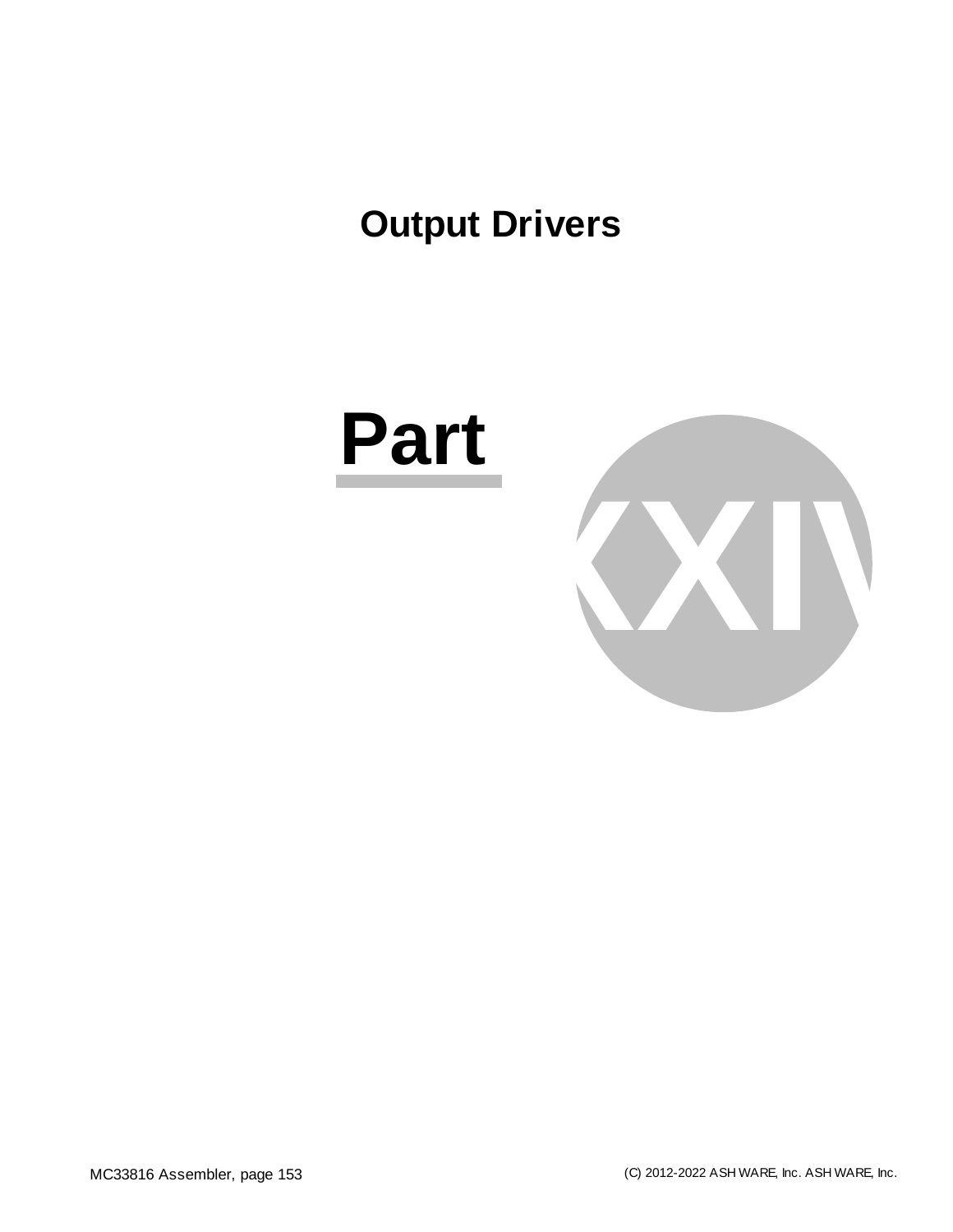# Output Drivers

# Part XXIV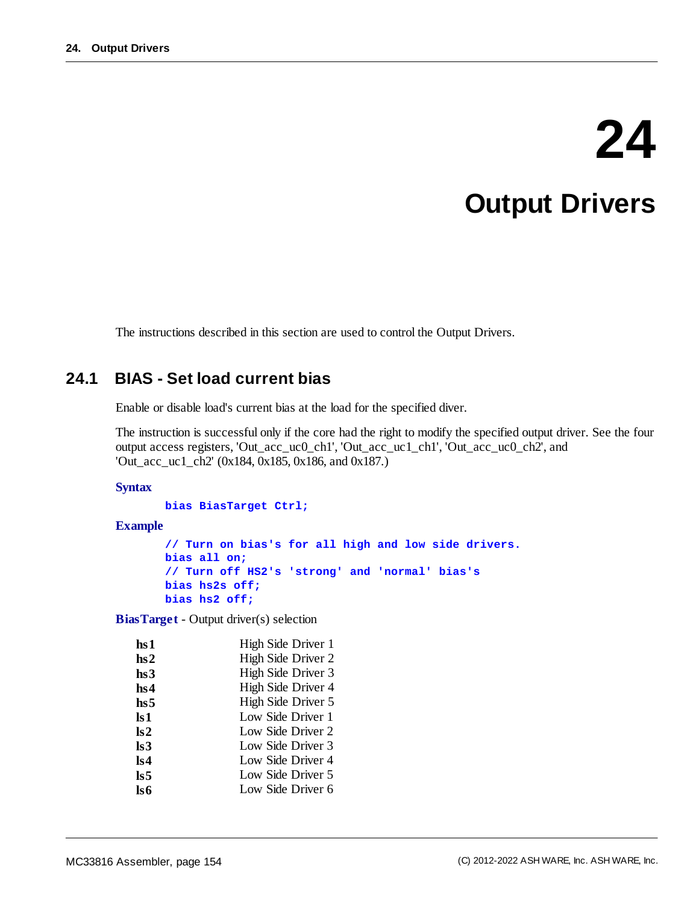# 24 Output Drivers

The instructions described in this section are used to control the Output Drivers.

## 24.1 BIAS - Set load current bias

Enable or disable load's current bias at the load for the specified diver.

The instruction is successful only if the core had the right to modify the specified output driver. See the four output access registers, 'Out_acc_uc0_ch1', 'Out_acc_uc1_ch1', 'Out_acc_uc0_ch2', and 'Out_acc_uc1_ch2' (0x184, 0x185, 0x186, and 0x187.)

**Syntax**

```
bias BiasTarget Ctrl;
```

**Example**

```
// Turn on bias's for all high and low side drivers.
bias all on;
// Turn off HS2's 'strong' and 'normal' bias's
bias hs2s off;
bias hs2 off;
```

**BiasTarget** - Output driver(s) selection

| | |
|---|---|
| **hs1** | High Side Driver 1 |
| **hs2** | High Side Driver 2 |
| **hs3** | High Side Driver 3 |
| **hs4** | High Side Driver 4 |
| **hs5** | High Side Driver 5 |
| **ls1** | Low Side Driver 1 |
| **ls2** | Low Side Driver 2 |
| **ls3** | Low Side Driver 3 |
| **ls4** | Low Side Driver 4 |
| **ls5** | Low Side Driver 5 |
| **ls6** | Low Side Driver 6 |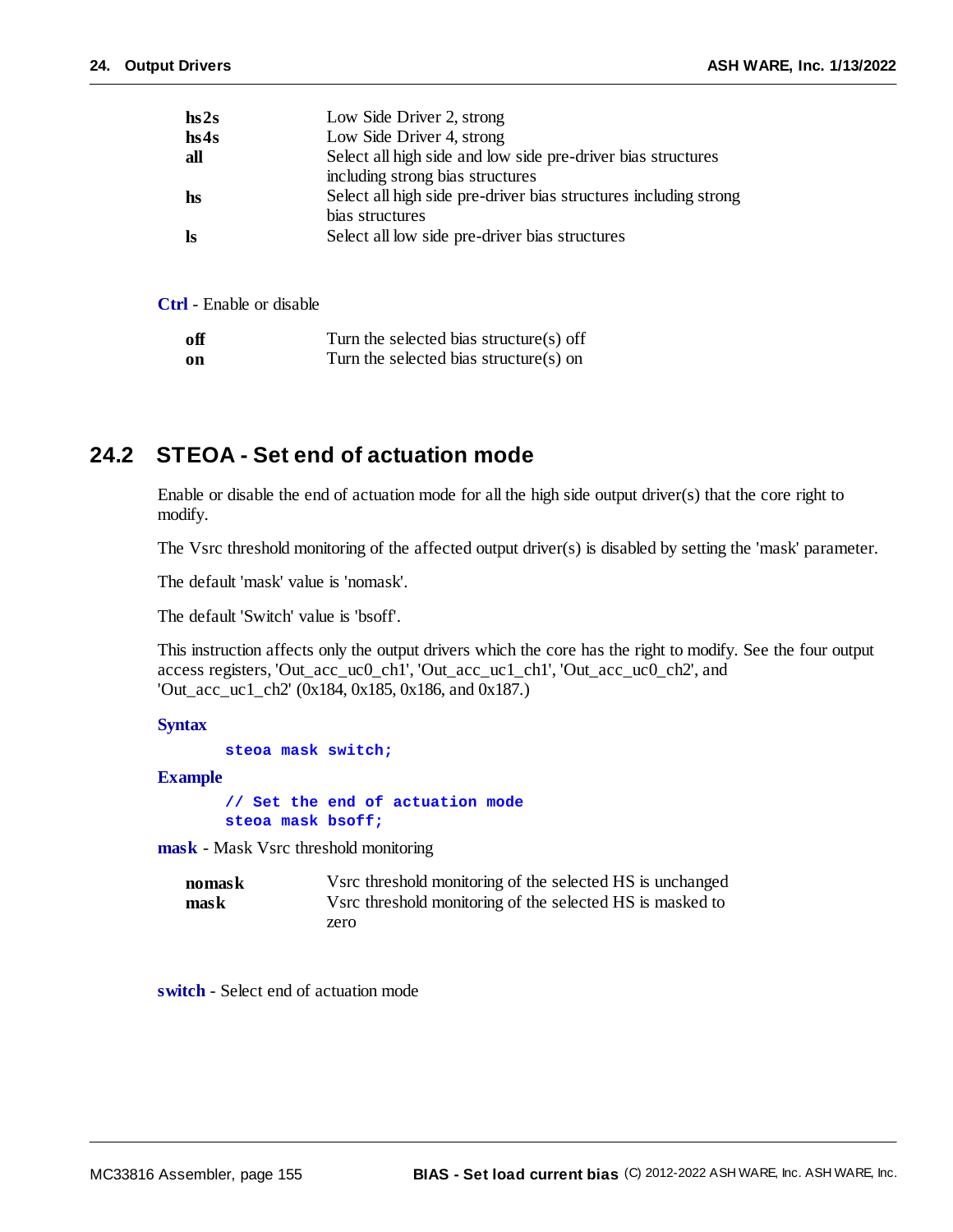| | |
|---|---|
| **hs2s** | Low Side Driver 2, strong |
| **hs4s** | Low Side Driver 4, strong |
| **all** | Select all high side and low side pre-driver bias structures including strong bias structures |
| **hs** | Select all high side pre-driver bias structures including strong bias structures |
| **ls** | Select all low side pre-driver bias structures |

**Ctrl** - Enable or disable

| | |
|---|---|
| **off** | Turn the selected bias structure(s) off |
| **on** | Turn the selected bias structure(s) on |

## 24.2 STEOA - Set end of actuation mode

Enable or disable the end of actuation mode for all the high side output driver(s) that the core right to modify.

The Vsrc threshold monitoring of the affected output driver(s) is disabled by setting the 'mask' parameter.

The default 'mask' value is 'nomask'.

The default 'Switch' value is 'bsoff'.

This instruction affects only the output drivers which the core has the right to modify. See the four output access registers, 'Out_acc_uc0_ch1', 'Out_acc_uc1_ch1', 'Out_acc_uc0_ch2', and 'Out_acc_uc1_ch2' (0x184, 0x185, 0x186, and 0x187.)

**Syntax**

```
steoa mask switch;
```

**Example**

```
// Set the end of actuation mode
steoa mask bsoff;
```

**mask** - Mask Vsrc threshold monitoring

| | |
|---|---|
| **nomask** | Vsrc threshold monitoring of the selected HS is unchanged |
| **mask** | Vsrc threshold monitoring of the selected HS is masked to zero |

**switch** - Select end of actuation mode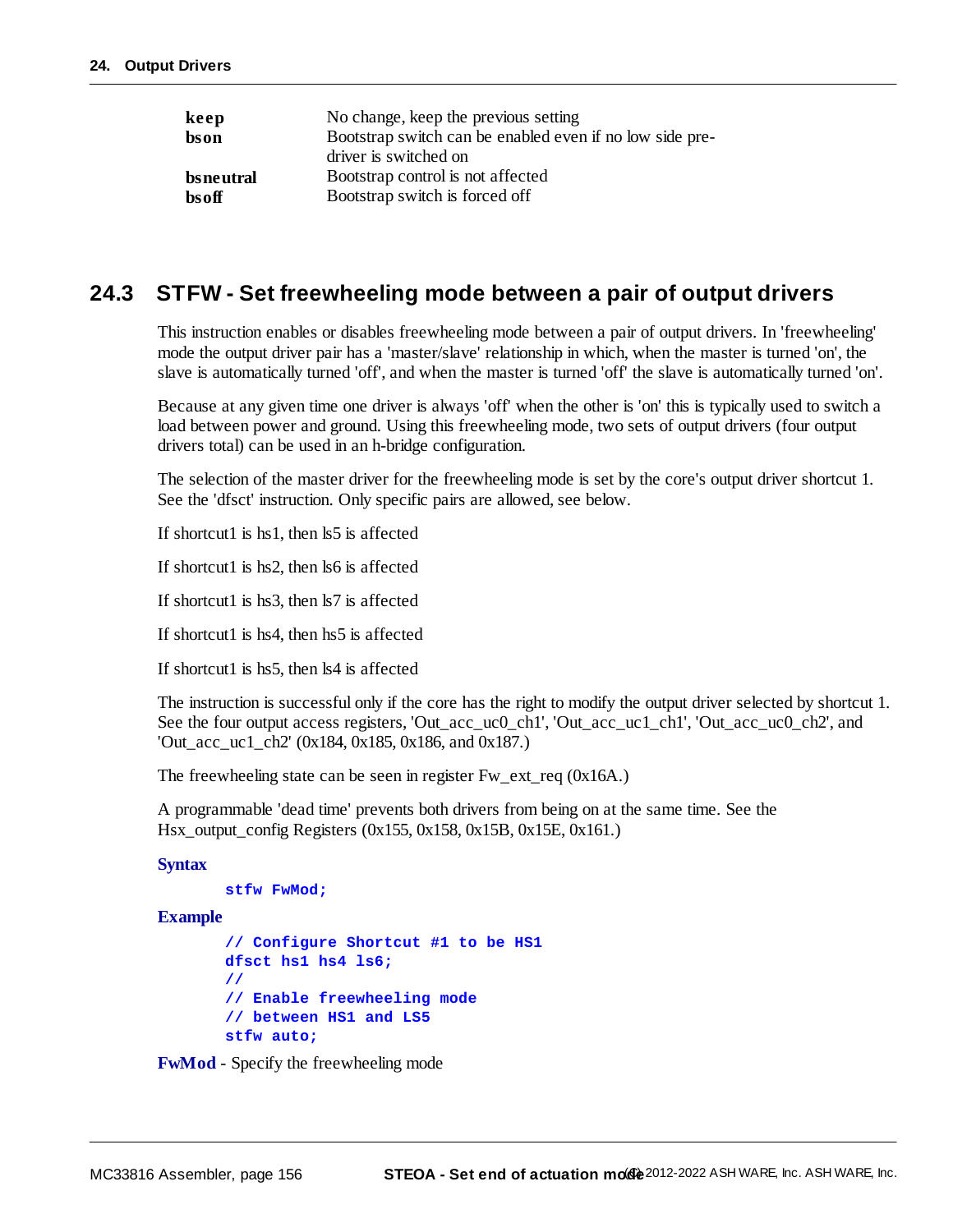| | |
|---|---|
| **keep** | No change, keep the previous setting |
| **bson** | Bootstrap switch can be enabled even if no low side pre-driver is switched on |
| **bsneutral** | Bootstrap control is not affected |
| **bsoff** | Bootstrap switch is forced off |

## 24.3 STFW - Set freewheeling mode between a pair of output drivers

This instruction enables or disables freewheeling mode between a pair of output drivers. In 'freewheeling' mode the output driver pair has a 'master/slave' relationship in which, when the master is turned 'on', the slave is automatically turned 'off', and when the master is turned 'off' the slave is automatically turned 'on'.

Because at any given time one driver is always 'off' when the other is 'on' this is typically used to switch a load between power and ground. Using this freewheeling mode, two sets of output drivers (four output drivers total) can be used in an h-bridge configuration.

The selection of the master driver for the freewheeling mode is set by the core's output driver shortcut 1. See the 'dfsct' instruction. Only specific pairs are allowed, see below.

If shortcut1 is hs1, then ls5 is affected

If shortcut1 is hs2, then ls6 is affected

If shortcut1 is hs3, then ls7 is affected

If shortcut1 is hs4, then hs5 is affected

If shortcut1 is hs5, then ls4 is affected

The instruction is successful only if the core has the right to modify the output driver selected by shortcut 1. See the four output access registers, 'Out_acc_uc0_ch1', 'Out_acc_uc1_ch1', 'Out_acc_uc0_ch2', and 'Out_acc_uc1_ch2' (0x184, 0x185, 0x186, and 0x187.)

The freewheeling state can be seen in register Fw_ext_req (0x16A.)

A programmable 'dead time' prevents both drivers from being on at the same time. See the Hsx_output_config Registers (0x155, 0x158, 0x15B, 0x15E, 0x161.)

**Syntax**

```
stfw FwMod;
```

**Example**

```
// Configure Shortcut #1 to be HS1
dfsct hs1 hs4 ls6;
//
// Enable freewheeling mode
// between HS1 and LS5
stfw auto;
```

**FwMod** - Specify the freewheeling mode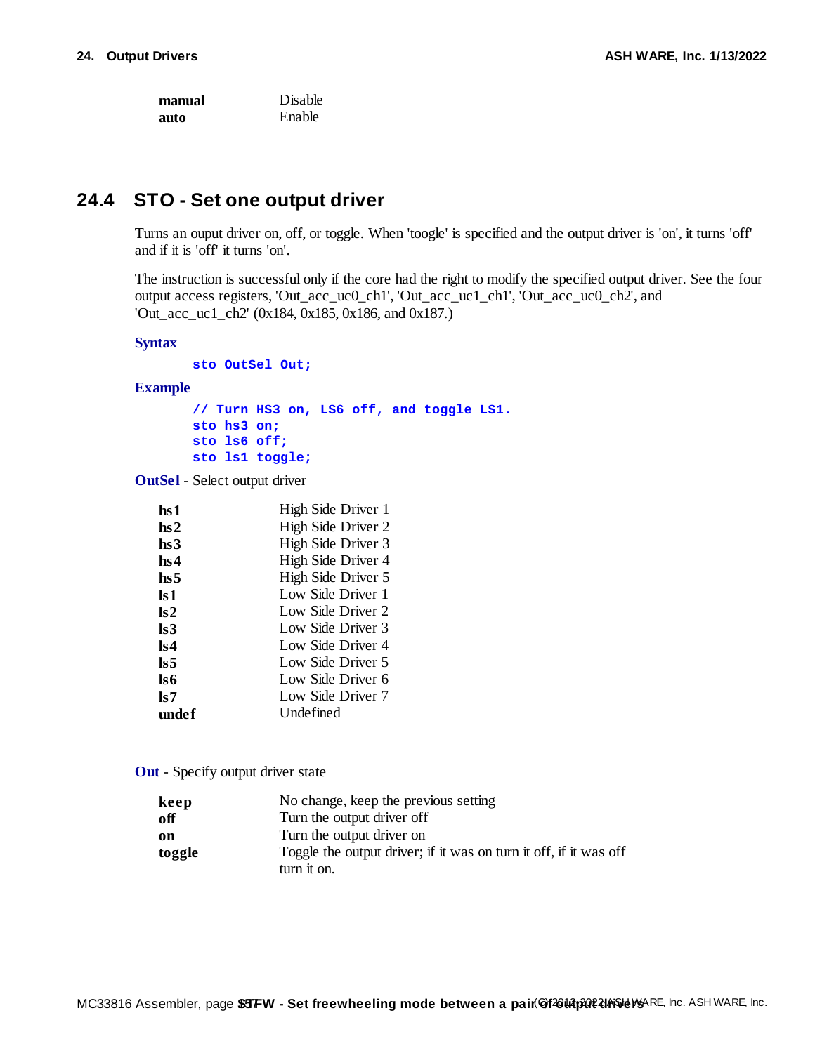| | |
|---|---|
| **manual** | Disable |
| **auto** | Enable |

## 24.4 STO - Set one output driver

Turns an ouput driver on, off, or toggle. When 'toogle' is specified and the output driver is 'on', it turns 'off' and if it is 'off' it turns 'on'.

The instruction is successful only if the core had the right to modify the specified output driver. See the four output access registers, 'Out_acc_uc0_ch1', 'Out_acc_uc1_ch1', 'Out_acc_uc0_ch2', and 'Out_acc_uc1_ch2' (0x184, 0x185, 0x186, and 0x187.)

**Syntax**

```
sto OutSel Out;
```

**Example**

```
// Turn HS3 on, LS6 off, and toggle LS1.
sto hs3 on;
sto ls6 off;
sto ls1 toggle;
```

**OutSel** - Select output driver

| | |
|---|---|
| **hs1** | High Side Driver 1 |
| **hs2** | High Side Driver 2 |
| **hs3** | High Side Driver 3 |
| **hs4** | High Side Driver 4 |
| **hs5** | High Side Driver 5 |
| **ls1** | Low Side Driver 1 |
| **ls2** | Low Side Driver 2 |
| **ls3** | Low Side Driver 3 |
| **ls4** | Low Side Driver 4 |
| **ls5** | Low Side Driver 5 |
| **ls6** | Low Side Driver 6 |
| **ls7** | Low Side Driver 7 |
| **undef** | Undefined |

**Out** - Specify output driver state

| | |
|---|---|
| **keep** | No change, keep the previous setting |
| **off** | Turn the output driver off |
| **on** | Turn the output driver on |
| **toggle** | Toggle the output driver; if it was on turn it off, if it was off turn it on. |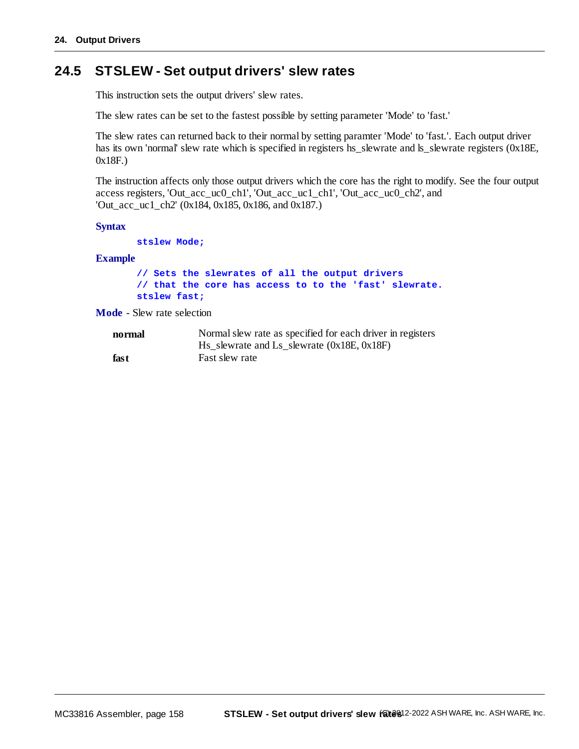## 24.5 STSLEW - Set output drivers' slew rates

This instruction sets the output drivers' slew rates.

The slew rates can be set to the fastest possible by setting parameter 'Mode' to 'fast.'

The slew rates can returned back to their normal by setting paramter 'Mode' to 'fast.'. Each output driver has its own 'normal' slew rate which is specified in registers hs_slewrate and ls_slewrate registers (0x18E, 0x18F.)

The instruction affects only those output drivers which the core has the right to modify. See the four output access registers, 'Out_acc_uc0_ch1', 'Out_acc_uc1_ch1', 'Out_acc_uc0_ch2', and 'Out_acc_uc1_ch2' (0x184, 0x185, 0x186, and 0x187.)

**Syntax**

```
stslew Mode;
```

**Example**

```
// Sets the slewrates of all the output drivers
// that the core has access to to the 'fast' slewrate.
stslew fast;
```

**Mode** - Slew rate selection

| | |
|---|---|
| **normal** | Normal slew rate as specified for each driver in registers Hs_slewrate and Ls_slewrate (0x18E, 0x18F) |
| **fast** | Fast slew rate |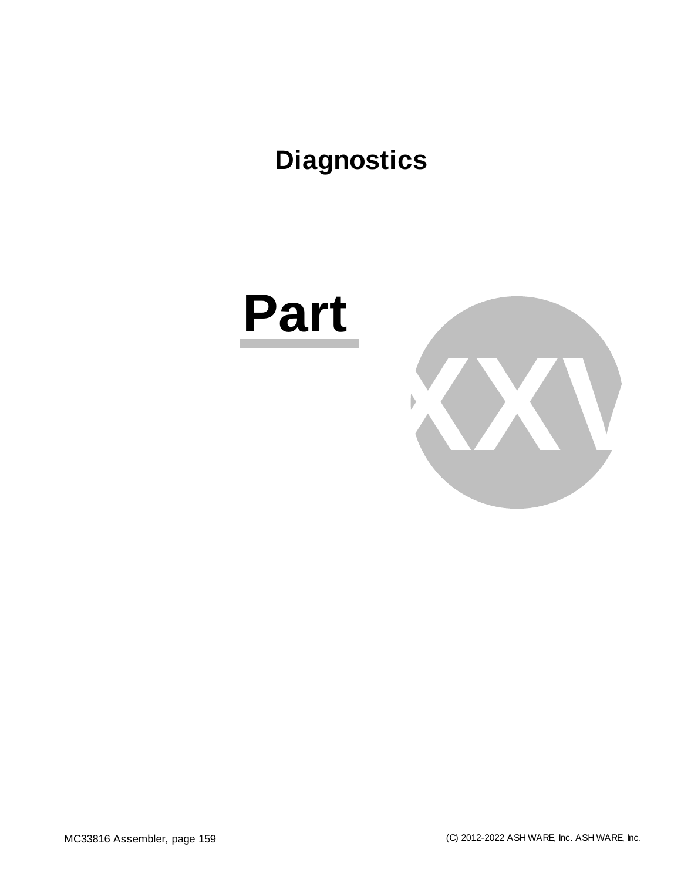# Diagnostics

## Part XXV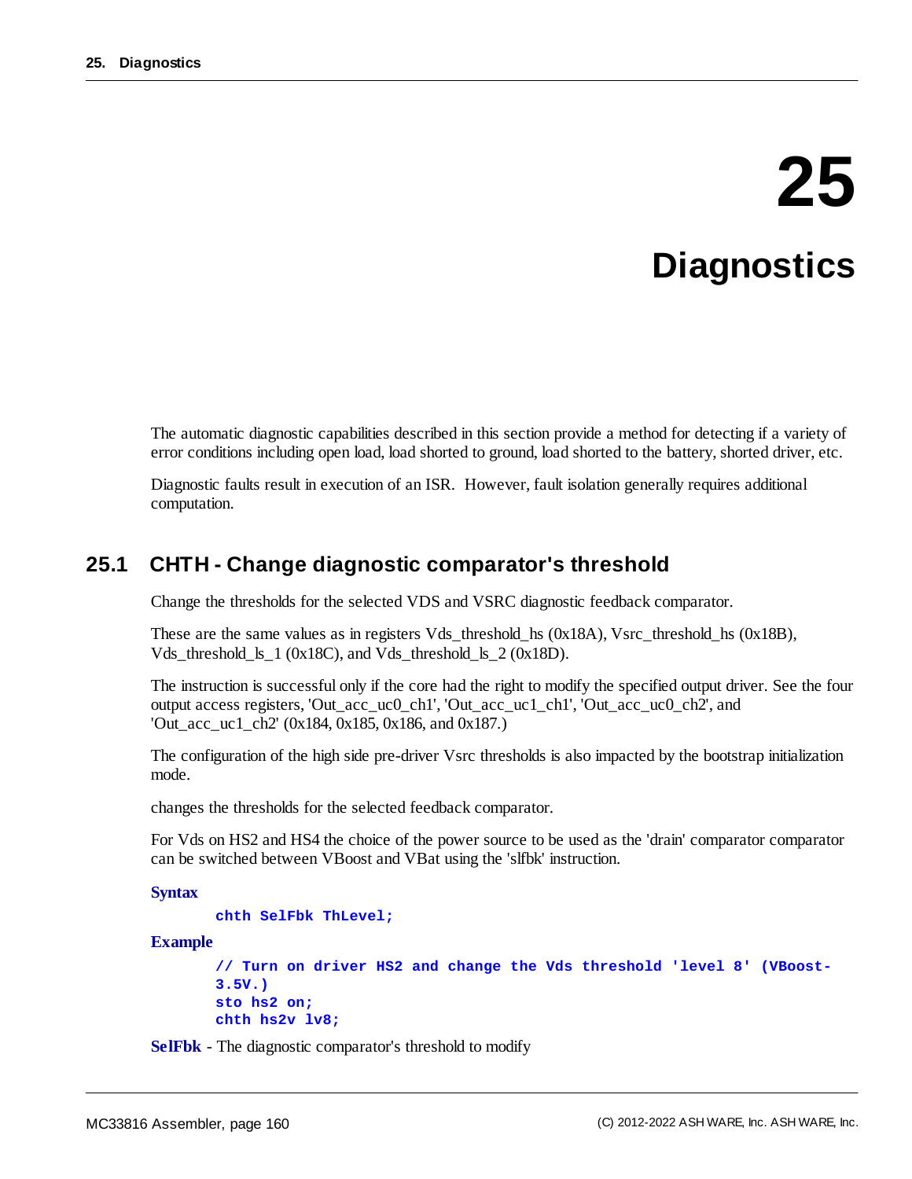# 25 Diagnostics

The automatic diagnostic capabilities described in this section provide a method for detecting if a variety of error conditions including open load, load shorted to ground, load shorted to the battery, shorted driver, etc.

Diagnostic faults result in execution of an ISR. However, fault isolation generally requires additional computation.

## 25.1 CHTH - Change diagnostic comparator's threshold

Change the thresholds for the selected VDS and VSRC diagnostic feedback comparator.

These are the same values as in registers Vds_threshold_hs (0x18A), Vsrc_threshold_hs (0x18B), Vds_threshold_ls_1 (0x18C), and Vds_threshold_ls_2 (0x18D).

The instruction is successful only if the core had the right to modify the specified output driver. See the four output access registers, 'Out_acc_uc0_ch1', 'Out_acc_uc1_ch1', 'Out_acc_uc0_ch2', and 'Out_acc_uc1_ch2' (0x184, 0x185, 0x186, and 0x187.)

The configuration of the high side pre-driver Vsrc thresholds is also impacted by the bootstrap initialization mode.

changes the thresholds for the selected feedback comparator.

For Vds on HS2 and HS4 the choice of the power source to be used as the 'drain' comparator comparator can be switched between VBoost and VBat using the 'slfbk' instruction.

**Syntax**

```
chth SelFbk ThLevel;
```

**Example**

```
// Turn on driver HS2 and change the Vds threshold 'level 8' (VBoost-3.5V.)
sto hs2 on;
chth hs2v lv8;
```

**SelFbk** - The diagnostic comparator's threshold to modify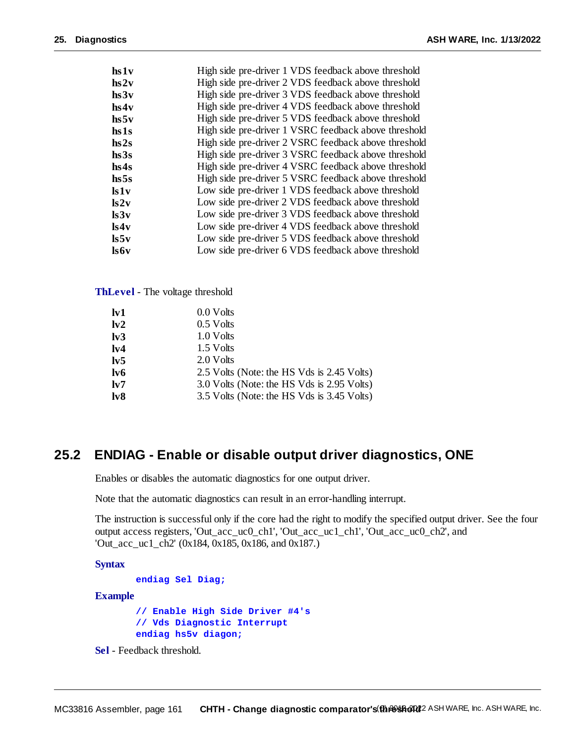| | |
|---|---|
| **hs1v** | High side pre-driver 1 VDS feedback above threshold |
| **hs2v** | High side pre-driver 2 VDS feedback above threshold |
| **hs3v** | High side pre-driver 3 VDS feedback above threshold |
| **hs4v** | High side pre-driver 4 VDS feedback above threshold |
| **hs5v** | High side pre-driver 5 VDS feedback above threshold |
| **hs1s** | High side pre-driver 1 VSRC feedback above threshold |
| **hs2s** | High side pre-driver 2 VSRC feedback above threshold |
| **hs3s** | High side pre-driver 3 VSRC feedback above threshold |
| **hs4s** | High side pre-driver 4 VSRC feedback above threshold |
| **hs5s** | High side pre-driver 5 VSRC feedback above threshold |
| **ls1v** | Low side pre-driver 1 VDS feedback above threshold |
| **ls2v** | Low side pre-driver 2 VDS feedback above threshold |
| **ls3v** | Low side pre-driver 3 VDS feedback above threshold |
| **ls4v** | Low side pre-driver 4 VDS feedback above threshold |
| **ls5v** | Low side pre-driver 5 VDS feedback above threshold |
| **ls6v** | Low side pre-driver 6 VDS feedback above threshold |

**ThLevel** - The voltage threshold

| | |
|---|---|
| **lv1** | 0.0 Volts |
| **lv2** | 0.5 Volts |
| **lv3** | 1.0 Volts |
| **lv4** | 1.5 Volts |
| **lv5** | 2.0 Volts |
| **lv6** | 2.5 Volts (Note: the HS Vds is 2.45 Volts) |
| **lv7** | 3.0 Volts (Note: the HS Vds is 2.95 Volts) |
| **lv8** | 3.5 Volts (Note: the HS Vds is 3.45 Volts) |

## 25.2 ENDIAG - Enable or disable output driver diagnostics, ONE

Enables or disables the automatic diagnostics for one output driver.

Note that the automatic diagnostics can result in an error-handling interrupt.

The instruction is successful only if the core had the right to modify the specified output driver. See the four output access registers, 'Out_acc_uc0_ch1', 'Out_acc_uc1_ch1', 'Out_acc_uc0_ch2', and 'Out_acc_uc1_ch2' (0x184, 0x185, 0x186, and 0x187.)

**Syntax**

```
endiag Sel Diag;
```

**Example**

```
// Enable High Side Driver #4's
// Vds Diagnostic Interrupt
endiag hs5v diagon;
```

**Sel** - Feedback threshold.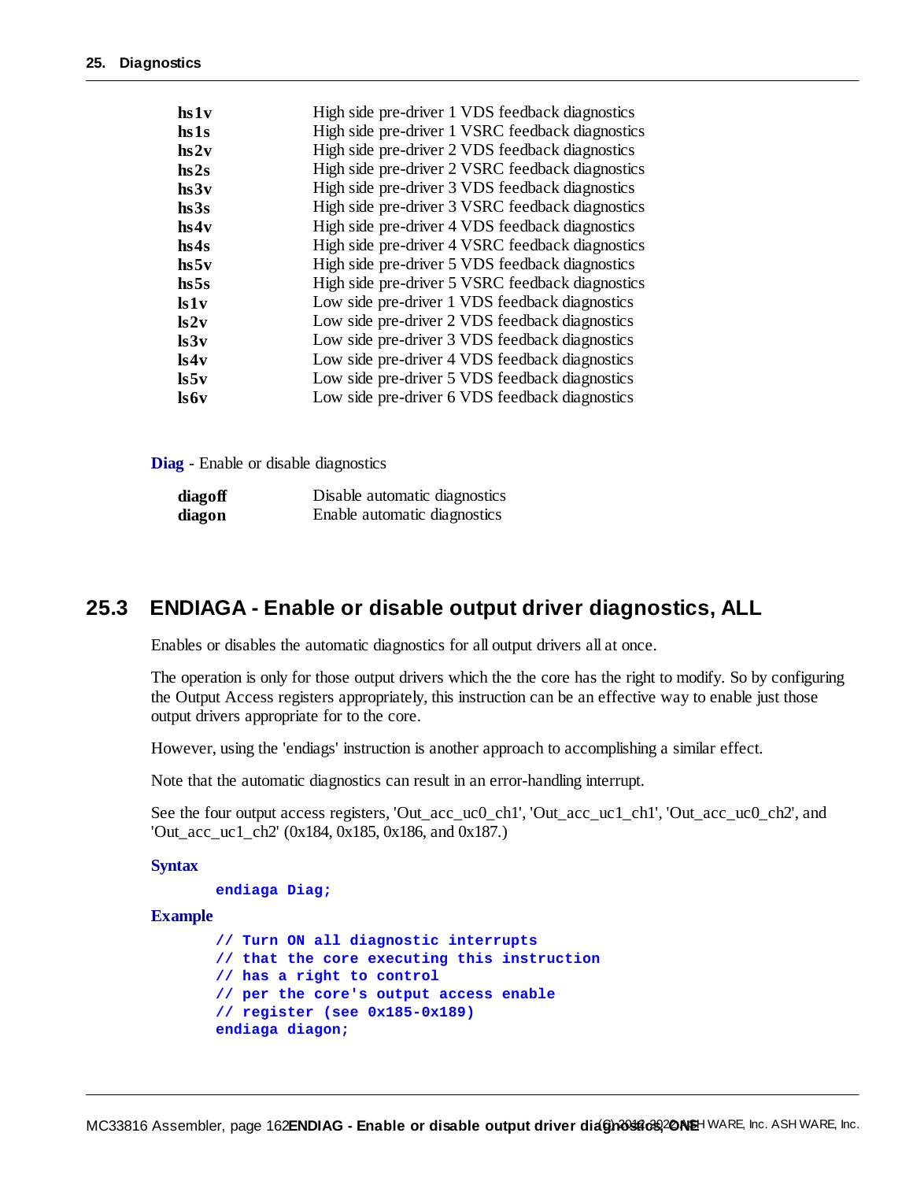| | |
|---|---|
| **hs1v** | High side pre-driver 1 VDS feedback diagnostics |
| **hs1s** | High side pre-driver 1 VSRC feedback diagnostics |
| **hs2v** | High side pre-driver 2 VDS feedback diagnostics |
| **hs2s** | High side pre-driver 2 VSRC feedback diagnostics |
| **hs3v** | High side pre-driver 3 VDS feedback diagnostics |
| **hs3s** | High side pre-driver 3 VSRC feedback diagnostics |
| **hs4v** | High side pre-driver 4 VDS feedback diagnostics |
| **hs4s** | High side pre-driver 4 VSRC feedback diagnostics |
| **hs5v** | High side pre-driver 5 VDS feedback diagnostics |
| **hs5s** | High side pre-driver 5 VSRC feedback diagnostics |
| **ls1v** | Low side pre-driver 1 VDS feedback diagnostics |
| **ls2v** | Low side pre-driver 2 VDS feedback diagnostics |
| **ls3v** | Low side pre-driver 3 VDS feedback diagnostics |
| **ls4v** | Low side pre-driver 4 VDS feedback diagnostics |
| **ls5v** | Low side pre-driver 5 VDS feedback diagnostics |
| **ls6v** | Low side pre-driver 6 VDS feedback diagnostics |

**Diag** - Enable or disable diagnostics

| | |
|---|---|
| **diagoff** | Disable automatic diagnostics |
| **diagon** | Enable automatic diagnostics |

## 25.3 ENDIAGA - Enable or disable output driver diagnostics, ALL

Enables or disables the automatic diagnostics for all output drivers all at once.

The operation is only for those output drivers which the the core has the right to modify. So by configuring the Output Access registers appropriately, this instruction can be an effective way to enable just those output drivers appropriate for to the core.

However, using the 'endiags' instruction is another approach to accomplishing a similar effect.

Note that the automatic diagnostics can result in an error-handling interrupt.

See the four output access registers, 'Out_acc_uc0_ch1', 'Out_acc_uc1_ch1', 'Out_acc_uc0_ch2', and 'Out_acc_uc1_ch2' (0x184, 0x185, 0x186, and 0x187.)

**Syntax**

```
endiaga Diag;
```

**Example**

```
// Turn ON all diagnostic interrupts
// that the core executing this instruction
// has a right to control
// per the core's output access enable
// register (see 0x185-0x189)
endiaga diagon;
```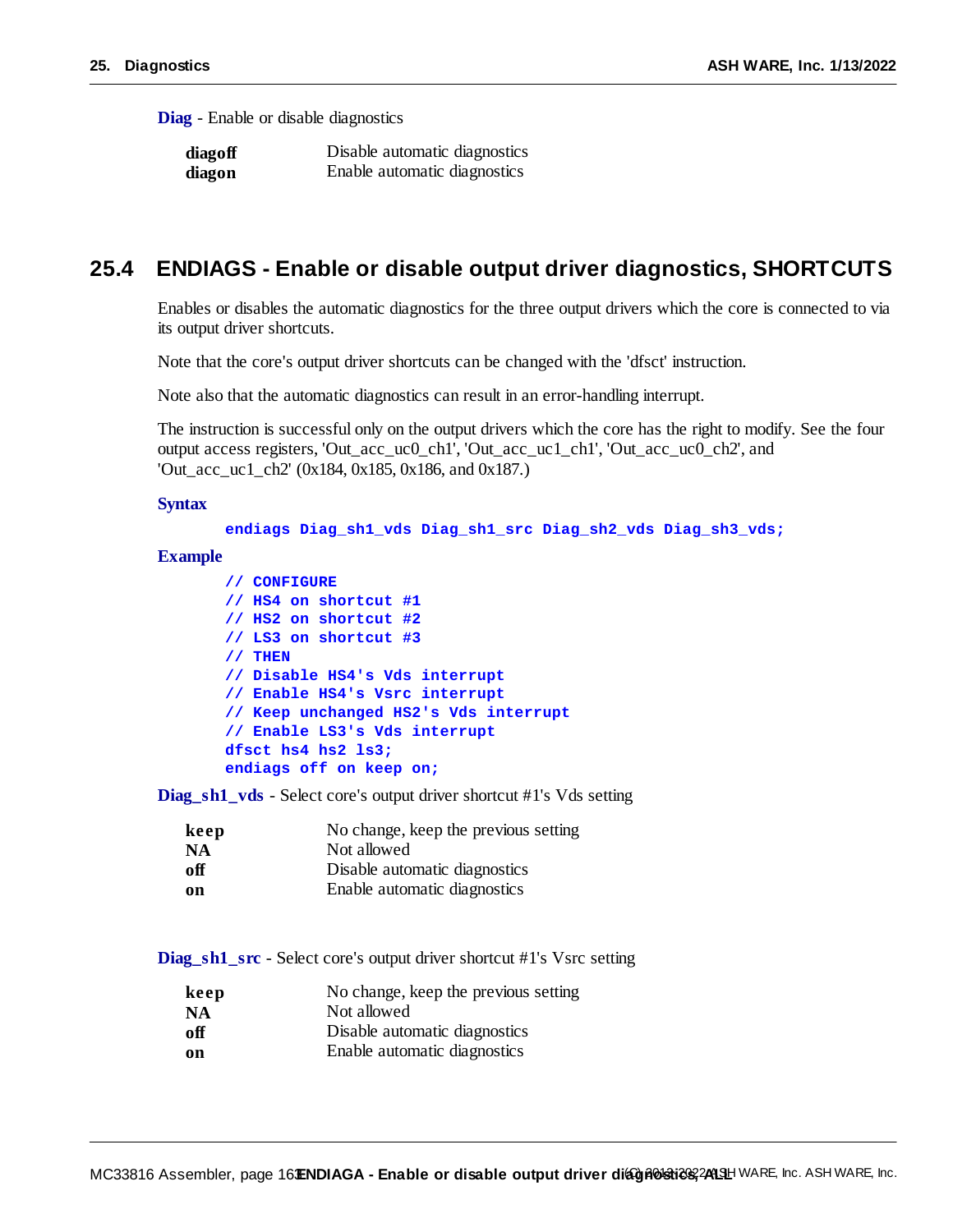**Diag** - Enable or disable diagnostics

| | |
|---|---|
| **diagoff** | Disable automatic diagnostics |
| **diagon** | Enable automatic diagnostics |

## 25.4 ENDIAGS - Enable or disable output driver diagnostics, SHORTCUTS

Enables or disables the automatic diagnostics for the three output drivers which the core is connected to via its output driver shortcuts.

Note that the core's output driver shortcuts can be changed with the 'dfsct' instruction.

Note also that the automatic diagnostics can result in an error-handling interrupt.

The instruction is successful only on the output drivers which the core has the right to modify. See the four output access registers, 'Out_acc_uc0_ch1', 'Out_acc_uc1_ch1', 'Out_acc_uc0_ch2', and 'Out_acc_uc1_ch2' (0x184, 0x185, 0x186, and 0x187.)

**Syntax**

```
endiags Diag_sh1_vds Diag_sh1_src Diag_sh2_vds Diag_sh3_vds;
```

**Example**

```
// CONFIGURE
// HS4 on shortcut #1
// HS2 on shortcut #2
// LS3 on shortcut #3
// THEN
// Disable HS4's Vds interrupt
// Enable HS4's Vsrc interrupt
// Keep unchanged HS2's Vds interrupt
// Enable LS3's Vds interrupt
dfsct hs4 hs2 ls3;
endiags off on keep on;
```

**Diag_sh1_vds** - Select core's output driver shortcut #1's Vds setting

| | |
|---|---|
| **keep** | No change, keep the previous setting |
| **NA** | Not allowed |
| **off** | Disable automatic diagnostics |
| **on** | Enable automatic diagnostics |

**Diag_sh1_src** - Select core's output driver shortcut #1's Vsrc setting

| | |
|---|---|
| **keep** | No change, keep the previous setting |
| **NA** | Not allowed |
| **off** | Disable automatic diagnostics |
| **on** | Enable automatic diagnostics |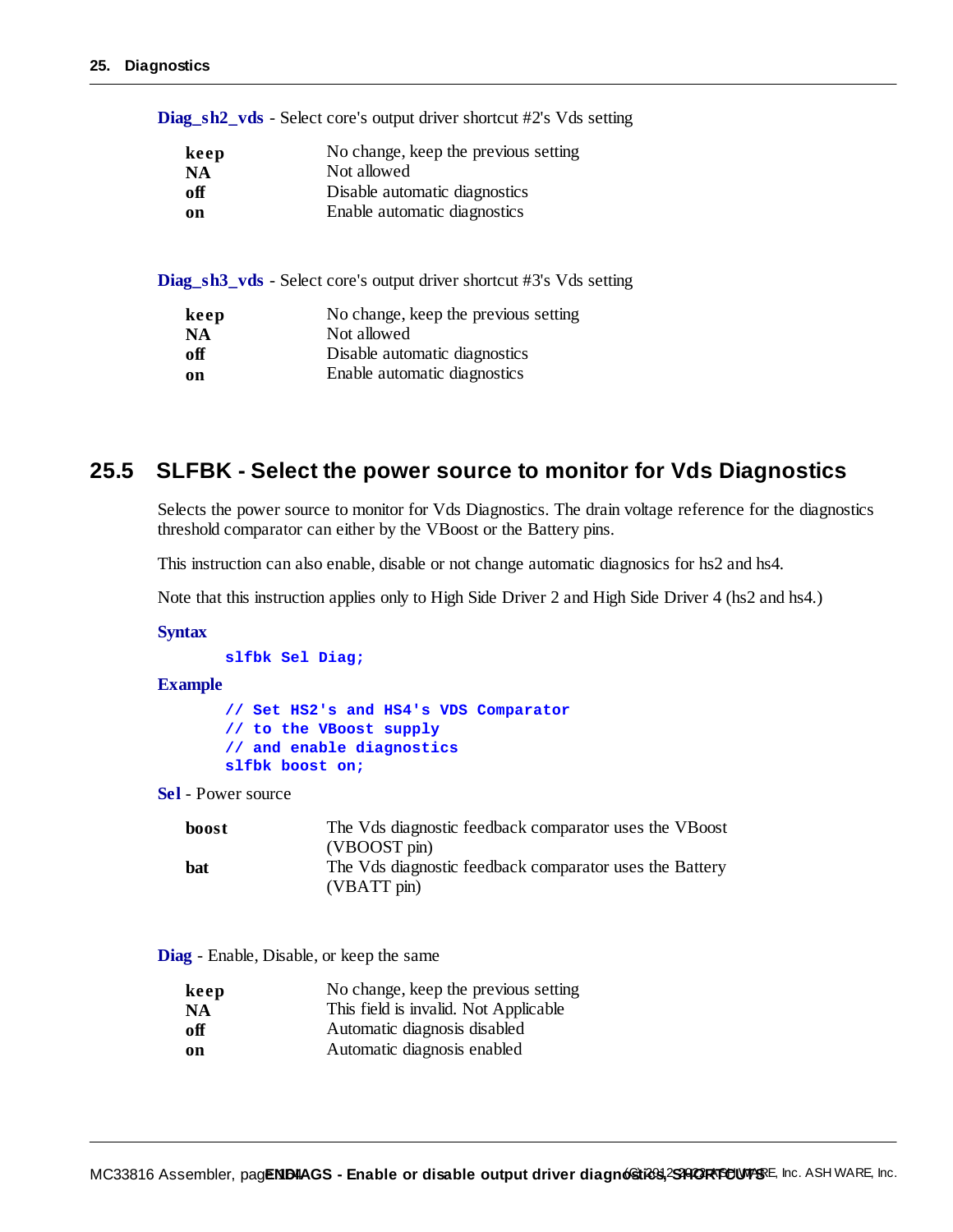**Diag_sh2_vds** - Select core's output driver shortcut #2's Vds setting

| | |
|---|---|
| **keep** | No change, keep the previous setting |
| **NA** | Not allowed |
| **off** | Disable automatic diagnostics |
| **on** | Enable automatic diagnostics |

**Diag_sh3_vds** - Select core's output driver shortcut #3's Vds setting

| | |
|---|---|
| **keep** | No change, keep the previous setting |
| **NA** | Not allowed |
| **off** | Disable automatic diagnostics |
| **on** | Enable automatic diagnostics |

## 25.5 SLFBK - Select the power source to monitor for Vds Diagnostics

Selects the power source to monitor for Vds Diagnostics. The drain voltage reference for the diagnostics threshold comparator can either by the VBoost or the Battery pins.

This instruction can also enable, disable or not change automatic diagnostics for hs2 and hs4.

Note that this instruction applies only to High Side Driver 2 and High Side Driver 4 (hs2 and hs4.)

**Syntax**

```
slfbk Sel Diag;
```

**Example**

```
// Set HS2's and HS4's VDS Comparator
// to the VBoost supply
// and enable diagnostics
slfbk boost on;
```

**Sel** - Power source

| | |
|---|---|
| **boost** | The Vds diagnostic feedback comparator uses the VBoost (VBOOST pin) |
| **bat** | The Vds diagnostic feedback comparator uses the Battery (VBATT pin) |

**Diag** - Enable, Disable, or keep the same

| | |
|---|---|
| **keep** | No change, keep the previous setting |
| **NA** | This field is invalid. Not Applicable |
| **off** | Automatic diagnosis disabled |
| **on** | Automatic diagnosis enabled |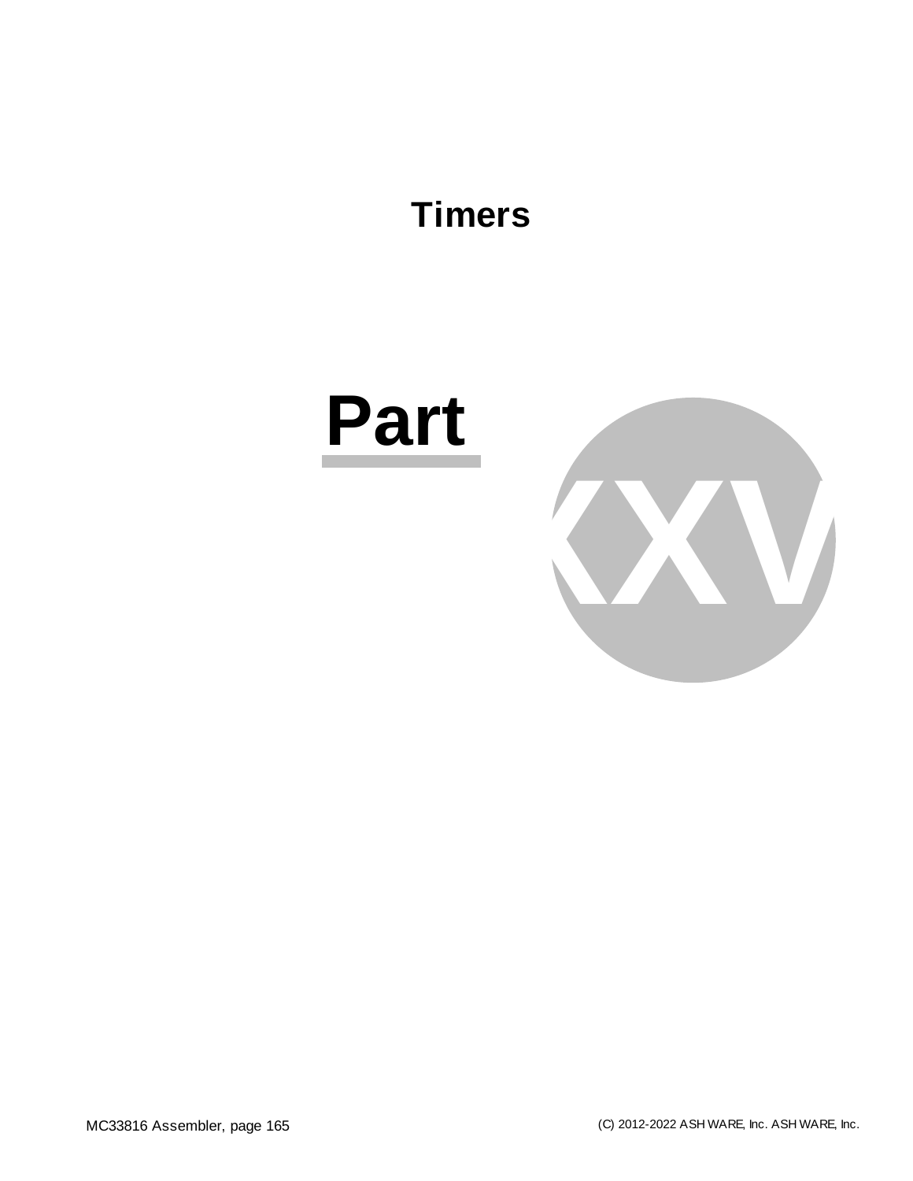# Timers

# Part XXV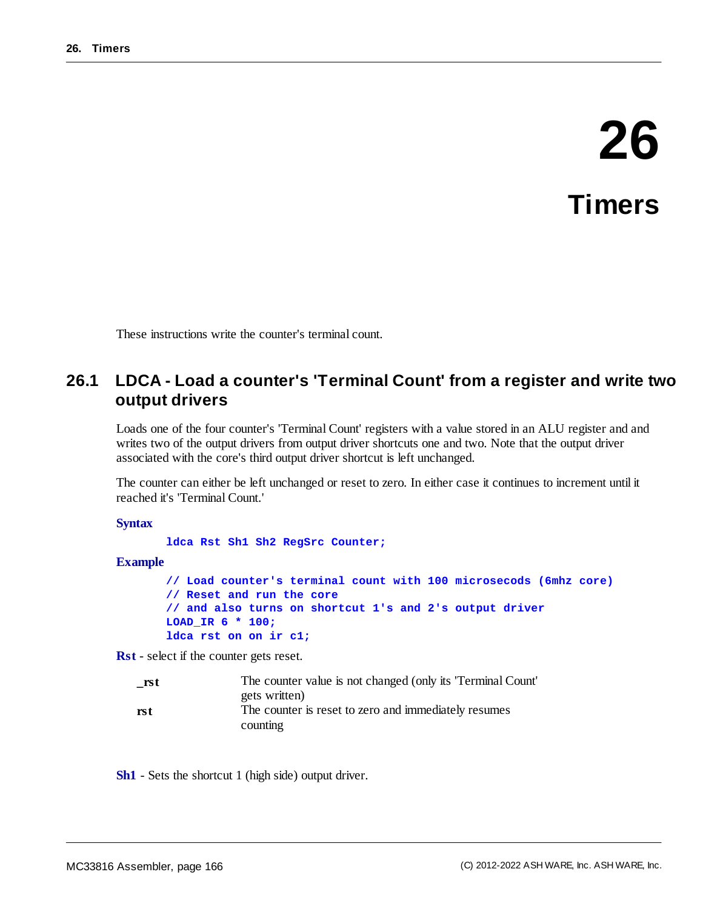# 26 Timers

These instructions write the counter's terminal count.

## 26.1 LDCA - Load a counter's 'Terminal Count' from a register and write two output drivers

Loads one of the four counter's 'Terminal Count' registers with a value stored in an ALU register and and writes two of the output drivers from output driver shortcuts one and two. Note that the output driver associated with the core's third output driver shortcut is left unchanged.

The counter can either be left unchanged or reset to zero. In either case it continues to increment until it reached it's 'Terminal Count.'

**Syntax**

```
ldca Rst Sh1 Sh2 RegSrc Counter;
```

**Example**

```
// Load counter's terminal count with 100 microsecods (6mhz core)
// Reset and run the core
// and also turns on shortcut 1's and 2's output driver
LOAD_IR 6 * 100;
ldca rst on on ir c1;
```

**Rst** - select if the counter gets reset.

| | |
|---|---|
| **_rst** | The counter value is not changed (only its 'Terminal Count' gets written) |
| **rst** | The counter is reset to zero and immediately resumes counting |

**Sh1** - Sets the shortcut 1 (high side) output driver.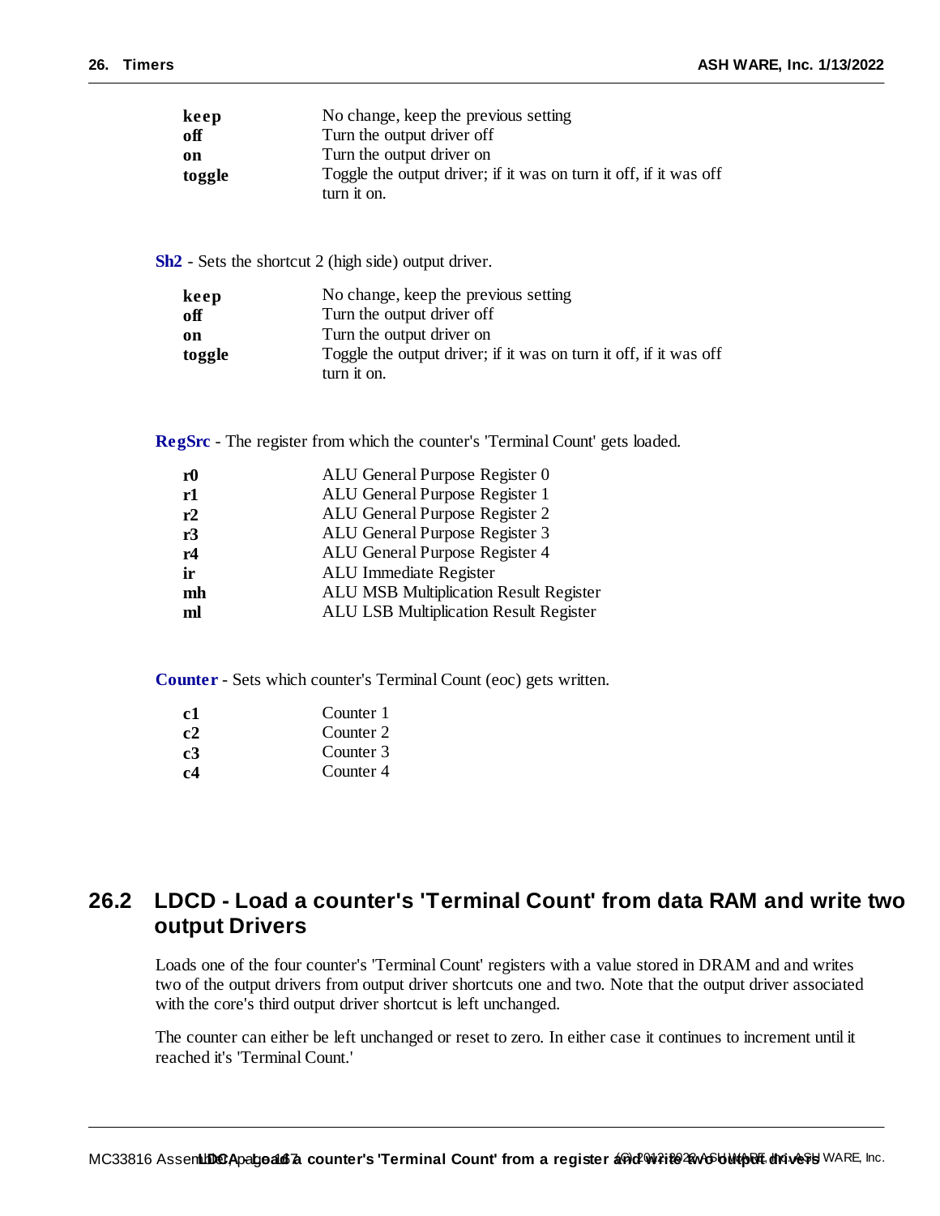| | |
|---|---|
| **keep** | No change, keep the previous setting |
| **off** | Turn the output driver off |
| **on** | Turn the output driver on |
| **toggle** | Toggle the output driver; if it was on turn it off, if it was off turn it on. |

**Sh2** - Sets the shortcut 2 (high side) output driver.

| | |
|---|---|
| **keep** | No change, keep the previous setting |
| **off** | Turn the output driver off |
| **on** | Turn the output driver on |
| **toggle** | Toggle the output driver; if it was on turn it off, if it was off turn it on. |

**RegSrc** - The register from which the counter's 'Terminal Count' gets loaded.

| | |
|---|---|
| **r0** | ALU General Purpose Register 0 |
| **r1** | ALU General Purpose Register 1 |
| **r2** | ALU General Purpose Register 2 |
| **r3** | ALU General Purpose Register 3 |
| **r4** | ALU General Purpose Register 4 |
| **ir** | ALU Immediate Register |
| **mh** | ALU MSB Multiplication Result Register |
| **ml** | ALU LSB Multiplication Result Register |

**Counter** - Sets which counter's Terminal Count (eoc) gets written.

| | |
|---|---|
| **c1** | Counter 1 |
| **c2** | Counter 2 |
| **c3** | Counter 3 |
| **c4** | Counter 4 |

## 26.2 LDCD - Load a counter's 'Terminal Count' from data RAM and write two output Drivers

Loads one of the four counter's 'Terminal Count' registers with a value stored in DRAM and and writes two of the output drivers from output driver shortcuts one and two. Note that the output driver associated with the core's third output driver shortcut is left unchanged.

The counter can either be left unchanged or reset to zero. In either case it continues to increment until it reached it's 'Terminal Count.'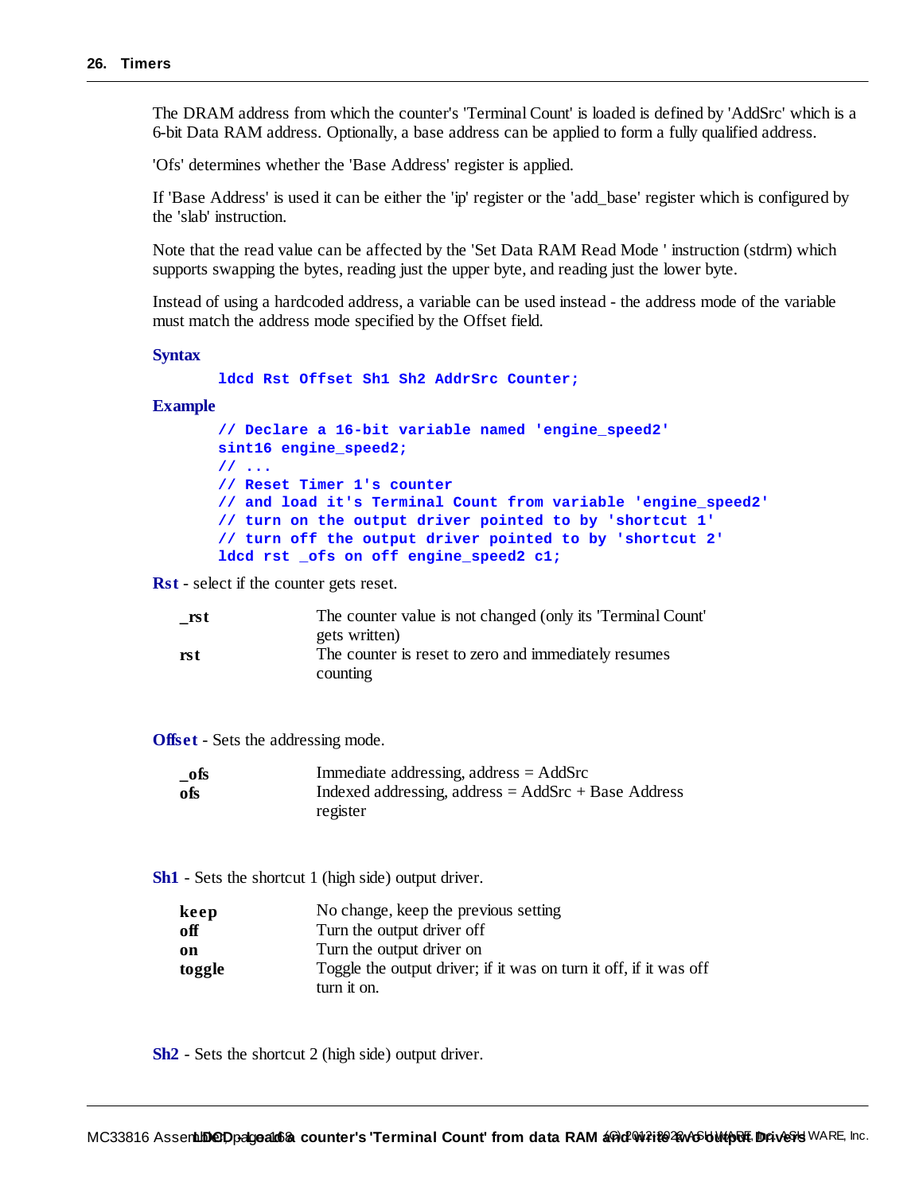The DRAM address from which the counter's 'Terminal Count' is loaded is defined by 'AddSrc' which is a 6-bit Data RAM address. Optionally, a base address can be applied to form a fully qualified address.

'Ofs' determines whether the 'Base Address' register is applied.

If 'Base Address' is used it can be either the 'ip' register or the 'add_base' register which is configured by the 'slab' instruction.

Note that the read value can be affected by the 'Set Data RAM Read Mode ' instruction (stdrm) which supports swapping the bytes, reading just the upper byte, and reading just the lower byte.

Instead of using a hardcoded address, a variable can be used instead - the address mode of the variable must match the address mode specified by the Offset field.

**Syntax**

```
ldcd Rst Offset Sh1 Sh2 AddrSrc Counter;
```

**Example**

```
// Declare a 16-bit variable named 'engine_speed2'
sint16 engine_speed2;
// ...
// Reset Timer 1's counter
// and load it's Terminal Count from variable 'engine_speed2'
// turn on the output driver pointed to by 'shortcut 1'
// turn off the output driver pointed to by 'shortcut 2'
ldcd rst _ofs on off engine_speed2 c1;
```

**Rst** - select if the counter gets reset.

| | |
|---|---|
| **_rst** | The counter value is not changed (only its 'Terminal Count' gets written) |
| **rst** | The counter is reset to zero and immediately resumes counting |

**Offset** - Sets the addressing mode.

| | |
|---|---|
| **_ofs** | Immediate addressing, address = AddSrc |
| **ofs** | Indexed addressing, address = AddSrc + Base Address register |

**Sh1** - Sets the shortcut 1 (high side) output driver.

| | |
|---|---|
| **keep** | No change, keep the previous setting |
| **off** | Turn the output driver off |
| **on** | Turn the output driver on |
| **toggle** | Toggle the output driver; if it was on turn it off, if it was off turn it on. |

**Sh2** - Sets the shortcut 2 (high side) output driver.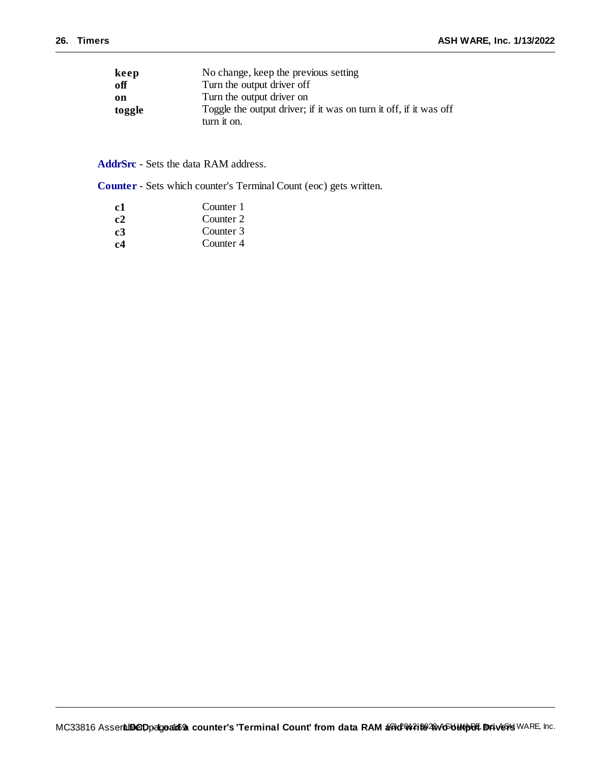| | |
|---|---|
| **keep** | No change, keep the previous setting |
| **off** | Turn the output driver off |
| **on** | Turn the output driver on |
| **toggle** | Toggle the output driver; if it was on turn it off, if it was off turn it on. |

**AddrSrc** - Sets the data RAM address.

**Counter** - Sets which counter's Terminal Count (eoc) gets written.

| | |
|---|---|
| **c1** | Counter 1 |
| **c2** | Counter 2 |
| **c3** | Counter 3 |
| **c4** | Counter 4 |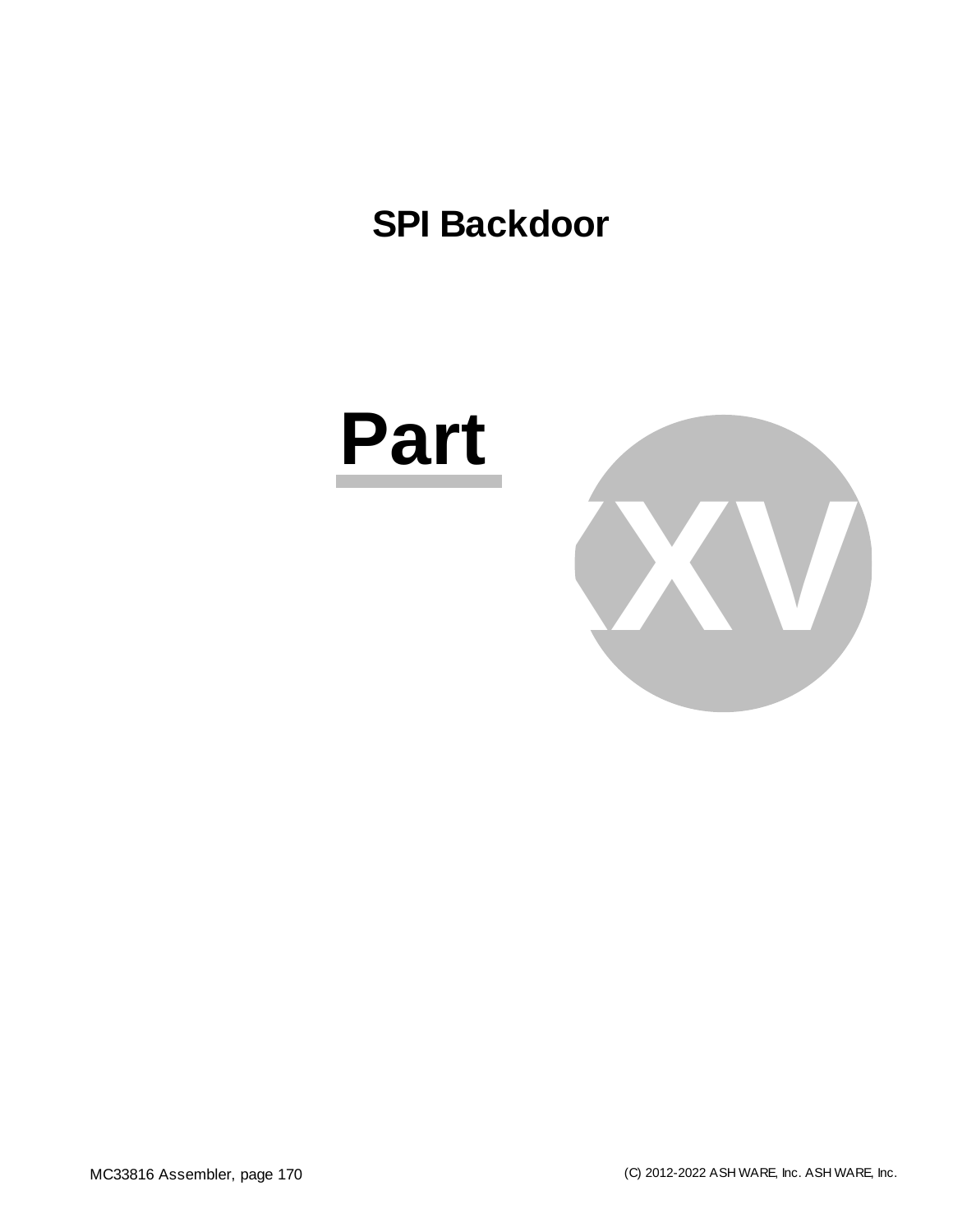# SPI Backdoor

# Part XV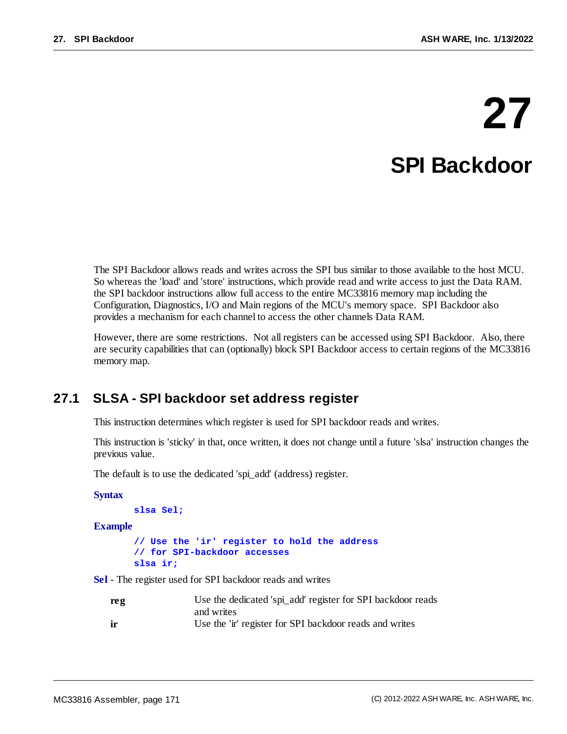// 27

# SPI Backdoor

The SPI Backdoor allows reads and writes across the SPI bus similar to those available to the host MCU. So whereas the 'load' and 'store' instructions, which provide read and write access to just the Data RAM. the SPI backdoor instructions allow full access to the entire MC33816 memory map including the Configuration, Diagnostics, I/O and Main regions of the MCU's memory space. SPI Backdoor also provides a mechanism for each channel to access the other channels Data RAM.

However, there are some restrictions. Not all registers can be accessed using SPI Backdoor. Also, there are security capabilities that can (optionally) block SPI Backdoor access to certain regions of the MC33816 memory map.

## 27.1 SLSA - SPI backdoor set address register

This instruction determines which register is used for SPI backdoor reads and writes.

This instruction is 'sticky' in that, once written, it does not change until a future 'slsa' instruction changes the previous value.

The default is to use the dedicated 'spi_add' (address) register.

**Syntax**

```
slsa Sel;
```

**Example**

```
// Use the 'ir' register to hold the address
// for SPI-backdoor accesses
slsa ir;
```

**Sel** - The register used for SPI backdoor reads and writes

| | |
|---|---|
| **reg** | Use the dedicated 'spi_add' register for SPI backdoor reads and writes |
| **ir** | Use the 'ir' register for SPI backdoor reads and writes |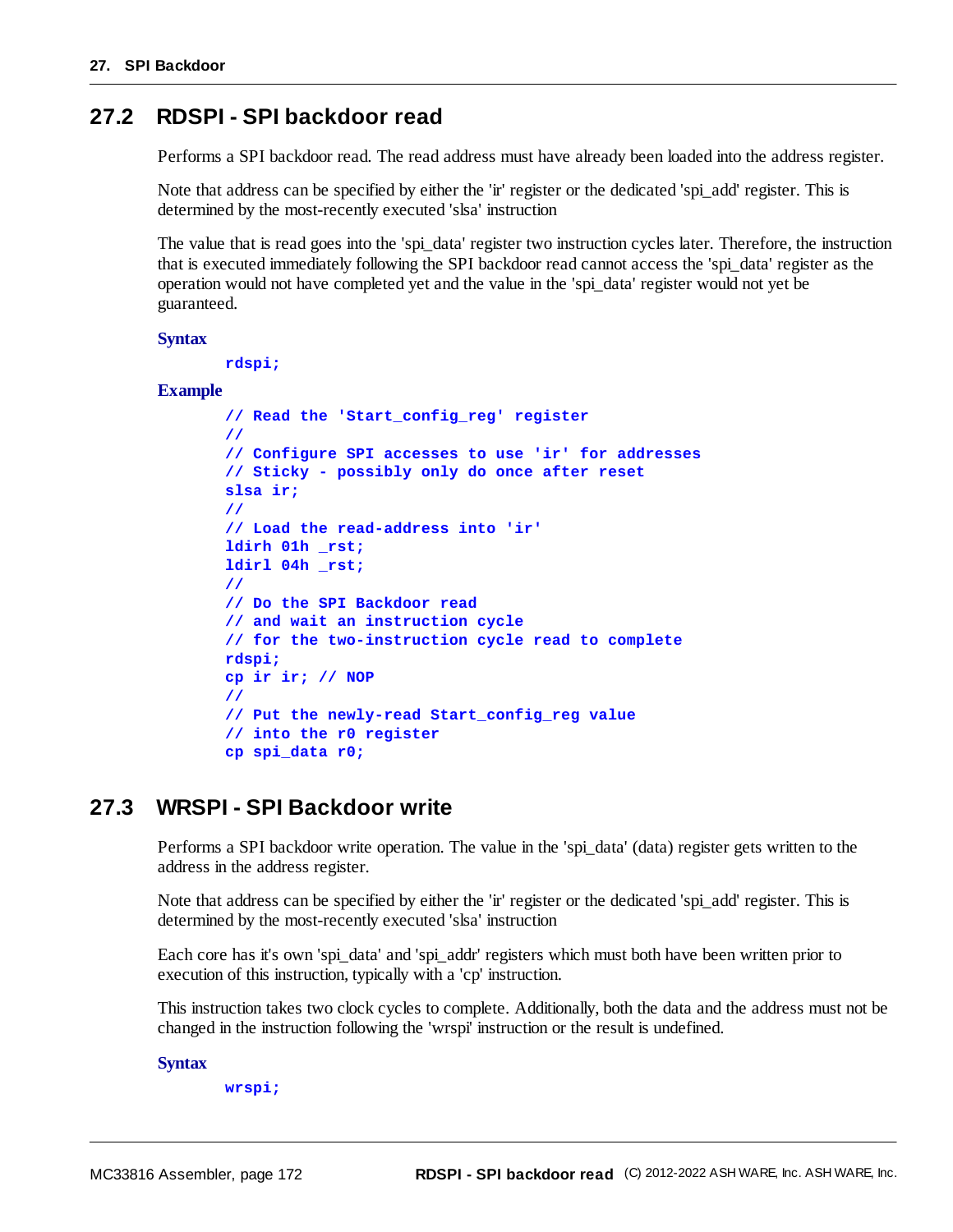## 27.2 RDSPI - SPI backdoor read

Performs a SPI backdoor read. The read address must have already been loaded into the address register.

Note that address can be specified by either the 'ir' register or the dedicated 'spi_add' register. This is determined by the most-recently executed 'slsa' instruction

The value that is read goes into the 'spi_data' register two instruction cycles later. Therefore, the instruction that is executed immediately following the SPI backdoor read cannot access the 'spi_data' register as the operation would not have completed yet and the value in the 'spi_data' register would not yet be guaranteed.

**Syntax**

```
rdspi;
```

**Example**

```
// Read the 'Start_config_reg' register
//
// Configure SPI accesses to use 'ir' for addresses
// Sticky - possibly only do once after reset
slsa ir;
//
// Load the read-address into 'ir'
ldirh 01h _rst;
ldirl 04h _rst;
//
// Do the SPI Backdoor read
// and wait an instruction cycle
// for the two-instruction cycle read to complete
rdspi;
cp ir ir; // NOP
//
// Put the newly-read Start_config_reg value
// into the r0 register
cp spi_data r0;
```

## 27.3 WRSPI - SPI Backdoor write

Performs a SPI backdoor write operation. The value in the 'spi_data' (data) register gets written to the address in the address register.

Note that address can be specified by either the 'ir' register or the dedicated 'spi_add' register. This is determined by the most-recently executed 'slsa' instruction

Each core has it's own 'spi_data' and 'spi_addr' registers which must both have been written prior to execution of this instruction, typically with a 'cp' instruction.

This instruction takes two clock cycles to complete. Additionally, both the data and the address must not be changed in the instruction following the 'wrspi' instruction or the result is undefined.

**Syntax**

```
wrspi;
```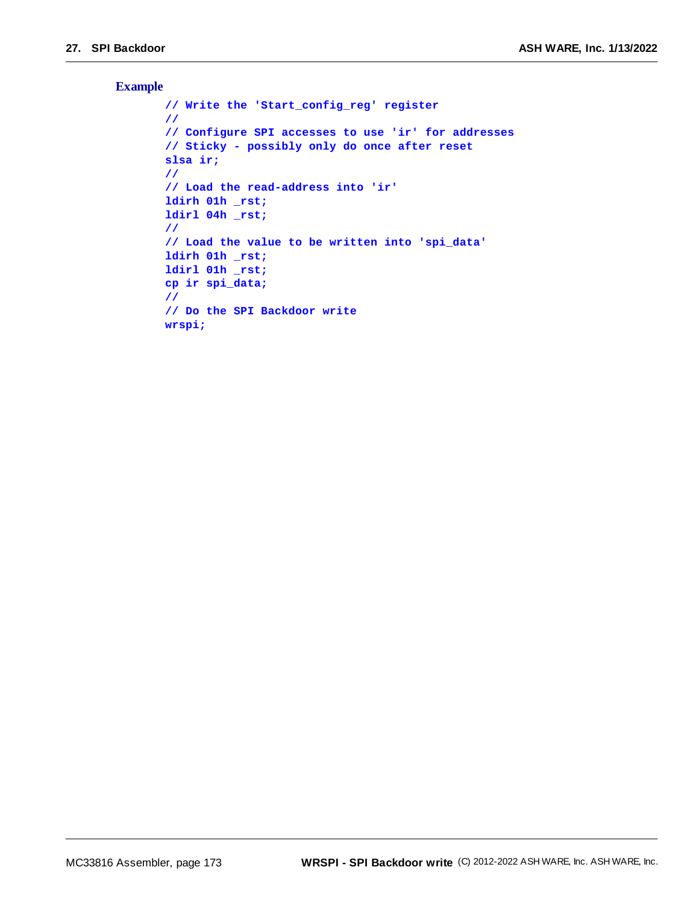**Example**

```
// Write the 'Start_config_reg' register
//
// Configure SPI accesses to use 'ir' for addresses
// Sticky - possibly only do once after reset
slsa ir;
//
// Load the read-address into 'ir'
ldirh 01h _rst;
ldirl 04h _rst;
//
// Load the value to be written into 'spi_data'
ldirh 01h _rst;
ldirl 01h _rst;
cp ir spi_data;
//
// Do the SPI Backdoor write
wrspi;
```